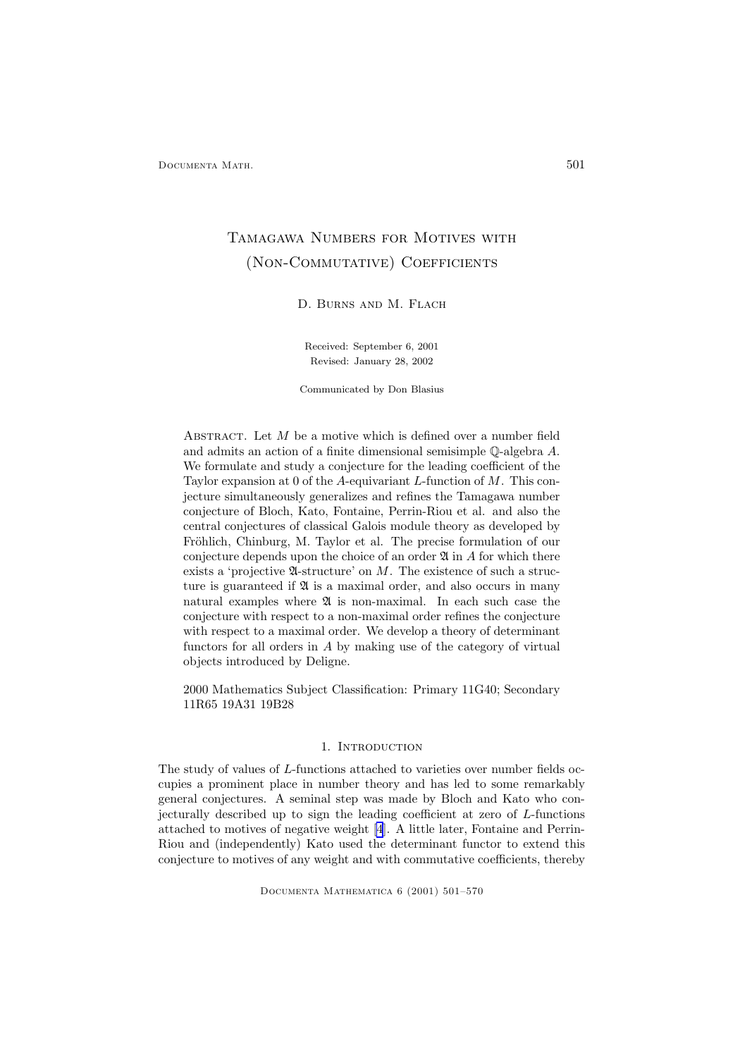# Tamagawa Numbers for Motives with (Non-Commutative) Coefficients

D. Burns and M. Flach

Received: September 6, 2001
Revised: January 28, 2002

Communicated by Don Blasius

Abstract. Let $M$ be a motive which is defined over a number field and admits an action of a finite dimensional semisimple $\mathbb{Q}$-algebra $A$. We formulate and study a conjecture for the leading coefficient of the Taylor expansion at 0 of the $A$-equivariant $L$-function of $M$. This conjecture simultaneously generalizes and refines the Tamagawa number conjecture of Bloch, Kato, Fontaine, Perrin-Riou et al. and also the central conjectures of classical Galois module theory as developed by Fröhlich, Chinburg, M. Taylor et al. The precise formulation of our conjecture depends upon the choice of an order $\mathfrak{A}$ in $A$ for which there exists a 'projective $\mathfrak{A}$-structure' on $M$. The existence of such a structure is guaranteed if $\mathfrak{A}$ is a maximal order, and also occurs in many natural examples where $\mathfrak{A}$ is non-maximal. In each such case the conjecture with respect to a non-maximal order refines the conjecture with respect to a maximal order. We develop a theory of determinant functors for all orders in $A$ by making use of the category of virtual objects introduced by Deligne.

2000 Mathematics Subject Classification: Primary 11G40; Secondary 11R65 19A31 19B28

## 1. Introduction

The study of values of $L$-functions attached to varieties over number fields occupies a prominent place in number theory and has led to some remarkably general conjectures. A seminal step was made by Bloch and Kato who conjecturally described up to sign the leading coefficient at zero of $L$-functions attached to motives of negative weight [4]. A little later, Fontaine and Perrin-Riou and (independently) Kato used the determinant functor to extend this conjecture to motives of any weight and with commutative coefficients, thereby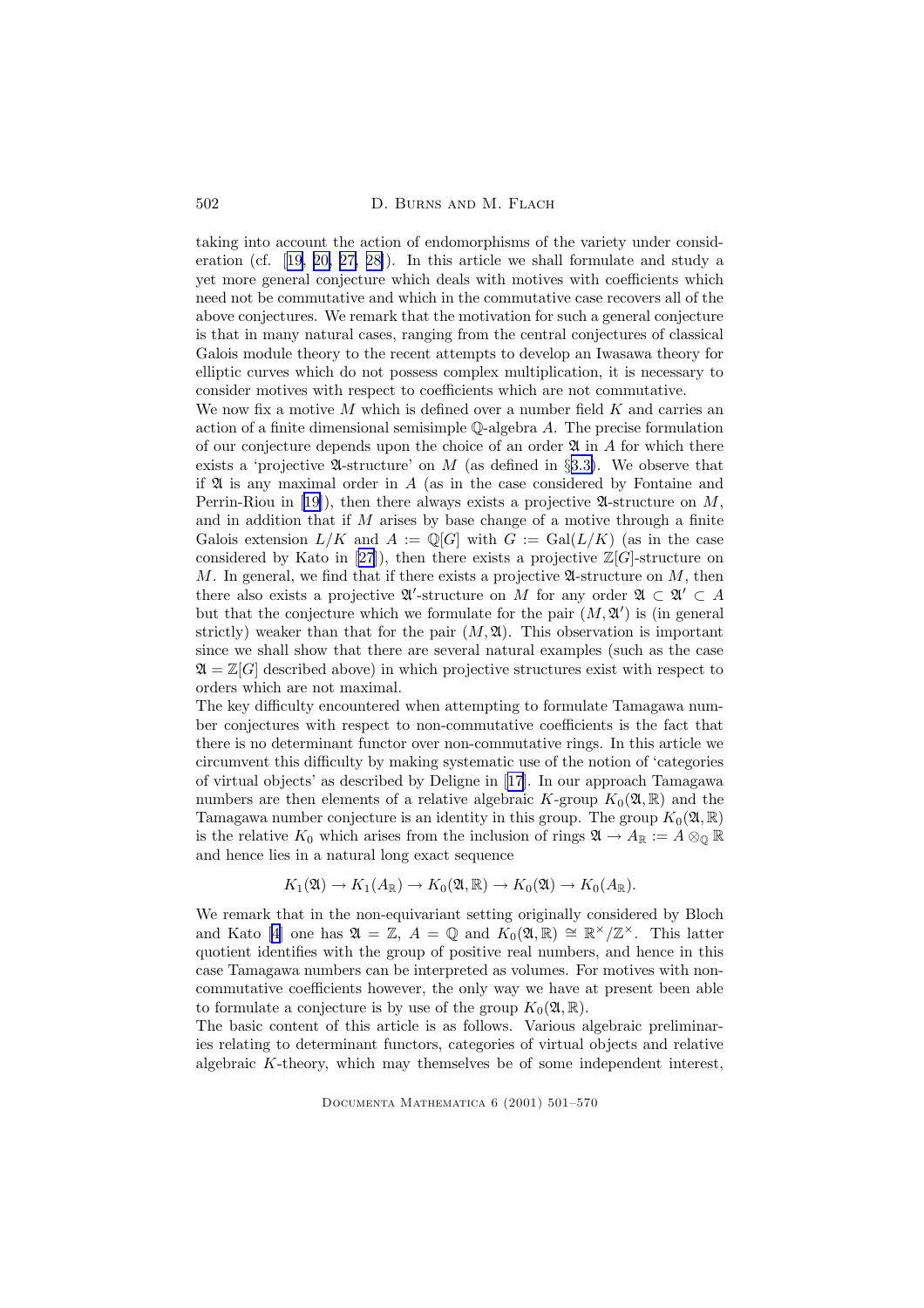taking into account the action of endomorphisms of the variety under consideration (cf. [19, 20, 27, 28]). In this article we shall formulate and study a yet more general conjecture which deals with motives with coefficients which need not be commutative and which in the commutative case recovers all of the above conjectures. We remark that the motivation for such a general conjecture is that in many natural cases, ranging from the central conjectures of classical Galois module theory to the recent attempts to develop an Iwasawa theory for elliptic curves which do not possess complex multiplication, it is necessary to consider motives with respect to coefficients which are not commutative.

We now fix a motive $M$ which is defined over a number field $K$ and carries an action of a finite dimensional semisimple $\mathbb{Q}$-algebra $A$. The precise formulation of our conjecture depends upon the choice of an order $\mathfrak{A}$ in $A$ for which there exists a 'projective $\mathfrak{A}$-structure' on $M$ (as defined in §3.3). We observe that if $\mathfrak{A}$ is any maximal order in $A$ (as in the case considered by Fontaine and Perrin-Riou in [19]), then there always exists a projective $\mathfrak{A}$-structure on $M$, and in addition that if $M$ arises by base change of a motive through a finite Galois extension $L/K$ and $A := \mathbb{Q}[G]$ with $G := \mathrm{Gal}(L/K)$ (as in the case considered by Kato in [27]), then there exists a projective $\mathbb{Z}[G]$-structure on $M$. In general, we find that if there exists a projective $\mathfrak{A}$-structure on $M$, then there also exists a projective $\mathfrak{A}'$-structure on $M$ for any order $\mathfrak{A} \subset \mathfrak{A}' \subset A$ but that the conjecture which we formulate for the pair $(M, \mathfrak{A}')$ is (in general strictly) weaker than that for the pair $(M, \mathfrak{A})$. This observation is important since we shall show that there are several natural examples (such as the case $\mathfrak{A} = \mathbb{Z}[G]$ described above) in which projective structures exist with respect to orders which are not maximal.

The key difficulty encountered when attempting to formulate Tamagawa number conjectures with respect to non-commutative coefficients is the fact that there is no determinant functor over non-commutative rings. In this article we circumvent this difficulty by making systematic use of the notion of 'categories of virtual objects' as described by Deligne in [17]. In our approach Tamagawa numbers are then elements of a relative algebraic $K$-group $K_0(\mathfrak{A}, \mathbb{R})$ and the Tamagawa number conjecture is an identity in this group. The group $K_0(\mathfrak{A}, \mathbb{R})$ is the relative $K_0$ which arises from the inclusion of rings $\mathfrak{A} \to A_{\mathbb{R}} := A \otimes_{\mathbb{Q}} \mathbb{R}$ and hence lies in a natural long exact sequence

$$K_1(\mathfrak{A}) \to K_1(A_{\mathbb{R}}) \to K_0(\mathfrak{A}, \mathbb{R}) \to K_0(\mathfrak{A}) \to K_0(A_{\mathbb{R}}).$$

We remark that in the non-equivariant setting originally considered by Bloch and Kato [4] one has $\mathfrak{A} = \mathbb{Z}$, $A = \mathbb{Q}$ and $K_0(\mathfrak{A}, \mathbb{R}) \cong \mathbb{R}^\times/\mathbb{Z}^\times$. This latter quotient identifies with the group of positive real numbers, and hence in this case Tamagawa numbers can be interpreted as volumes. For motives with non-commutative coefficients however, the only way we have at present been able to formulate a conjecture is by use of the group $K_0(\mathfrak{A}, \mathbb{R})$.

The basic content of this article is as follows. Various algebraic preliminaries relating to determinant functors, categories of virtual objects and relative algebraic $K$-theory, which may themselves be of some independent interest,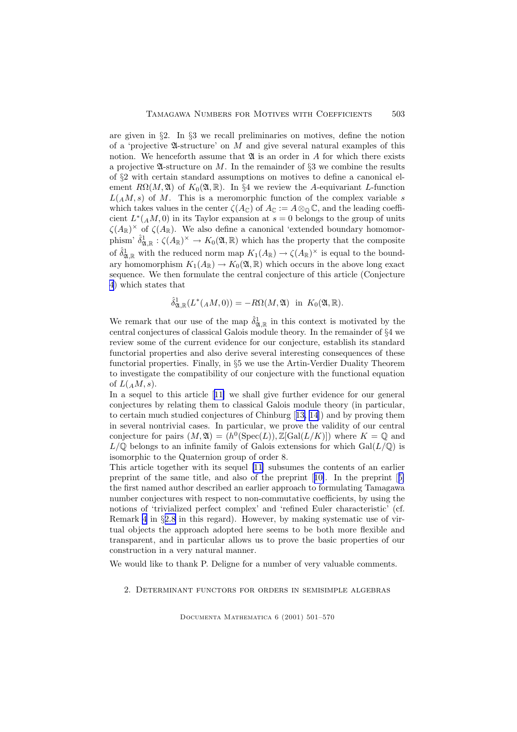are given in §2. In §3 we recall preliminaries on motives, define the notion of a 'projective $\mathfrak{A}$-structure' on $M$ and give several natural examples of this notion. We henceforth assume that $\mathfrak{A}$ is an order in $A$ for which there exists a projective $\mathfrak{A}$-structure on $M$. In the remainder of §3 we combine the results of §2 with certain standard assumptions on motives to define a canonical element $R\Omega(M, \mathfrak{A})$ of $K_0(\mathfrak{A}, \mathbb{R})$. In §4 we review the $A$-equivariant $L$-function $L({}_AM, s)$ of $M$. This is a meromorphic function of the complex variable $s$ which takes values in the center $\zeta(A_\mathbb{C})$ of $A_\mathbb{C} := A \otimes_\mathbb{Q} \mathbb{C}$, and the leading coefficient $L^*({}_AM, 0)$ in its Taylor expansion at $s = 0$ belongs to the group of units $\zeta(A_\mathbb{R})^\times$ of $\zeta(A_\mathbb{R})$. We also define a canonical 'extended boundary homomorphism' $\hat{\delta}^1_{\mathfrak{A},\mathbb{R}} : \zeta(A_\mathbb{R})^\times \to K_0(\mathfrak{A}, \mathbb{R})$ which has the property that the composite of $\hat{\delta}^1_{\mathfrak{A},\mathbb{R}}$ with the reduced norm map $K_1(A_\mathbb{R}) \to \zeta(A_\mathbb{R})^\times$ is equal to the boundary homomorphism $K_1(A_\mathbb{R}) \to K_0(\mathfrak{A}, \mathbb{R})$ which occurs in the above long exact sequence. We then formulate the central conjecture of this article (Conjecture 4) which states that

$$\hat{\delta}^1_{\mathfrak{A},\mathbb{R}}(L^*({}_AM, 0)) = -R\Omega(M, \mathfrak{A}) \text{ in } K_0(\mathfrak{A}, \mathbb{R}).$$

We remark that our use of the map $\hat{\delta}^1_{\mathfrak{A},\mathbb{R}}$ in this context is motivated by the central conjectures of classical Galois module theory. In the remainder of §4 we review some of the current evidence for our conjecture, establish its standard functorial properties and also derive several interesting consequences of these functorial properties. Finally, in §5 we use the Artin-Verdier Duality Theorem to investigate the compatibility of our conjecture with the functional equation of $L({}_AM, s)$.

In a sequel to this article [11] we shall give further evidence for our general conjectures by relating them to classical Galois module theory (in particular, to certain much studied conjectures of Chinburg [13, 14]) and by proving them in several nontrivial cases. In particular, we prove the validity of our central conjecture for pairs $(M, \mathfrak{A}) = (h^0(\mathrm{Spec}(L)), \mathbb{Z}[\mathrm{Gal}(L/K)])$ where $K = \mathbb{Q}$ and $L/\mathbb{Q}$ belongs to an infinite family of Galois extensions for which $\mathrm{Gal}(L/\mathbb{Q})$ is isomorphic to the Quaternion group of order 8.

This article together with its sequel [11] subsumes the contents of an earlier preprint of the same title, and also of the preprint [10]. In the preprint [5] the first named author described an earlier approach to formulating Tamagawa number conjectures with respect to non-commutative coefficients, by using the notions of 'trivialized perfect complex' and 'refined Euler characteristic' (cf. Remark 4 in §2.8 in this regard). However, by making systematic use of virtual objects the approach adopted here seems to be both more flexible and transparent, and in particular allows us to prove the basic properties of our construction in a very natural manner.

We would like to thank P. Deligne for a number of very valuable comments.

## 2. Determinant functors for orders in semisimple algebras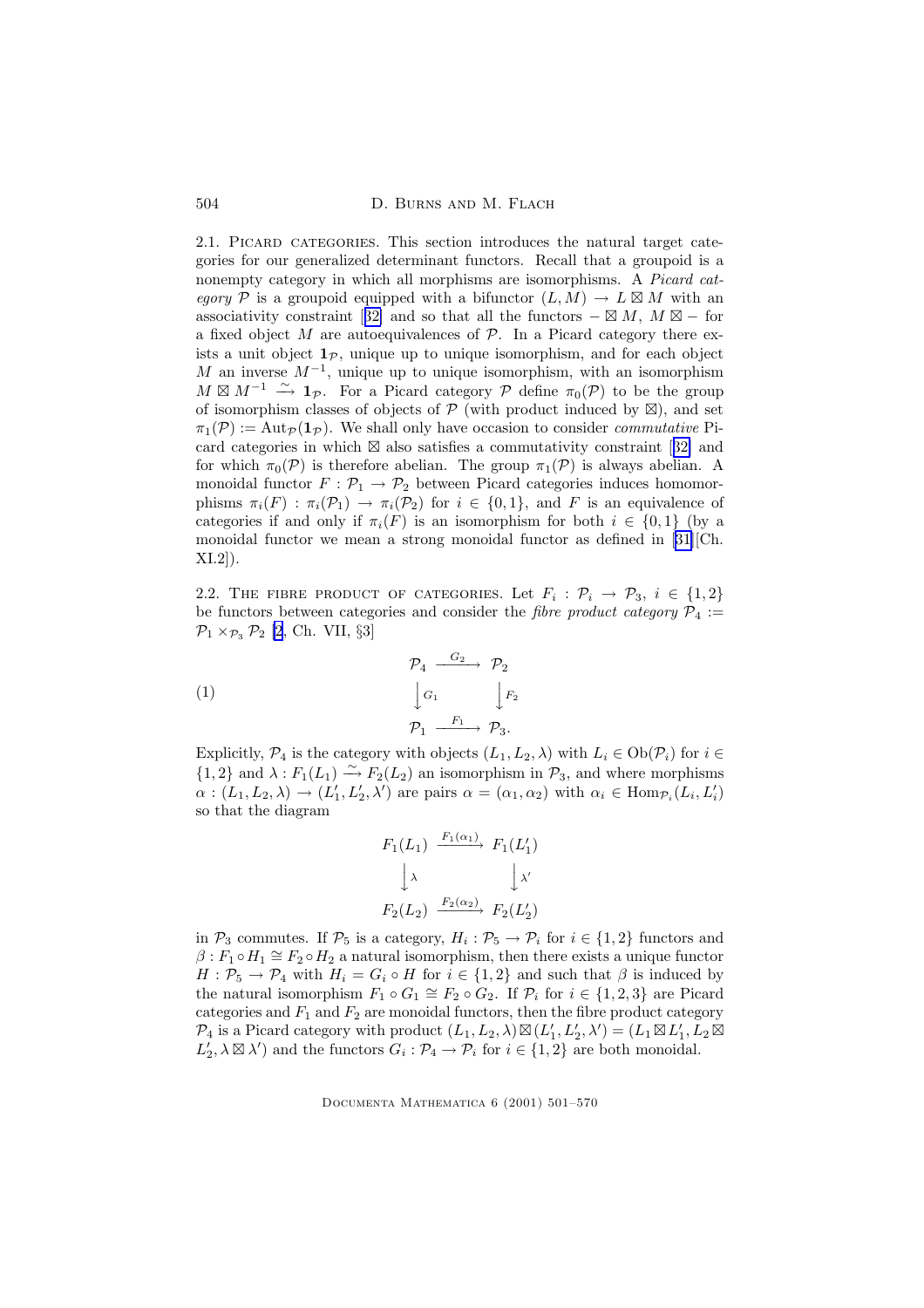2.1. Picard categories. This section introduces the natural target categories for our generalized determinant functors. Recall that a groupoid is a nonempty category in which all morphisms are isomorphisms. A *Picard category* $\mathcal{P}$ is a groupoid equipped with a bifunctor $(L, M) \to L \boxtimes M$ with an associativity constraint [32] and so that all the functors $- \boxtimes M$, $M \boxtimes -$ for a fixed object $M$ are autoequivalences of $\mathcal{P}$. In a Picard category there exists a unit object $\mathbf{1}_{\mathcal{P}}$, unique up to unique isomorphism, and for each object $M$ an inverse $M^{-1}$, unique up to unique isomorphism, with an isomorphism $M \boxtimes M^{-1} \xrightarrow{\sim} \mathbf{1}_{\mathcal{P}}$. For a Picard category $\mathcal{P}$ define $\pi_0(\mathcal{P})$ to be the group of isomorphism classes of objects of $\mathcal{P}$ (with product induced by $\boxtimes$), and set $\pi_1(\mathcal{P}) := \mathrm{Aut}_{\mathcal{P}}(\mathbf{1}_{\mathcal{P}})$. We shall only have occasion to consider *commutative* Picard categories in which $\boxtimes$ also satisfies a commutativity constraint [32] and for which $\pi_0(\mathcal{P})$ is therefore abelian. The group $\pi_1(\mathcal{P})$ is always abelian. A monoidal functor $F : \mathcal{P}_1 \to \mathcal{P}_2$ between Picard categories induces homomorphisms $\pi_i(F) : \pi_i(\mathcal{P}_1) \to \pi_i(\mathcal{P}_2)$ for $i \in \{0, 1\}$, and $F$ is an equivalence of categories if and only if $\pi_i(F)$ is an isomorphism for both $i \in \{0, 1\}$ (by a monoidal functor we mean a strong monoidal functor as defined in [31][Ch. XI.2]).

2.2. The fibre product of categories. Let $F_i : \mathcal{P}_i \to \mathcal{P}_3$, $i \in \{1, 2\}$ be functors between categories and consider the *fibre product category* $\mathcal{P}_4 := \mathcal{P}_1 \times_{\mathcal{P}_3} \mathcal{P}_2$ [2, Ch. VII, §3]

$$
\begin{array}{ccc}
\mathcal{P}_4 & \xrightarrow{G_2} & \mathcal{P}_2 \\
\Big\downarrow{\scriptstyle G_1} & & \Big\downarrow{\scriptstyle F_2} \\
\mathcal{P}_1 & \xrightarrow{F_1} & \mathcal{P}_3.
\end{array}
\tag{1}
$$

Explicitly, $\mathcal{P}_4$ is the category with objects $(L_1, L_2, \lambda)$ with $L_i \in \mathrm{Ob}(\mathcal{P}_i)$ for $i \in \{1, 2\}$ and $\lambda : F_1(L_1) \xrightarrow{\sim} F_2(L_2)$ an isomorphism in $\mathcal{P}_3$, and where morphisms $\alpha : (L_1, L_2, \lambda) \to (L'_1, L'_2, \lambda')$ are pairs $\alpha = (\alpha_1, \alpha_2)$ with $\alpha_i \in \mathrm{Hom}_{\mathcal{P}_i}(L_i, L'_i)$ so that the diagram

$$
\begin{array}{ccc}
F_1(L_1) & \xrightarrow{F_1(\alpha_1)} & F_1(L'_1) \\
\Big\downarrow{\scriptstyle \lambda} & & \Big\downarrow{\scriptstyle \lambda'} \\
F_2(L_2) & \xrightarrow{F_2(\alpha_2)} & F_2(L'_2)
\end{array}
$$

in $\mathcal{P}_3$ commutes. If $\mathcal{P}_5$ is a category, $H_i : \mathcal{P}_5 \to \mathcal{P}_i$ for $i \in \{1, 2\}$ functors and $\beta : F_1 \circ H_1 \cong F_2 \circ H_2$ a natural isomorphism, then there exists a unique functor $H : \mathcal{P}_5 \to \mathcal{P}_4$ with $H_i = G_i \circ H$ for $i \in \{1, 2\}$ and such that $\beta$ is induced by the natural isomorphism $F_1 \circ G_1 \cong F_2 \circ G_2$. If $\mathcal{P}_i$ for $i \in \{1, 2, 3\}$ are Picard categories and $F_1$ and $F_2$ are monoidal functors, then the fibre product category $\mathcal{P}_4$ is a Picard category with product $(L_1, L_2, \lambda) \boxtimes (L'_1, L'_2, \lambda') = (L_1 \boxtimes L'_1, L_2 \boxtimes L'_2, \lambda \boxtimes \lambda')$ and the functors $G_i : \mathcal{P}_4 \to \mathcal{P}_i$ for $i \in \{1, 2\}$ are both monoidal.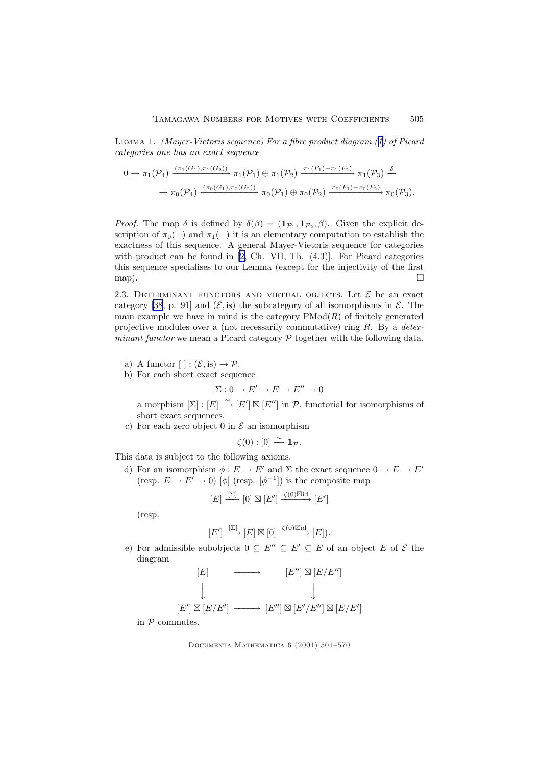**Lemma 1.** *(Mayer-Vietoris sequence) For a fibre product diagram (1) of Picard categories one has an exact sequence*

$$0 \to \pi_1(\mathcal{P}_4) \xrightarrow{(\pi_1(G_1),\pi_1(G_2))} \pi_1(\mathcal{P}_1) \oplus \pi_1(\mathcal{P}_2) \xrightarrow{\pi_1(F_1)-\pi_1(F_2)} \pi_1(\mathcal{P}_3) \xrightarrow{\delta}$$
$$\to \pi_0(\mathcal{P}_4) \xrightarrow{(\pi_0(G_1),\pi_0(G_2))} \pi_0(\mathcal{P}_1) \oplus \pi_0(\mathcal{P}_2) \xrightarrow{\pi_0(F_1)-\pi_0(F_2)} \pi_0(\mathcal{P}_3).$$

*Proof.* The map $\delta$ is defined by $\delta(\beta) = (\mathbf{1}_{\mathcal{P}_1}, \mathbf{1}_{\mathcal{P}_2}, \beta)$. Given the explicit description of $\pi_0(-)$ and $\pi_1(-)$ it is an elementary computation to establish the exactness of this sequence. A general Mayer-Vietoris sequence for categories with product can be found in [2, Ch. VII, Th. (4.3)]. For Picard categories this sequence specialises to our Lemma (except for the injectivity of the first map). $\square$

2.3. Determinant functors and virtual objects. Let $\mathcal{E}$ be an exact category [38, p. 91] and $(\mathcal{E}, \mathrm{is})$ the subcategory of all isomorphisms in $\mathcal{E}$. The main example we have in mind is the category $\mathrm{PMod}(R)$ of finitely generated projective modules over a (not necessarily commutative) ring $R$. By a *determinant functor* we mean a Picard category $\mathcal{P}$ together with the following data.

a) A functor $[\ ] : (\mathcal{E}, \mathrm{is}) \to \mathcal{P}$.

b) For each short exact sequence
$$\Sigma : 0 \to E' \to E \to E'' \to 0$$
a morphism $[\Sigma] : [E] \xrightarrow{\sim} [E'] \boxtimes [E'']$ in $\mathcal{P}$, functorial for isomorphisms of short exact sequences.

c) For each zero object $0$ in $\mathcal{E}$ an isomorphism
$$\zeta(0) : [0] \xrightarrow{\sim} \mathbf{1}_{\mathcal{P}}.$$

This data is subject to the following axioms.

d) For an isomorphism $\phi : E \to E'$ and $\Sigma$ the exact sequence $0 \to E \to E'$ (resp. $E \to E' \to 0$) $[\phi]$ (resp. $[\phi^{-1}]$) is the composite map
$$[E] \xrightarrow{[\Sigma]} [0] \boxtimes [E'] \xrightarrow{\zeta(0)\boxtimes \mathrm{id}} [E']$$
(resp.
$$[E'] \xrightarrow{[\Sigma]} [E] \boxtimes [0] \xrightarrow{\zeta(0)\boxtimes \mathrm{id}} [E]).$$

e) For admissible subobjects $0 \subseteq E'' \subseteq E' \subseteq E$ of an object $E$ of $\mathcal{E}$ the diagram
$$\begin{array}{ccc}
[E] & \longrightarrow & [E''] \boxtimes [E/E''] \\
\Big\downarrow & & \Big\downarrow \\
[E'] \boxtimes [E/E'] & \longrightarrow & [E''] \boxtimes [E'/E''] \boxtimes [E/E']
\end{array}$$
in $\mathcal{P}$ commutes.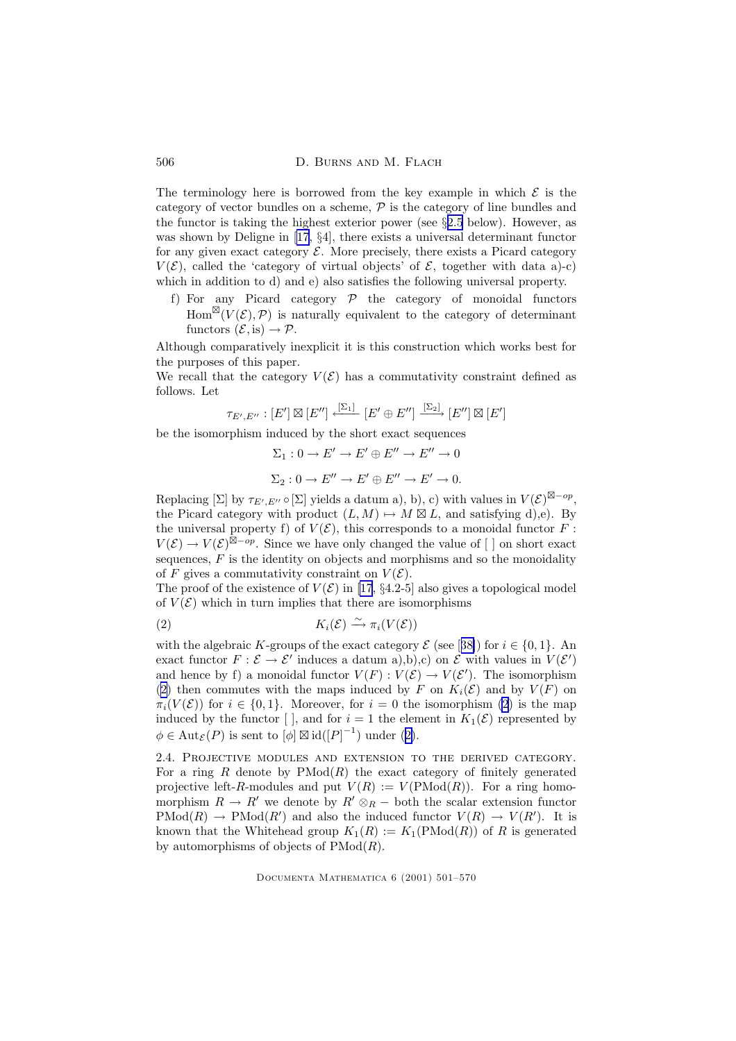The terminology here is borrowed from the key example in which $\mathcal{E}$ is the category of vector bundles on a scheme, $\mathcal{P}$ is the category of line bundles and the functor is taking the highest exterior power (see §2.5 below). However, as was shown by Deligne in [17, §4], there exists a universal determinant functor for any given exact category $\mathcal{E}$. More precisely, there exists a Picard category $V(\mathcal{E})$, called the 'category of virtual objects' of $\mathcal{E}$, together with data a)-c) which in addition to d) and e) also satisfies the following universal property.

f) For any Picard category $\mathcal{P}$ the category of monoidal functors $\mathrm{Hom}^{\boxtimes}(V(\mathcal{E}),\mathcal{P})$ is naturally equivalent to the category of determinant functors $(\mathcal{E},\mathrm{is})\to\mathcal{P}$.

Although comparatively inexplicit it is this construction which works best for the purposes of this paper.

We recall that the category $V(\mathcal{E})$ has a commutativity constraint defined as follows. Let

$$\tau_{E',E''}:[E']\boxtimes[E'']\xleftarrow{[\Sigma_1]}[E'\oplus E'']\xrightarrow{[\Sigma_2]}[E'']\boxtimes[E']$$

be the isomorphism induced by the short exact sequences

$$\Sigma_1: 0\to E'\to E'\oplus E''\to E''\to 0$$

$$\Sigma_2: 0\to E''\to E'\oplus E''\to E'\to 0.$$

Replacing $[\Sigma]$ by $\tau_{E',E''}\circ[\Sigma]$ yields a datum a), b), c) with values in $V(\mathcal{E})^{\boxtimes-op}$, the Picard category with product $(L,M)\mapsto M\boxtimes L$, and satisfying d),e). By the universal property f) of $V(\mathcal{E})$, this corresponds to a monoidal functor $F: V(\mathcal{E})\to V(\mathcal{E})^{\boxtimes-op}$. Since we have only changed the value of $[\ ]$ on short exact sequences, $F$ is the identity on objects and morphisms and so the monoidality of $F$ gives a commutativity constraint on $V(\mathcal{E})$.

The proof of the existence of $V(\mathcal{E})$ in [17, §4.2-5] also gives a topological model of $V(\mathcal{E})$ which in turn implies that there are isomorphisms

$$K_i(\mathcal{E})\xrightarrow{\sim}\pi_i(V(\mathcal{E})) \tag{2}$$

with the algebraic $K$-groups of the exact category $\mathcal{E}$ (see [38]) for $i\in\{0,1\}$. An exact functor $F:\mathcal{E}\to\mathcal{E}'$ induces a datum a),b),c) on $\mathcal{E}$ with values in $V(\mathcal{E}')$ and hence by f) a monoidal functor $V(F):V(\mathcal{E})\to V(\mathcal{E}')$. The isomorphism (2) then commutes with the maps induced by $F$ on $K_i(\mathcal{E})$ and by $V(F)$ on $\pi_i(V(\mathcal{E}))$ for $i\in\{0,1\}$. Moreover, for $i=0$ the isomorphism (2) is the map induced by the functor $[\ ]$, and for $i=1$ the element in $K_1(\mathcal{E})$ represented by $\phi\in\mathrm{Aut}_{\mathcal{E}}(P)$ is sent to $[\phi]\boxtimes\mathrm{id}([P]^{-1})$ under (2).

## 2.4. Projective modules and extension to the derived category.

For a ring $R$ denote by $\mathrm{PMod}(R)$ the exact category of finitely generated projective left-$R$-modules and put $V(R):=V(\mathrm{PMod}(R))$. For a ring homomorphism $R\to R'$ we denote by $R'\otimes_R -$ both the scalar extension functor $\mathrm{PMod}(R)\to\mathrm{PMod}(R')$ and also the induced functor $V(R)\to V(R')$. It is known that the Whitehead group $K_1(R):=K_1(\mathrm{PMod}(R))$ of $R$ is generated by automorphisms of objects of $\mathrm{PMod}(R)$.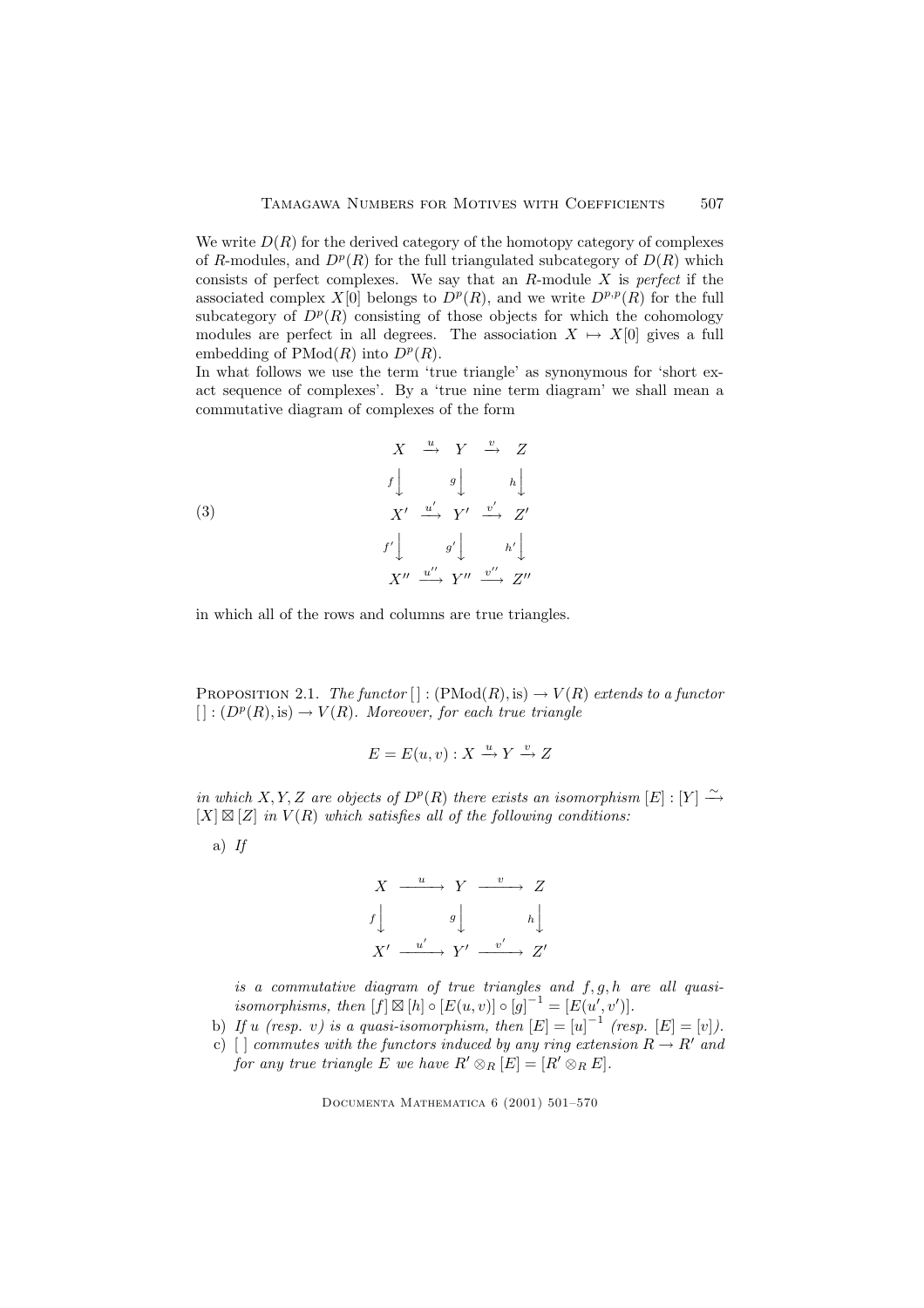We write $D(R)$ for the derived category of the homotopy category of complexes of $R$-modules, and $D^p(R)$ for the full triangulated subcategory of $D(R)$ which consists of perfect complexes. We say that an $R$-module $X$ is *perfect* if the associated complex $X[0]$ belongs to $D^p(R)$, and we write $D^{p,p}(R)$ for the full subcategory of $D^p(R)$ consisting of those objects for which the cohomology modules are perfect in all degrees. The association $X \mapsto X[0]$ gives a full embedding of $\mathrm{PMod}(R)$ into $D^p(R)$.

In what follows we use the term 'true triangle' as synonymous for 'short exact sequence of complexes'. By a 'true nine term diagram' we shall mean a commutative diagram of complexes of the form

$$
(3) \qquad \begin{array}{ccccc}
X & \xrightarrow{u} & Y & \xrightarrow{v} & Z \\
{\scriptstyle f}\downarrow & & {\scriptstyle g}\downarrow & & {\scriptstyle h}\downarrow \\
X' & \xrightarrow{u'} & Y' & \xrightarrow{v'} & Z' \\
{\scriptstyle f'}\downarrow & & {\scriptstyle g'}\downarrow & & {\scriptstyle h'}\downarrow \\
X'' & \xrightarrow{u''} & Y'' & \xrightarrow{v''} & Z''
\end{array}
$$

in which all of the rows and columns are true triangles.

Proposition 2.1. *The functor $[\,] : (\mathrm{PMod}(R), \mathrm{is}) \to V(R)$ extends to a functor $[\,] : (D^p(R), \mathrm{is}) \to V(R)$. Moreover, for each true triangle*

$$E = E(u, v) : X \xrightarrow{u} Y \xrightarrow{v} Z$$

*in which $X, Y, Z$ are objects of $D^p(R)$ there exists an isomorphism $[E] : [Y] \xrightarrow{\sim} [X] \boxtimes [Z]$ in $V(R)$ which satisfies all of the following conditions:*

a) *If*

$$
\begin{array}{ccccc}
X & \xrightarrow{u} & Y & \xrightarrow{v} & Z \\
{\scriptstyle f}\downarrow & & {\scriptstyle g}\downarrow & & {\scriptstyle h}\downarrow \\
X' & \xrightarrow{u'} & Y' & \xrightarrow{v'} & Z'
\end{array}
$$

*is a commutative diagram of true triangles and $f, g, h$ are all quasi-isomorphisms, then $[f] \boxtimes [h] \circ [E(u, v)] \circ [g]^{-1} = [E(u', v')]$.*

b) *If $u$ (resp. $v$) is a quasi-isomorphism, then $[E] = [u]^{-1}$ (resp. $[E] = [v]$).*

c) *$[\,]$ commutes with the functors induced by any ring extension $R \to R'$ and for any true triangle $E$ we have $R' \otimes_R [E] = [R' \otimes_R E]$.*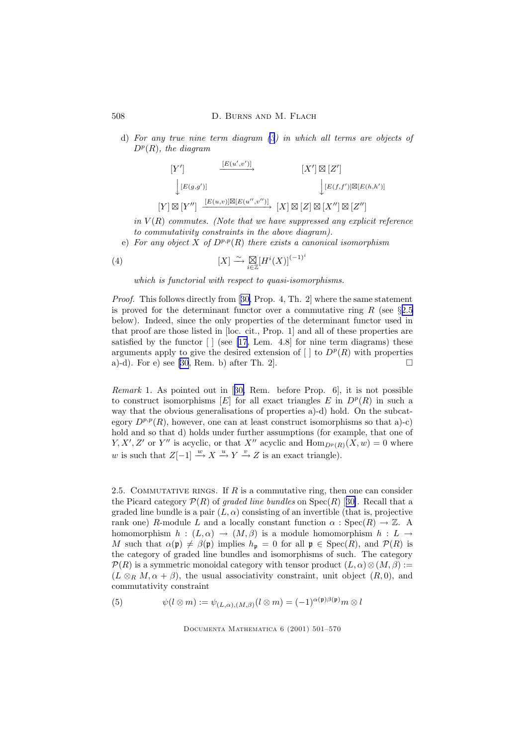d) *For any true nine term diagram (3) in which all terms are objects of $D^p(R)$, the diagram*

$$\begin{array}{ccc} [Y'] & \xrightarrow{[E(u',v')]} & [X'] \boxtimes [Z'] \\ \Big\downarrow{\scriptstyle [E(g,g')]} & & \Big\downarrow{\scriptstyle [E(f,f')] \boxtimes [E(h,h')]} \\ [Y] \boxtimes [Y''] & \xrightarrow{[E(u,v)] \boxtimes [E(u'',v'')]} & [X] \boxtimes [Z] \boxtimes [X''] \boxtimes [Z''] \end{array}$$

*in $V(R)$ commutes. (Note that we have suppressed any explicit reference to commutativity constraints in the above diagram).*

e) *For any object $X$ of $D^{p,p}(R)$ there exists a canonical isomorphism*

$$[X] \xrightarrow{\sim} \boxtimes_{i \in \mathbb{Z}} [H^i(X)]^{(-1)^i} \tag{4}$$

*which is functorial with respect to quasi-isomorphisms.*

*Proof.* This follows directly from [30, Prop. 4, Th. 2] where the same statement is proved for the determinant functor over a commutative ring $R$ (see §2.5 below). Indeed, since the only properties of the determinant functor used in that proof are those listed in [loc. cit., Prop. 1] and all of these properties are satisfied by the functor [ ] (see [17, Lem. 4.8] for nine term diagrams) these arguments apply to give the desired extension of [ ] to $D^p(R)$ with properties a)-d). For e) see [30, Rem. b) after Th. 2]. □

*Remark* 1. As pointed out in [30, Rem. before Prop. 6], it is not possible to construct isomorphisms $[E]$ for all exact triangles $E$ in $D^p(R)$ in such a way that the obvious generalisations of properties a)-d) hold. On the subcategory $D^{p,p}(R)$, however, one can at least construct isomorphisms so that a)-c) hold and so that d) holds under further assumptions (for example, that one of $Y, X', Z'$ or $Y''$ is acyclic, or that $X''$ acyclic and $\mathrm{Hom}_{D^p(R)}(X, w) = 0$ where $w$ is such that $Z[-1] \xrightarrow{w} X \xrightarrow{u} Y \xrightarrow{v} Z$ is an exact triangle).

2.5. Commutative rings. If $R$ is a commutative ring, then one can consider the Picard category $\mathcal{P}(R)$ of *graded line bundles* on $\mathrm{Spec}(R)$ [30]. Recall that a graded line bundle is a pair $(L, \alpha)$ consisting of an invertible (that is, projective rank one) $R$-module $L$ and a locally constant function $\alpha : \mathrm{Spec}(R) \to \mathbb{Z}$. A homomorphism $h : (L, \alpha) \to (M, \beta)$ is a module homomorphism $h : L \to M$ such that $\alpha(\mathfrak{p}) \neq \beta(\mathfrak{p})$ implies $h_{\mathfrak{p}} = 0$ for all $\mathfrak{p} \in \mathrm{Spec}(R)$, and $\mathcal{P}(R)$ is the category of graded line bundles and isomorphisms of such. The category $\mathcal{P}(R)$ is a symmetric monoidal category with tensor product $(L, \alpha) \otimes (M, \beta) := (L \otimes_R M, \alpha + \beta)$, the usual associativity constraint, unit object $(R, 0)$, and commutativity constraint

$$\psi(l \otimes m) := \psi_{(L,\alpha),(M,\beta)}(l \otimes m) = (-1)^{\alpha(\mathfrak{p})\beta(\mathfrak{p})} m \otimes l \tag{5}$$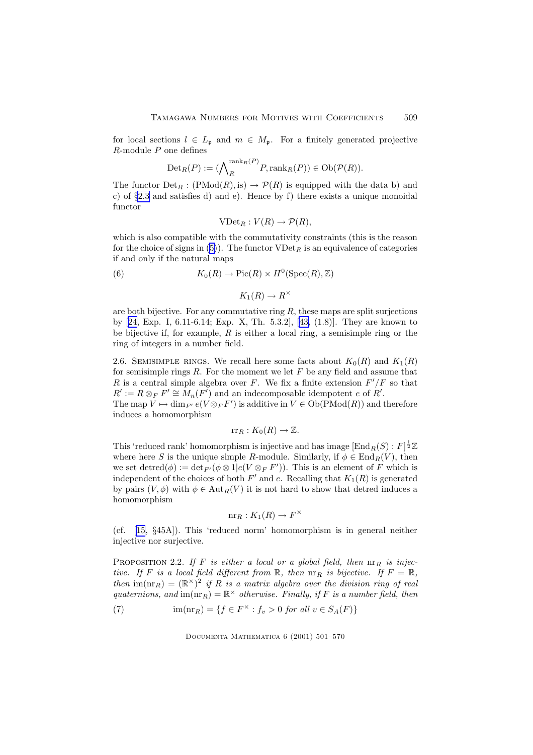for local sections $l \in L_{\mathfrak{p}}$ and $m \in M_{\mathfrak{p}}$. For a finitely generated projective $R$-module $P$ one defines

$$\mathrm{Det}_R(P) := (\bigwedge\nolimits_R^{\mathrm{rank}_R(P)} P, \mathrm{rank}_R(P)) \in \mathrm{Ob}(\mathcal{P}(R)).$$

The functor $\mathrm{Det}_R : (\mathrm{PMod}(R), \mathrm{is}) \to \mathcal{P}(R)$ is equipped with the data b) and c) of §2.3 and satisfies d) and e). Hence by f) there exists a unique monoidal functor

$$\mathrm{VDet}_R : V(R) \to \mathcal{P}(R),$$

which is also compatible with the commutativity constraints (this is the reason for the choice of signs in (5)). The functor $\mathrm{VDet}_R$ is an equivalence of categories if and only if the natural maps

$$K_0(R) \to \mathrm{Pic}(R) \times H^0(\mathrm{Spec}(R), \mathbb{Z}) \tag{6}$$

$$K_1(R) \to R^\times$$

are both bijective. For any commutative ring $R$, these maps are split surjections by [24, Exp. I, 6.11-6.14; Exp. X, Th. 5.3.2], [43, (1.8)]. They are known to be bijective if, for example, $R$ is either a local ring, a semisimple ring or the ring of integers in a number field.

2.6. Semisimple rings. We recall here some facts about $K_0(R)$ and $K_1(R)$ for semisimple rings $R$. For the moment we let $F$ be any field and assume that $R$ is a central simple algebra over $F$. We fix a finite extension $F'/F$ so that $R' := R \otimes_F F' \cong M_n(F')$ and an indecomposable idempotent $e$ of $R'$.

The map $V \mapsto \dim_{F'} e(V \otimes_F F')$ is additive in $V \in \mathrm{Ob}(\mathrm{PMod}(R))$ and therefore induces a homomorphism

$$\mathrm{rr}_R : K_0(R) \to \mathbb{Z}.$$

This 'reduced rank' homomorphism is injective and has image $[\mathrm{End}_R(S) : F]^{\frac{1}{2}}\mathbb{Z}$ where here $S$ is the unique simple $R$-module. Similarly, if $\phi \in \mathrm{End}_R(V)$, then we set $\mathrm{detred}(\phi) := \det_{F'}(\phi \otimes 1 | e(V \otimes_F F'))$. This is an element of $F$ which is independent of the choices of both $F'$ and $e$. Recalling that $K_1(R)$ is generated by pairs $(V, \phi)$ with $\phi \in \mathrm{Aut}_R(V)$ it is not hard to show that detred induces a homomorphism

$$\mathrm{nr}_R : K_1(R) \to F^\times$$

(cf. [15, §45A]). This 'reduced norm' homomorphism is in general neither injective nor surjective.

Proposition 2.2. *If $F$ is either a local or a global field, then $\mathrm{nr}_R$ is injective. If $F$ is a local field different from $\mathbb{R}$, then $\mathrm{nr}_R$ is bijective. If $F = \mathbb{R}$, then $\mathrm{im}(\mathrm{nr}_R) = (\mathbb{R}^\times)^2$ if $R$ is a matrix algebra over the division ring of real quaternions, and $\mathrm{im}(\mathrm{nr}_R) = \mathbb{R}^\times$ otherwise. Finally, if $F$ is a number field, then*

$$\mathrm{im}(\mathrm{nr}_R) = \{f \in F^\times : f_v > 0 \text{ for all } v \in S_A(F)\} \tag{7}$$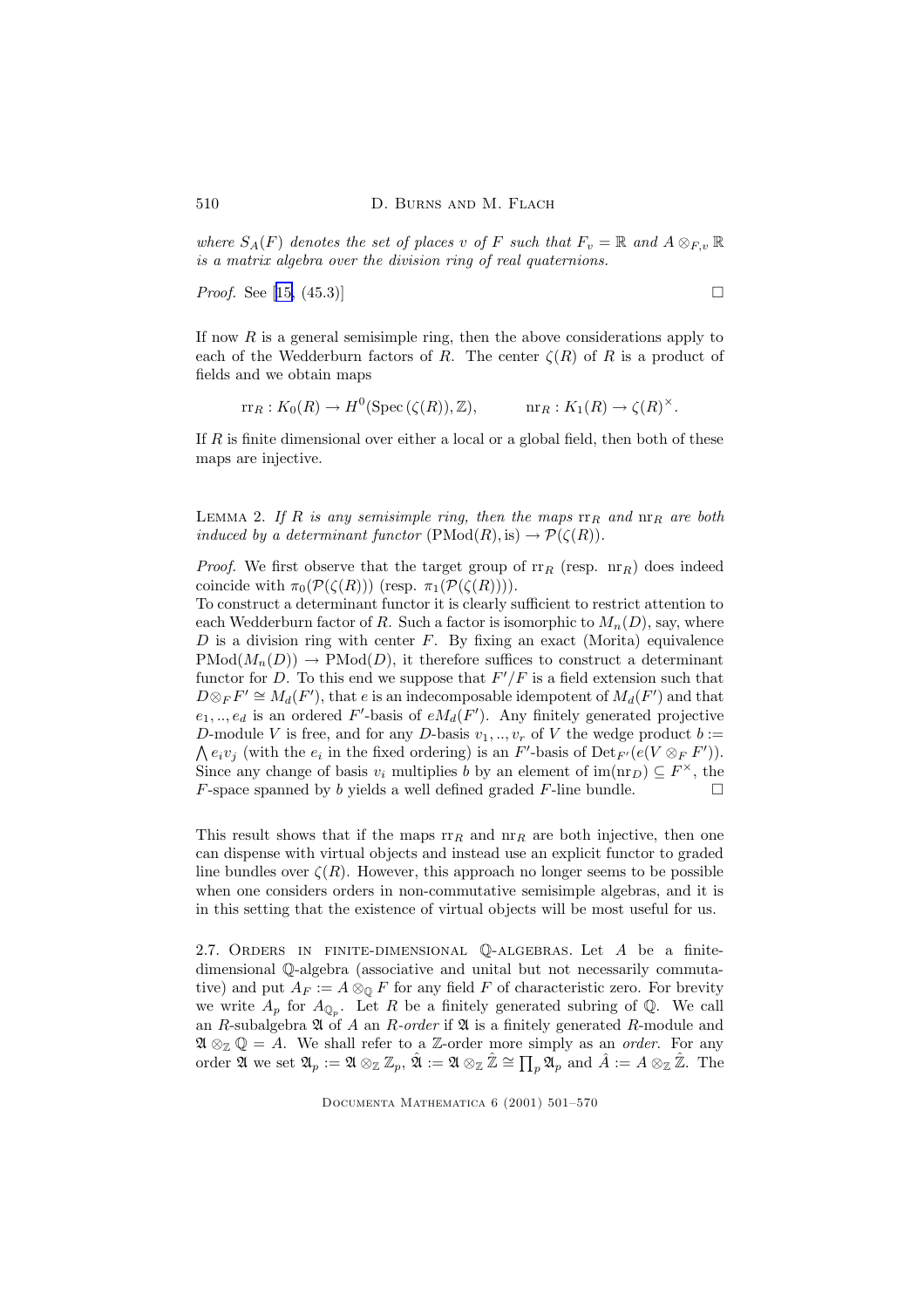*where $S_A(F)$ denotes the set of places $v$ of $F$ such that $F_v = \mathbb{R}$ and $A \otimes_{F,v} \mathbb{R}$ is a matrix algebra over the division ring of real quaternions.*

*Proof.* See [15, (45.3)] $\square$

If now $R$ is a general semisimple ring, then the above considerations apply to each of the Wedderburn factors of $R$. The center $\zeta(R)$ of $R$ is a product of fields and we obtain maps

$$\mathrm{rr}_R : K_0(R) \to H^0(\mathrm{Spec}\,(\zeta(R)), \mathbb{Z}), \qquad \mathrm{nr}_R : K_1(R) \to \zeta(R)^\times.$$

If $R$ is finite dimensional over either a local or a global field, then both of these maps are injective.

Lemma 2. *If $R$ is any semisimple ring, then the maps $\mathrm{rr}_R$ and $\mathrm{nr}_R$ are both induced by a determinant functor $(\mathrm{PMod}(R), \mathrm{is}) \to \mathcal{P}(\zeta(R))$.*

*Proof.* We first observe that the target group of $\mathrm{rr}_R$ (resp. $\mathrm{nr}_R$) does indeed coincide with $\pi_0(\mathcal{P}(\zeta(R)))$ (resp. $\pi_1(\mathcal{P}(\zeta(R)))$).
To construct a determinant functor it is clearly sufficient to restrict attention to each Wedderburn factor of $R$. Such a factor is isomorphic to $M_n(D)$, say, where $D$ is a division ring with center $F$. By fixing an exact (Morita) equivalence $\mathrm{PMod}(M_n(D)) \to \mathrm{PMod}(D)$, it therefore suffices to construct a determinant functor for $D$. To this end we suppose that $F'/F$ is a field extension such that $D \otimes_F F' \cong M_d(F')$, that $e$ is an indecomposable idempotent of $M_d(F')$ and that $e_1, .., e_d$ is an ordered $F'$-basis of $eM_d(F')$. Any finitely generated projective $D$-module $V$ is free, and for any $D$-basis $v_1, .., v_r$ of $V$ the wedge product $b := \bigwedge e_i v_j$ (with the $e_i$ in the fixed ordering) is an $F'$-basis of $\mathrm{Det}_{F'}(e(V \otimes_F F'))$. Since any change of basis $v_i$ multiplies $b$ by an element of $\mathrm{im}(\mathrm{nr}_D) \subseteq F^\times$, the $F$-space spanned by $b$ yields a well defined graded $F$-line bundle. $\square$

This result shows that if the maps $\mathrm{rr}_R$ and $\mathrm{nr}_R$ are both injective, then one can dispense with virtual objects and instead use an explicit functor to graded line bundles over $\zeta(R)$. However, this approach no longer seems to be possible when one considers orders in non-commutative semisimple algebras, and it is in this setting that the existence of virtual objects will be most useful for us.

2.7. Orders in finite-dimensional $\mathbb{Q}$-algebras. Let $A$ be a finite-dimensional $\mathbb{Q}$-algebra (associative and unital but not necessarily commutative) and put $A_F := A \otimes_{\mathbb{Q}} F$ for any field $F$ of characteristic zero. For brevity we write $A_p$ for $A_{\mathbb{Q}_p}$. Let $R$ be a finitely generated subring of $\mathbb{Q}$. We call an $R$-subalgebra $\mathfrak{A}$ of $A$ an *$R$-order* if $\mathfrak{A}$ is a finitely generated $R$-module and $\mathfrak{A} \otimes_{\mathbb{Z}} \mathbb{Q} = A$. We shall refer to a $\mathbb{Z}$-order more simply as an *order*. For any order $\mathfrak{A}$ we set $\mathfrak{A}_p := \mathfrak{A} \otimes_{\mathbb{Z}} \mathbb{Z}_p$, $\hat{\mathfrak{A}} := \mathfrak{A} \otimes_{\mathbb{Z}} \hat{\mathbb{Z}} \cong \prod_p \mathfrak{A}_p$ and $\hat{A} := A \otimes_{\mathbb{Z}} \hat{\mathbb{Z}}$. The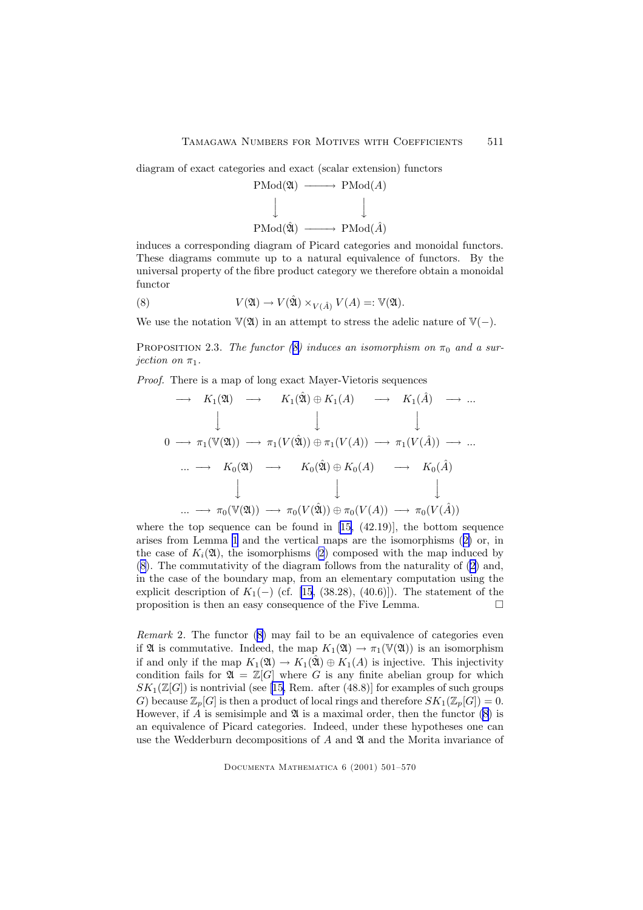diagram of exact categories and exact (scalar extension) functors

$$\begin{array}{ccc} \mathrm{PMod}(\mathfrak{A}) & \longrightarrow & \mathrm{PMod}(A) \\ \downarrow & & \downarrow \\ \mathrm{PMod}(\hat{\mathfrak{A}}) & \longrightarrow & \mathrm{PMod}(\hat{A}) \end{array}$$

induces a corresponding diagram of Picard categories and monoidal functors. These diagrams commute up to a natural equivalence of functors. By the universal property of the fibre product category we therefore obtain a monoidal functor

$$V(\mathfrak{A}) \to V(\hat{\mathfrak{A}}) \times_{V(\hat{A})} V(A) =: \mathbb{V}(\mathfrak{A}). \tag{8}$$

We use the notation $\mathbb{V}(\mathfrak{A})$ in an attempt to stress the adelic nature of $\mathbb{V}(-)$.

Proposition 2.3. *The functor (8) induces an isomorphism on $\pi_0$ and a surjection on $\pi_1$.*

*Proof.* There is a map of long exact Mayer-Vietoris sequences

$$\begin{array}{ccccccc} & \longrightarrow & K_1(\mathfrak{A}) & \longrightarrow & K_1(\hat{\mathfrak{A}}) \oplus K_1(A) & \longrightarrow & K_1(\hat{A}) & \longrightarrow \ldots \\ & & \downarrow & & \downarrow & & \downarrow & \\ 0 & \longrightarrow & \pi_1(\mathbb{V}(\mathfrak{A})) & \longrightarrow & \pi_1(V(\hat{\mathfrak{A}})) \oplus \pi_1(V(A)) & \longrightarrow & \pi_1(V(\hat{A})) & \longrightarrow \ldots \end{array}$$

$$\begin{array}{ccccccc} \ldots & \longrightarrow & K_0(\mathfrak{A}) & \longrightarrow & K_0(\hat{\mathfrak{A}}) \oplus K_0(A) & \longrightarrow & K_0(\hat{A}) \\ & & \downarrow & & \downarrow & & \downarrow \\ \ldots & \longrightarrow & \pi_0(\mathbb{V}(\mathfrak{A})) & \longrightarrow & \pi_0(V(\hat{\mathfrak{A}})) \oplus \pi_0(V(A)) & \longrightarrow & \pi_0(V(\hat{A})) \end{array}$$

where the top sequence can be found in [15, (42.19)], the bottom sequence arises from Lemma 1 and the vertical maps are the isomorphisms (2) or, in the case of $K_i(\mathfrak{A})$, the isomorphisms (2) composed with the map induced by (8). The commutativity of the diagram follows from the naturality of (2) and, in the case of the boundary map, from an elementary computation using the explicit description of $K_1(-)$ (cf. [15, (38.28), (40.6)]). The statement of the proposition is then an easy consequence of the Five Lemma. □

*Remark* 2. The functor (8) may fail to be an equivalence of categories even if $\mathfrak{A}$ is commutative. Indeed, the map $K_1(\mathfrak{A}) \to \pi_1(\mathbb{V}(\mathfrak{A}))$ is an isomorphism if and only if the map $K_1(\mathfrak{A}) \to K_1(\hat{\mathfrak{A}}) \oplus K_1(A)$ is injective. This injectivity condition fails for $\mathfrak{A} = \mathbb{Z}[G]$ where $G$ is any finite abelian group for which $SK_1(\mathbb{Z}[G])$ is nontrivial (see [15, Rem. after (48.8)] for examples of such groups $G$) because $\mathbb{Z}_p[G]$ is then a product of local rings and therefore $SK_1(\mathbb{Z}_p[G]) = 0$. However, if $A$ is semisimple and $\mathfrak{A}$ is a maximal order, then the functor (8) is an equivalence of Picard categories. Indeed, under these hypotheses one can use the Wedderburn decompositions of $A$ and $\mathfrak{A}$ and the Morita invariance of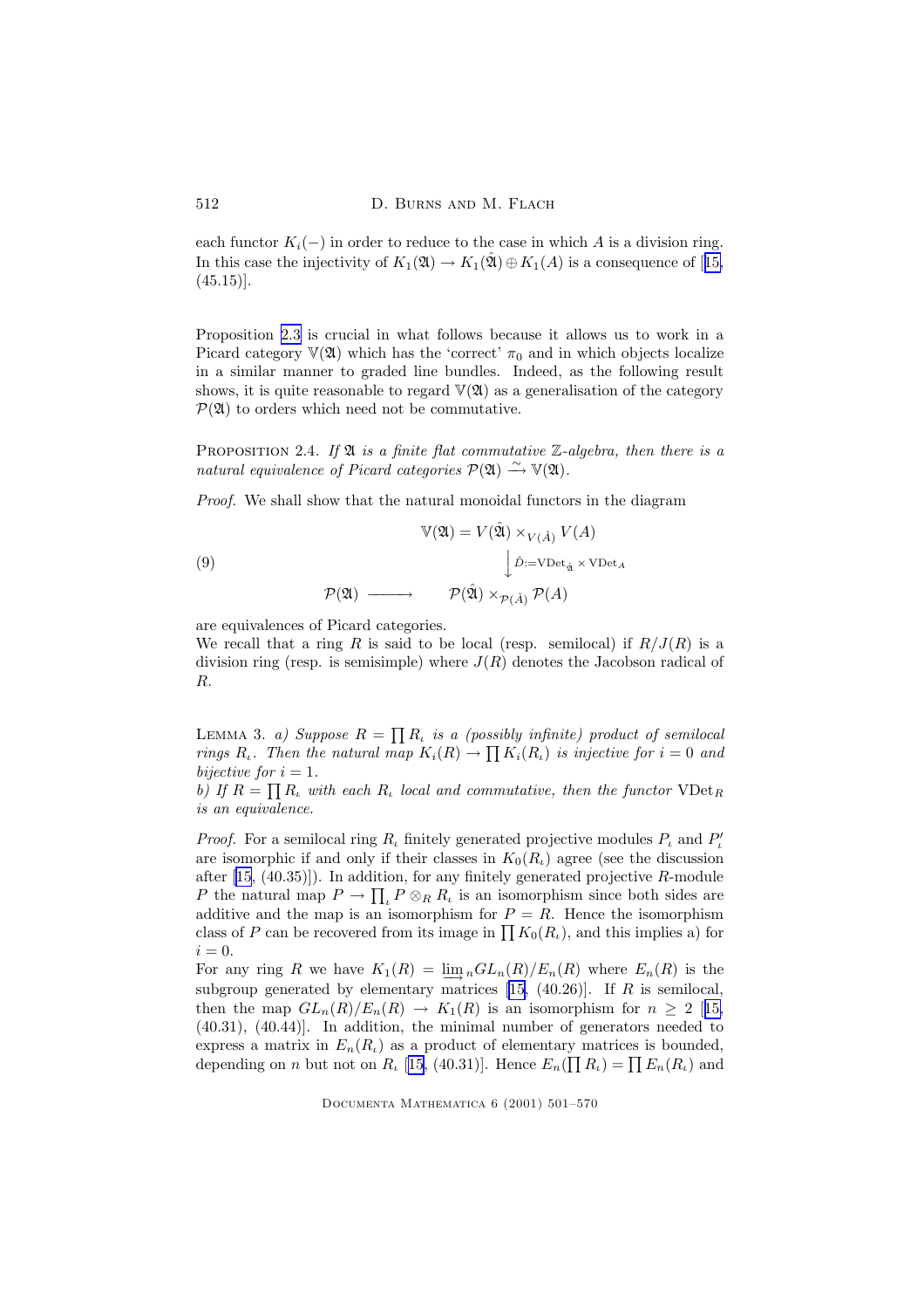each functor $K_i(-)$ in order to reduce to the case in which $A$ is a division ring. In this case the injectivity of $K_1(\mathfrak{A}) \to K_1(\hat{\mathfrak{A}}) \oplus K_1(A)$ is a consequence of [15, (45.15)].

Proposition 2.3 is crucial in what follows because it allows us to work in a Picard category $\mathbb{V}(\mathfrak{A})$ which has the 'correct' $\pi_0$ and in which objects localize in a similar manner to graded line bundles. Indeed, as the following result shows, it is quite reasonable to regard $\mathbb{V}(\mathfrak{A})$ as a generalisation of the category $\mathcal{P}(\mathfrak{A})$ to orders which need not be commutative.

Proposition 2.4. *If $\mathfrak{A}$ is a finite flat commutative $\mathbb{Z}$-algebra, then there is a natural equivalence of Picard categories $\mathcal{P}(\mathfrak{A}) \xrightarrow{\sim} \mathbb{V}(\mathfrak{A})$.*

*Proof.* We shall show that the natural monoidal functors in the diagram

$$
\begin{array}{ccc}
 & & \mathbb{V}(\mathfrak{A}) = V(\hat{\mathfrak{A}}) \times_{V(\hat{A})} V(A) \\
(9) & & \Big\downarrow \hat{D} := \mathrm{VDet}_{\hat{\mathfrak{A}}} \times \mathrm{VDet}_A \\
\mathcal{P}(\mathfrak{A}) & \longrightarrow & \mathcal{P}(\hat{\mathfrak{A}}) \times_{\mathcal{P}(\hat{A})} \mathcal{P}(A)
\end{array}
$$

are equivalences of Picard categories.

We recall that a ring $R$ is said to be local (resp. semilocal) if $R/J(R)$ is a division ring (resp. is semisimple) where $J(R)$ denotes the Jacobson radical of $R$.

Lemma 3. *a) Suppose $R = \prod R_\iota$ is a (possibly infinite) product of semilocal rings $R_\iota$. Then the natural map $K_i(R) \to \prod K_i(R_\iota)$ is injective for $i = 0$ and bijective for $i = 1$.*
*b) If $R = \prod R_\iota$ with each $R_\iota$ local and commutative, then the functor $\mathrm{VDet}_R$ is an equivalence.*

*Proof.* For a semilocal ring $R_\iota$ finitely generated projective modules $P_\iota$ and $P'_\iota$ are isomorphic if and only if their classes in $K_0(R_\iota)$ agree (see the discussion after [15, (40.35)]). In addition, for any finitely generated projective $R$-module $P$ the natural map $P \to \prod_\iota P \otimes_R R_\iota$ is an isomorphism since both sides are additive and the map is an isomorphism for $P = R$. Hence the isomorphism class of $P$ can be recovered from its image in $\prod K_0(R_\iota)$, and this implies a) for $i = 0$.

For any ring $R$ we have $K_1(R) = \varinjlim_n GL_n(R)/E_n(R)$ where $E_n(R)$ is the subgroup generated by elementary matrices [15, (40.26)]. If $R$ is semilocal, then the map $GL_n(R)/E_n(R) \to K_1(R)$ is an isomorphism for $n \geq 2$ [15, (40.31), (40.44)]. In addition, the minimal number of generators needed to express a matrix in $E_n(R_\iota)$ as a product of elementary matrices is bounded, depending on $n$ but not on $R_\iota$ [15, (40.31)]. Hence $E_n(\prod R_\iota) = \prod E_n(R_\iota)$ and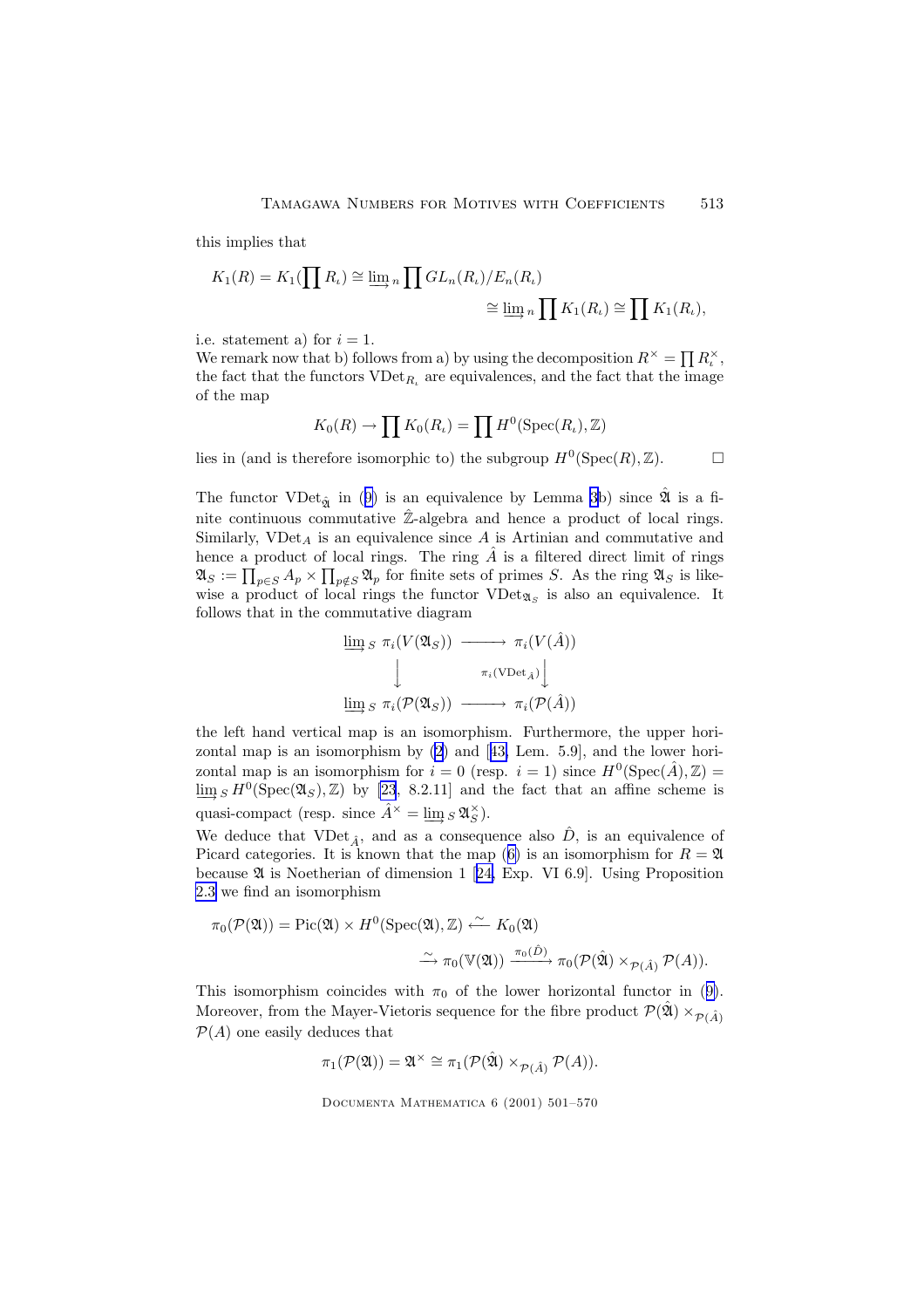this implies that

$$K_1(R) = K_1(\prod R_\iota) \cong \varinjlim{}_n \prod GL_n(R_\iota)/E_n(R_\iota)$$
$$\cong \varinjlim{}_n \prod K_1(R_\iota) \cong \prod K_1(R_\iota),$$

i.e. statement a) for $i = 1$.

We remark now that b) follows from a) by using the decomposition $R^\times = \prod R_\iota^\times$, the fact that the functors $\mathrm{VDet}_{R_\iota}$ are equivalences, and the fact that the image of the map

$$K_0(R) \to \prod K_0(R_\iota) = \prod H^0(\mathrm{Spec}(R_\iota), \mathbb{Z})$$

lies in (and is therefore isomorphic to) the subgroup $H^0(\mathrm{Spec}(R), \mathbb{Z})$. $\square$

The functor $\mathrm{VDet}_{\hat{\mathfrak{A}}}$ in (9) is an equivalence by Lemma 3b) since $\hat{\mathfrak{A}}$ is a finite continuous commutative $\hat{\mathbb{Z}}$-algebra and hence a product of local rings. Similarly, $\mathrm{VDet}_A$ is an equivalence since $A$ is Artinian and commutative and hence a product of local rings. The ring $\hat{A}$ is a filtered direct limit of rings $\mathfrak{A}_S := \prod_{p \in S} A_p \times \prod_{p \notin S} \mathfrak{A}_p$ for finite sets of primes $S$. As the ring $\mathfrak{A}_S$ is likewise a product of local rings the functor $\mathrm{VDet}_{\mathfrak{A}_S}$ is also an equivalence. It follows that in the commutative diagram

$$\begin{array}{ccc}
\varinjlim{}_S\ \pi_i(V(\mathfrak{A}_S)) & \longrightarrow & \pi_i(V(\hat{A})) \\
\big\downarrow & & \big\downarrow{\scriptstyle \pi_i(\mathrm{VDet}_{\hat{A}})} \\
\varinjlim{}_S\ \pi_i(\mathcal{P}(\mathfrak{A}_S)) & \longrightarrow & \pi_i(\mathcal{P}(\hat{A}))
\end{array}$$

the left hand vertical map is an isomorphism. Furthermore, the upper horizontal map is an isomorphism by (2) and [43, Lem. 5.9], and the lower horizontal map is an isomorphism for $i = 0$ (resp. $i = 1$) since $H^0(\mathrm{Spec}(\hat{A}), \mathbb{Z}) = \varinjlim{}_S H^0(\mathrm{Spec}(\mathfrak{A}_S), \mathbb{Z})$ by [23, 8.2.11] and the fact that an affine scheme is quasi-compact (resp. since $\hat{A}^\times = \varinjlim{}_S \mathfrak{A}_S^\times$).

We deduce that $\mathrm{VDet}_{\hat{A}}$, and as a consequence also $\hat{D}$, is an equivalence of Picard categories. It is known that the map (6) is an isomorphism for $R = \mathfrak{A}$ because $\mathfrak{A}$ is Noetherian of dimension 1 [24, Exp. VI 6.9]. Using Proposition 2.3 we find an isomorphism

$$\pi_0(\mathcal{P}(\mathfrak{A})) = \mathrm{Pic}(\mathfrak{A}) \times H^0(\mathrm{Spec}(\mathfrak{A}), \mathbb{Z}) \xleftarrow{\sim} K_0(\mathfrak{A})$$
$$\xrightarrow{\sim} \pi_0(\mathbb{V}(\mathfrak{A})) \xrightarrow{\pi_0(\hat{D})} \pi_0(\mathcal{P}(\hat{\mathfrak{A}}) \times_{\mathcal{P}(\hat{A})} \mathcal{P}(A)).$$

This isomorphism coincides with $\pi_0$ of the lower horizontal functor in (9). Moreover, from the Mayer-Vietoris sequence for the fibre product $\mathcal{P}(\hat{\mathfrak{A}}) \times_{\mathcal{P}(\hat{A})} \mathcal{P}(A)$ one easily deduces that

$$\pi_1(\mathcal{P}(\mathfrak{A})) = \mathfrak{A}^\times \cong \pi_1(\mathcal{P}(\hat{\mathfrak{A}}) \times_{\mathcal{P}(\hat{A})} \mathcal{P}(A)).$$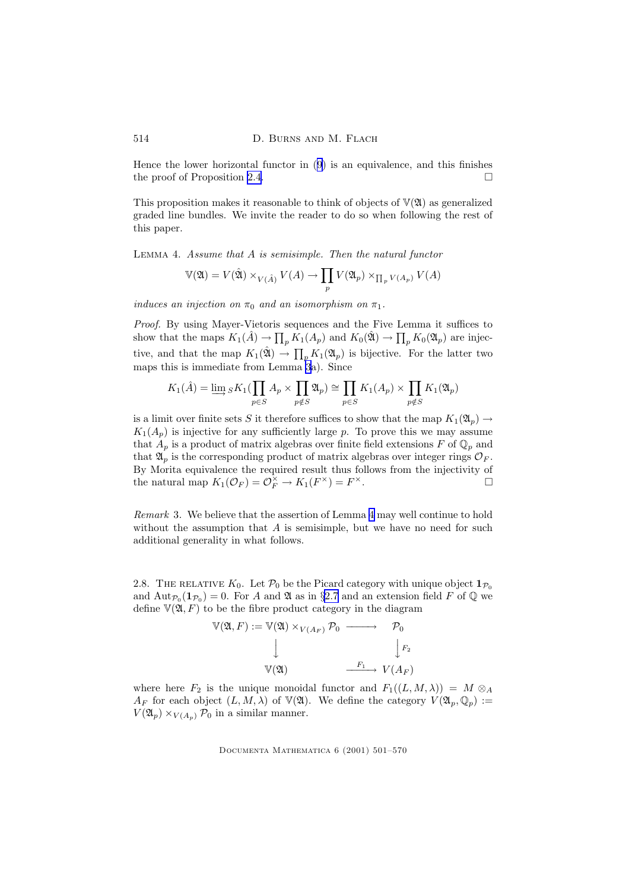Hence the lower horizontal functor in (9) is an equivalence, and this finishes the proof of Proposition 2.4. □

This proposition makes it reasonable to think of objects of $\mathbb{V}(\mathfrak{A})$ as generalized graded line bundles. We invite the reader to do so when following the rest of this paper.

Lemma 4. *Assume that $A$ is semisimple. Then the natural functor*

$$\mathbb{V}(\mathfrak{A}) = V(\hat{\mathfrak{A}}) \times_{V(\hat{A})} V(A) \to \prod_p V(\mathfrak{A}_p) \times_{\prod_p V(A_p)} V(A)$$

*induces an injection on $\pi_0$ and an isomorphism on $\pi_1$.*

*Proof.* By using Mayer-Vietoris sequences and the Five Lemma it suffices to show that the maps $K_1(\hat{A}) \to \prod_p K_1(A_p)$ and $K_0(\hat{\mathfrak{A}}) \to \prod_p K_0(\mathfrak{A}_p)$ are injective, and that the map $K_1(\hat{\mathfrak{A}}) \to \prod_p K_1(\mathfrak{A}_p)$ is bijective. For the latter two maps this is immediate from Lemma 3a). Since

$$K_1(\hat{A}) = \varinjlim{}_S K_1(\prod_{p\in S} A_p \times \prod_{p\notin S} \mathfrak{A}_p) \cong \prod_{p\in S} K_1(A_p) \times \prod_{p\notin S} K_1(\mathfrak{A}_p)$$

is a limit over finite sets $S$ it therefore suffices to show that the map $K_1(\mathfrak{A}_p) \to K_1(A_p)$ is injective for any sufficiently large $p$. To prove this we may assume that $A_p$ is a product of matrix algebras over finite field extensions $F$ of $\mathbb{Q}_p$ and that $\mathfrak{A}_p$ is the corresponding product of matrix algebras over integer rings $\mathcal{O}_F$. By Morita equivalence the required result thus follows from the injectivity of the natural map $K_1(\mathcal{O}_F) = \mathcal{O}_F^\times \to K_1(F^\times) = F^\times$. □

*Remark* 3. We believe that the assertion of Lemma 4 may well continue to hold without the assumption that $A$ is semisimple, but we have no need for such additional generality in what follows.

2.8. The relative $K_0$. Let $\mathcal{P}_0$ be the Picard category with unique object $\mathbf{1}_{\mathcal{P}_0}$ and $\mathrm{Aut}_{\mathcal{P}_0}(\mathbf{1}_{\mathcal{P}_0}) = 0$. For $A$ and $\mathfrak{A}$ as in §2.7 and an extension field $F$ of $\mathbb{Q}$ we define $\mathbb{V}(\mathfrak{A}, F)$ to be the fibre product category in the diagram

$$\begin{array}{ccc}
\mathbb{V}(\mathfrak{A}, F) := \mathbb{V}(\mathfrak{A}) \times_{V(A_F)} \mathcal{P}_0 & \longrightarrow & \mathcal{P}_0 \\
\big\downarrow & & \big\downarrow{\scriptstyle F_2} \\
\mathbb{V}(\mathfrak{A}) & \xrightarrow{F_1} & V(A_F)
\end{array}$$

where here $F_2$ is the unique monoidal functor and $F_1((L, M, \lambda)) = M \otimes_A A_F$ for each object $(L, M, \lambda)$ of $\mathbb{V}(\mathfrak{A})$. We define the category $V(\mathfrak{A}_p, \mathbb{Q}_p) := V(\mathfrak{A}_p) \times_{V(A_p)} \mathcal{P}_0$ in a similar manner.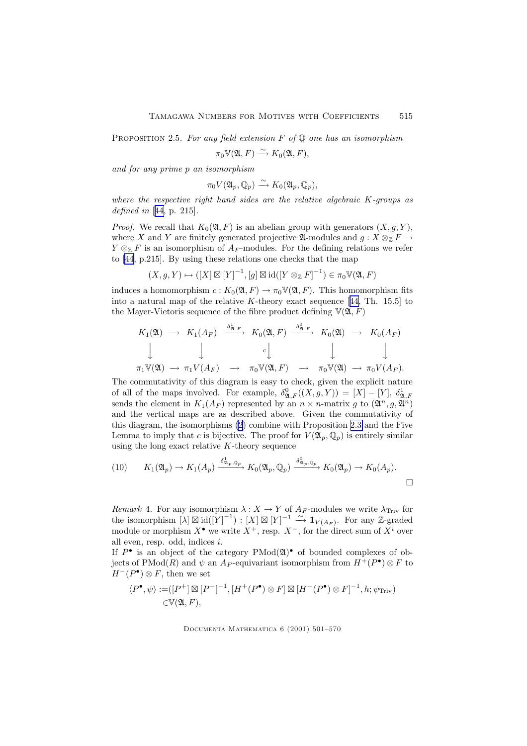Proposition 2.5. *For any field extension $F$ of $\mathbb{Q}$ one has an isomorphism*

$$\pi_0\mathbb{V}(\mathfrak{A}, F) \xrightarrow{\sim} K_0(\mathfrak{A}, F),$$

*and for any prime $p$ an isomorphism*

$$\pi_0 V(\mathfrak{A}_p, \mathbb{Q}_p) \xrightarrow{\sim} K_0(\mathfrak{A}_p, \mathbb{Q}_p),$$

*where the respective right hand sides are the relative algebraic $K$-groups as defined in* [44, p. 215].

*Proof.* We recall that $K_0(\mathfrak{A}, F)$ is an abelian group with generators $(X, g, Y)$, where $X$ and $Y$ are finitely generated projective $\mathfrak{A}$-modules and $g : X \otimes_{\mathbb{Z}} F \to Y \otimes_{\mathbb{Z}} F$ is an isomorphism of $A_F$-modules. For the defining relations we refer to [44, p.215]. By using these relations one checks that the map

$$(X, g, Y) \mapsto ([X] \boxtimes [Y]^{-1}, [g] \boxtimes \mathrm{id}([Y \otimes_{\mathbb{Z}} F]^{-1}) \in \pi_0\mathbb{V}(\mathfrak{A}, F)$$

induces a homomorphism $c : K_0(\mathfrak{A}, F) \to \pi_0\mathbb{V}(\mathfrak{A}, F)$. This homomorphism fits into a natural map of the relative $K$-theory exact sequence [44, Th. 15.5] to the Mayer-Vietoris sequence of the fibre product defining $\mathbb{V}(\mathfrak{A}, F)$

$$\begin{array}{ccccccccc}
K_1(\mathfrak{A}) & \to & K_1(A_F) & \xrightarrow{\delta^1_{\mathfrak{A},F}} & K_0(\mathfrak{A}, F) & \xrightarrow{\delta^0_{\mathfrak{A},F}} & K_0(\mathfrak{A}) & \to & K_0(A_F) \\
\downarrow & & \downarrow & & {\scriptstyle c}\downarrow & & \downarrow & & \downarrow \\
\pi_1\mathbb{V}(\mathfrak{A}) & \to & \pi_1 V(A_F) & \to & \pi_0\mathbb{V}(\mathfrak{A}, F) & \to & \pi_0\mathbb{V}(\mathfrak{A}) & \to & \pi_0 V(A_F).
\end{array}$$

The commutativity of this diagram is easy to check, given the explicit nature of all of the maps involved. For example, $\delta^0_{\mathfrak{A},F}((X, g, Y)) = [X] - [Y]$, $\delta^1_{\mathfrak{A},F}$ sends the element in $K_1(A_F)$ represented by an $n \times n$-matrix $g$ to $(\mathfrak{A}^n, g, \mathfrak{A}^n)$ and the vertical maps are as described above. Given the commutativity of this diagram, the isomorphisms (2) combine with Proposition 2.3 and the Five Lemma to imply that $c$ is bijective. The proof for $V(\mathfrak{A}_p, \mathbb{Q}_p)$ is entirely similar using the long exact relative $K$-theory sequence

$$K_1(\mathfrak{A}_p) \to K_1(A_p) \xrightarrow{\delta^1_{\mathfrak{A}_p,\mathbb{Q}_p}} K_0(\mathfrak{A}_p, \mathbb{Q}_p) \xrightarrow{\delta^0_{\mathfrak{A}_p,\mathbb{Q}_p}} K_0(\mathfrak{A}_p) \to K_0(A_p). \tag{10}$$

□

*Remark* 4. For any isomorphism $\lambda : X \to Y$ of $A_F$-modules we write $\lambda_{\mathrm{Triv}}$ for the isomorphism $[\lambda] \boxtimes \mathrm{id}([Y]^{-1}) : [X] \boxtimes [Y]^{-1} \xrightarrow{\sim} \mathbf{1}_{V(A_F)}$. For any $\mathbb{Z}$-graded module or morphism $X^\bullet$ we write $X^+$, resp. $X^-$, for the direct sum of $X^i$ over all even, resp. odd, indices $i$.

If $P^\bullet$ is an object of the category $\mathrm{PMod}(\mathfrak{A})^\bullet$ of bounded complexes of objects of $\mathrm{PMod}(R)$ and $\psi$ an $A_F$-equivariant isomorphism from $H^+(P^\bullet) \otimes F$ to $H^-(P^\bullet) \otimes F$, then we set

$$\begin{aligned}\langle P^\bullet, \psi\rangle :=& ([P^+] \boxtimes [P^-]^{-1}, [H^+(P^\bullet) \otimes F] \boxtimes [H^-(P^\bullet) \otimes F]^{-1}, h; \psi_{\mathrm{Triv}}) \\ &\in \mathbb{V}(\mathfrak{A}, F),\end{aligned}$$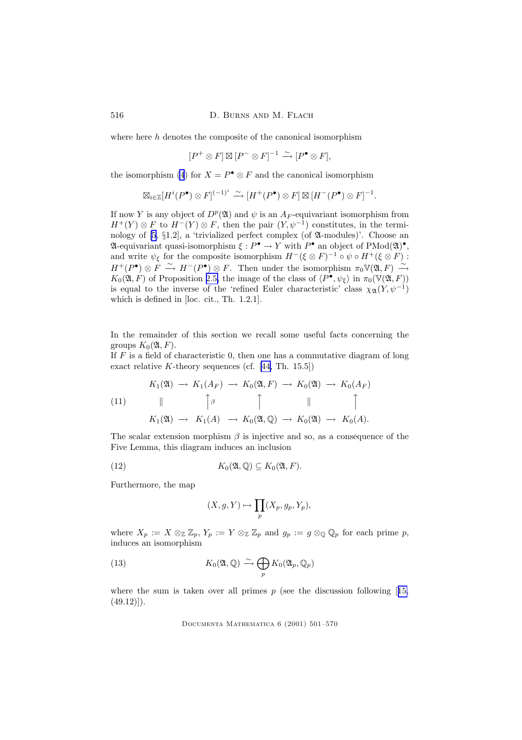where here $h$ denotes the composite of the canonical isomorphism

$$[P^+ \otimes F] \boxtimes [P^- \otimes F]^{-1} \xrightarrow{\sim} [P^\bullet \otimes F],$$

the isomorphism (4) for $X = P^\bullet \otimes F$ and the canonical isomorphism

$$\boxtimes_{i \in \mathbb{Z}} [H^i(P^\bullet) \otimes F]^{(-1)^i} \xrightarrow{\sim} [H^+(P^\bullet) \otimes F] \boxtimes [H^-(P^\bullet) \otimes F]^{-1}.$$

If now $Y$ is any object of $D^p(\mathfrak{A})$ and $\psi$ is an $A_F$-equivariant isomorphism from $H^+(Y) \otimes F$ to $H^-(Y) \otimes F$, then the pair $(Y, \psi^{-1})$ constitutes, in the terminology of [5, §1.2], a 'trivialized perfect complex (of $\mathfrak{A}$-modules)'. Choose an $\mathfrak{A}$-equivariant quasi-isomorphism $\xi : P^\bullet \to Y$ with $P^\bullet$ an object of $\mathrm{PMod}(\mathfrak{A})^\bullet$, and write $\psi_\xi$ for the composite isomorphism $H^-(\xi \otimes F)^{-1} \circ \psi \circ H^+(\xi \otimes F)$ : $H^+(P^\bullet) \otimes F \xrightarrow{\sim} H^-(P^\bullet) \otimes F$. Then under the isomorphism $\pi_0 \mathbb{V}(\mathfrak{A}, F) \xrightarrow{\sim} K_0(\mathfrak{A}, F)$ of Proposition 2.5, the image of the class of $\langle P^\bullet, \psi_\xi \rangle$ in $\pi_0(\mathbb{V}(\mathfrak{A}, F))$ is equal to the inverse of the 'refined Euler characteristic' class $\chi_{\mathfrak{A}}(Y, \psi^{-1})$ which is defined in [loc. cit., Th. 1.2.1].

In the remainder of this section we recall some useful facts concerning the groups $K_0(\mathfrak{A}, F)$.

If $F$ is a field of characteristic 0, then one has a commutative diagram of long exact relative $K$-theory sequences (cf. [44, Th. 15.5])

$$\begin{array}{ccccccccc}
K_1(\mathfrak{A}) & \to & K_1(A_F) & \to & K_0(\mathfrak{A}, F) & \to & K_0(\mathfrak{A}) & \to & K_0(A_F) \\
\| & & \uparrow{\scriptstyle\beta} & & \uparrow & & \| & & \uparrow \\
K_1(\mathfrak{A}) & \to & K_1(A) & \to & K_0(\mathfrak{A}, \mathbb{Q}) & \to & K_0(\mathfrak{A}) & \to & K_0(A).
\end{array} \tag{11}$$

The scalar extension morphism $\beta$ is injective and so, as a consequence of the Five Lemma, this diagram induces an inclusion

$$K_0(\mathfrak{A}, \mathbb{Q}) \subseteq K_0(\mathfrak{A}, F). \tag{12}$$

Furthermore, the map

$$(X, g, Y) \mapsto \prod_p (X_p, g_p, Y_p),$$

where $X_p := X \otimes_{\mathbb{Z}} \mathbb{Z}_p$, $Y_p := Y \otimes_{\mathbb{Z}} \mathbb{Z}_p$ and $g_p := g \otimes_{\mathbb{Q}} \mathbb{Q}_p$ for each prime $p$, induces an isomorphism

$$K_0(\mathfrak{A}, \mathbb{Q}) \xrightarrow{\sim} \bigoplus_p K_0(\mathfrak{A}_p, \mathbb{Q}_p) \tag{13}$$

where the sum is taken over all primes $p$ (see the discussion following [15, (49.12)]).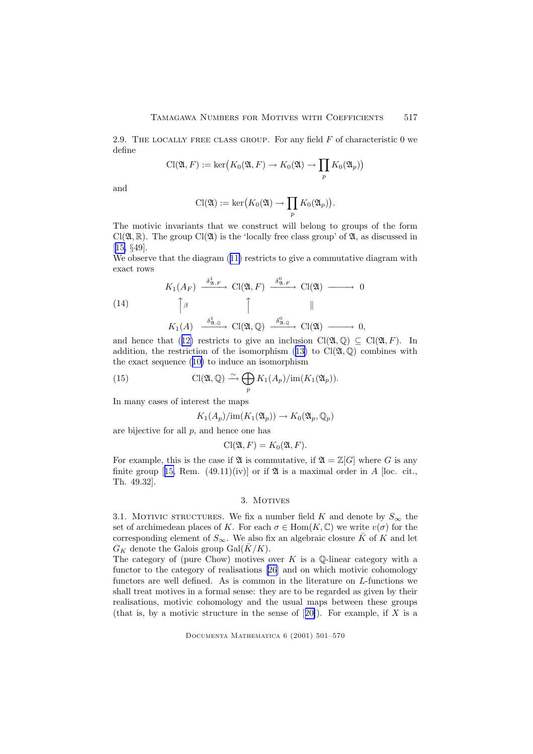2.9. The locally free class group. For any field $F$ of characteristic 0 we define

$$\mathrm{Cl}(\mathfrak{A}, F) := \ker\big(K_0(\mathfrak{A}, F) \to K_0(\mathfrak{A}) \to \prod_p K_0(\mathfrak{A}_p)\big)$$

and

$$\mathrm{Cl}(\mathfrak{A}) := \ker\big(K_0(\mathfrak{A}) \to \prod_p K_0(\mathfrak{A}_p)\big).$$

The motivic invariants that we construct will belong to groups of the form $\mathrm{Cl}(\mathfrak{A}, \mathbb{R})$. The group $\mathrm{Cl}(\mathfrak{A})$ is the 'locally free class group' of $\mathfrak{A}$, as discussed in [15, §49].

We observe that the diagram (11) restricts to give a commutative diagram with exact rows

$$\begin{array}{ccccccc} K_1(A_F) & \xrightarrow{\delta^1_{\mathfrak{A},F}} & \mathrm{Cl}(\mathfrak{A}, F) & \xrightarrow{\delta^0_{\mathfrak{A},F}} & \mathrm{Cl}(\mathfrak{A}) & \longrightarrow & 0 \\ \uparrow \beta & & \uparrow & & \| & & \\ K_1(A) & \xrightarrow{\delta^1_{\mathfrak{A},\mathbb{Q}}} & \mathrm{Cl}(\mathfrak{A}, \mathbb{Q}) & \xrightarrow{\delta^0_{\mathfrak{A},\mathbb{Q}}} & \mathrm{Cl}(\mathfrak{A}) & \longrightarrow & 0, \end{array} \tag{14}$$

and hence that (12) restricts to give an inclusion $\mathrm{Cl}(\mathfrak{A}, \mathbb{Q}) \subseteq \mathrm{Cl}(\mathfrak{A}, F)$. In addition, the restriction of the isomorphism (13) to $\mathrm{Cl}(\mathfrak{A}, \mathbb{Q})$ combines with the exact sequence (10) to induce an isomorphism

$$\mathrm{Cl}(\mathfrak{A}, \mathbb{Q}) \xrightarrow{\sim} \bigoplus_p K_1(A_p)/\mathrm{im}(K_1(\mathfrak{A}_p)). \tag{15}$$

In many cases of interest the maps

$$K_1(A_p)/\mathrm{im}(K_1(\mathfrak{A}_p)) \to K_0(\mathfrak{A}_p, \mathbb{Q}_p)$$

are bijective for all $p$, and hence one has

$$\mathrm{Cl}(\mathfrak{A}, F) = K_0(\mathfrak{A}, F).$$

For example, this is the case if $\mathfrak{A}$ is commutative, if $\mathfrak{A} = \mathbb{Z}[G]$ where $G$ is any finite group [15, Rem. (49.11)(iv)] or if $\mathfrak{A}$ is a maximal order in $A$ [loc. cit., Th. 49.32].

## 3. Motives

3.1. Motivic structures. We fix a number field $K$ and denote by $S_\infty$ the set of archimedean places of $K$. For each $\sigma \in \mathrm{Hom}(K, \mathbb{C})$ we write $v(\sigma)$ for the corresponding element of $S_\infty$. We also fix an algebraic closure $\bar{K}$ of $K$ and let $G_K$ denote the Galois group $\mathrm{Gal}(\bar{K}/K)$.

The category of (pure Chow) motives over $K$ is a $\mathbb{Q}$-linear category with a functor to the category of realisations [26] and on which motivic cohomology functors are well defined. As is common in the literature on $L$-functions we shall treat motives in a formal sense: they are to be regarded as given by their realisations, motivic cohomology and the usual maps between these groups (that is, by a motivic structure in the sense of [20]). For example, if $X$ is a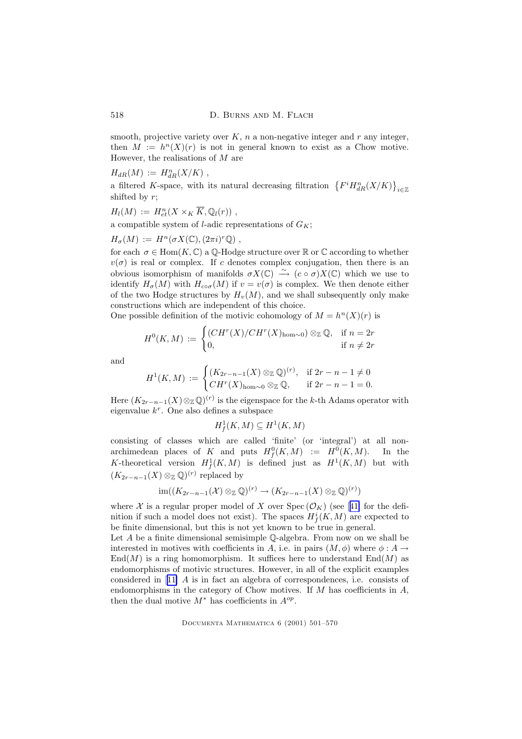smooth, projective variety over $K$, $n$ a non-negative integer and $r$ any integer, then $M := h^n(X)(r)$ is not in general known to exist as a Chow motive. However, the realisations of $M$ are

$H_{dR}(M) := H^n_{dR}(X/K)$ ,

a filtered $K$-space, with its natural decreasing filtration $\left\{F^i H^n_{dR}(X/K)\right\}_{i\in\mathbb{Z}}$ shifted by $r$;

$H_l(M) := H^n_{et}(X \times_K \overline{K}, \mathbb{Q}_l(r))$ ,

a compatible system of $l$-adic representations of $G_K$;

$H_\sigma(M) := H^n(\sigma X(\mathbb{C}), (2\pi i)^r \mathbb{Q})$ ,

for each $\sigma \in \mathrm{Hom}(K, \mathbb{C})$ a $\mathbb{Q}$-Hodge structure over $\mathbb{R}$ or $\mathbb{C}$ according to whether $v(\sigma)$ is real or complex. If $c$ denotes complex conjugation, then there is an obvious isomorphism of manifolds $\sigma X(\mathbb{C}) \xrightarrow{\sim} (c \circ \sigma)X(\mathbb{C})$ which we use to identify $H_\sigma(M)$ with $H_{c\circ\sigma}(M)$ if $v = v(\sigma)$ is complex. We then denote either of the two Hodge structures by $H_v(M)$, and we shall subsequently only make constructions which are independent of this choice.

One possible definition of the motivic cohomology of $M = h^n(X)(r)$ is

$$H^0(K, M) := \begin{cases} (CH^r(X)/CH^r(X)_{\mathrm{hom}\sim 0}) \otimes_{\mathbb{Z}} \mathbb{Q}, & \text{if } n = 2r \\ 0, & \text{if } n \neq 2r \end{cases}$$

and

$$H^1(K, M) := \begin{cases} (K_{2r-n-1}(X) \otimes_{\mathbb{Z}} \mathbb{Q})^{(r)}, & \text{if } 2r - n - 1 \neq 0 \\ CH^r(X)_{\mathrm{hom}\sim 0} \otimes_{\mathbb{Z}} \mathbb{Q}, & \text{if } 2r - n - 1 = 0. \end{cases}$$

Here $(K_{2r-n-1}(X) \otimes_{\mathbb{Z}} \mathbb{Q})^{(r)}$ is the eigenspace for the $k$-th Adams operator with eigenvalue $k^r$. One also defines a subspace

$$H^1_f(K, M) \subseteq H^1(K, M)$$

consisting of classes which are called 'finite' (or 'integral') at all non-archimedean places of $K$ and puts $H^0_f(K, M) := H^0(K, M)$. In the $K$-theoretical version $H^1_f(K, M)$ is defined just as $H^1(K, M)$ but with $(K_{2r-n-1}(X) \otimes_{\mathbb{Z}} \mathbb{Q})^{(r)}$ replaced by

$$\mathrm{im}((K_{2r-n-1}(\mathcal{X}) \otimes_{\mathbb{Z}} \mathbb{Q})^{(r)} \to (K_{2r-n-1}(X) \otimes_{\mathbb{Z}} \mathbb{Q})^{(r)})$$

where $\mathcal{X}$ is a regular proper model of $X$ over $\mathrm{Spec}\,(\mathcal{O}_K)$ (see [41] for the definition if such a model does not exist). The spaces $H^i_f(K, M)$ are expected to be finite dimensional, but this is not yet known to be true in general.

Let $A$ be a finite dimensional semisimple $\mathbb{Q}$-algebra. From now on we shall be interested in motives with coefficients in $A$, i.e. in pairs $(M, \phi)$ where $\phi : A \to \mathrm{End}(M)$ is a ring homomorphism. It suffices here to understand $\mathrm{End}(M)$ as endomorphisms of motivic structures. However, in all of the explicit examples considered in [11] $A$ is in fact an algebra of correspondences, i.e. consists of endomorphisms in the category of Chow motives. If $M$ has coefficients in $A$, then the dual motive $M^*$ has coefficients in $A^{op}$.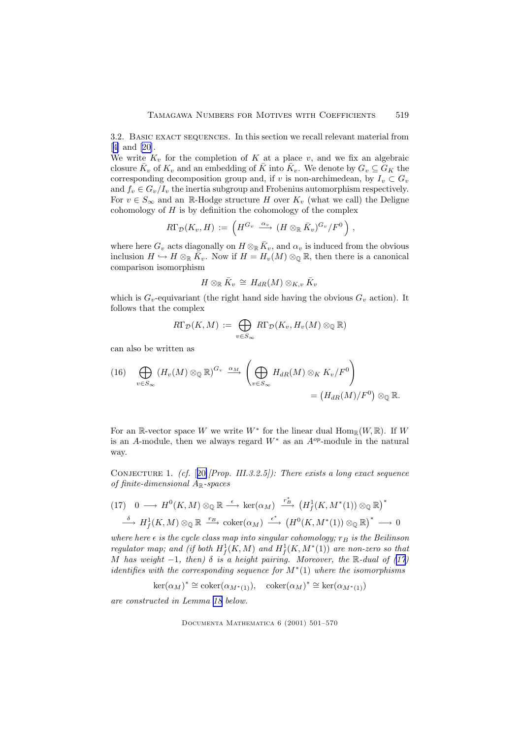3.2. Basic exact sequences. In this section we recall relevant material from [4] and [20].

We write $K_v$ for the completion of $K$ at a place $v$, and we fix an algebraic closure $\bar{K}_v$ of $K_v$ and an embedding of $\bar{K}$ into $\bar{K}_v$. We denote by $G_v \subseteq G_K$ the corresponding decomposition group and, if $v$ is non-archimedean, by $I_v \subset G_v$ and $f_v \in G_v/I_v$ the inertia subgroup and Frobenius automorphism respectively. For $v \in S_\infty$ and an $\mathbb{R}$-Hodge structure $H$ over $K_v$ (what we call) the Deligne cohomology of $H$ is by definition the cohomology of the complex

$$R\Gamma_{\mathcal{D}}(K_v, H) := \left( H^{G_v} \xrightarrow{\alpha_v} (H \otimes_{\mathbb{R}} \bar{K}_v)^{G_v}/F^0 \right),$$

where here $G_v$ acts diagonally on $H \otimes_{\mathbb{R}} \bar{K}_v$, and $\alpha_v$ is induced from the obvious inclusion $H \hookrightarrow H \otimes_{\mathbb{R}} \bar{K}_v$. Now if $H = H_v(M) \otimes_{\mathbb{Q}} \mathbb{R}$, then there is a canonical comparison isomorphism

$$H \otimes_{\mathbb{R}} \bar{K}_v \cong H_{dR}(M) \otimes_{K,v} \bar{K}_v$$

which is $G_v$-equivariant (the right hand side having the obvious $G_v$ action). It follows that the complex

$$R\Gamma_{\mathcal{D}}(K, M) := \bigoplus_{v \in S_\infty} R\Gamma_{\mathcal{D}}(K_v, H_v(M) \otimes_{\mathbb{Q}} \mathbb{R})$$

can also be written as

$$\text{(16)} \quad \bigoplus_{v \in S_\infty} (H_v(M) \otimes_{\mathbb{Q}} \mathbb{R})^{G_v} \xrightarrow{\alpha_M} \left( \bigoplus_{v \in S_\infty} H_{dR}(M) \otimes_K K_v/F^0 \right) = \left( H_{dR}(M)/F^0 \right) \otimes_{\mathbb{Q}} \mathbb{R}.$$

For an $\mathbb{R}$-vector space $W$ we write $W^*$ for the linear dual $\mathrm{Hom}_{\mathbb{R}}(W, \mathbb{R})$. If $W$ is an $A$-module, then we always regard $W^*$ as an $A^{op}$-module in the natural way.

Conjecture 1. *(cf. [20, Prop. III.3.2.5]): There exists a long exact sequence of finite-dimensional $A_{\mathbb{R}}$-spaces*

$$\text{(17)} \quad 0 \longrightarrow H^0(K, M) \otimes_{\mathbb{Q}} \mathbb{R} \xrightarrow{\epsilon} \ker(\alpha_M) \xrightarrow{r_B^*} \left( H^1_f(K, M^*(1)) \otimes_{\mathbb{Q}} \mathbb{R} \right)^* \xrightarrow{\delta} H^1_f(K, M) \otimes_{\mathbb{Q}} \mathbb{R} \xrightarrow{r_B} \mathrm{coker}(\alpha_M) \xrightarrow{\epsilon^*} \left( H^0(K, M^*(1)) \otimes_{\mathbb{Q}} \mathbb{R} \right)^* \longrightarrow 0$$

*where here $\epsilon$ is the cycle class map into singular cohomology; $r_B$ is the Beilinson regulator map; and (if both $H^1_f(K, M)$ and $H^1_f(K, M^*(1))$ are non-zero so that $M$ has weight $-1$, then) $\delta$ is a height pairing. Moreover, the $\mathbb{R}$-dual of (17) identifies with the corresponding sequence for $M^*(1)$ where the isomorphisms*

$$\ker(\alpha_M)^* \cong \mathrm{coker}(\alpha_{M^*(1)}), \quad \mathrm{coker}(\alpha_M)^* \cong \ker(\alpha_{M^*(1)})$$

*are constructed in Lemma 18 below.*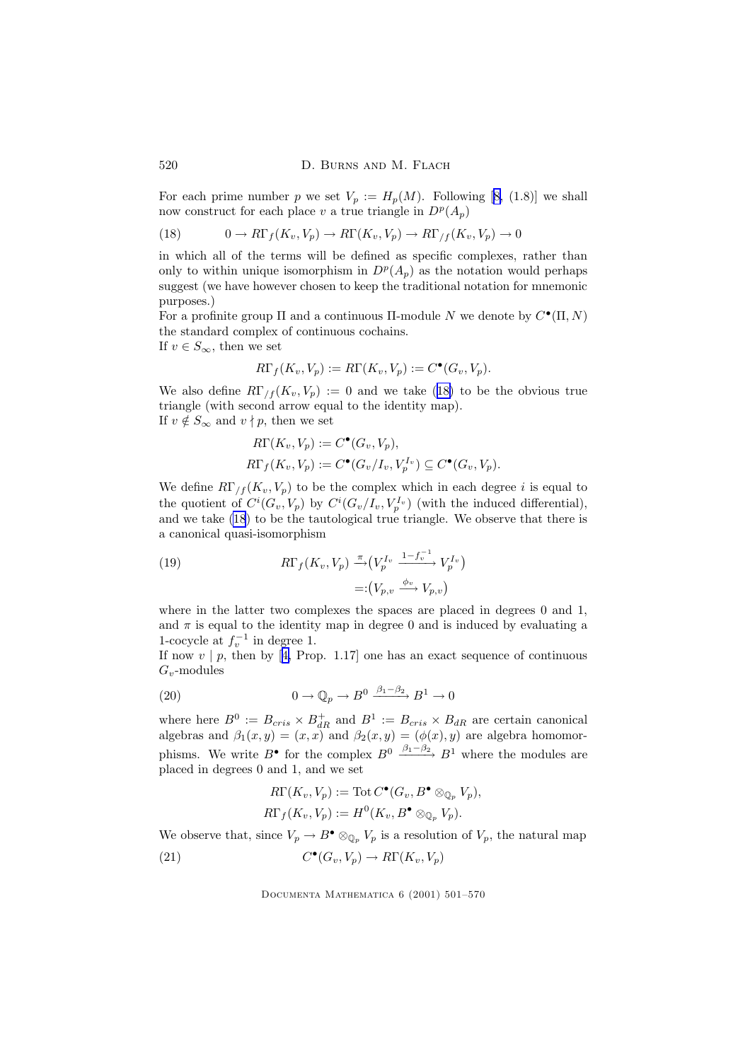For each prime number $p$ we set $V_p := H_p(M)$. Following [8, (1.8)] we shall now construct for each place $v$ a true triangle in $D^p(A_p)$

$$0 \to R\Gamma_f(K_v, V_p) \to R\Gamma(K_v, V_p) \to R\Gamma_{/f}(K_v, V_p) \to 0 \tag{18}$$

in which all of the terms will be defined as specific complexes, rather than only to within unique isomorphism in $D^p(A_p)$ as the notation would perhaps suggest (we have however chosen to keep the traditional notation for mnemonic purposes.)

For a profinite group $\Pi$ and a continuous $\Pi$-module $N$ we denote by $C^\bullet(\Pi, N)$ the standard complex of continuous cochains.

If $v \in S_\infty$, then we set

$$R\Gamma_f(K_v, V_p) := R\Gamma(K_v, V_p) := C^\bullet(G_v, V_p).$$

We also define $R\Gamma_{/f}(K_v, V_p) := 0$ and we take (18) to be the obvious true triangle (with second arrow equal to the identity map).

If $v \notin S_\infty$ and $v \nmid p$, then we set

$$R\Gamma(K_v, V_p) := C^\bullet(G_v, V_p),$$
$$R\Gamma_f(K_v, V_p) := C^\bullet(G_v/I_v, V_p^{I_v}) \subseteq C^\bullet(G_v, V_p).$$

We define $R\Gamma_{/f}(K_v, V_p)$ to be the complex which in each degree $i$ is equal to the quotient of $C^i(G_v, V_p)$ by $C^i(G_v/I_v, V_p^{I_v})$ (with the induced differential), and we take (18) to be the tautological true triangle. We observe that there is a canonical quasi-isomorphism

$$\begin{aligned} R\Gamma_f(K_v, V_p) &\xrightarrow{\pi} \big(V_p^{I_v} \xrightarrow{1-f_v^{-1}} V_p^{I_v}\big) \\ &=: \big(V_{p,v} \xrightarrow{\phi_v} V_{p,v}\big) \end{aligned} \tag{19}$$

where in the latter two complexes the spaces are placed in degrees 0 and 1, and $\pi$ is equal to the identity map in degree 0 and is induced by evaluating a 1-cocycle at $f_v^{-1}$ in degree 1.

If now $v \mid p$, then by [4, Prop. 1.17] one has an exact sequence of continuous $G_v$-modules

$$0 \to \mathbb{Q}_p \to B^0 \xrightarrow{\beta_1 - \beta_2} B^1 \to 0 \tag{20}$$

where here $B^0 := B_{cris} \times B_{dR}^+$ and $B^1 := B_{cris} \times B_{dR}$ are certain canonical algebras and $\beta_1(x, y) = (x, x)$ and $\beta_2(x, y) = (\phi(x), y)$ are algebra homomorphisms. We write $B^\bullet$ for the complex $B^0 \xrightarrow{\beta_1 - \beta_2} B^1$ where the modules are placed in degrees 0 and 1, and we set

$$R\Gamma(K_v, V_p) := \operatorname{Tot} C^\bullet(G_v, B^\bullet \otimes_{\mathbb{Q}_p} V_p),$$
$$R\Gamma_f(K_v, V_p) := H^0(K_v, B^\bullet \otimes_{\mathbb{Q}_p} V_p).$$

We observe that, since $V_p \to B^\bullet \otimes_{\mathbb{Q}_p} V_p$ is a resolution of $V_p$, the natural map

$$C^\bullet(G_v, V_p) \to R\Gamma(K_v, V_p) \tag{21}$$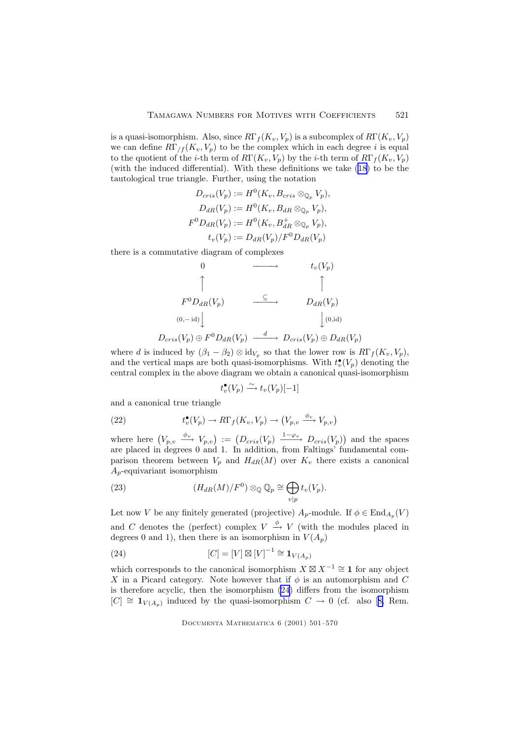is a quasi-isomorphism. Also, since $R\Gamma_f(K_v, V_p)$ is a subcomplex of $R\Gamma(K_v, V_p)$ we can define $R\Gamma_{/f}(K_v, V_p)$ to be the complex which in each degree $i$ is equal to the quotient of the $i$-th term of $R\Gamma(K_v, V_p)$ by the $i$-th term of $R\Gamma_f(K_v, V_p)$ (with the induced differential). With these definitions we take (18) to be the tautological true triangle. Further, using the notation

$$
\begin{aligned}
D_{cris}(V_p) &:= H^0(K_v, B_{cris} \otimes_{\mathbb{Q}_p} V_p),\\
D_{dR}(V_p) &:= H^0(K_v, B_{dR} \otimes_{\mathbb{Q}_p} V_p),\\
F^0 D_{dR}(V_p) &:= H^0(K_v, B_{dR}^+ \otimes_{\mathbb{Q}_p} V_p),\\
t_v(V_p) &:= D_{dR}(V_p)/F^0 D_{dR}(V_p)
\end{aligned}
$$

there is a commutative diagram of complexes

$$
\begin{array}{ccc}
0 & \longrightarrow & t_v(V_p) \\
\uparrow & & \uparrow \\
F^0 D_{dR}(V_p) & \xrightarrow{\subseteq} & D_{dR}(V_p) \\
{\scriptstyle (0,-\mathrm{id})}\downarrow & & \downarrow{\scriptstyle (0,\mathrm{id})} \\
D_{cris}(V_p) \oplus F^0 D_{dR}(V_p) & \xrightarrow{d} & D_{cris}(V_p) \oplus D_{dR}(V_p)
\end{array}
$$

where $d$ is induced by $(\beta_1 - \beta_2) \otimes \mathrm{id}_{V_p}$ so that the lower row is $R\Gamma_f(K_v, V_p)$, and the vertical maps are both quasi-isomorphisms. With $t_v^\bullet(V_p)$ denoting the central complex in the above diagram we obtain a canonical quasi-isomorphism

$$
t_v^\bullet(V_p) \xrightarrow{\sim} t_v(V_p)[-1]
$$

and a canonical true triangle

$$
t_v^\bullet(V_p) \to R\Gamma_f(K_v, V_p) \to \left(V_{p,v} \xrightarrow{\phi_v} V_{p,v}\right) \tag{22}
$$

where here $\left(V_{p,v} \xrightarrow{\phi_v} V_{p,v}\right) := \left(D_{cris}(V_p) \xrightarrow{1-\varphi_v} D_{cris}(V_p)\right)$ and the spaces are placed in degrees 0 and 1. In addition, from Faltings' fundamental comparison theorem between $V_p$ and $H_{dR}(M)$ over $K_v$ there exists a canonical $A_p$-equivariant isomorphism

$$
(H_{dR}(M)/F^0) \otimes_{\mathbb{Q}} \mathbb{Q}_p \cong \bigoplus_{v|p} t_v(V_p). \tag{23}
$$

Let now $V$ be any finitely generated (projective) $A_p$-module. If $\phi \in \mathrm{End}_{A_p}(V)$ and $C$ denotes the (perfect) complex $V \xrightarrow{\phi} V$ (with the modules placed in degrees 0 and 1), then there is an isomorphism in $V(A_p)$

$$
[C] = [V] \boxtimes [V]^{-1} \cong \mathbf{1}_{V(A_p)} \tag{24}
$$

which corresponds to the canonical isomorphism $X \boxtimes X^{-1} \cong \mathbf{1}$ for any object $X$ in a Picard category. Note however that if $\phi$ is an automorphism and $C$ is therefore acyclic, then the isomorphism (24) differs from the isomorphism $[C] \cong \mathbf{1}_{V(A_p)}$ induced by the quasi-isomorphism $C \to 0$ (cf. also [8, Rem.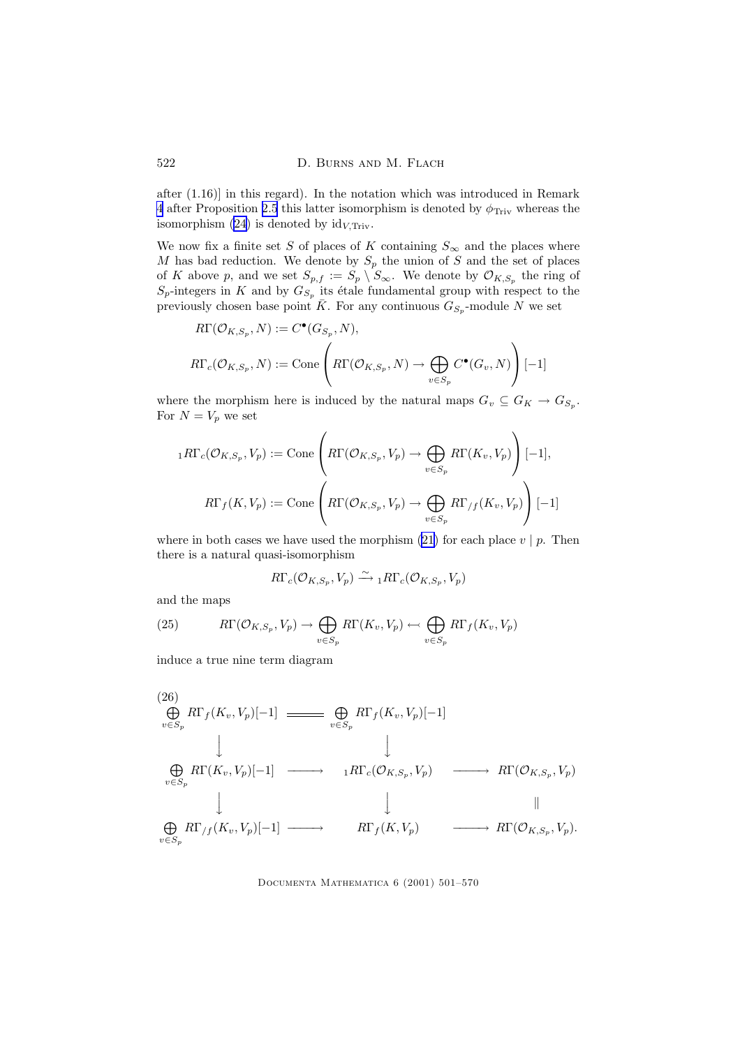after (1.16)] in this regard). In the notation which was introduced in Remark 4 after Proposition 2.5 this latter isomorphism is denoted by $\phi_{\mathrm{Triv}}$ whereas the isomorphism (24) is denoted by $\mathrm{id}_{V,\mathrm{Triv}}$.

We now fix a finite set $S$ of places of $K$ containing $S_\infty$ and the places where $M$ has bad reduction. We denote by $S_p$ the union of $S$ and the set of places of $K$ above $p$, and we set $S_{p,f} := S_p \setminus S_\infty$. We denote by $\mathcal{O}_{K,S_p}$ the ring of $S_p$-integers in $K$ and by $G_{S_p}$ its étale fundamental group with respect to the previously chosen base point $\bar{K}$. For any continuous $G_{S_p}$-module $N$ we set

$$R\Gamma(\mathcal{O}_{K,S_p}, N) := C^\bullet(G_{S_p}, N),$$

$$R\Gamma_c(\mathcal{O}_{K,S_p}, N) := \mathrm{Cone}\left( R\Gamma(\mathcal{O}_{K,S_p}, N) \to \bigoplus_{v \in S_p} C^\bullet(G_v, N) \right)[-1]$$

where the morphism here is induced by the natural maps $G_v \subseteq G_K \to G_{S_p}$. For $N = V_p$ we set

$${}_1R\Gamma_c(\mathcal{O}_{K,S_p}, V_p) := \mathrm{Cone}\left( R\Gamma(\mathcal{O}_{K,S_p}, V_p) \to \bigoplus_{v \in S_p} R\Gamma(K_v, V_p) \right)[-1],$$

$$R\Gamma_f(K, V_p) := \mathrm{Cone}\left( R\Gamma(\mathcal{O}_{K,S_p}, V_p) \to \bigoplus_{v \in S_p} R\Gamma_{/f}(K_v, V_p) \right)[-1]$$

where in both cases we have used the morphism (21) for each place $v \mid p$. Then there is a natural quasi-isomorphism

$$R\Gamma_c(\mathcal{O}_{K,S_p}, V_p) \xrightarrow{\sim} {}_1R\Gamma_c(\mathcal{O}_{K,S_p}, V_p)$$

and the maps

$$R\Gamma(\mathcal{O}_{K,S_p}, V_p) \to \bigoplus_{v \in S_p} R\Gamma(K_v, V_p) \leftarrow \bigoplus_{v \in S_p} R\Gamma_f(K_v, V_p) \tag{25}$$

induce a true nine term diagram

$$\begin{array}{ccccc}
\bigoplus_{v \in S_p} R\Gamma_f(K_v, V_p)[-1] & = & \bigoplus_{v \in S_p} R\Gamma_f(K_v, V_p)[-1] & & \\
\downarrow & & \downarrow & & \\
\bigoplus_{v \in S_p} R\Gamma(K_v, V_p)[-1] & \longrightarrow & {}_1R\Gamma_c(\mathcal{O}_{K,S_p}, V_p) & \longrightarrow & R\Gamma(\mathcal{O}_{K,S_p}, V_p) \\
\downarrow & & \downarrow & & \| \\
\bigoplus_{v \in S_p} R\Gamma_{/f}(K_v, V_p)[-1] & \longrightarrow & R\Gamma_f(K, V_p) & \longrightarrow & R\Gamma(\mathcal{O}_{K,S_p}, V_p).
\end{array} \tag{26}$$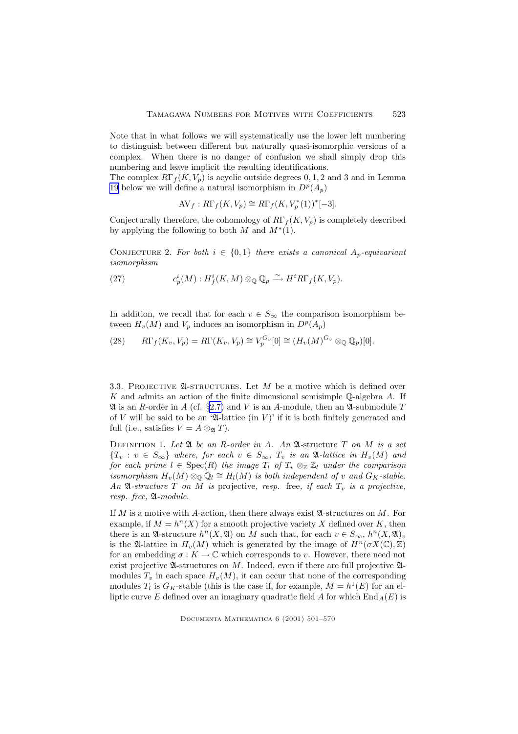Note that in what follows we will systematically use the lower left numbering to distinguish between different but naturally quasi-isomorphic versions of a complex. When there is no danger of confusion we shall simply drop this numbering and leave implicit the resulting identifications.

The complex $R\Gamma_f(K, V_p)$ is acyclic outside degrees $0, 1, 2$ and $3$ and in Lemma 19 below we will define a natural isomorphism in $D^p(A_p)$

$$\mathrm{AV}_f : R\Gamma_f(K, V_p) \cong R\Gamma_f(K, V_p^*(1))^*[-3].$$

Conjecturally therefore, the cohomology of $R\Gamma_f(K, V_p)$ is completely described by applying the following to both $M$ and $M^*(1)$.

Conjecture 2. *For both $i \in \{0, 1\}$ there exists a canonical $A_p$-equivariant isomorphism*

$$c_p^i(M) : H_f^i(K, M) \otimes_{\mathbb{Q}} \mathbb{Q}_p \xrightarrow{\sim} H^i R\Gamma_f(K, V_p). \tag{27}$$

In addition, we recall that for each $v \in S_\infty$ the comparison isomorphism between $H_v(M)$ and $V_p$ induces an isomorphism in $D^p(A_p)$

$$R\Gamma_f(K_v, V_p) = R\Gamma(K_v, V_p) \cong V_p^{G_v}[0] \cong (H_v(M)^{G_v} \otimes_{\mathbb{Q}} \mathbb{Q}_p)[0]. \tag{28}$$

## 3.3. Projective $\mathfrak{A}$-structures.

Let $M$ be a motive which is defined over $K$ and admits an action of the finite dimensional semisimple $\mathbb{Q}$-algebra $A$. If $\mathfrak{A}$ is an $R$-order in $A$ (cf. §2.7) and $V$ is an $A$-module, then an $\mathfrak{A}$-submodule $T$ of $V$ will be said to be an '$\mathfrak{A}$-lattice (in $V$)' if it is both finitely generated and full (i.e., satisfies $V = A \otimes_{\mathfrak{A}} T$).

Definition 1. *Let $\mathfrak{A}$ be an $R$-order in $A$. An* $\mathfrak{A}$-structure *$T$ on $M$ is a set $\{T_v : v \in S_\infty\}$ where, for each $v \in S_\infty$, $T_v$ is an $\mathfrak{A}$-lattice in $H_v(M)$ and for each prime $l \in \mathrm{Spec}(R)$ the image $T_l$ of $T_v \otimes_{\mathbb{Z}} \mathbb{Z}_l$ under the comparison isomorphism $H_v(M) \otimes_{\mathbb{Q}} \mathbb{Q}_l \cong H_l(M)$ is both independent of $v$ and $G_K$-stable. An $\mathfrak{A}$-structure $T$ on $M$ is* projective*, resp.* free*, if each $T_v$ is a projective, resp. free, $\mathfrak{A}$-module.*

If $M$ is a motive with $A$-action, then there always exist $\mathfrak{A}$-structures on $M$. For example, if $M = h^n(X)$ for a smooth projective variety $X$ defined over $K$, then there is an $\mathfrak{A}$-structure $h^n(X, \mathfrak{A})$ on $M$ such that, for each $v \in S_\infty$, $h^n(X, \mathfrak{A})_v$ is the $\mathfrak{A}$-lattice in $H_v(M)$ which is generated by the image of $H^n(\sigma X(\mathbb{C}), \mathbb{Z})$ for an embedding $\sigma : K \to \mathbb{C}$ which corresponds to $v$. However, there need not exist projective $\mathfrak{A}$-structures on $M$. Indeed, even if there are full projective $\mathfrak{A}$-modules $T_v$ in each space $H_v(M)$, it can occur that none of the corresponding modules $T_l$ is $G_K$-stable (this is the case if, for example, $M = h^1(E)$ for an elliptic curve $E$ defined over an imaginary quadratic field $A$ for which $\mathrm{End}_A(E)$ is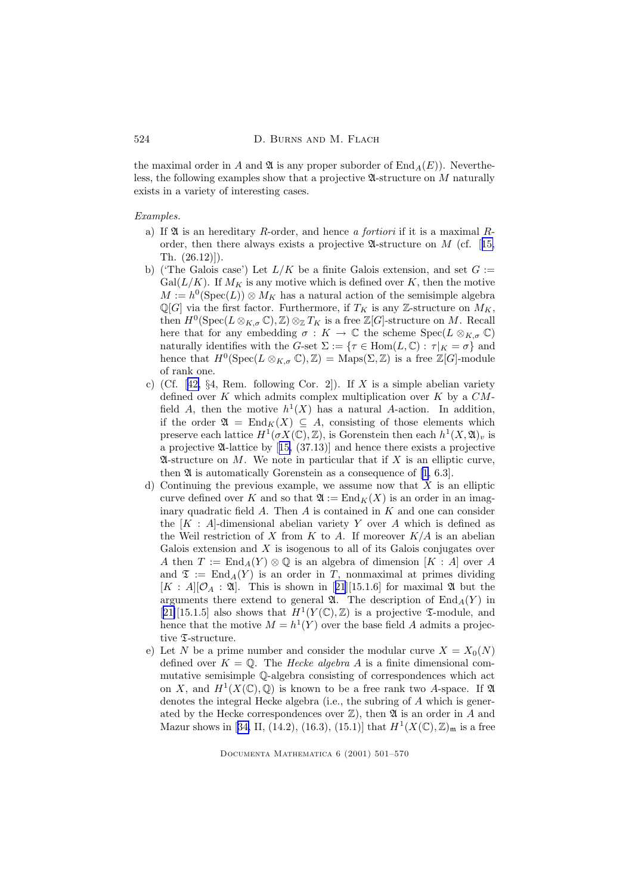the maximal order in $A$ and $\mathfrak{A}$ is any proper suborder of $\mathrm{End}_A(E)$). Nevertheless, the following examples show that a projective $\mathfrak{A}$-structure on $M$ naturally exists in a variety of interesting cases.

*Examples.*

a) If $\mathfrak{A}$ is an hereditary $R$-order, and hence *a fortiori* if it is a maximal $R$-order, then there always exists a projective $\mathfrak{A}$-structure on $M$ (cf. [15, Th. (26.12)]).

b) ('The Galois case') Let $L/K$ be a finite Galois extension, and set $G := \mathrm{Gal}(L/K)$. If $M_K$ is any motive which is defined over $K$, then the motive $M := h^0(\mathrm{Spec}(L)) \otimes M_K$ has a natural action of the semisimple algebra $\mathbb{Q}[G]$ via the first factor. Furthermore, if $T_K$ is any $\mathbb{Z}$-structure on $M_K$, then $H^0(\mathrm{Spec}(L \otimes_{K,\sigma} \mathbb{C}), \mathbb{Z}) \otimes_{\mathbb{Z}} T_K$ is a free $\mathbb{Z}[G]$-structure on $M$. Recall here that for any embedding $\sigma : K \to \mathbb{C}$ the scheme $\mathrm{Spec}(L \otimes_{K,\sigma} \mathbb{C})$ naturally identifies with the $G$-set $\Sigma := \{\tau \in \mathrm{Hom}(L, \mathbb{C}) : \tau|_K = \sigma\}$ and hence that $H^0(\mathrm{Spec}(L \otimes_{K,\sigma} \mathbb{C}), \mathbb{Z}) = \mathrm{Maps}(\Sigma, \mathbb{Z})$ is a free $\mathbb{Z}[G]$-module of rank one.

c) (Cf. [42, §4, Rem. following Cor. 2]). If $X$ is a simple abelian variety defined over $K$ which admits complex multiplication over $K$ by a $CM$-field $A$, then the motive $h^1(X)$ has a natural $A$-action. In addition, if the order $\mathfrak{A} = \mathrm{End}_K(X) \subseteq A$, consisting of those elements which preserve each lattice $H^1(\sigma X(\mathbb{C}), \mathbb{Z})$, is Gorenstein then each $h^1(X, \mathfrak{A})_v$ is a projective $\mathfrak{A}$-lattice by [15, (37.13)] and hence there exists a projective $\mathfrak{A}$-structure on $M$. We note in particular that if $X$ is an elliptic curve, then $\mathfrak{A}$ is automatically Gorenstein as a consequence of [1, 6.3].

d) Continuing the previous example, we assume now that $X$ is an elliptic curve defined over $K$ and so that $\mathfrak{A} := \mathrm{End}_K(X)$ is an order in an imaginary quadratic field $A$. Then $A$ is contained in $K$ and one can consider the $[K : A]$-dimensional abelian variety $Y$ over $A$ which is defined as the Weil restriction of $X$ from $K$ to $A$. If moreover $K/A$ is an abelian Galois extension and $X$ is isogenous to all of its Galois conjugates over $A$ then $T := \mathrm{End}_A(Y) \otimes \mathbb{Q}$ is an algebra of dimension $[K : A]$ over $A$ and $\mathfrak{T} := \mathrm{End}_A(Y)$ is an order in $T$, nonmaximal at primes dividing $[K : A][\mathcal{O}_A : \mathfrak{A}]$. This is shown in [21][15.1.6] for maximal $\mathfrak{A}$ but the arguments there extend to general $\mathfrak{A}$. The description of $\mathrm{End}_A(Y)$ in [21][15.1.5] also shows that $H^1(Y(\mathbb{C}), \mathbb{Z})$ is a projective $\mathfrak{T}$-module, and hence that the motive $M = h^1(Y)$ over the base field $A$ admits a projective $\mathfrak{T}$-structure.

e) Let $N$ be a prime number and consider the modular curve $X = X_0(N)$ defined over $K = \mathbb{Q}$. The *Hecke algebra* $A$ is a finite dimensional commutative semisimple $\mathbb{Q}$-algebra consisting of correspondences which act on $X$, and $H^1(X(\mathbb{C}), \mathbb{Q})$ is known to be a free rank two $A$-space. If $\mathfrak{A}$ denotes the integral Hecke algebra (i.e., the subring of $A$ which is generated by the Hecke correspondences over $\mathbb{Z}$), then $\mathfrak{A}$ is an order in $A$ and Mazur shows in [34, II, (14.2), (16.3), (15.1)] that $H^1(X(\mathbb{C}), \mathbb{Z})_{\mathfrak{m}}$ is a free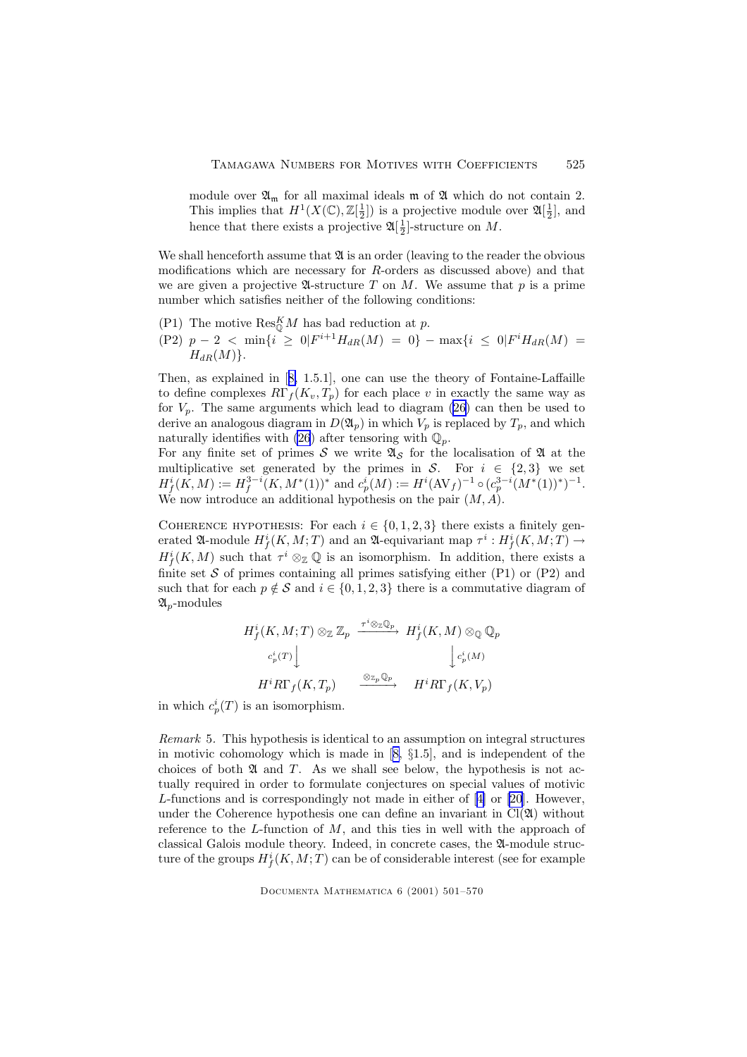module over $\mathfrak{A}_{\mathfrak{m}}$ for all maximal ideals $\mathfrak{m}$ of $\mathfrak{A}$ which do not contain 2. This implies that $H^1(X(\mathbb{C}),\mathbb{Z}[\frac{1}{2}])$ is a projective module over $\mathfrak{A}[\frac{1}{2}]$, and hence that there exists a projective $\mathfrak{A}[\frac{1}{2}]$-structure on $M$.

We shall henceforth assume that $\mathfrak{A}$ is an order (leaving to the reader the obvious modifications which are necessary for $R$-orders as discussed above) and that we are given a projective $\mathfrak{A}$-structure $T$ on $M$. We assume that $p$ is a prime number which satisfies neither of the following conditions:

(P1) The motive $\mathrm{Res}^K_{\mathbb{Q}} M$ has bad reduction at $p$.

(P2) $p-2 < \min\{i \geq 0 | F^{i+1}H_{dR}(M) = 0\} - \max\{i \leq 0 | F^iH_{dR}(M) = H_{dR}(M)\}$.

Then, as explained in [8, 1.5.1], one can use the theory of Fontaine-Laffaille to define complexes $R\Gamma_f(K_v, T_p)$ for each place $v$ in exactly the same way as for $V_p$. The same arguments which lead to diagram (26) can then be used to derive an analogous diagram in $D(\mathfrak{A}_p)$ in which $V_p$ is replaced by $T_p$, and which naturally identifies with (26) after tensoring with $\mathbb{Q}_p$.

For any finite set of primes $\mathcal{S}$ we write $\mathfrak{A}_{\mathcal{S}}$ for the localisation of $\mathfrak{A}$ at the multiplicative set generated by the primes in $\mathcal{S}$. For $i \in \{2,3\}$ we set $H^i_f(K,M) := H^{3-i}_f(K,M^*(1))^*$ and $c^i_p(M) := H^i(\mathrm{AV}_f)^{-1} \circ (c^{3-i}_p(M^*(1))^*)^{-1}$. We now introduce an additional hypothesis on the pair $(M,A)$.

Coherence hypothesis: For each $i \in \{0,1,2,3\}$ there exists a finitely generated $\mathfrak{A}$-module $H^i_f(K,M;T)$ and an $\mathfrak{A}$-equivariant map $\tau^i : H^i_f(K,M;T) \to H^i_f(K,M)$ such that $\tau^i \otimes_{\mathbb{Z}} \mathbb{Q}$ is an isomorphism. In addition, there exists a finite set $\mathcal{S}$ of primes containing all primes satisfying either (P1) or (P2) and such that for each $p \notin \mathcal{S}$ and $i \in \{0,1,2,3\}$ there is a commutative diagram of $\mathfrak{A}_p$-modules

$$\begin{array}{ccc} H^i_f(K,M;T)\otimes_{\mathbb{Z}}\mathbb{Z}_p & \xrightarrow{\tau^i\otimes_{\mathbb{Z}}\mathbb{Q}_p} & H^i_f(K,M)\otimes_{\mathbb{Q}}\mathbb{Q}_p \\ {\scriptstyle c^i_p(T)}\big\downarrow & & \big\downarrow{\scriptstyle c^i_p(M)} \\ H^iR\Gamma_f(K,T_p) & \xrightarrow{\otimes_{\mathbb{Z}_p}\mathbb{Q}_p} & H^iR\Gamma_f(K,V_p) \end{array}$$

in which $c^i_p(T)$ is an isomorphism.

*Remark* 5. This hypothesis is identical to an assumption on integral structures in motivic cohomology which is made in [8, §1.5], and is independent of the choices of both $\mathfrak{A}$ and $T$. As we shall see below, the hypothesis is not actually required in order to formulate conjectures on special values of motivic $L$-functions and is correspondingly not made in either of [4] or [20]. However, under the Coherence hypothesis one can define an invariant in $\mathrm{Cl}(\mathfrak{A})$ without reference to the $L$-function of $M$, and this ties in well with the approach of classical Galois module theory. Indeed, in concrete cases, the $\mathfrak{A}$-module structure of the groups $H^i_f(K,M;T)$ can be of considerable interest (see for example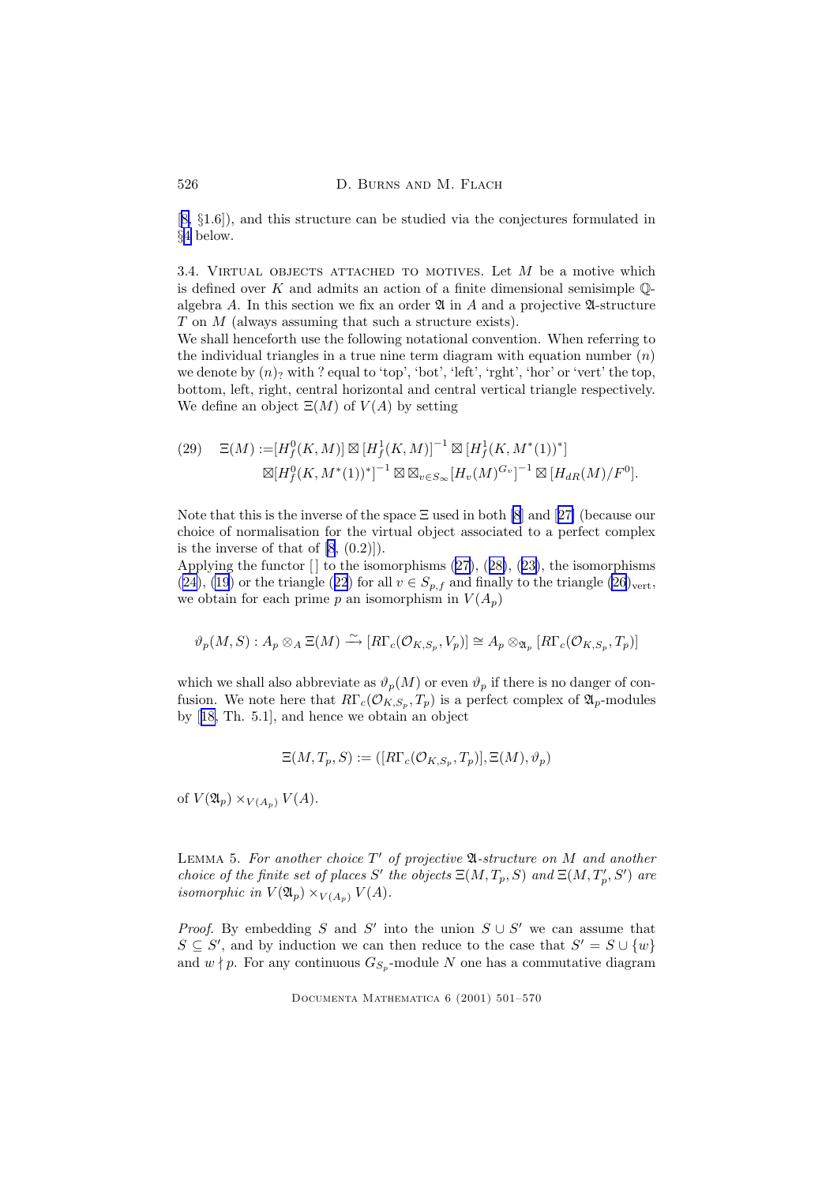[8, §1.6]), and this structure can be studied via the conjectures formulated in §4 below.

3.4. Virtual objects attached to motives. Let $M$ be a motive which is defined over $K$ and admits an action of a finite dimensional semisimple $\mathbb{Q}$-algebra $A$. In this section we fix an order $\mathfrak{A}$ in $A$ and a projective $\mathfrak{A}$-structure $T$ on $M$ (always assuming that such a structure exists).

We shall henceforth use the following notational convention. When referring to the individual triangles in a true nine term diagram with equation number $(n)$ we denote by $(n)_?$ with ? equal to 'top', 'bot', 'left', 'rght', 'hor' or 'vert' the top, bottom, left, right, central horizontal and central vertical triangle respectively. We define an object $\Xi(M)$ of $V(A)$ by setting

$$
\begin{aligned}
(29) \quad \Xi(M) :=& [H^0_f(K,M)] \boxtimes [H^1_f(K,M)]^{-1} \boxtimes [H^1_f(K,M^*(1))^*] \\
&\boxtimes [H^0_f(K,M^*(1))^*]^{-1} \boxtimes \boxtimes_{v\in S_\infty} [H_v(M)^{G_v}]^{-1} \boxtimes [H_{dR}(M)/F^0].
\end{aligned}
$$

Note that this is the inverse of the space $\Xi$ used in both [8] and [27] (because our choice of normalisation for the virtual object associated to a perfect complex is the inverse of that of [8, (0.2)]).

Applying the functor $[\,]$ to the isomorphisms (27), (28), (23), the isomorphisms (24), (19) or the triangle (22) for all $v \in S_{p,f}$ and finally to the triangle $(26)_{\mathrm{vert}}$, we obtain for each prime $p$ an isomorphism in $V(A_p)$

$$
\vartheta_p(M,S) : A_p \otimes_A \Xi(M) \xrightarrow{\sim} [R\Gamma_c(\mathcal{O}_{K,S_p}, V_p)] \cong A_p \otimes_{\mathfrak{A}_p} [R\Gamma_c(\mathcal{O}_{K,S_p}, T_p)]
$$

which we shall also abbreviate as $\vartheta_p(M)$ or even $\vartheta_p$ if there is no danger of confusion. We note here that $R\Gamma_c(\mathcal{O}_{K,S_p}, T_p)$ is a perfect complex of $\mathfrak{A}_p$-modules by [18, Th. 5.1], and hence we obtain an object

$$
\Xi(M, T_p, S) := ([R\Gamma_c(\mathcal{O}_{K,S_p}, T_p)], \Xi(M), \vartheta_p)
$$

of $V(\mathfrak{A}_p) \times_{V(A_p)} V(A)$.

Lemma 5. *For another choice $T'$ of projective $\mathfrak{A}$-structure on $M$ and another choice of the finite set of places $S'$ the objects $\Xi(M, T_p, S)$ and $\Xi(M, T'_p, S')$ are isomorphic in $V(\mathfrak{A}_p) \times_{V(A_p)} V(A)$.*

*Proof.* By embedding $S$ and $S'$ into the union $S \cup S'$ we can assume that $S \subseteq S'$, and by induction we can then reduce to the case that $S' = S \cup \{w\}$ and $w \nmid p$. For any continuous $G_{S_p}$-module $N$ one has a commutative diagram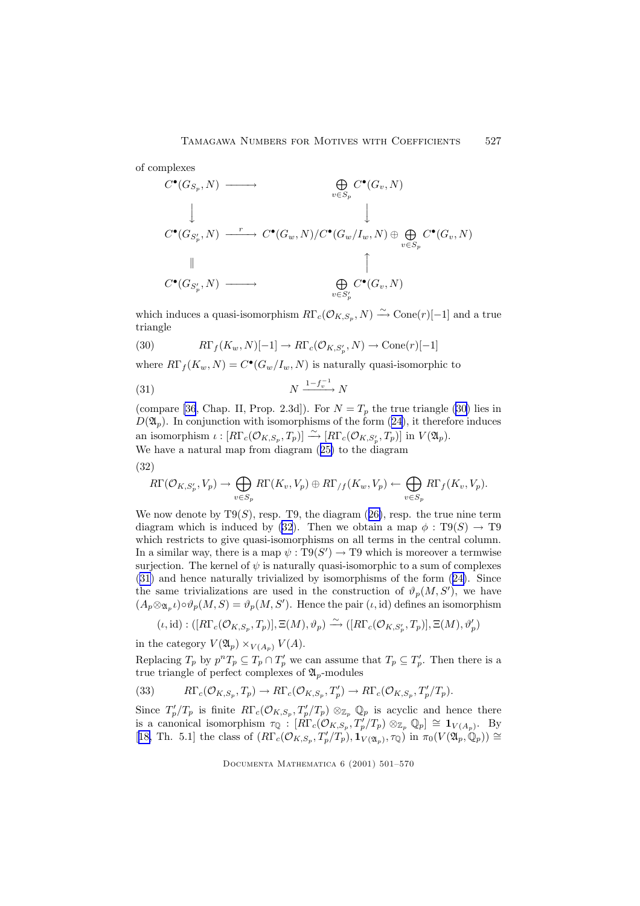of complexes

$$
\begin{array}{ccc}
C^\bullet(G_{S_p}, N) & \longrightarrow & \bigoplus_{v\in S_p} C^\bullet(G_v, N) \\
\downarrow & & \downarrow \\
C^\bullet(G_{S_p'}, N) & \xrightarrow{r} & C^\bullet(G_w, N)/C^\bullet(G_w/I_w, N) \oplus \bigoplus_{v\in S_p} C^\bullet(G_v, N) \\
\| & & \uparrow \\
C^\bullet(G_{S_p'}, N) & \longrightarrow & \bigoplus_{v\in S_p'} C^\bullet(G_v, N)
\end{array}
$$

which induces a quasi-isomorphism $R\Gamma_c(\mathcal{O}_{K,S_p}, N) \xrightarrow{\sim} \mathrm{Cone}(r)[-1]$ and a true triangle

$$R\Gamma_f(K_w, N)[-1] \to R\Gamma_c(\mathcal{O}_{K,S_p'}, N) \to \mathrm{Cone}(r)[-1] \tag{30}$$

where $R\Gamma_f(K_w, N) = C^\bullet(G_w/I_w, N)$ is naturally quasi-isomorphic to

$$N \xrightarrow{1-f_v^{-1}} N \tag{31}$$

(compare [36, Chap. II, Prop. 2.3d]). For $N = T_p$ the true triangle (30) lies in $D(\mathfrak{A}_p)$. In conjunction with isomorphisms of the form (24), it therefore induces an isomorphism $\iota : [R\Gamma_c(\mathcal{O}_{K,S_p}, T_p)] \xrightarrow{\sim} [R\Gamma_c(\mathcal{O}_{K,S_p'}, T_p)]$ in $V(\mathfrak{A}_p)$.
We have a natural map from diagram (25) to the diagram

(32)
$$R\Gamma(\mathcal{O}_{K,S_p'}, V_p) \to \bigoplus_{v\in S_p} R\Gamma(K_v, V_p) \oplus R\Gamma_{/f}(K_w, V_p) \leftarrow \bigoplus_{v\in S_p} R\Gamma_f(K_v, V_p).$$

We now denote by $\mathrm{T9}(S)$, resp. T9, the diagram (26), resp. the true nine term diagram which is induced by (32). Then we obtain a map $\phi : \mathrm{T9}(S) \to \mathrm{T9}$ which restricts to give quasi-isomorphisms on all terms in the central column. In a similar way, there is a map $\psi : \mathrm{T9}(S') \to \mathrm{T9}$ which is moreover a termwise surjection. The kernel of $\psi$ is naturally quasi-isomorphic to a sum of complexes (31) and hence naturally trivialized by isomorphisms of the form (24). Since the same trivializations are used in the construction of $\vartheta_p(M, S')$, we have $(A_p \otimes_{\mathfrak{A}_p} \iota) \circ \vartheta_p(M, S) = \vartheta_p(M, S')$. Hence the pair $(\iota, \mathrm{id})$ defines an isomorphism

$$(\iota, \mathrm{id}) : ([R\Gamma_c(\mathcal{O}_{K,S_p}, T_p)], \Xi(M), \vartheta_p) \xrightarrow{\sim} ([R\Gamma_c(\mathcal{O}_{K,S_p'}, T_p)], \Xi(M), \vartheta_p')$$

in the category $V(\mathfrak{A}_p) \times_{V(A_p)} V(A)$.
Replacing $T_p$ by $p^n T_p \subseteq T_p \cap T_p'$ we can assume that $T_p \subseteq T_p'$. Then there is a true triangle of perfect complexes of $\mathfrak{A}_p$-modules

$$R\Gamma_c(\mathcal{O}_{K,S_p}, T_p) \to R\Gamma_c(\mathcal{O}_{K,S_p}, T_p') \to R\Gamma_c(\mathcal{O}_{K,S_p}, T_p'/T_p). \tag{33}$$

Since $T_p'/T_p$ is finite $R\Gamma_c(\mathcal{O}_{K,S_p}, T_p'/T_p) \otimes_{\mathbb{Z}_p} \mathbb{Q}_p$ is acyclic and hence there is a canonical isomorphism $\tau_{\mathbb{Q}} : [R\Gamma_c(\mathcal{O}_{K,S_p}, T_p'/T_p) \otimes_{\mathbb{Z}_p} \mathbb{Q}_p] \cong \mathbf{1}_{V(A_p)}$. By [18, Th. 5.1] the class of $(R\Gamma_c(\mathcal{O}_{K,S_p}, T_p'/T_p), \mathbf{1}_{V(\mathfrak{A}_p)}, \tau_{\mathbb{Q}})$ in $\pi_0(V(\mathfrak{A}_p, \mathbb{Q}_p)) \cong$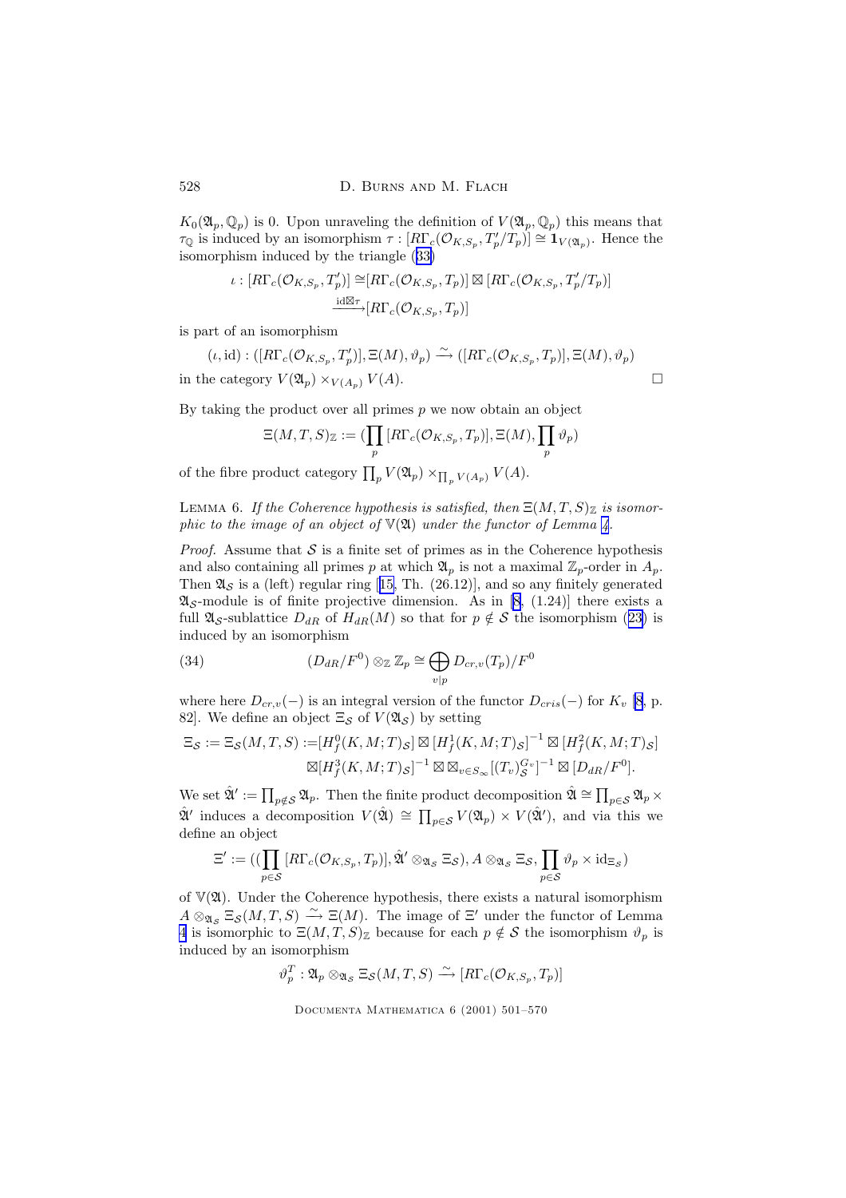$K_0(\mathfrak{A}_p, \mathbb{Q}_p)$ is 0. Upon unraveling the definition of $V(\mathfrak{A}_p, \mathbb{Q}_p)$ this means that $\tau_{\mathbb{Q}}$ is induced by an isomorphism $\tau : [R\Gamma_c(\mathcal{O}_{K,S_p}, T'_p/T_p)] \cong \mathbf{1}_{V(\mathfrak{A}_p)}$. Hence the isomorphism induced by the triangle (33)

$$\iota : [R\Gamma_c(\mathcal{O}_{K,S_p}, T'_p)] \cong [R\Gamma_c(\mathcal{O}_{K,S_p}, T_p)] \boxtimes [R\Gamma_c(\mathcal{O}_{K,S_p}, T'_p/T_p)] \xrightarrow{\mathrm{id}\boxtimes\tau} [R\Gamma_c(\mathcal{O}_{K,S_p}, T_p)]$$

is part of an isomorphism

$$(\iota, \mathrm{id}) : ([R\Gamma_c(\mathcal{O}_{K,S_p}, T'_p)], \Xi(M), \vartheta_p) \xrightarrow{\sim} ([R\Gamma_c(\mathcal{O}_{K,S_p}, T_p)], \Xi(M), \vartheta_p)$$

in the category $V(\mathfrak{A}_p) \times_{V(A_p)} V(A)$. □

By taking the product over all primes $p$ we now obtain an object

$$\Xi(M, T, S)_{\mathbb{Z}} := (\prod_p [R\Gamma_c(\mathcal{O}_{K,S_p}, T_p)], \Xi(M), \prod_p \vartheta_p)$$

of the fibre product category $\prod_p V(\mathfrak{A}_p) \times_{\prod_p V(A_p)} V(A)$.

Lemma 6. *If the Coherence hypothesis is satisfied, then $\Xi(M, T, S)_{\mathbb{Z}}$ is isomorphic to the image of an object of $\mathbb{V}(\mathfrak{A})$ under the functor of Lemma 4.*

*Proof.* Assume that $\mathcal{S}$ is a finite set of primes as in the Coherence hypothesis and also containing all primes $p$ at which $\mathfrak{A}_p$ is not a maximal $\mathbb{Z}_p$-order in $A_p$. Then $\mathfrak{A}_{\mathcal{S}}$ is a (left) regular ring [15, Th. (26.12)], and so any finitely generated $\mathfrak{A}_{\mathcal{S}}$-module is of finite projective dimension. As in [8, (1.24)] there exists a full $\mathfrak{A}_{\mathcal{S}}$-sublattice $D_{dR}$ of $H_{dR}(M)$ so that for $p \notin \mathcal{S}$ the isomorphism (23) is induced by an isomorphism

$$(D_{dR}/F^0) \otimes_{\mathbb{Z}} \mathbb{Z}_p \cong \bigoplus_{v|p} D_{cr,v}(T_p)/F^0 \tag{34}$$

where here $D_{cr,v}(-)$ is an integral version of the functor $D_{cris}(-)$ for $K_v$ [8, p. 82]. We define an object $\Xi_{\mathcal{S}}$ of $V(\mathfrak{A}_{\mathcal{S}})$ by setting

$$\begin{aligned}\Xi_{\mathcal{S}} := \Xi_{\mathcal{S}}(M, T, S) :=& [H^0_f(K, M; T)_{\mathcal{S}}] \boxtimes [H^1_f(K, M; T)_{\mathcal{S}}]^{-1} \boxtimes [H^2_f(K, M; T)_{\mathcal{S}}] \\ &\boxtimes [H^3_f(K, M; T)_{\mathcal{S}}]^{-1} \boxtimes \boxtimes_{v \in S_\infty} [(T_v)^{G_v}_{\mathcal{S}}]^{-1} \boxtimes [D_{dR}/F^0].\end{aligned}$$

We set $\hat{\mathfrak{A}}' := \prod_{p \notin \mathcal{S}} \mathfrak{A}_p$. Then the finite product decomposition $\hat{\mathfrak{A}} \cong \prod_{p \in \mathcal{S}} \mathfrak{A}_p \times \hat{\mathfrak{A}}'$ induces a decomposition $V(\hat{\mathfrak{A}}) \cong \prod_{p \in \mathcal{S}} V(\mathfrak{A}_p) \times V(\hat{\mathfrak{A}}')$, and via this we define an object

$$\Xi' := ((\prod_{p \in \mathcal{S}} [R\Gamma_c(\mathcal{O}_{K,S_p}, T_p)], \hat{\mathfrak{A}}' \otimes_{\mathfrak{A}_{\mathcal{S}}} \Xi_{\mathcal{S}}), A \otimes_{\mathfrak{A}_{\mathcal{S}}} \Xi_{\mathcal{S}}, \prod_{p \in \mathcal{S}} \vartheta_p \times \mathrm{id}_{\Xi_{\mathcal{S}}})$$

of $\mathbb{V}(\mathfrak{A})$. Under the Coherence hypothesis, there exists a natural isomorphism $A \otimes_{\mathfrak{A}_{\mathcal{S}}} \Xi_{\mathcal{S}}(M, T, S) \xrightarrow{\sim} \Xi(M)$. The image of $\Xi'$ under the functor of Lemma 4 is isomorphic to $\Xi(M, T, S)_{\mathbb{Z}}$ because for each $p \notin \mathcal{S}$ the isomorphism $\vartheta_p$ is induced by an isomorphism

$$\vartheta^T_p : \mathfrak{A}_p \otimes_{\mathfrak{A}_{\mathcal{S}}} \Xi_{\mathcal{S}}(M, T, S) \xrightarrow{\sim} [R\Gamma_c(\mathcal{O}_{K,S_p}, T_p)]$$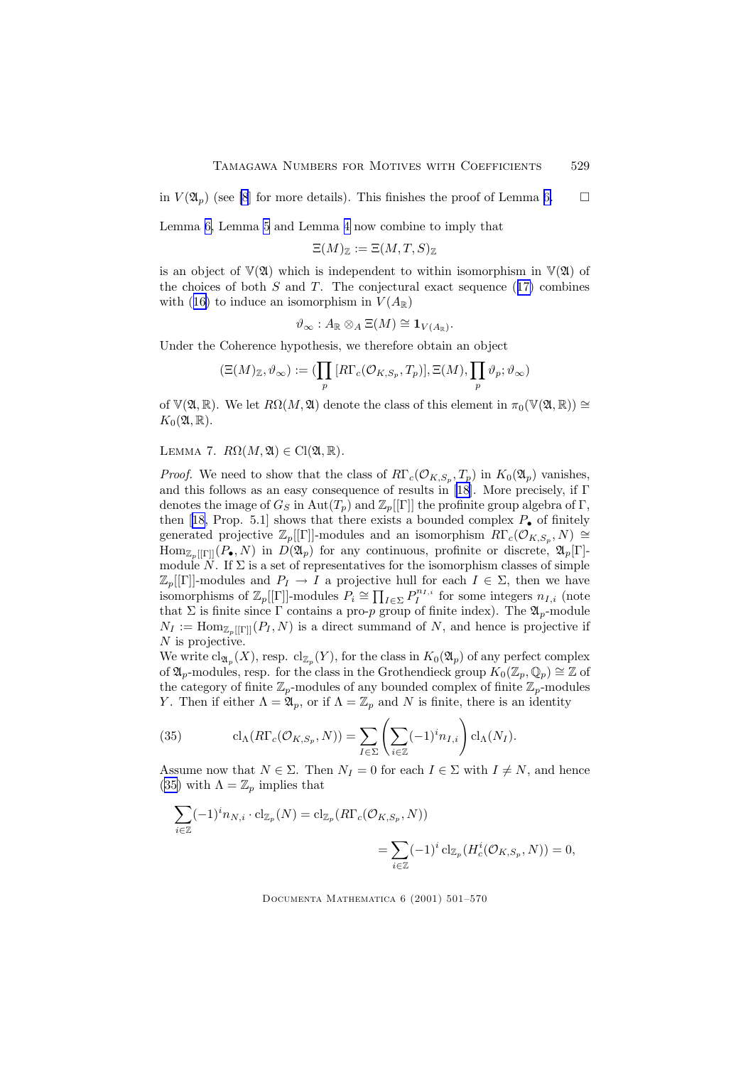in $V(\mathfrak{A}_p)$ (see [8] for more details). This finishes the proof of Lemma 6. $\square$

Lemma 6, Lemma 5 and Lemma 4 now combine to imply that

$$\Xi(M)_{\mathbb{Z}} := \Xi(M, T, S)_{\mathbb{Z}}$$

is an object of $\mathbb{V}(\mathfrak{A})$ which is independent to within isomorphism in $\mathbb{V}(\mathfrak{A})$ of the choices of both $S$ and $T$. The conjectural exact sequence (17) combines with (16) to induce an isomorphism in $V(A_{\mathbb{R}})$

$$\vartheta_\infty : A_{\mathbb{R}} \otimes_A \Xi(M) \cong \mathbf{1}_{V(A_{\mathbb{R}})}.$$

Under the Coherence hypothesis, we therefore obtain an object

$$(\Xi(M)_{\mathbb{Z}}, \vartheta_\infty) := (\prod_p [R\Gamma_c(\mathcal{O}_{K,S_p}, T_p)], \Xi(M), \prod_p \vartheta_p; \vartheta_\infty)$$

of $\mathbb{V}(\mathfrak{A}, \mathbb{R})$. We let $R\Omega(M, \mathfrak{A})$ denote the class of this element in $\pi_0(\mathbb{V}(\mathfrak{A}, \mathbb{R})) \cong K_0(\mathfrak{A}, \mathbb{R})$.

Lemma 7. $R\Omega(M, \mathfrak{A}) \in \mathrm{Cl}(\mathfrak{A}, \mathbb{R})$.

*Proof.* We need to show that the class of $R\Gamma_c(\mathcal{O}_{K,S_p}, T_p)$ in $K_0(\mathfrak{A}_p)$ vanishes, and this follows as an easy consequence of results in [18]. More precisely, if $\Gamma$ denotes the image of $G_S$ in $\mathrm{Aut}(T_p)$ and $\mathbb{Z}_p[[\Gamma]]$ the profinite group algebra of $\Gamma$, then [18, Prop. 5.1] shows that there exists a bounded complex $P_\bullet$ of finitely generated projective $\mathbb{Z}_p[[\Gamma]]$-modules and an isomorphism $R\Gamma_c(\mathcal{O}_{K,S_p}, N) \cong \mathrm{Hom}_{\mathbb{Z}_p[[\Gamma]]}(P_\bullet, N)$ in $D(\mathfrak{A}_p)$ for any continuous, profinite or discrete, $\mathfrak{A}_p[\Gamma]$-module $N$. If $\Sigma$ is a set of representatives for the isomorphism classes of simple $\mathbb{Z}_p[[\Gamma]]$-modules and $P_I \to I$ a projective hull for each $I \in \Sigma$, then we have isomorphisms of $\mathbb{Z}_p[[\Gamma]]$-modules $P_i \cong \prod_{I \in \Sigma} P_I^{n_{I,i}}$ for some integers $n_{I,i}$ (note that $\Sigma$ is finite since $\Gamma$ contains a pro-$p$ group of finite index). The $\mathfrak{A}_p$-module $N_I := \mathrm{Hom}_{\mathbb{Z}_p[[\Gamma]]}(P_I, N)$ is a direct summand of $N$, and hence is projective if $N$ is projective.
We write $\mathrm{cl}_{\mathfrak{A}_p}(X)$, resp. $\mathrm{cl}_{\mathbb{Z}_p}(Y)$, for the class in $K_0(\mathfrak{A}_p)$ of any perfect complex of $\mathfrak{A}_p$-modules, resp. for the class in the Grothendieck group $K_0(\mathbb{Z}_p, \mathbb{Q}_p) \cong \mathbb{Z}$ of the category of finite $\mathbb{Z}_p$-modules of any bounded complex of finite $\mathbb{Z}_p$-modules $Y$. Then if either $\Lambda = \mathfrak{A}_p$, or if $\Lambda = \mathbb{Z}_p$ and $N$ is finite, there is an identity

$$\mathrm{cl}_\Lambda(R\Gamma_c(\mathcal{O}_{K,S_p}, N)) = \sum_{I \in \Sigma} \left( \sum_{i \in \mathbb{Z}} (-1)^i n_{I,i} \right) \mathrm{cl}_\Lambda(N_I). \tag{35}$$

Assume now that $N \in \Sigma$. Then $N_I = 0$ for each $I \in \Sigma$ with $I \neq N$, and hence (35) with $\Lambda = \mathbb{Z}_p$ implies that

$$\begin{aligned}\sum_{i \in \mathbb{Z}} (-1)^i n_{N,i} \cdot \mathrm{cl}_{\mathbb{Z}_p}(N) &= \mathrm{cl}_{\mathbb{Z}_p}(R\Gamma_c(\mathcal{O}_{K,S_p}, N)) \\ &= \sum_{i \in \mathbb{Z}} (-1)^i \,\mathrm{cl}_{\mathbb{Z}_p}(H^i_c(\mathcal{O}_{K,S_p}, N)) = 0,\end{aligned}$$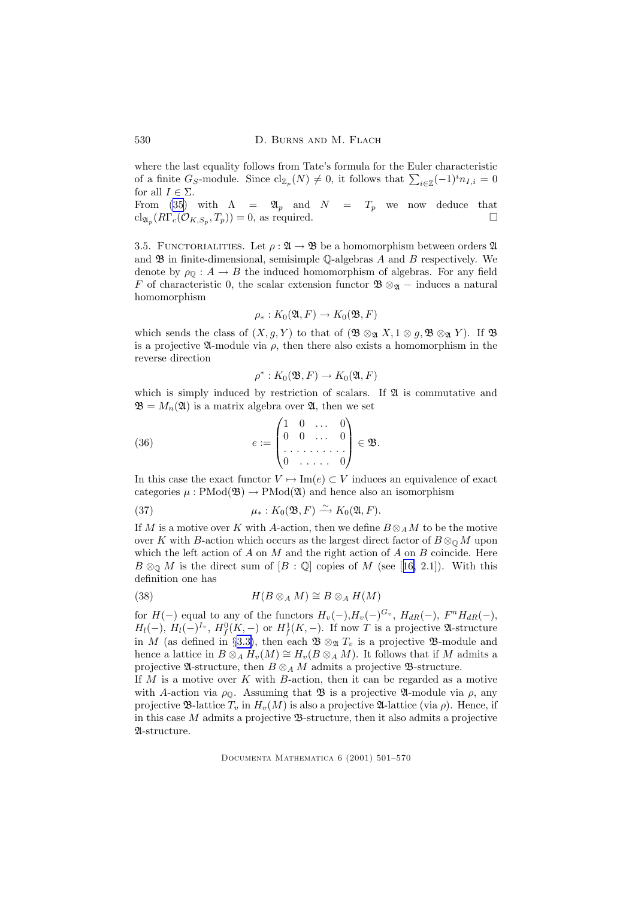where the last equality follows from Tate's formula for the Euler characteristic of a finite $G_S$-module. Since $\mathrm{cl}_{\mathbb{Z}_p}(N) \neq 0$, it follows that $\sum_{i\in\mathbb{Z}}(-1)^i n_{I,i} = 0$ for all $I \in \Sigma$.

From (35) with $\Lambda = \mathfrak{A}_p$ and $N = T_p$ we now deduce that $\mathrm{cl}_{\mathfrak{A}_p}(R\Gamma_c(\mathcal{O}_{K,S_p}, T_p)) = 0$, as required. $\square$

3.5. Functorialities. Let $\rho : \mathfrak{A} \to \mathfrak{B}$ be a homomorphism between orders $\mathfrak{A}$ and $\mathfrak{B}$ in finite-dimensional, semisimple $\mathbb{Q}$-algebras $A$ and $B$ respectively. We denote by $\rho_{\mathbb{Q}} : A \to B$ the induced homomorphism of algebras. For any field $F$ of characteristic 0, the scalar extension functor $\mathfrak{B} \otimes_{\mathfrak{A}} -$ induces a natural homomorphism

$$\rho_* : K_0(\mathfrak{A}, F) \to K_0(\mathfrak{B}, F)$$

which sends the class of $(X, g, Y)$ to that of $(\mathfrak{B} \otimes_{\mathfrak{A}} X, 1 \otimes g, \mathfrak{B} \otimes_{\mathfrak{A}} Y)$. If $\mathfrak{B}$ is a projective $\mathfrak{A}$-module via $\rho$, then there also exists a homomorphism in the reverse direction

$$\rho^* : K_0(\mathfrak{B}, F) \to K_0(\mathfrak{A}, F)$$

which is simply induced by restriction of scalars. If $\mathfrak{A}$ is commutative and $\mathfrak{B} = M_n(\mathfrak{A})$ is a matrix algebra over $\mathfrak{A}$, then we set

$$e := \begin{pmatrix} 1 & 0 & \dots & 0 \\ 0 & 0 & \dots & 0 \\ \dots & \dots & \dots & \dots \\ 0 & \dots & \dots & 0 \end{pmatrix} \in \mathfrak{B}. \tag{36}$$

In this case the exact functor $V \mapsto \mathrm{Im}(e) \subset V$ induces an equivalence of exact categories $\mu : \mathrm{PMod}(\mathfrak{B}) \to \mathrm{PMod}(\mathfrak{A})$ and hence also an isomorphism

$$\mu_* : K_0(\mathfrak{B}, F) \xrightarrow{\sim} K_0(\mathfrak{A}, F). \tag{37}$$

If $M$ is a motive over $K$ with $A$-action, then we define $B \otimes_A M$ to be the motive over $K$ with $B$-action which occurs as the largest direct factor of $B \otimes_{\mathbb{Q}} M$ upon which the left action of $A$ on $M$ and the right action of $A$ on $B$ coincide. Here $B \otimes_{\mathbb{Q}} M$ is the direct sum of $[B : \mathbb{Q}]$ copies of $M$ (see [16, 2.1]). With this definition one has

$$H(B \otimes_A M) \cong B \otimes_A H(M) \tag{38}$$

for $H(-)$ equal to any of the functors $H_v(-)$, $H_v(-)^{G_v}$, $H_{dR}(-)$, $F^n H_{dR}(-)$, $H_l(-)$, $H_l(-)^{I_v}$, $H^0_f(K, -)$ or $H^1_f(K, -)$. If now $T$ is a projective $\mathfrak{A}$-structure in $M$ (as defined in §3.3), then each $\mathfrak{B} \otimes_{\mathfrak{A}} T_v$ is a projective $\mathfrak{B}$-module and hence a lattice in $B \otimes_A H_v(M) \cong H_v(B \otimes_A M)$. It follows that if $M$ admits a projective $\mathfrak{A}$-structure, then $B \otimes_A M$ admits a projective $\mathfrak{B}$-structure.

If $M$ is a motive over $K$ with $B$-action, then it can be regarded as a motive with $A$-action via $\rho_{\mathbb{Q}}$. Assuming that $\mathfrak{B}$ is a projective $\mathfrak{A}$-module via $\rho$, any projective $\mathfrak{B}$-lattice $T_v$ in $H_v(M)$ is also a projective $\mathfrak{A}$-lattice (via $\rho$). Hence, if in this case $M$ admits a projective $\mathfrak{B}$-structure, then it also admits a projective $\mathfrak{A}$-structure.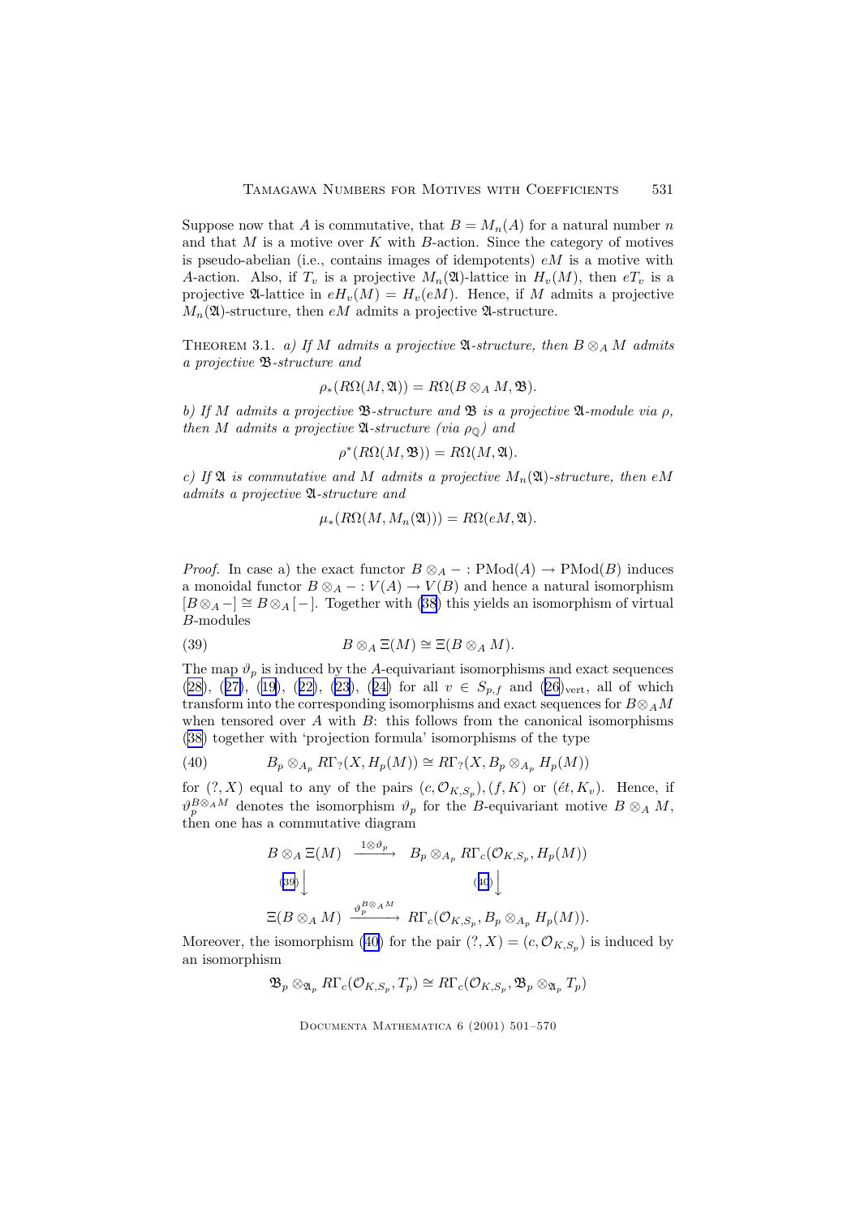Suppose now that $A$ is commutative, that $B = M_n(A)$ for a natural number $n$ and that $M$ is a motive over $K$ with $B$-action. Since the category of motives is pseudo-abelian (i.e., contains images of idempotents) $eM$ is a motive with $A$-action. Also, if $T_v$ is a projective $M_n(\mathfrak{A})$-lattice in $H_v(M)$, then $eT_v$ is a projective $\mathfrak{A}$-lattice in $eH_v(M) = H_v(eM)$. Hence, if $M$ admits a projective $M_n(\mathfrak{A})$-structure, then $eM$ admits a projective $\mathfrak{A}$-structure.

Theorem 3.1. *a) If $M$ admits a projective $\mathfrak{A}$-structure, then $B \otimes_A M$ admits a projective $\mathfrak{B}$-structure and*

$$\rho_*(R\Omega(M, \mathfrak{A})) = R\Omega(B \otimes_A M, \mathfrak{B}).$$

*b) If $M$ admits a projective $\mathfrak{B}$-structure and $\mathfrak{B}$ is a projective $\mathfrak{A}$-module via $\rho$, then $M$ admits a projective $\mathfrak{A}$-structure (via $\rho_{\mathbb{Q}}$) and*

$$\rho^*(R\Omega(M, \mathfrak{B})) = R\Omega(M, \mathfrak{A}).$$

*c) If $\mathfrak{A}$ is commutative and $M$ admits a projective $M_n(\mathfrak{A})$-structure, then $eM$ admits a projective $\mathfrak{A}$-structure and*

$$\mu_*(R\Omega(M, M_n(\mathfrak{A}))) = R\Omega(eM, \mathfrak{A}).$$

*Proof.* In case a) the exact functor $B \otimes_A - : \mathrm{PMod}(A) \to \mathrm{PMod}(B)$ induces a monoidal functor $B \otimes_A - : V(A) \to V(B)$ and hence a natural isomorphism $[B \otimes_A -] \cong B \otimes_A [-]$. Together with (38) this yields an isomorphism of virtual $B$-modules

$$B \otimes_A \Xi(M) \cong \Xi(B \otimes_A M). \tag{39}$$

The map $\vartheta_p$ is induced by the $A$-equivariant isomorphisms and exact sequences (28), (27), (19), (22), (23), (24) for all $v \in S_{p,f}$ and $(26)_{\mathrm{vert}}$, all of which transform into the corresponding isomorphisms and exact sequences for $B \otimes_A M$ when tensored over $A$ with $B$: this follows from the canonical isomorphisms (38) together with 'projection formula' isomorphisms of the type

$$B_p \otimes_{A_p} R\Gamma_?(X, H_p(M)) \cong R\Gamma_?(X, B_p \otimes_{A_p} H_p(M)) \tag{40}$$

for $(?, X)$ equal to any of the pairs $(c, \mathcal{O}_{K,S_p}), (f, K)$ or $(\acute{e}t, K_v)$. Hence, if $\vartheta_p^{B \otimes_A M}$ denotes the isomorphism $\vartheta_p$ for the $B$-equivariant motive $B \otimes_A M$, then one has a commutative diagram

$$\begin{array}{ccc}
B \otimes_A \Xi(M) & \xrightarrow{1 \otimes \vartheta_p} & B_p \otimes_{A_p} R\Gamma_c(\mathcal{O}_{K,S_p}, H_p(M)) \\
{\scriptstyle (39)}\downarrow & & {\scriptstyle (40)}\downarrow \\
\Xi(B \otimes_A M) & \xrightarrow{\vartheta_p^{B \otimes_A M}} & R\Gamma_c(\mathcal{O}_{K,S_p}, B_p \otimes_{A_p} H_p(M)).
\end{array}$$

Moreover, the isomorphism (40) for the pair $(?, X) = (c, \mathcal{O}_{K,S_p})$ is induced by an isomorphism

$$\mathfrak{B}_p \otimes_{\mathfrak{A}_p} R\Gamma_c(\mathcal{O}_{K,S_p}, T_p) \cong R\Gamma_c(\mathcal{O}_{K,S_p}, \mathfrak{B}_p \otimes_{\mathfrak{A}_p} T_p)$$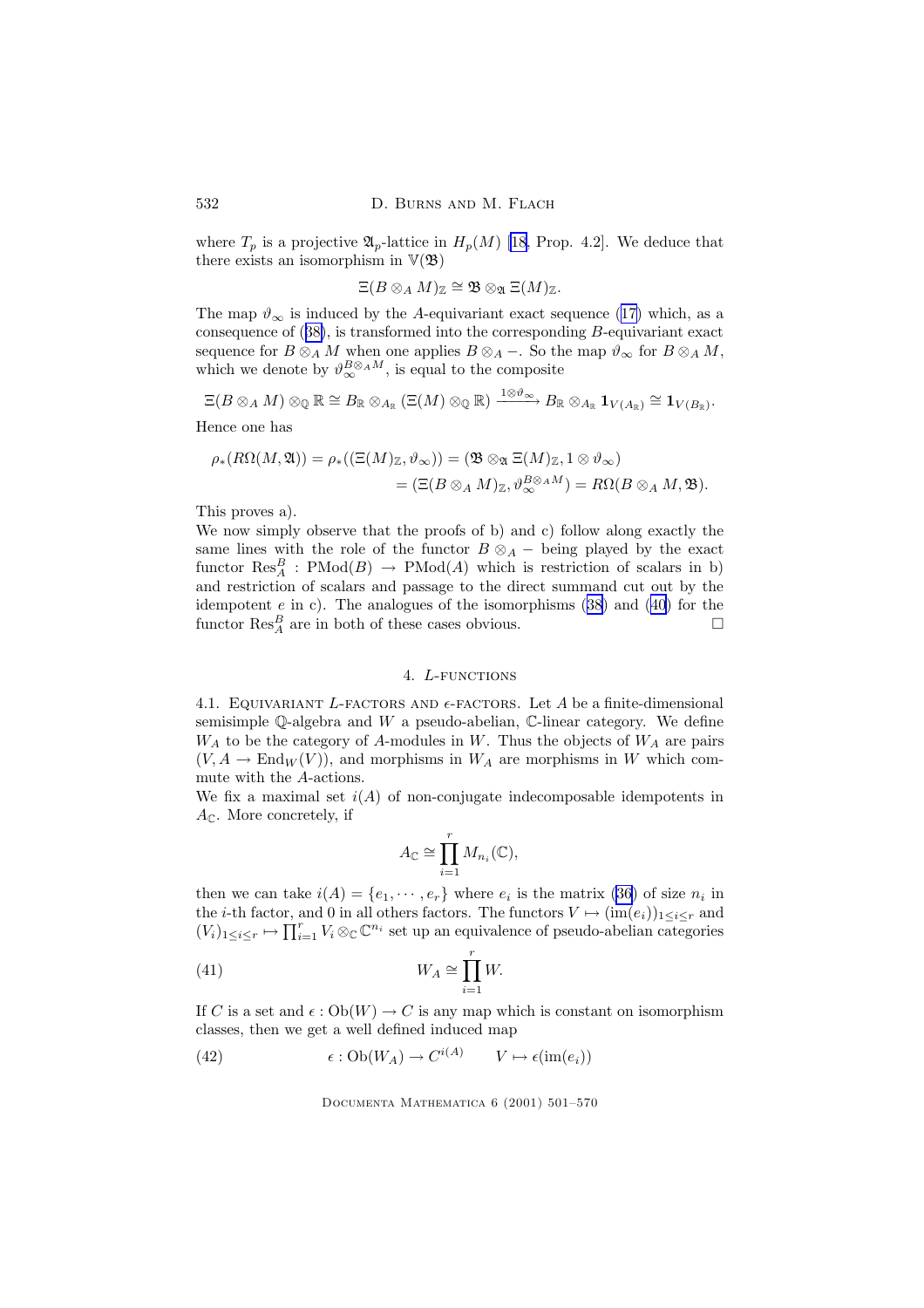where $T_p$ is a projective $\mathfrak{A}_p$-lattice in $H_p(M)$ [18, Prop. 4.2]. We deduce that there exists an isomorphism in $\mathbb{V}(\mathfrak{B})$

$$\Xi(B \otimes_A M)_{\mathbb{Z}} \cong \mathfrak{B} \otimes_{\mathfrak{A}} \Xi(M)_{\mathbb{Z}}.$$

The map $\vartheta_\infty$ is induced by the $A$-equivariant exact sequence (17) which, as a consequence of (38), is transformed into the corresponding $B$-equivariant exact sequence for $B \otimes_A M$ when one applies $B \otimes_A -$. So the map $\vartheta_\infty$ for $B \otimes_A M$, which we denote by $\vartheta_\infty^{B \otimes_A M}$, is equal to the composite

$$\Xi(B \otimes_A M) \otimes_{\mathbb{Q}} \mathbb{R} \cong B_{\mathbb{R}} \otimes_{A_{\mathbb{R}}} (\Xi(M) \otimes_{\mathbb{Q}} \mathbb{R}) \xrightarrow{1 \otimes \vartheta_\infty} B_{\mathbb{R}} \otimes_{A_{\mathbb{R}}} \mathbf{1}_{V(A_{\mathbb{R}})} \cong \mathbf{1}_{V(B_{\mathbb{R}})}.$$

Hence one has

$$\begin{aligned}\rho_*(R\Omega(M, \mathfrak{A})) = \rho_*((\Xi(M)_{\mathbb{Z}}, \vartheta_\infty)) &= (\mathfrak{B} \otimes_{\mathfrak{A}} \Xi(M)_{\mathbb{Z}}, 1 \otimes \vartheta_\infty) \\ &= (\Xi(B \otimes_A M)_{\mathbb{Z}}, \vartheta_\infty^{B \otimes_A M}) = R\Omega(B \otimes_A M, \mathfrak{B}).\end{aligned}$$

This proves a).

We now simply observe that the proofs of b) and c) follow along exactly the same lines with the role of the functor $B \otimes_A -$ being played by the exact functor $\mathrm{Res}_A^B : \mathrm{PMod}(B) \to \mathrm{PMod}(A)$ which is restriction of scalars in b) and restriction of scalars and passage to the direct summand cut out by the idempotent $e$ in c). The analogues of the isomorphisms (38) and (40) for the functor $\mathrm{Res}_A^B$ are in both of these cases obvious. $\square$

## 4. $L$-functions

4.1. Equivariant $L$-factors and $\epsilon$-factors. Let $A$ be a finite-dimensional semisimple $\mathbb{Q}$-algebra and $W$ a pseudo-abelian, $\mathbb{C}$-linear category. We define $W_A$ to be the category of $A$-modules in $W$. Thus the objects of $W_A$ are pairs $(V, A \to \mathrm{End}_W(V))$, and morphisms in $W_A$ are morphisms in $W$ which commute with the $A$-actions.

We fix a maximal set $i(A)$ of non-conjugate indecomposable idempotents in $A_{\mathbb{C}}$. More concretely, if

$$A_{\mathbb{C}} \cong \prod_{i=1}^{r} M_{n_i}(\mathbb{C}),$$

then we can take $i(A) = \{e_1, \cdots, e_r\}$ where $e_i$ is the matrix (36) of size $n_i$ in the $i$-th factor, and 0 in all others factors. The functors $V \mapsto (\mathrm{im}(e_i))_{1 \le i \le r}$ and $(V_i)_{1 \le i \le r} \mapsto \prod_{i=1}^{r} V_i \otimes_{\mathbb{C}} \mathbb{C}^{n_i}$ set up an equivalence of pseudo-abelian categories

$$W_A \cong \prod_{i=1}^{r} W. \tag{41}$$

If $C$ is a set and $\epsilon : \mathrm{Ob}(W) \to C$ is any map which is constant on isomorphism classes, then we get a well defined induced map

$$\epsilon : \mathrm{Ob}(W_A) \to C^{i(A)} \qquad V \mapsto \epsilon(\mathrm{im}(e_i)) \tag{42}$$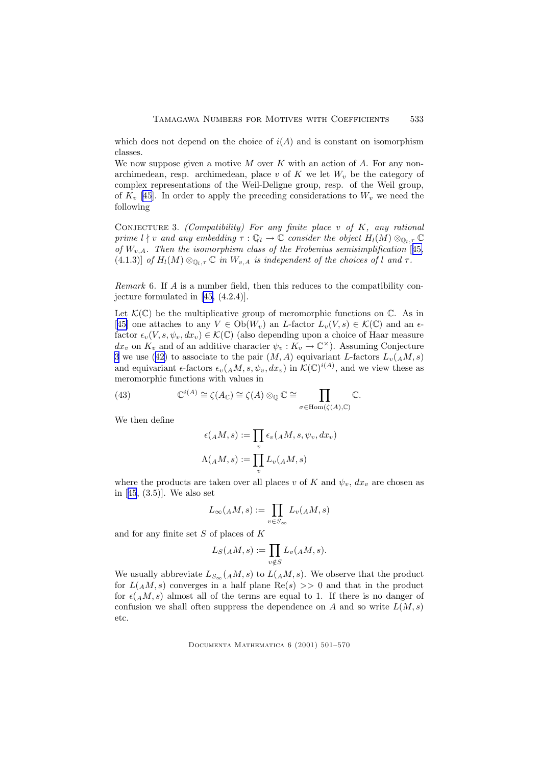which does not depend on the choice of $i(A)$ and is constant on isomorphism classes.

We now suppose given a motive $M$ over $K$ with an action of $A$. For any non-archimedean, resp. archimedean, place $v$ of $K$ we let $W_v$ be the category of complex representations of the Weil-Deligne group, resp. of the Weil group, of $K_v$ [45]. In order to apply the preceding considerations to $W_v$ we need the following

Conjecture 3. *(Compatibility) For any finite place $v$ of $K$, any rational prime $l \nmid v$ and any embedding $\tau : \mathbb{Q}_l \to \mathbb{C}$ consider the object $H_l(M) \otimes_{\mathbb{Q}_l,\tau} \mathbb{C}$ of $W_{v,A}$. Then the isomorphism class of the Frobenius semisimplification [45, (4.1.3)] of $H_l(M) \otimes_{\mathbb{Q}_l,\tau} \mathbb{C}$ in $W_{v,A}$ is independent of the choices of $l$ and $\tau$.*

*Remark* 6. If $A$ is a number field, then this reduces to the compatibility conjecture formulated in [45, (4.2.4)].

Let $\mathcal{K}(\mathbb{C})$ be the multiplicative group of meromorphic functions on $\mathbb{C}$. As in [45] one attaches to any $V \in \mathrm{Ob}(W_v)$ an $L$-factor $L_v(V,s) \in \mathcal{K}(\mathbb{C})$ and an $\epsilon$-factor $\epsilon_v(V,s,\psi_v,dx_v) \in \mathcal{K}(\mathbb{C})$ (also depending upon a choice of Haar measure $dx_v$ on $K_v$ and of an additive character $\psi_v : K_v \to \mathbb{C}^\times$). Assuming Conjecture 3 we use (42) to associate to the pair $(M,A)$ equivariant $L$-factors $L_v({}_AM,s)$ and equivariant $\epsilon$-factors $\epsilon_v({}_AM,s,\psi_v,dx_v)$ in $\mathcal{K}(\mathbb{C})^{i(A)}$, and we view these as meromorphic functions with values in

$$\mathbb{C}^{i(A)} \cong \zeta(A_{\mathbb{C}}) \cong \zeta(A) \otimes_{\mathbb{Q}} \mathbb{C} \cong \prod_{\sigma \in \mathrm{Hom}(\zeta(A),\mathbb{C})} \mathbb{C}. \tag{43}$$

We then define

$$\epsilon({}_AM,s) := \prod_v \epsilon_v({}_AM,s,\psi_v,dx_v)$$

$$\Lambda({}_AM,s) := \prod_v L_v({}_AM,s)$$

where the products are taken over all places $v$ of $K$ and $\psi_v$, $dx_v$ are chosen as in [45, (3.5)]. We also set

$$L_\infty({}_AM,s) := \prod_{v \in S_\infty} L_v({}_AM,s)$$

and for any finite set $S$ of places of $K$

$$L_S({}_AM,s) := \prod_{v \notin S} L_v({}_AM,s).$$

We usually abbreviate $L_{S_\infty}({}_AM,s)$ to $L({}_AM,s)$. We observe that the product for $L({}_AM,s)$ converges in a half plane $\mathrm{Re}(s) >> 0$ and that in the product for $\epsilon({}_AM,s)$ almost all of the terms are equal to 1. If there is no danger of confusion we shall often suppress the dependence on $A$ and so write $L(M,s)$ etc.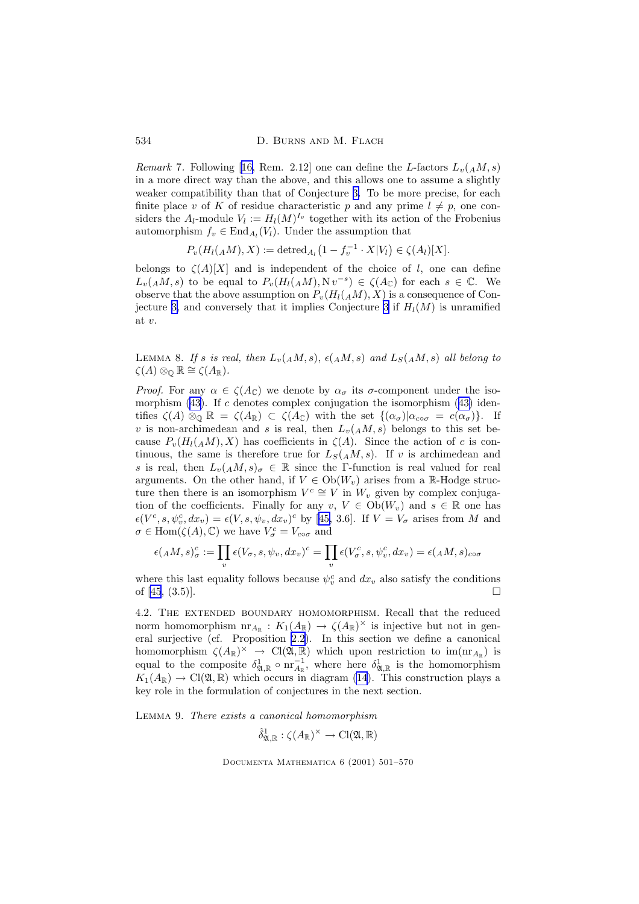*Remark* 7. Following [16, Rem. 2.12] one can define the $L$-factors $L_v({}_AM, s)$ in a more direct way than the above, and this allows one to assume a slightly weaker compatibility than that of Conjecture 3. To be more precise, for each finite place $v$ of $K$ of residue characteristic $p$ and any prime $l \neq p$, one considers the $A_l$-module $V_l := H_l(M)^{I_v}$ together with its action of the Frobenius automorphism $f_v \in \mathrm{End}_{A_l}(V_l)$. Under the assumption that

$$P_v(H_l({}_AM), X) := \mathrm{detred}_{A_l}\big(1 - f_v^{-1} \cdot X | V_l\big) \in \zeta(A_l)[X].$$

belongs to $\zeta(A)[X]$ and is independent of the choice of $l$, one can define $L_v({}_AM, s)$ to be equal to $P_v(H_l({}_AM), \mathrm{N}\, v^{-s}) \in \zeta(A_{\mathbb{C}})$ for each $s \in \mathbb{C}$. We observe that the above assumption on $P_v(H_l({}_AM), X)$ is a consequence of Conjecture 3, and conversely that it implies Conjecture 3 if $H_l(M)$ is unramified at $v$.

Lemma 8. *If $s$ is real, then $L_v({}_AM, s)$, $\epsilon({}_AM, s)$ and $L_S({}_AM, s)$ all belong to $\zeta(A) \otimes_{\mathbb{Q}} \mathbb{R} \cong \zeta(A_{\mathbb{R}})$.*

*Proof.* For any $\alpha \in \zeta(A_{\mathbb{C}})$ we denote by $\alpha_\sigma$ its $\sigma$-component under the isomorphism (43). If $c$ denotes complex conjugation the isomorphism (43) identifies $\zeta(A) \otimes_{\mathbb{Q}} \mathbb{R} = \zeta(A_{\mathbb{R}}) \subset \zeta(A_{\mathbb{C}})$ with the set $\{(\alpha_\sigma) | \alpha_{c\circ\sigma} = c(\alpha_\sigma)\}$. If $v$ is non-archimedean and $s$ is real, then $L_v({}_AM, s)$ belongs to this set because $P_v(H_l({}_AM), X)$ has coefficients in $\zeta(A)$. Since the action of $c$ is continuous, the same is therefore true for $L_S({}_AM, s)$. If $v$ is archimedean and $s$ is real, then $L_v({}_AM, s)_\sigma \in \mathbb{R}$ since the $\Gamma$-function is real valued for real arguments. On the other hand, if $V \in \mathrm{Ob}(W_v)$ arises from a $\mathbb{R}$-Hodge structure then there is an isomorphism $V^c \cong V$ in $W_v$ given by complex conjugation of the coefficients. Finally for any $v$, $V \in \mathrm{Ob}(W_v)$ and $s \in \mathbb{R}$ one has $\epsilon(V^c, s, \psi_v^c, dx_v) = \epsilon(V, s, \psi_v, dx_v)^c$ by [45, 3.6]. If $V = V_\sigma$ arises from $M$ and $\sigma \in \mathrm{Hom}(\zeta(A), \mathbb{C})$ we have $V_\sigma^c = V_{c\circ\sigma}$ and

$$\epsilon({}_AM, s)_\sigma^c := \prod_v \epsilon(V_\sigma, s, \psi_v, dx_v)^c = \prod_v \epsilon(V_\sigma^c, s, \psi_v^c, dx_v) = \epsilon({}_AM, s)_{c\circ\sigma}$$

where this last equality follows because $\psi_v^c$ and $dx_v$ also satisfy the conditions of [45, (3.5)]. $\square$

4.2. The extended boundary homomorphism. Recall that the reduced norm homomorphism $\mathrm{nr}_{A_{\mathbb{R}}} : K_1(A_{\mathbb{R}}) \to \zeta(A_{\mathbb{R}})^\times$ is injective but not in general surjective (cf. Proposition 2.2). In this section we define a canonical homomorphism $\zeta(A_{\mathbb{R}})^\times \to \mathrm{Cl}(\mathfrak{A}, \mathbb{R})$ which upon restriction to $\mathrm{im}(\mathrm{nr}_{A_{\mathbb{R}}})$ is equal to the composite $\delta^1_{\mathfrak{A},\mathbb{R}} \circ \mathrm{nr}^{-1}_{A_{\mathbb{R}}}$, where here $\delta^1_{\mathfrak{A},\mathbb{R}}$ is the homomorphism $K_1(A_{\mathbb{R}}) \to \mathrm{Cl}(\mathfrak{A}, \mathbb{R})$ which occurs in diagram (14). This construction plays a key role in the formulation of conjectures in the next section.

Lemma 9. *There exists a canonical homomorphism*

$$\hat{\delta}^1_{\mathfrak{A},\mathbb{R}} : \zeta(A_{\mathbb{R}})^\times \to \mathrm{Cl}(\mathfrak{A}, \mathbb{R})$$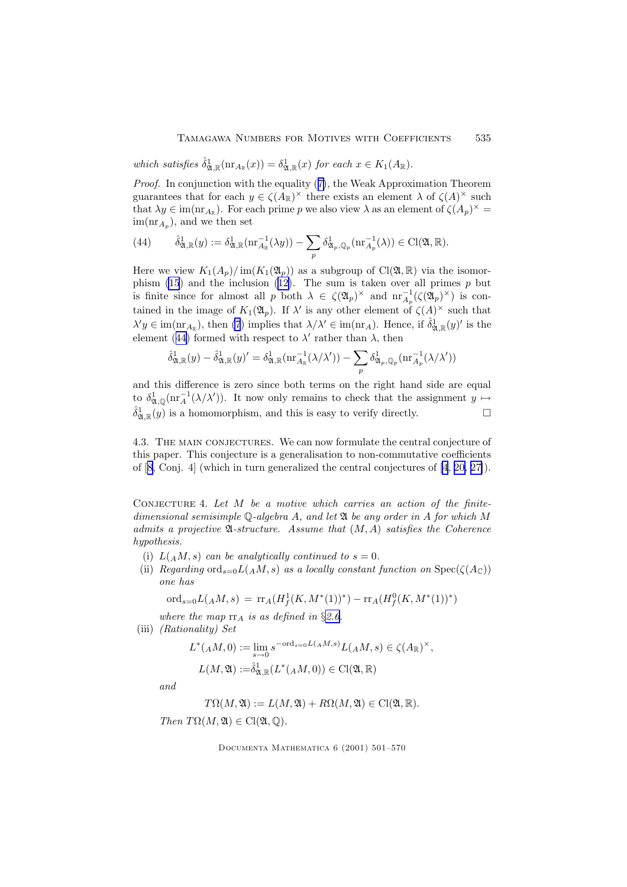*which satisfies* $\hat{\delta}^1_{\mathfrak{A},\mathbb{R}}(\mathrm{nr}_{A_\mathbb{R}}(x)) = \delta^1_{\mathfrak{A},\mathbb{R}}(x)$ *for each* $x \in K_1(A_\mathbb{R})$.

*Proof.* In conjunction with the equality (7), the Weak Approximation Theorem guarantees that for each $y \in \zeta(A_\mathbb{R})^\times$ there exists an element $\lambda$ of $\zeta(A)^\times$ such that $\lambda y \in \mathrm{im}(\mathrm{nr}_{A_\mathbb{R}})$. For each prime $p$ we also view $\lambda$ as an element of $\zeta(A_p)^\times = \mathrm{im}(\mathrm{nr}_{A_p})$, and we then set

$$\hat{\delta}^1_{\mathfrak{A},\mathbb{R}}(y) := \delta^1_{\mathfrak{A},\mathbb{R}}(\mathrm{nr}^{-1}_{A_\mathbb{R}}(\lambda y)) - \sum_p \delta^1_{\mathfrak{A}_p,\mathbb{Q}_p}(\mathrm{nr}^{-1}_{A_p}(\lambda)) \in \mathrm{Cl}(\mathfrak{A},\mathbb{R}). \tag{44}$$

Here we view $K_1(A_p)/\mathrm{im}(K_1(\mathfrak{A}_p))$ as a subgroup of $\mathrm{Cl}(\mathfrak{A},\mathbb{R})$ via the isomorphism (15) and the inclusion (12). The sum is taken over all primes $p$ but is finite since for almost all $p$ both $\lambda \in \zeta(\mathfrak{A}_p)^\times$ and $\mathrm{nr}^{-1}_{A_p}(\zeta(\mathfrak{A}_p)^\times)$ is contained in the image of $K_1(\mathfrak{A}_p)$. If $\lambda'$ is any other element of $\zeta(A)^\times$ such that $\lambda' y \in \mathrm{im}(\mathrm{nr}_{A_\mathbb{R}})$, then (7) implies that $\lambda/\lambda' \in \mathrm{im}(\mathrm{nr}_A)$. Hence, if $\hat{\delta}^1_{\mathfrak{A},\mathbb{R}}(y)'$ is the element (44) formed with respect to $\lambda'$ rather than $\lambda$, then

$$\hat{\delta}^1_{\mathfrak{A},\mathbb{R}}(y) - \hat{\delta}^1_{\mathfrak{A},\mathbb{R}}(y)' = \delta^1_{\mathfrak{A},\mathbb{R}}(\mathrm{nr}^{-1}_{A_\mathbb{R}}(\lambda/\lambda')) - \sum_p \delta^1_{\mathfrak{A}_p,\mathbb{Q}_p}(\mathrm{nr}^{-1}_{A_p}(\lambda/\lambda'))$$

and this difference is zero since both terms on the right hand side are equal to $\delta^1_{\mathfrak{A},\mathbb{Q}}(\mathrm{nr}^{-1}_A(\lambda/\lambda'))$. It now only remains to check that the assignment $y \mapsto \hat{\delta}^1_{\mathfrak{A},\mathbb{R}}(y)$ is a homomorphism, and this is easy to verify directly. □

## 4.3. The main conjectures.

We can now formulate the central conjecture of this paper. This conjecture is a generalisation to non-commutative coefficients of [8, Conj. 4] (which in turn generalized the central conjectures of [4, 20, 27]).

Conjecture 4. *Let $M$ be a motive which carries an action of the finite-dimensional semisimple $\mathbb{Q}$-algebra $A$, and let $\mathfrak{A}$ be any order in $A$ for which $M$ admits a projective $\mathfrak{A}$-structure. Assume that $(M,A)$ satisfies the Coherence hypothesis.*

(i) *$L({}_AM,s)$ can be analytically continued to $s=0$.*

(ii) *Regarding $\mathrm{ord}_{s=0}L({}_AM,s)$ as a locally constant function on $\mathrm{Spec}(\zeta(A_\mathbb{C}))$ one has*

$$\mathrm{ord}_{s=0}L({}_AM,s) = \mathrm{rr}_A(H^1_f(K,M^*(1))^*) - \mathrm{rr}_A(H^0_f(K,M^*(1))^*)$$

*where the map $\mathrm{rr}_A$ is as defined in §2.6.*

(iii) *(Rationality) Set*

$$L^*({}_AM,0) := \lim_{s\to 0} s^{-\mathrm{ord}_{s=0}L({}_AM,s)}L({}_AM,s) \in \zeta(A_\mathbb{R})^\times,$$

$$L(M,\mathfrak{A}) := \hat{\delta}^1_{\mathfrak{A},\mathbb{R}}(L^*({}_AM,0)) \in \mathrm{Cl}(\mathfrak{A},\mathbb{R})$$

*and*

$$T\Omega(M,\mathfrak{A}) := L(M,\mathfrak{A}) + R\Omega(M,\mathfrak{A}) \in \mathrm{Cl}(\mathfrak{A},\mathbb{R}).$$

*Then $T\Omega(M,\mathfrak{A}) \in \mathrm{Cl}(\mathfrak{A},\mathbb{Q})$.*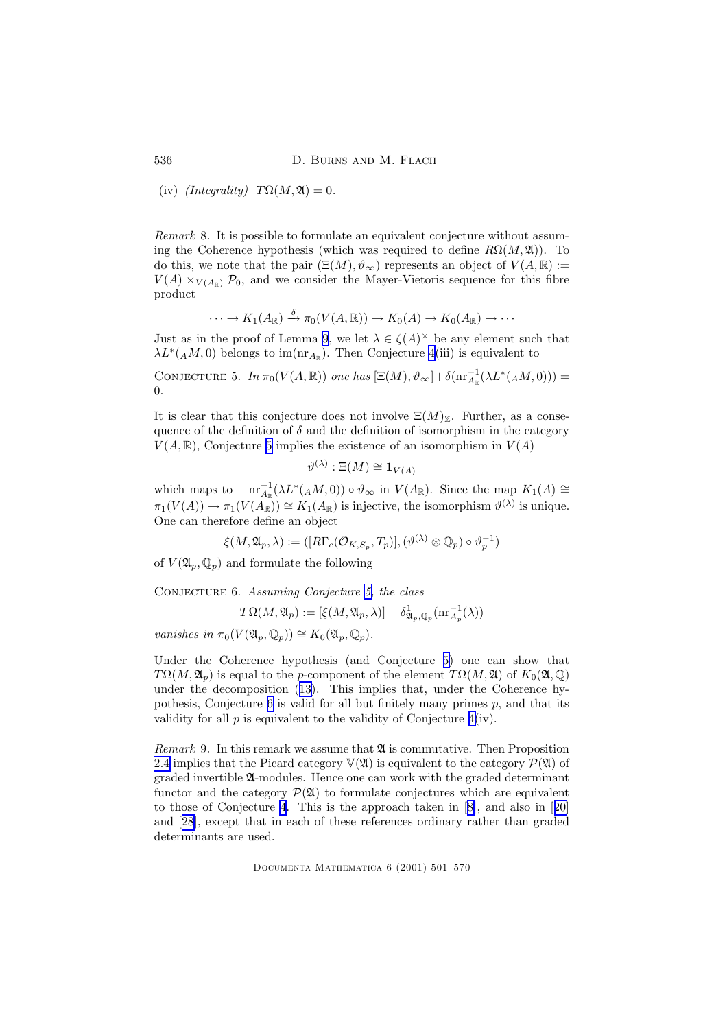(iv) *(Integrality)* $T\Omega(M,\mathfrak{A}) = 0$.

*Remark* 8. It is possible to formulate an equivalent conjecture without assuming the Coherence hypothesis (which was required to define $R\Omega(M,\mathfrak{A})$). To do this, we note that the pair $(\Xi(M), \vartheta_\infty)$ represents an object of $V(A,\mathbb{R}) := V(A) \times_{V(A_\mathbb{R})} \mathcal{P}_0$, and we consider the Mayer-Vietoris sequence for this fibre product

$$\cdots \to K_1(A_\mathbb{R}) \xrightarrow{\delta} \pi_0(V(A,\mathbb{R})) \to K_0(A) \to K_0(A_\mathbb{R}) \to \cdots$$

Just as in the proof of Lemma 9, we let $\lambda \in \zeta(A)^\times$ be any element such that $\lambda L^*({}_AM, 0)$ belongs to $\mathrm{im}(\mathrm{nr}_{A_\mathbb{R}})$. Then Conjecture 4(iii) is equivalent to

Conjecture 5. *In* $\pi_0(V(A,\mathbb{R}))$ *one has* $[\Xi(M), \vartheta_\infty] + \delta(\mathrm{nr}_{A_\mathbb{R}}^{-1}(\lambda L^*({}_AM, 0))) = 0$.

It is clear that this conjecture does not involve $\Xi(M)_\mathbb{Z}$. Further, as a consequence of the definition of $\delta$ and the definition of isomorphism in the category $V(A,\mathbb{R})$, Conjecture 5 implies the existence of an isomorphism in $V(A)$

$$\vartheta^{(\lambda)} : \Xi(M) \cong \mathbf{1}_{V(A)}$$

which maps to $-\mathrm{nr}_{A_\mathbb{R}}^{-1}(\lambda L^*({}_AM, 0)) \circ \vartheta_\infty$ in $V(A_\mathbb{R})$. Since the map $K_1(A) \cong \pi_1(V(A)) \to \pi_1(V(A_\mathbb{R})) \cong K_1(A_\mathbb{R})$ is injective, the isomorphism $\vartheta^{(\lambda)}$ is unique. One can therefore define an object

$$\xi(M, \mathfrak{A}_p, \lambda) := ([R\Gamma_c(\mathcal{O}_{K,S_p}, T_p)], (\vartheta^{(\lambda)} \otimes \mathbb{Q}_p) \circ \vartheta_p^{-1})$$

of $V(\mathfrak{A}_p, \mathbb{Q}_p)$ and formulate the following

Conjecture 6. *Assuming Conjecture 5, the class*

$$T\Omega(M, \mathfrak{A}_p) := [\xi(M, \mathfrak{A}_p, \lambda)] - \delta^1_{\mathfrak{A}_p, \mathbb{Q}_p}(\mathrm{nr}_{A_p}^{-1}(\lambda))$$

*vanishes in* $\pi_0(V(\mathfrak{A}_p, \mathbb{Q}_p)) \cong K_0(\mathfrak{A}_p, \mathbb{Q}_p)$.

Under the Coherence hypothesis (and Conjecture 5) one can show that $T\Omega(M, \mathfrak{A}_p)$ is equal to the $p$-component of the element $T\Omega(M,\mathfrak{A})$ of $K_0(\mathfrak{A}, \mathbb{Q})$ under the decomposition (13). This implies that, under the Coherence hypothesis, Conjecture 6 is valid for all but finitely many primes $p$, and that its validity for all $p$ is equivalent to the validity of Conjecture 4(iv).

*Remark* 9. In this remark we assume that $\mathfrak{A}$ is commutative. Then Proposition 2.4 implies that the Picard category $\mathbb{V}(\mathfrak{A})$ is equivalent to the category $\mathcal{P}(\mathfrak{A})$ of graded invertible $\mathfrak{A}$-modules. Hence one can work with the graded determinant functor and the category $\mathcal{P}(\mathfrak{A})$ to formulate conjectures which are equivalent to those of Conjecture 4. This is the approach taken in [8], and also in [20] and [28], except that in each of these references ordinary rather than graded determinants are used.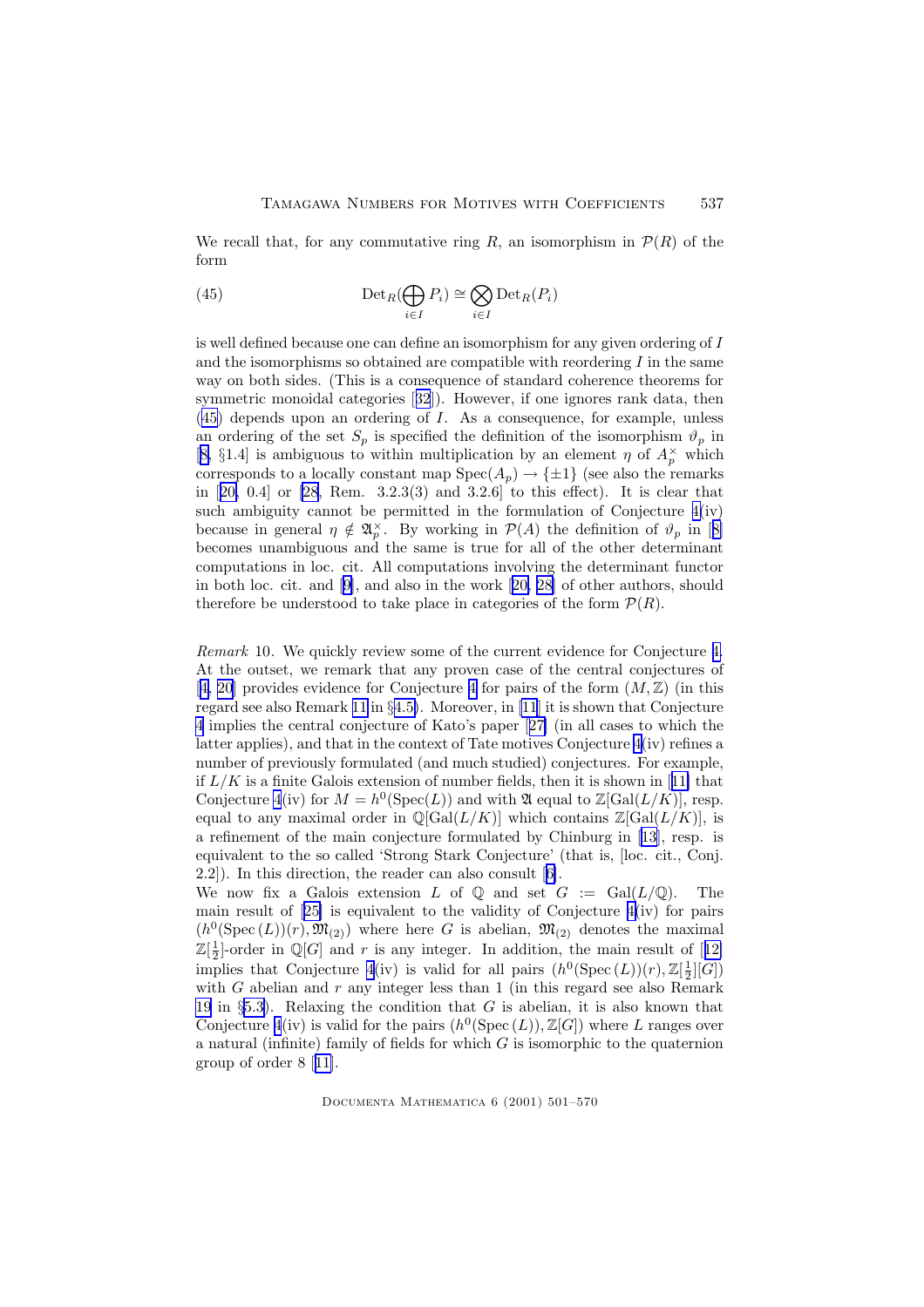We recall that, for any commutative ring $R$, an isomorphism in $\mathcal{P}(R)$ of the form

$$\mathrm{Det}_R(\bigoplus_{i\in I} P_i) \cong \bigotimes_{i\in I} \mathrm{Det}_R(P_i) \tag{45}$$

is well defined because one can define an isomorphism for any given ordering of $I$ and the isomorphisms so obtained are compatible with reordering $I$ in the same way on both sides. (This is a consequence of standard coherence theorems for symmetric monoidal categories [32]). However, if one ignores rank data, then (45) depends upon an ordering of $I$. As a consequence, for example, unless an ordering of the set $S_p$ is specified the definition of the isomorphism $\vartheta_p$ in [8, §1.4] is ambiguous to within multiplication by an element $\eta$ of $A_p^\times$ which corresponds to a locally constant map $\mathrm{Spec}(A_p) \to \{\pm 1\}$ (see also the remarks in [20, 0.4] or [28, Rem. 3.2.3(3) and 3.2.6] to this effect). It is clear that such ambiguity cannot be permitted in the formulation of Conjecture 4(iv) because in general $\eta \notin \mathfrak{A}_p^\times$. By working in $\mathcal{P}(A)$ the definition of $\vartheta_p$ in [8] becomes unambiguous and the same is true for all of the other determinant computations in loc. cit. All computations involving the determinant functor in both loc. cit. and [9], and also in the work [20, 28] of other authors, should therefore be understood to take place in categories of the form $\mathcal{P}(R)$.

*Remark* 10. We quickly review some of the current evidence for Conjecture 4. At the outset, we remark that any proven case of the central conjectures of [4, 20] provides evidence for Conjecture 4 for pairs of the form $(M, \mathbb{Z})$ (in this regard see also Remark 11 in §4.5). Moreover, in [11] it is shown that Conjecture 4 implies the central conjecture of Kato's paper [27] (in all cases to which the latter applies), and that in the context of Tate motives Conjecture 4(iv) refines a number of previously formulated (and much studied) conjectures. For example, if $L/K$ is a finite Galois extension of number fields, then it is shown in [11] that Conjecture 4(iv) for $M = h^0(\mathrm{Spec}(L))$ and with $\mathfrak{A}$ equal to $\mathbb{Z}[\mathrm{Gal}(L/K)]$, resp. equal to any maximal order in $\mathbb{Q}[\mathrm{Gal}(L/K)]$ which contains $\mathbb{Z}[\mathrm{Gal}(L/K)]$, is a refinement of the main conjecture formulated by Chinburg in [13], resp. is equivalent to the so called 'Strong Stark Conjecture' (that is, [loc. cit., Conj. 2.2]). In this direction, the reader can also consult [6].

We now fix a Galois extension $L$ of $\mathbb{Q}$ and set $G := \mathrm{Gal}(L/\mathbb{Q})$. The main result of [25] is equivalent to the validity of Conjecture 4(iv) for pairs $(h^0(\mathrm{Spec}\,(L))(r), \mathfrak{M}_{(2)})$ where here $G$ is abelian, $\mathfrak{M}_{(2)}$ denotes the maximal $\mathbb{Z}[\frac{1}{2}]$-order in $\mathbb{Q}[G]$ and $r$ is any integer. In addition, the main result of [12] implies that Conjecture 4(iv) is valid for all pairs $(h^0(\mathrm{Spec}\,(L))(r), \mathbb{Z}[\frac{1}{2}][G])$ with $G$ abelian and $r$ any integer less than 1 (in this regard see also Remark 19 in §5.3). Relaxing the condition that $G$ is abelian, it is also known that Conjecture 4(iv) is valid for the pairs $(h^0(\mathrm{Spec}\,(L)), \mathbb{Z}[G])$ where $L$ ranges over a natural (infinite) family of fields for which $G$ is isomorphic to the quaternion group of order 8 [11].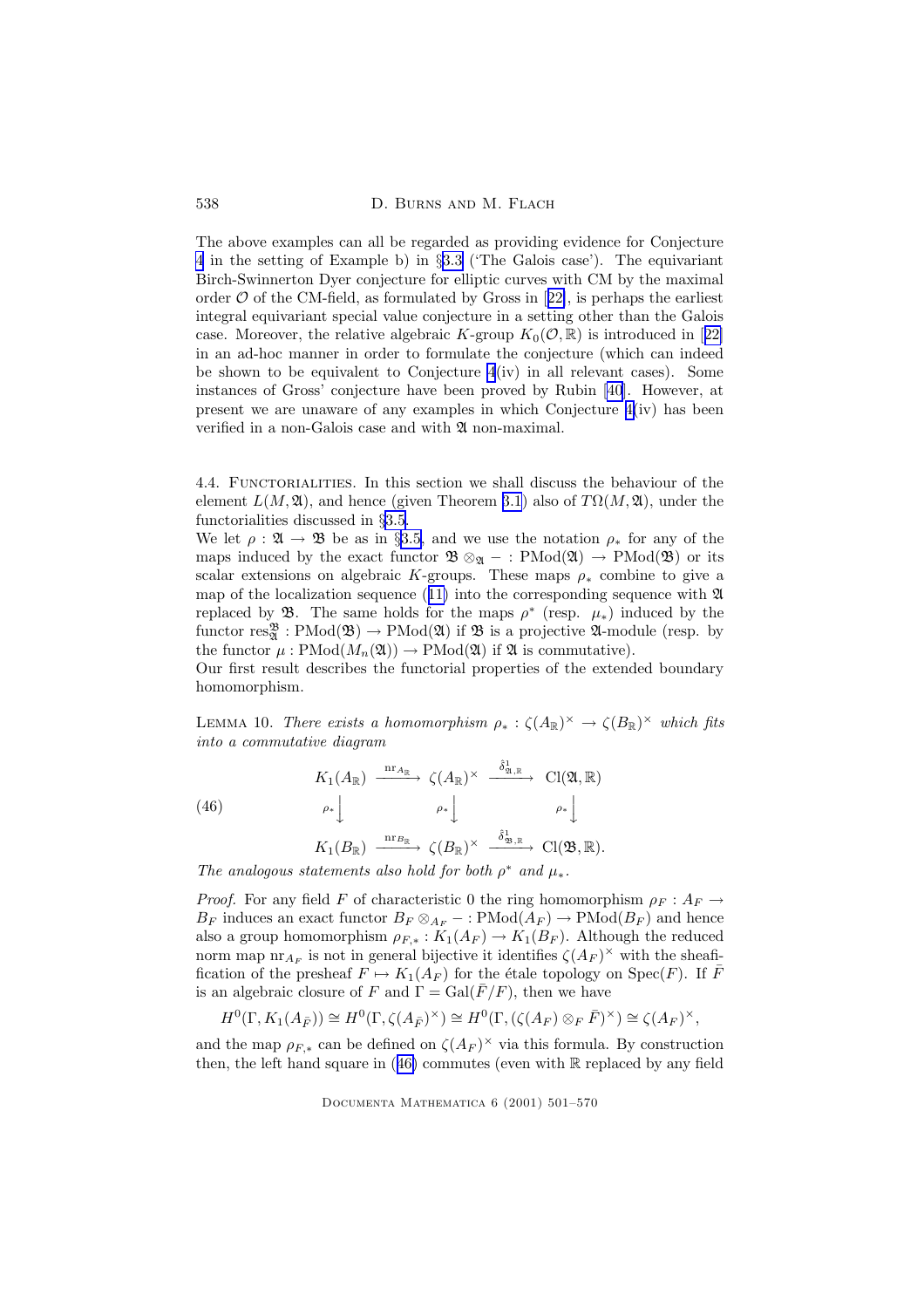The above examples can all be regarded as providing evidence for Conjecture 4 in the setting of Example b) in §3.3 ('The Galois case'). The equivariant Birch-Swinnerton Dyer conjecture for elliptic curves with CM by the maximal order $\mathcal{O}$ of the CM-field, as formulated by Gross in [22], is perhaps the earliest integral equivariant special value conjecture in a setting other than the Galois case. Moreover, the relative algebraic $K$-group $K_0(\mathcal{O}, \mathbb{R})$ is introduced in [22] in an ad-hoc manner in order to formulate the conjecture (which can indeed be shown to be equivalent to Conjecture 4(iv) in all relevant cases). Some instances of Gross' conjecture have been proved by Rubin [40]. However, at present we are unaware of any examples in which Conjecture 4(iv) has been verified in a non-Galois case and with $\mathfrak{A}$ non-maximal.

## 4.4. Functorialities.

In this section we shall discuss the behaviour of the element $L(M, \mathfrak{A})$, and hence (given Theorem 3.1) also of $T\Omega(M, \mathfrak{A})$, under the functorialities discussed in §3.5.

We let $\rho : \mathfrak{A} \to \mathfrak{B}$ be as in §3.5, and we use the notation $\rho_*$ for any of the maps induced by the exact functor $\mathfrak{B} \otimes_{\mathfrak{A}} - : \mathrm{PMod}(\mathfrak{A}) \to \mathrm{PMod}(\mathfrak{B})$ or its scalar extensions on algebraic $K$-groups. These maps $\rho_*$ combine to give a map of the localization sequence (11) into the corresponding sequence with $\mathfrak{A}$ replaced by $\mathfrak{B}$. The same holds for the maps $\rho^*$ (resp. $\mu_*$) induced by the functor $\mathrm{res}^{\mathfrak{B}}_{\mathfrak{A}} : \mathrm{PMod}(\mathfrak{B}) \to \mathrm{PMod}(\mathfrak{A})$ if $\mathfrak{B}$ is a projective $\mathfrak{A}$-module (resp. by the functor $\mu : \mathrm{PMod}(M_n(\mathfrak{A})) \to \mathrm{PMod}(\mathfrak{A})$ if $\mathfrak{A}$ is commutative).

Our first result describes the functorial properties of the extended boundary homomorphism.

Lemma 10. *There exists a homomorphism $\rho_* : \zeta(A_{\mathbb{R}})^\times \to \zeta(B_{\mathbb{R}})^\times$ which fits into a commutative diagram*

$$
\begin{array}{ccccc}
K_1(A_{\mathbb{R}}) & \xrightarrow{\mathrm{nr}_{A_{\mathbb{R}}}} & \zeta(A_{\mathbb{R}})^\times & \xrightarrow{\hat{\delta}^1_{\mathfrak{A},\mathbb{R}}} & \mathrm{Cl}(\mathfrak{A}, \mathbb{R}) \\
\rho_* \downarrow & & \rho_* \downarrow & & \rho_* \downarrow \\
K_1(B_{\mathbb{R}}) & \xrightarrow{\mathrm{nr}_{B_{\mathbb{R}}}} & \zeta(B_{\mathbb{R}})^\times & \xrightarrow{\hat{\delta}^1_{\mathfrak{B},\mathbb{R}}} & \mathrm{Cl}(\mathfrak{B}, \mathbb{R}).
\end{array}
\tag{46}
$$

*The analogous statements also hold for both $\rho^*$ and $\mu_*$.*

*Proof.* For any field $F$ of characteristic 0 the ring homomorphism $\rho_F : A_F \to B_F$ induces an exact functor $B_F \otimes_{A_F} - : \mathrm{PMod}(A_F) \to \mathrm{PMod}(B_F)$ and hence also a group homomorphism $\rho_{F,*} : K_1(A_F) \to K_1(B_F)$. Although the reduced norm map $\mathrm{nr}_{A_F}$ is not in general bijective it identifies $\zeta(A_F)^\times$ with the sheafification of the presheaf $F \mapsto K_1(A_F)$ for the étale topology on $\mathrm{Spec}(F)$. If $\bar{F}$ is an algebraic closure of $F$ and $\Gamma = \mathrm{Gal}(\bar{F}/F)$, then we have

$$
H^0(\Gamma, K_1(A_{\bar{F}})) \cong H^0(\Gamma, \zeta(A_{\bar{F}})^\times) \cong H^0(\Gamma, (\zeta(A_F) \otimes_F \bar{F})^\times) \cong \zeta(A_F)^\times,
$$

and the map $\rho_{F,*}$ can be defined on $\zeta(A_F)^\times$ via this formula. By construction then, the left hand square in (46) commutes (even with $\mathbb{R}$ replaced by any field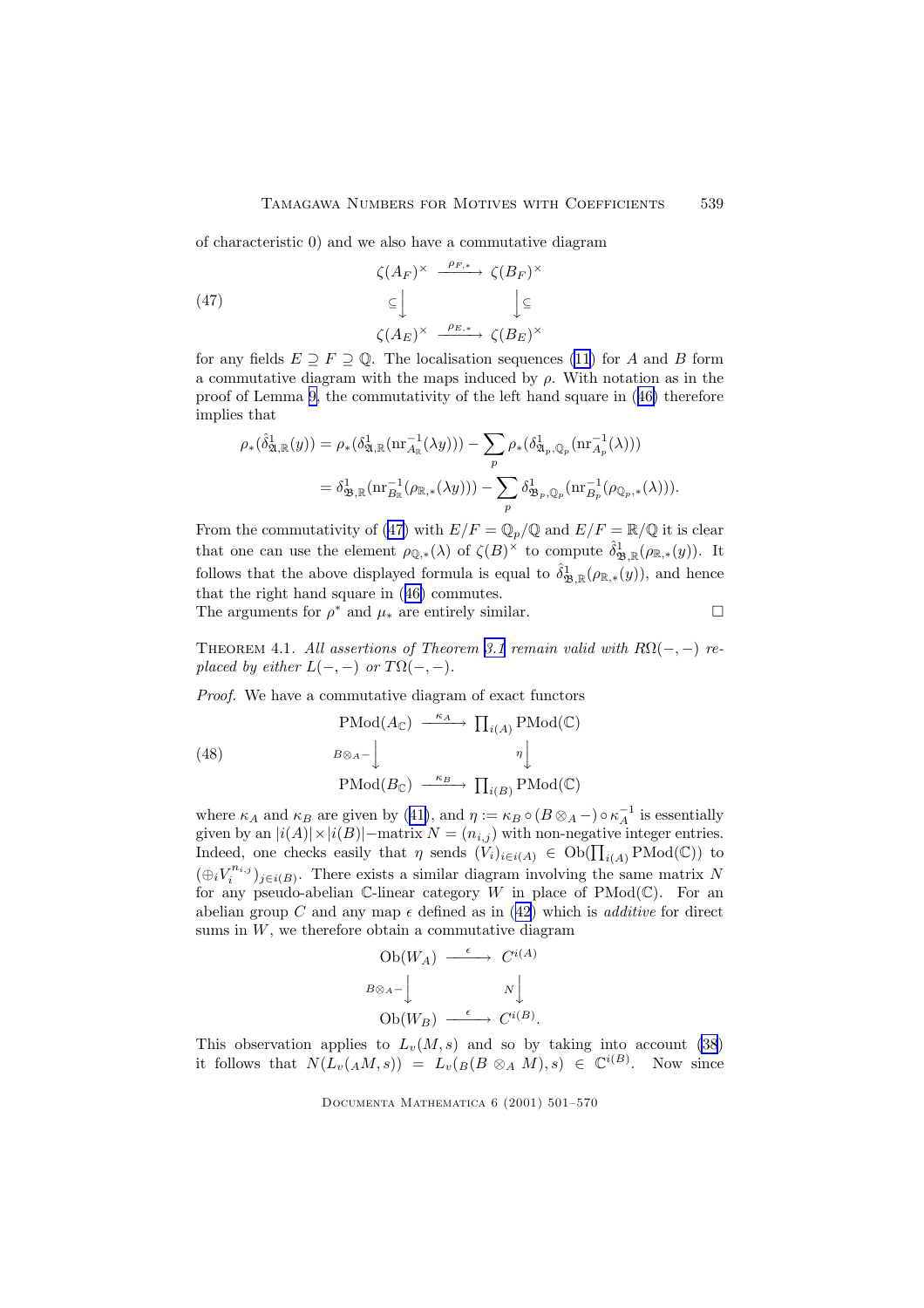of characteristic 0) and we also have a commutative diagram

$$
\begin{array}{ccc}
\zeta(A_F)^\times & \xrightarrow{\rho_{F,*}} & \zeta(B_F)^\times \\
\subseteq \big\downarrow & & \big\downarrow \subseteq \\
\zeta(A_E)^\times & \xrightarrow{\rho_{E,*}} & \zeta(B_E)^\times
\end{array}
\tag{47}
$$

for any fields $E \supseteq F \supseteq \mathbb{Q}$. The localisation sequences (11) for $A$ and $B$ form a commutative diagram with the maps induced by $\rho$. With notation as in the proof of Lemma 9, the commutativity of the left hand square in (46) therefore implies that

$$
\begin{aligned}
\rho_*(\hat{\delta}^1_{\mathfrak{A},\mathbb{R}}(y)) &= \rho_*(\delta^1_{\mathfrak{A},\mathbb{R}}(\mathrm{nr}^{-1}_{A_\mathbb{R}}(\lambda y))) - \sum_p \rho_*(\delta^1_{\mathfrak{A}_p,\mathbb{Q}_p}(\mathrm{nr}^{-1}_{A_p}(\lambda))) \\
&= \delta^1_{\mathfrak{B},\mathbb{R}}(\mathrm{nr}^{-1}_{B_\mathbb{R}}(\rho_{\mathbb{R},*}(\lambda y))) - \sum_p \delta^1_{\mathfrak{B}_p,\mathbb{Q}_p}(\mathrm{nr}^{-1}_{B_p}(\rho_{\mathbb{Q}_p,*}(\lambda))).
\end{aligned}
$$

From the commutativity of (47) with $E/F = \mathbb{Q}_p/\mathbb{Q}$ and $E/F = \mathbb{R}/\mathbb{Q}$ it is clear that one can use the element $\rho_{\mathbb{Q},*}(\lambda)$ of $\zeta(B)^\times$ to compute $\hat{\delta}^1_{\mathfrak{B},\mathbb{R}}(\rho_{\mathbb{R},*}(y))$. It follows that the above displayed formula is equal to $\hat{\delta}^1_{\mathfrak{B},\mathbb{R}}(\rho_{\mathbb{R},*}(y))$, and hence that the right hand square in (46) commutes.
The arguments for $\rho^*$ and $\mu_*$ are entirely similar. $\square$

THEOREM 4.1. *All assertions of Theorem 3.1 remain valid with $R\Omega(-,-)$ replaced by either $L(-,-)$ or $T\Omega(-,-)$.*

*Proof.* We have a commutative diagram of exact functors

$$
\begin{array}{ccc}
\mathrm{PMod}(A_\mathbb{C}) & \xrightarrow{\kappa_A} & \prod_{i(A)} \mathrm{PMod}(\mathbb{C}) \\
{\scriptstyle B\otimes_A -} \big\downarrow & & \big\downarrow {\scriptstyle \eta} \\
\mathrm{PMod}(B_\mathbb{C}) & \xrightarrow{\kappa_B} & \prod_{i(B)} \mathrm{PMod}(\mathbb{C})
\end{array}
\tag{48}
$$

where $\kappa_A$ and $\kappa_B$ are given by (41), and $\eta := \kappa_B \circ (B \otimes_A -) \circ \kappa_A^{-1}$ is essentially given by an $|i(A)| \times |i(B)|$−matrix $N = (n_{i,j})$ with non-negative integer entries. Indeed, one checks easily that $\eta$ sends $(V_i)_{i \in i(A)} \in \mathrm{Ob}(\prod_{i(A)} \mathrm{PMod}(\mathbb{C}))$ to $(\oplus_i V_i^{n_{i,j}})_{j \in i(B)}$. There exists a similar diagram involving the same matrix $N$ for any pseudo-abelian $\mathbb{C}$-linear category $W$ in place of $\mathrm{PMod}(\mathbb{C})$. For an abelian group $C$ and any map $\epsilon$ defined as in (42) which is *additive* for direct sums in $W$, we therefore obtain a commutative diagram

$$
\begin{array}{ccc}
\mathrm{Ob}(W_A) & \xrightarrow{\epsilon} & C^{i(A)} \\
{\scriptstyle B\otimes_A -} \big\downarrow & & \big\downarrow {\scriptstyle N} \\
\mathrm{Ob}(W_B) & \xrightarrow{\epsilon} & C^{i(B)}.
\end{array}
$$

This observation applies to $L_v(M,s)$ and so by taking into account (38) it follows that $N(L_v({}_AM,s)) = L_v({}_B(B \otimes_A M),s) \in \mathbb{C}^{i(B)}$. Now since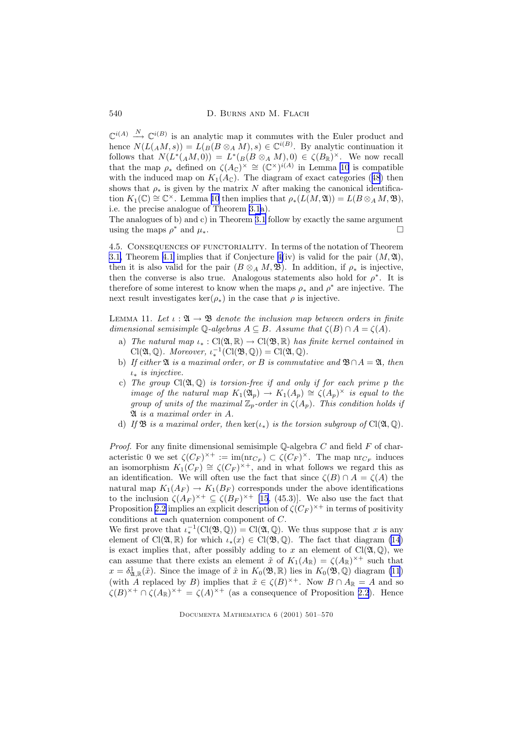$\mathbb{C}^{i(A)} \xrightarrow{N} \mathbb{C}^{i(B)}$ is an analytic map it commutes with the Euler product and hence $N(L({}_AM,s)) = L({}_B(B \otimes_A M), s) \in \mathbb{C}^{i(B)}$. By analytic continuation it follows that $N(L^*({}_AM,0)) = L^*({}_B(B \otimes_A M), 0) \in \zeta(B_\mathbb{R})^\times$. We now recall that the map $\rho_*$ defined on $\zeta(A_\mathbb{C})^\times \cong (\mathbb{C}^\times)^{i(A)}$ in Lemma 10 is compatible with the induced map on $K_1(A_\mathbb{C})$. The diagram of exact categories (48) then shows that $\rho_*$ is given by the matrix $N$ after making the canonical identification $K_1(\mathbb{C}) \cong \mathbb{C}^\times$. Lemma 10 then implies that $\rho_*(L(M,\mathfrak{A})) = L(B \otimes_A M, \mathfrak{B})$, i.e. the precise analogue of Theorem 3.1a).

The analogues of b) and c) in Theorem 3.1 follow by exactly the same argument using the maps $\rho^*$ and $\mu_*$. □

4.5. Consequences of functoriality. In terms of the notation of Theorem 3.1, Theorem 4.1 implies that if Conjecture 4(iv) is valid for the pair $(M, \mathfrak{A})$, then it is also valid for the pair $(B \otimes_A M, \mathfrak{B})$. In addition, if $\rho_*$ is injective, then the converse is also true. Analogous statements also hold for $\rho^*$. It is therefore of some interest to know when the maps $\rho_*$ and $\rho^*$ are injective. The next result investigates $\ker(\rho_*)$ in the case that $\rho$ is injective.

Lemma 11. *Let $\iota : \mathfrak{A} \to \mathfrak{B}$ denote the inclusion map between orders in finite dimensional semisimple $\mathbb{Q}$-algebras $A \subseteq B$. Assume that $\zeta(B) \cap A = \zeta(A)$.*

- a) *The natural map $\iota_* : \mathrm{Cl}(\mathfrak{A}, \mathbb{R}) \to \mathrm{Cl}(\mathfrak{B}, \mathbb{R})$ has finite kernel contained in $\mathrm{Cl}(\mathfrak{A}, \mathbb{Q})$. Moreover, $\iota_*^{-1}(\mathrm{Cl}(\mathfrak{B}, \mathbb{Q})) = \mathrm{Cl}(\mathfrak{A}, \mathbb{Q})$.*
- b) *If either $\mathfrak{A}$ is a maximal order, or $B$ is commutative and $\mathfrak{B} \cap A = \mathfrak{A}$, then $\iota_*$ is injective.*
- c) *The group $\mathrm{Cl}(\mathfrak{A}, \mathbb{Q})$ is torsion-free if and only if for each prime $p$ the image of the natural map $K_1(\mathfrak{A}_p) \to K_1(A_p) \cong \zeta(A_p)^\times$ is equal to the group of units of the maximal $\mathbb{Z}_p$-order in $\zeta(A_p)$. This condition holds if $\mathfrak{A}$ is a maximal order in $A$.*
- d) *If $\mathfrak{B}$ is a maximal order, then $\ker(\iota_*)$ is the torsion subgroup of $\mathrm{Cl}(\mathfrak{A}, \mathbb{Q})$.*

*Proof.* For any finite dimensional semisimple $\mathbb{Q}$-algebra $C$ and field $F$ of characteristic 0 we set $\zeta(C_F)^{\times +} := \mathrm{im}(\mathrm{nr}_{C_F}) \subset \zeta(C_F)^\times$. The map $\mathrm{nr}_{C_F}$ induces an isomorphism $K_1(C_F) \cong \zeta(C_F)^{\times +}$, and in what follows we regard this as an identification. We will often use the fact that since $\zeta(B) \cap A = \zeta(A)$ the natural map $K_1(A_F) \to K_1(B_F)$ corresponds under the above identifications to the inclusion $\zeta(A_F)^{\times +} \subseteq \zeta(B_F)^{\times +}$ [15, (45.3)]. We also use the fact that Proposition 2.2 implies an explicit description of $\zeta(C_F)^{\times +}$ in terms of positivity conditions at each quaternion component of $C$.

We first prove that $\iota_*^{-1}(\mathrm{Cl}(\mathfrak{B}, \mathbb{Q})) = \mathrm{Cl}(\mathfrak{A}, \mathbb{Q})$. We thus suppose that $x$ is any element of $\mathrm{Cl}(\mathfrak{A}, \mathbb{R})$ for which $\iota_*(x) \in \mathrm{Cl}(\mathfrak{B}, \mathbb{Q})$. The fact that diagram (14) is exact implies that, after possibly adding to $x$ an element of $\mathrm{Cl}(\mathfrak{A}, \mathbb{Q})$, we can assume that there exists an element $\tilde{x}$ of $K_1(A_\mathbb{R}) = \zeta(A_\mathbb{R})^{\times +}$ such that $x = \delta^1_{\mathfrak{A},\mathbb{R}}(\tilde{x})$. Since the image of $\tilde{x}$ in $K_0(\mathfrak{B}, \mathbb{R})$ lies in $K_0(\mathfrak{B}, \mathbb{Q})$ diagram (11) (with $A$ replaced by $B$) implies that $\tilde{x} \in \zeta(B)^{\times +}$. Now $B \cap A_\mathbb{R} = A$ and so $\zeta(B)^{\times +} \cap \zeta(A_\mathbb{R})^{\times +} = \zeta(A)^{\times +}$ (as a consequence of Proposition 2.2). Hence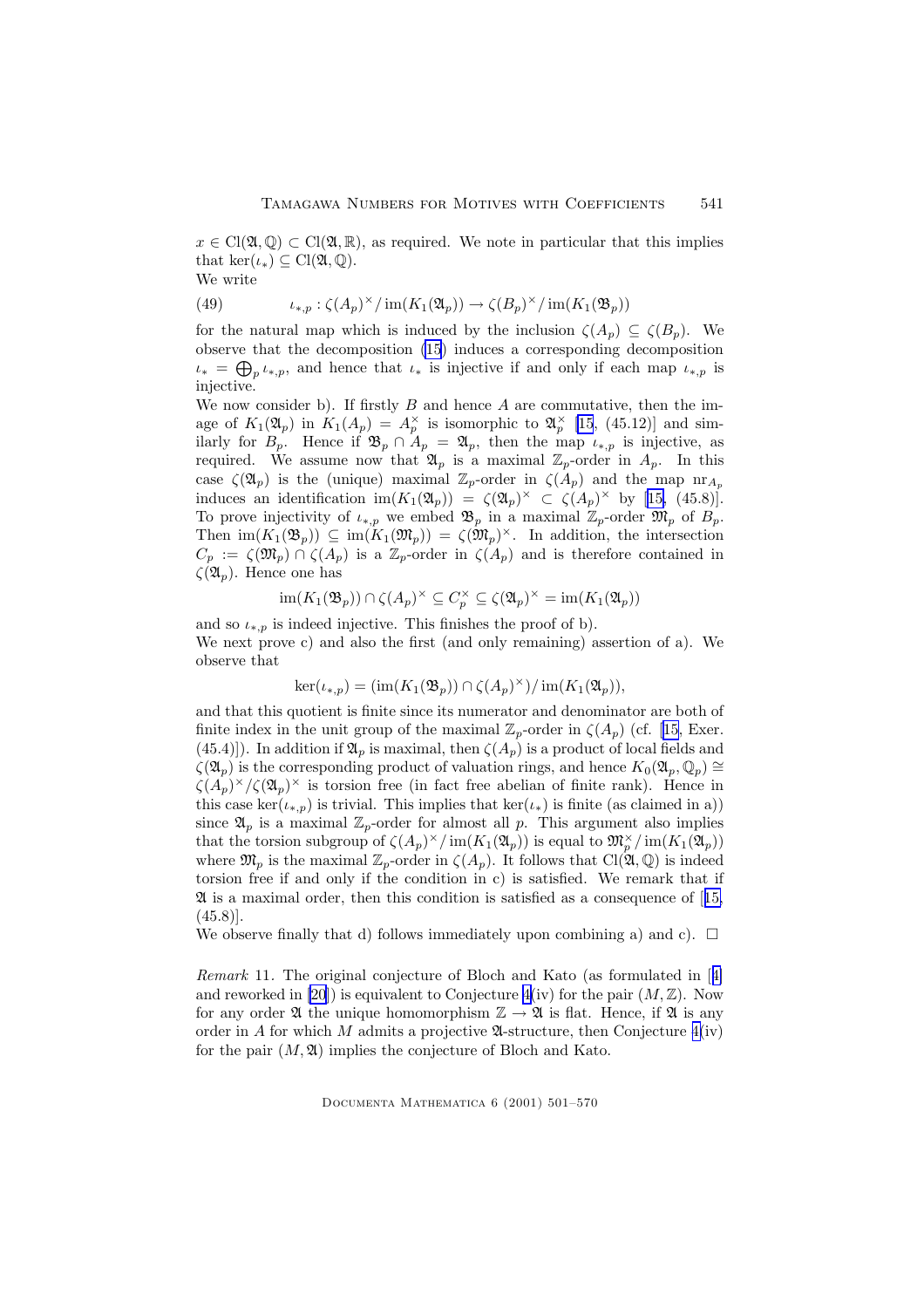$x \in \mathrm{Cl}(\mathfrak{A}, \mathbb{Q}) \subset \mathrm{Cl}(\mathfrak{A}, \mathbb{R})$, as required. We note in particular that this implies that $\ker(\iota_*) \subseteq \mathrm{Cl}(\mathfrak{A}, \mathbb{Q})$.

We write

$$\iota_{*,p} : \zeta(A_p)^\times / \operatorname{im}(K_1(\mathfrak{A}_p)) \to \zeta(B_p)^\times / \operatorname{im}(K_1(\mathfrak{B}_p)) \tag{49}$$

for the natural map which is induced by the inclusion $\zeta(A_p) \subseteq \zeta(B_p)$. We observe that the decomposition (15) induces a corresponding decomposition $\iota_* = \bigoplus_p \iota_{*,p}$, and hence that $\iota_*$ is injective if and only if each map $\iota_{*,p}$ is injective.

We now consider b). If firstly $B$ and hence $A$ are commutative, then the image of $K_1(\mathfrak{A}_p)$ in $K_1(A_p) = A_p^\times$ is isomorphic to $\mathfrak{A}_p^\times$ [15, (45.12)] and similarly for $B_p$. Hence if $\mathfrak{B}_p \cap A_p = \mathfrak{A}_p$, then the map $\iota_{*,p}$ is injective, as required. We assume now that $\mathfrak{A}_p$ is a maximal $\mathbb{Z}_p$-order in $A_p$. In this case $\zeta(\mathfrak{A}_p)$ is the (unique) maximal $\mathbb{Z}_p$-order in $\zeta(A_p)$ and the map $\mathrm{nr}_{A_p}$ induces an identification $\operatorname{im}(K_1(\mathfrak{A}_p)) = \zeta(\mathfrak{A}_p)^\times \subset \zeta(A_p)^\times$ by [15, (45.8)]. To prove injectivity of $\iota_{*,p}$ we embed $\mathfrak{B}_p$ in a maximal $\mathbb{Z}_p$-order $\mathfrak{M}_p$ of $B_p$. Then $\operatorname{im}(K_1(\mathfrak{B}_p)) \subseteq \operatorname{im}(K_1(\mathfrak{M}_p)) = \zeta(\mathfrak{M}_p)^\times$. In addition, the intersection $C_p := \zeta(\mathfrak{M}_p) \cap \zeta(A_p)$ is a $\mathbb{Z}_p$-order in $\zeta(A_p)$ and is therefore contained in $\zeta(\mathfrak{A}_p)$. Hence one has

$$\operatorname{im}(K_1(\mathfrak{B}_p)) \cap \zeta(A_p)^\times \subseteq C_p^\times \subseteq \zeta(\mathfrak{A}_p)^\times = \operatorname{im}(K_1(\mathfrak{A}_p))$$

and so $\iota_{*,p}$ is indeed injective. This finishes the proof of b).

We next prove c) and also the first (and only remaining) assertion of a). We observe that

$$\ker(\iota_{*,p}) = (\operatorname{im}(K_1(\mathfrak{B}_p)) \cap \zeta(A_p)^\times) / \operatorname{im}(K_1(\mathfrak{A}_p)),$$

and that this quotient is finite since its numerator and denominator are both of finite index in the unit group of the maximal $\mathbb{Z}_p$-order in $\zeta(A_p)$ (cf. [15, Exer. (45.4)]). In addition if $\mathfrak{A}_p$ is maximal, then $\zeta(A_p)$ is a product of local fields and $\zeta(\mathfrak{A}_p)$ is the corresponding product of valuation rings, and hence $K_0(\mathfrak{A}_p, \mathbb{Q}_p) \cong \zeta(A_p)^\times / \zeta(\mathfrak{A}_p)^\times$ is torsion free (in fact free abelian of finite rank). Hence in this case $\ker(\iota_{*,p})$ is trivial. This implies that $\ker(\iota_*)$ is finite (as claimed in a)) since $\mathfrak{A}_p$ is a maximal $\mathbb{Z}_p$-order for almost all $p$. This argument also implies that the torsion subgroup of $\zeta(A_p)^\times / \operatorname{im}(K_1(\mathfrak{A}_p))$ is equal to $\mathfrak{M}_p^\times / \operatorname{im}(K_1(\mathfrak{A}_p))$ where $\mathfrak{M}_p$ is the maximal $\mathbb{Z}_p$-order in $\zeta(A_p)$. It follows that $\mathrm{Cl}(\mathfrak{A}, \mathbb{Q})$ is indeed torsion free if and only if the condition in c) is satisfied. We remark that if $\mathfrak{A}$ is a maximal order, then this condition is satisfied as a consequence of [15, (45.8)].

We observe finally that d) follows immediately upon combining a) and c). $\square$

*Remark* 11. The original conjecture of Bloch and Kato (as formulated in [4] and reworked in [20]) is equivalent to Conjecture 4(iv) for the pair $(M, \mathbb{Z})$. Now for any order $\mathfrak{A}$ the unique homomorphism $\mathbb{Z} \to \mathfrak{A}$ is flat. Hence, if $\mathfrak{A}$ is any order in $A$ for which $M$ admits a projective $\mathfrak{A}$-structure, then Conjecture 4(iv) for the pair $(M, \mathfrak{A})$ implies the conjecture of Bloch and Kato.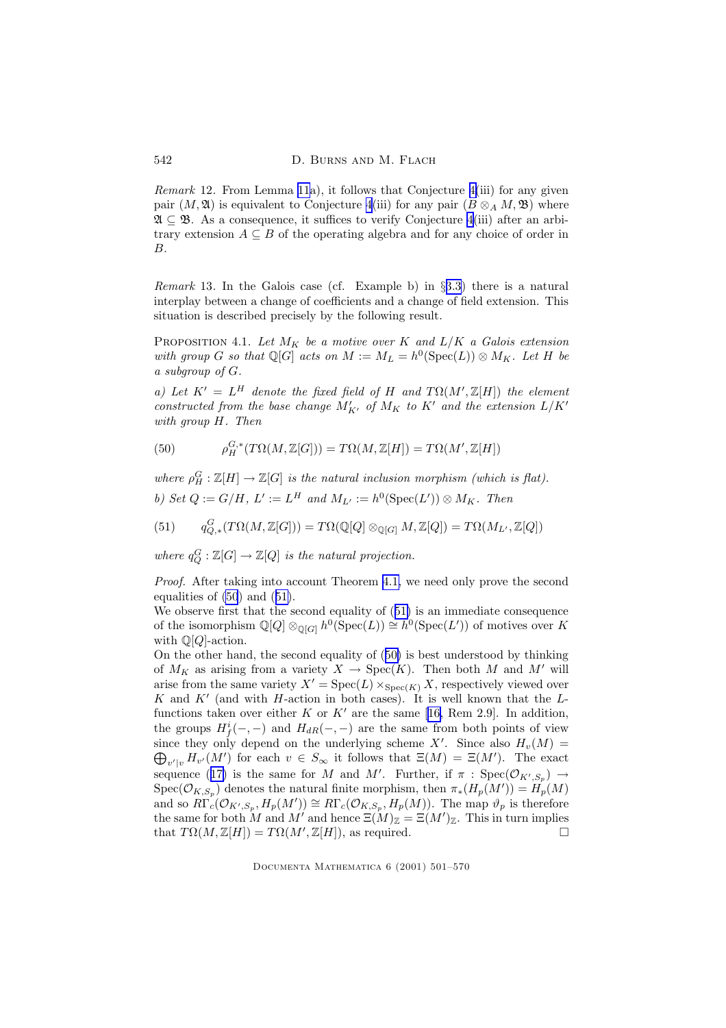*Remark* 12. From Lemma 11a), it follows that Conjecture 4(iii) for any given pair $(M, \mathfrak{A})$ is equivalent to Conjecture 4(iii) for any pair $(B \otimes_A M, \mathfrak{B})$ where $\mathfrak{A} \subseteq \mathfrak{B}$. As a consequence, it suffices to verify Conjecture 4(iii) after an arbitrary extension $A \subseteq B$ of the operating algebra and for any choice of order in $B$.

*Remark* 13. In the Galois case (cf. Example b) in §3.3) there is a natural interplay between a change of coefficients and a change of field extension. This situation is described precisely by the following result.

Proposition 4.1. *Let $M_K$ be a motive over $K$ and $L/K$ a Galois extension with group $G$ so that $\mathbb{Q}[G]$ acts on $M := M_L = h^0(\mathrm{Spec}(L)) \otimes M_K$. Let $H$ be a subgroup of $G$.*

*a) Let $K' = L^H$ denote the fixed field of $H$ and $T\Omega(M', \mathbb{Z}[H])$ the element constructed from the base change $M'_{K'}$ of $M_K$ to $K'$ and the extension $L/K'$ with group $H$. Then*

$$\rho_H^{G,*}(T\Omega(M, \mathbb{Z}[G])) = T\Omega(M, \mathbb{Z}[H]) = T\Omega(M', \mathbb{Z}[H]) \tag{50}$$

*where $\rho_H^G : \mathbb{Z}[H] \to \mathbb{Z}[G]$ is the natural inclusion morphism (which is flat).*

*b) Set $Q := G/H$, $L' := L^H$ and $M_{L'} := h^0(\mathrm{Spec}(L')) \otimes M_K$. Then*

$$q_{Q,*}^G(T\Omega(M, \mathbb{Z}[G])) = T\Omega(\mathbb{Q}[Q] \otimes_{\mathbb{Q}[G]} M, \mathbb{Z}[Q]) = T\Omega(M_{L'}, \mathbb{Z}[Q]) \tag{51}$$

*where $q_Q^G : \mathbb{Z}[G] \to \mathbb{Z}[Q]$ is the natural projection.*

*Proof.* After taking into account Theorem 4.1, we need only prove the second equalities of (50) and (51).

We observe first that the second equality of (51) is an immediate consequence of the isomorphism $\mathbb{Q}[Q] \otimes_{\mathbb{Q}[G]} h^0(\mathrm{Spec}(L)) \cong h^0(\mathrm{Spec}(L'))$ of motives over $K$ with $\mathbb{Q}[Q]$-action.

On the other hand, the second equality of (50) is best understood by thinking of $M_K$ as arising from a variety $X \to \mathrm{Spec}(K)$. Then both $M$ and $M'$ will arise from the same variety $X' = \mathrm{Spec}(L) \times_{\mathrm{Spec}(K)} X$, respectively viewed over $K$ and $K'$ (and with $H$-action in both cases). It is well known that the $L$-functions taken over either $K$ or $K'$ are the same [16, Rem 2.9]. In addition, the groups $H_f^i(-,-)$ and $H_{dR}(-,-)$ are the same from both points of view since they only depend on the underlying scheme $X'$. Since also $H_v(M) = \bigoplus_{v'|v} H_{v'}(M')$ for each $v \in S_\infty$ it follows that $\Xi(M) = \Xi(M')$. The exact sequence (17) is the same for $M$ and $M'$. Further, if $\pi : \mathrm{Spec}(\mathcal{O}_{K',S_p}) \to \mathrm{Spec}(\mathcal{O}_{K,S_p})$ denotes the natural finite morphism, then $\pi_*(H_p(M')) = H_p(M)$ and so $R\Gamma_c(\mathcal{O}_{K',S_p}, H_p(M')) \cong R\Gamma_c(\mathcal{O}_{K,S_p}, H_p(M))$. The map $\vartheta_p$ is therefore the same for both $M$ and $M'$ and hence $\Xi(M)_\mathbb{Z} = \Xi(M')_\mathbb{Z}$. This in turn implies that $T\Omega(M, \mathbb{Z}[H]) = T\Omega(M', \mathbb{Z}[H])$, as required. □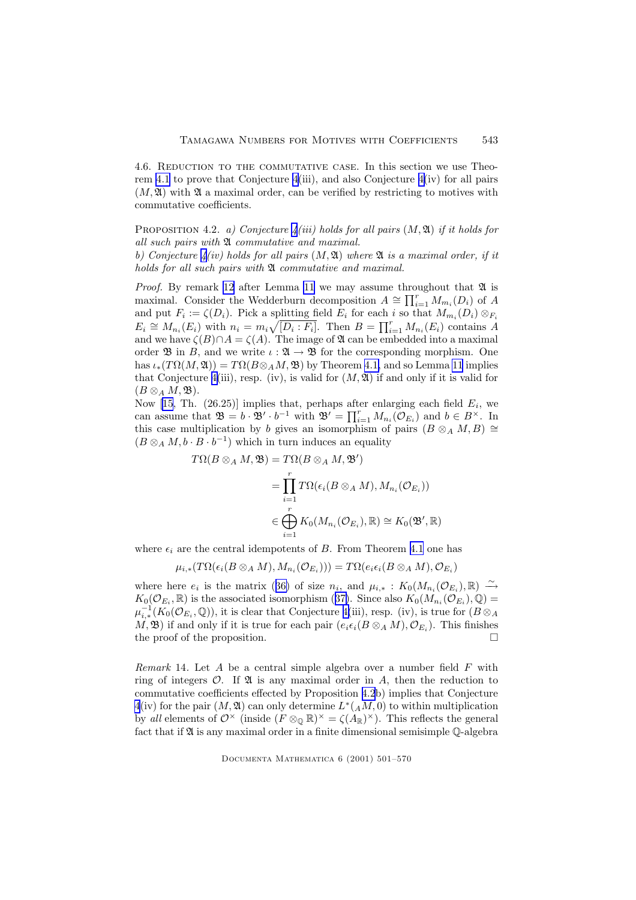4.6. Reduction to the commutative case. In this section we use Theorem 4.1 to prove that Conjecture 4(iii), and also Conjecture 4(iv) for all pairs $(M, \mathfrak{A})$ with $\mathfrak{A}$ a maximal order, can be verified by restricting to motives with commutative coefficients.

Proposition 4.2. *a) Conjecture 4(iii) holds for all pairs $(M, \mathfrak{A})$ if it holds for all such pairs with $\mathfrak{A}$ commutative and maximal.*
*b) Conjecture 4(iv) holds for all pairs $(M, \mathfrak{A})$ where $\mathfrak{A}$ is a maximal order, if it holds for all such pairs with $\mathfrak{A}$ commutative and maximal.*

*Proof.* By remark 12 after Lemma 11 we may assume throughout that $\mathfrak{A}$ is maximal. Consider the Wedderburn decomposition $A \cong \prod_{i=1}^{r} M_{m_i}(D_i)$ of $A$ and put $F_i := \zeta(D_i)$. Pick a splitting field $E_i$ for each $i$ so that $M_{m_i}(D_i) \otimes_{F_i} E_i \cong M_{n_i}(E_i)$ with $n_i = m_i\sqrt{[D_i : F_i]}$. Then $B = \prod_{i=1}^{r} M_{n_i}(E_i)$ contains $A$ and we have $\zeta(B) \cap A = \zeta(A)$. The image of $\mathfrak{A}$ can be embedded into a maximal order $\mathfrak{B}$ in $B$, and we write $\iota : \mathfrak{A} \to \mathfrak{B}$ for the corresponding morphism. One has $\iota_*(T\Omega(M, \mathfrak{A})) = T\Omega(B \otimes_A M, \mathfrak{B})$ by Theorem 4.1, and so Lemma 11 implies that Conjecture 4(iii), resp. (iv), is valid for $(M, \mathfrak{A})$ if and only if it is valid for $(B \otimes_A M, \mathfrak{B})$.
Now [15, Th. (26.25)] implies that, perhaps after enlarging each field $E_i$, we can assume that $\mathfrak{B} = b \cdot \mathfrak{B}' \cdot b^{-1}$ with $\mathfrak{B}' = \prod_{i=1}^{r} M_{n_i}(\mathcal{O}_{E_i})$ and $b \in B^\times$. In this case multiplication by $b$ gives an isomorphism of pairs $(B \otimes_A M, B) \cong (B \otimes_A M, b \cdot B \cdot b^{-1})$ which in turn induces an equality

$$
\begin{aligned}
T\Omega(B \otimes_A M, \mathfrak{B}) &= T\Omega(B \otimes_A M, \mathfrak{B}') \\
&= \prod_{i=1}^{r} T\Omega(\epsilon_i(B \otimes_A M), M_{n_i}(\mathcal{O}_{E_i})) \\
&\in \bigoplus_{i=1}^{r} K_0(M_{n_i}(\mathcal{O}_{E_i}), \mathbb{R}) \cong K_0(\mathfrak{B}', \mathbb{R})
\end{aligned}
$$

where $\epsilon_i$ are the central idempotents of $B$. From Theorem 4.1 one has

$$\mu_{i,*}(T\Omega(\epsilon_i(B \otimes_A M), M_{n_i}(\mathcal{O}_{E_i}))) = T\Omega(e_i\epsilon_i(B \otimes_A M), \mathcal{O}_{E_i})$$

where here $e_i$ is the matrix (36) of size $n_i$, and $\mu_{i,*} : K_0(M_{n_i}(\mathcal{O}_{E_i}), \mathbb{R}) \xrightarrow{\sim} K_0(\mathcal{O}_{E_i}, \mathbb{R})$ is the associated isomorphism (37). Since also $K_0(M_{n_i}(\mathcal{O}_{E_i}), \mathbb{Q}) = \mu_{i,*}^{-1}(K_0(\mathcal{O}_{E_i}, \mathbb{Q}))$, it is clear that Conjecture 4(iii), resp. (iv), is true for $(B \otimes_A M, \mathfrak{B})$ if and only if it is true for each pair $(e_i\epsilon_i(B \otimes_A M), \mathcal{O}_{E_i})$. This finishes the proof of the proposition. □

*Remark* 14. Let $A$ be a central simple algebra over a number field $F$ with ring of integers $\mathcal{O}$. If $\mathfrak{A}$ is any maximal order in $A$, then the reduction to commutative coefficients effected by Proposition 4.2b) implies that Conjecture 4(iv) for the pair $(M, \mathfrak{A})$ can only determine $L^*({}_AM, 0)$ to within multiplication by *all* elements of $\mathcal{O}^\times$ (inside $(F \otimes_{\mathbb{Q}} \mathbb{R})^\times = \zeta(A_{\mathbb{R}})^\times$). This reflects the general fact that if $\mathfrak{A}$ is any maximal order in a finite dimensional semisimple $\mathbb{Q}$-algebra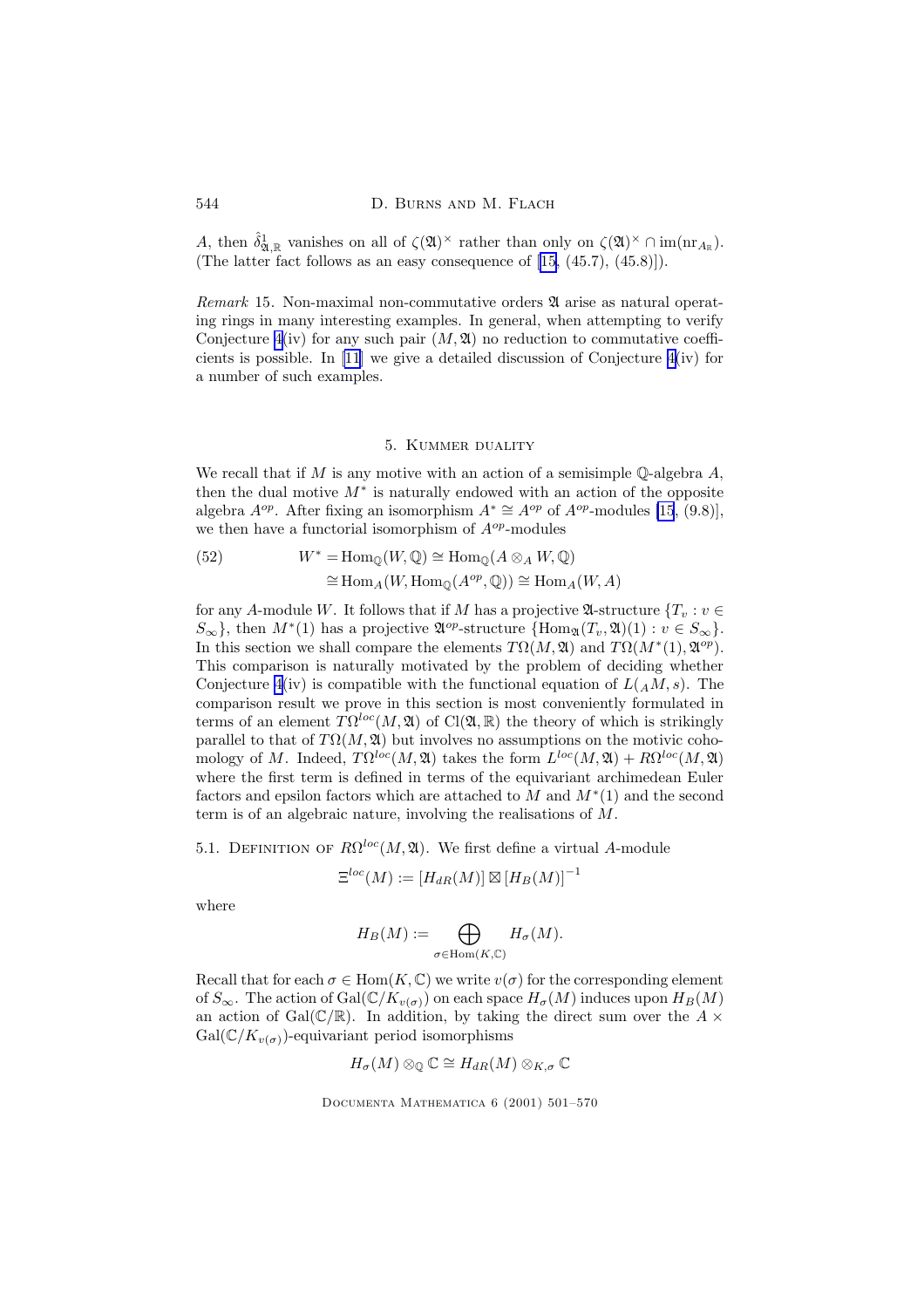$A$, then $\hat{\delta}^1_{\mathfrak{A},\mathbb{R}}$ vanishes on all of $\zeta(\mathfrak{A})^\times$ rather than only on $\zeta(\mathfrak{A})^\times \cap \mathrm{im}(\mathrm{nr}_{A_\mathbb{R}})$. (The latter fact follows as an easy consequence of [15, (45.7), (45.8)]).

*Remark* 15. Non-maximal non-commutative orders $\mathfrak{A}$ arise as natural operating rings in many interesting examples. In general, when attempting to verify Conjecture 4(iv) for any such pair $(M, \mathfrak{A})$ no reduction to commutative coefficients is possible. In [11] we give a detailed discussion of Conjecture 4(iv) for a number of such examples.

## 5. Kummer duality

We recall that if $M$ is any motive with an action of a semisimple $\mathbb{Q}$-algebra $A$, then the dual motive $M^*$ is naturally endowed with an action of the opposite algebra $A^{op}$. After fixing an isomorphism $A^* \cong A^{op}$ of $A^{op}$-modules [15, (9.8)], we then have a functorial isomorphism of $A^{op}$-modules

$$
\begin{aligned}
W^* &= \mathrm{Hom}_\mathbb{Q}(W, \mathbb{Q}) \cong \mathrm{Hom}_\mathbb{Q}(A \otimes_A W, \mathbb{Q}) \\
&\cong \mathrm{Hom}_A(W, \mathrm{Hom}_\mathbb{Q}(A^{op}, \mathbb{Q})) \cong \mathrm{Hom}_A(W, A)
\end{aligned} \tag{52}
$$

for any $A$-module $W$. It follows that if $M$ has a projective $\mathfrak{A}$-structure $\{T_v : v \in S_\infty\}$, then $M^*(1)$ has a projective $\mathfrak{A}^{op}$-structure $\{\mathrm{Hom}_\mathfrak{A}(T_v, \mathfrak{A})(1) : v \in S_\infty\}$. In this section we shall compare the elements $T\Omega(M, \mathfrak{A})$ and $T\Omega(M^*(1), \mathfrak{A}^{op})$. This comparison is naturally motivated by the problem of deciding whether Conjecture 4(iv) is compatible with the functional equation of $L({}_AM, s)$. The comparison result we prove in this section is most conveniently formulated in terms of an element $T\Omega^{loc}(M, \mathfrak{A})$ of $\mathrm{Cl}(\mathfrak{A}, \mathbb{R})$ the theory of which is strikingly parallel to that of $T\Omega(M, \mathfrak{A})$ but involves no assumptions on the motivic cohomology of $M$. Indeed, $T\Omega^{loc}(M, \mathfrak{A})$ takes the form $L^{loc}(M, \mathfrak{A}) + R\Omega^{loc}(M, \mathfrak{A})$ where the first term is defined in terms of the equivariant archimedean Euler factors and epsilon factors which are attached to $M$ and $M^*(1)$ and the second term is of an algebraic nature, involving the realisations of $M$.

### 5.1. Definition of $R\Omega^{loc}(M, \mathfrak{A})$.

We first define a virtual $A$-module

$$\Xi^{loc}(M) := [H_{dR}(M)] \boxtimes [H_B(M)]^{-1}$$

where

$$H_B(M) := \bigoplus_{\sigma \in \mathrm{Hom}(K, \mathbb{C})} H_\sigma(M).$$

Recall that for each $\sigma \in \mathrm{Hom}(K, \mathbb{C})$ we write $v(\sigma)$ for the corresponding element of $S_\infty$. The action of $\mathrm{Gal}(\mathbb{C}/K_{v(\sigma)})$ on each space $H_\sigma(M)$ induces upon $H_B(M)$ an action of $\mathrm{Gal}(\mathbb{C}/\mathbb{R})$. In addition, by taking the direct sum over the $A \times \mathrm{Gal}(\mathbb{C}/K_{v(\sigma)})$-equivariant period isomorphisms

$$H_\sigma(M) \otimes_\mathbb{Q} \mathbb{C} \cong H_{dR}(M) \otimes_{K,\sigma} \mathbb{C}$$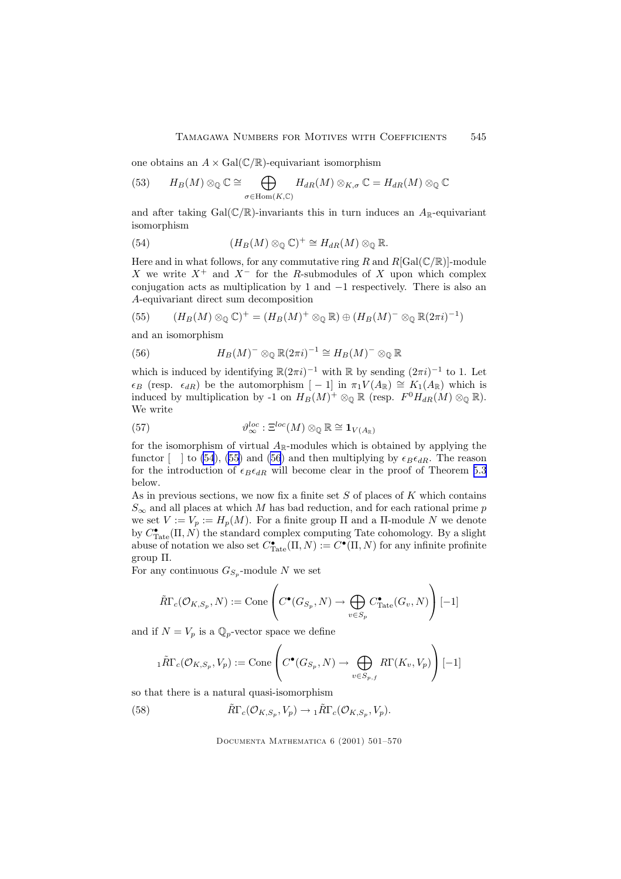one obtains an $A \times \mathrm{Gal}(\mathbb{C}/\mathbb{R})$-equivariant isomorphism

$$H_B(M) \otimes_{\mathbb{Q}} \mathbb{C} \cong \bigoplus_{\sigma \in \mathrm{Hom}(K,\mathbb{C})} H_{dR}(M) \otimes_{K,\sigma} \mathbb{C} = H_{dR}(M) \otimes_{\mathbb{Q}} \mathbb{C} \tag{53}$$

and after taking $\mathrm{Gal}(\mathbb{C}/\mathbb{R})$-invariants this in turn induces an $A_{\mathbb{R}}$-equivariant isomorphism

$$(H_B(M) \otimes_{\mathbb{Q}} \mathbb{C})^+ \cong H_{dR}(M) \otimes_{\mathbb{Q}} \mathbb{R}. \tag{54}$$

Here and in what follows, for any commutative ring $R$ and $R[\mathrm{Gal}(\mathbb{C}/\mathbb{R})]$-module $X$ we write $X^+$ and $X^-$ for the $R$-submodules of $X$ upon which complex conjugation acts as multiplication by 1 and $-1$ respectively. There is also an $A$-equivariant direct sum decomposition

$$(H_B(M) \otimes_{\mathbb{Q}} \mathbb{C})^+ = (H_B(M)^+ \otimes_{\mathbb{Q}} \mathbb{R}) \oplus (H_B(M)^- \otimes_{\mathbb{Q}} \mathbb{R}(2\pi i)^{-1}) \tag{55}$$

and an isomorphism

$$H_B(M)^- \otimes_{\mathbb{Q}} \mathbb{R}(2\pi i)^{-1} \cong H_B(M)^- \otimes_{\mathbb{Q}} \mathbb{R} \tag{56}$$

which is induced by identifying $\mathbb{R}(2\pi i)^{-1}$ with $\mathbb{R}$ by sending $(2\pi i)^{-1}$ to 1. Let $\epsilon_B$ (resp. $\epsilon_{dR}$) be the automorphism $[-1]$ in $\pi_1 V(A_{\mathbb{R}}) \cong K_1(A_{\mathbb{R}})$ which is induced by multiplication by -1 on $H_B(M)^+ \otimes_{\mathbb{Q}} \mathbb{R}$ (resp. $F^0 H_{dR}(M) \otimes_{\mathbb{Q}} \mathbb{R}$). We write

$$\vartheta_\infty^{loc} : \Xi^{loc}(M) \otimes_{\mathbb{Q}} \mathbb{R} \cong \mathbf{1}_{V(A_{\mathbb{R}})} \tag{57}$$

for the isomorphism of virtual $A_{\mathbb{R}}$-modules which is obtained by applying the functor $[\ \ ]$ to (54), (55) and (56) and then multiplying by $\epsilon_B \epsilon_{dR}$. The reason for the introduction of $\epsilon_B \epsilon_{dR}$ will become clear in the proof of Theorem 5.3 below.

As in previous sections, we now fix a finite set $S$ of places of $K$ which contains $S_\infty$ and all places at which $M$ has bad reduction, and for each rational prime $p$ we set $V := V_p := H_p(M)$. For a finite group $\Pi$ and a $\Pi$-module $N$ we denote by $C^\bullet_{\mathrm{Tate}}(\Pi, N)$ the standard complex computing Tate cohomology. By a slight abuse of notation we also set $C^\bullet_{\mathrm{Tate}}(\Pi, N) := C^\bullet(\Pi, N)$ for any infinite profinite group $\Pi$.

For any continuous $G_{S_p}$-module $N$ we set

$$\tilde{R}\Gamma_c(\mathcal{O}_{K,S_p}, N) := \mathrm{Cone}\left( C^\bullet(G_{S_p}, N) \to \bigoplus_{v \in S_p} C^\bullet_{\mathrm{Tate}}(G_v, N) \right)[-1]$$

and if $N = V_p$ is a $\mathbb{Q}_p$-vector space we define

$${}_1\tilde{R}\Gamma_c(\mathcal{O}_{K,S_p}, V_p) := \mathrm{Cone}\left( C^\bullet(G_{S_p}, N) \to \bigoplus_{v \in S_{p,f}} R\Gamma(K_v, V_p) \right)[-1]$$

so that there is a natural quasi-isomorphism

$$\tilde{R}\Gamma_c(\mathcal{O}_{K,S_p}, V_p) \to {}_1\tilde{R}\Gamma_c(\mathcal{O}_{K,S_p}, V_p). \tag{58}$$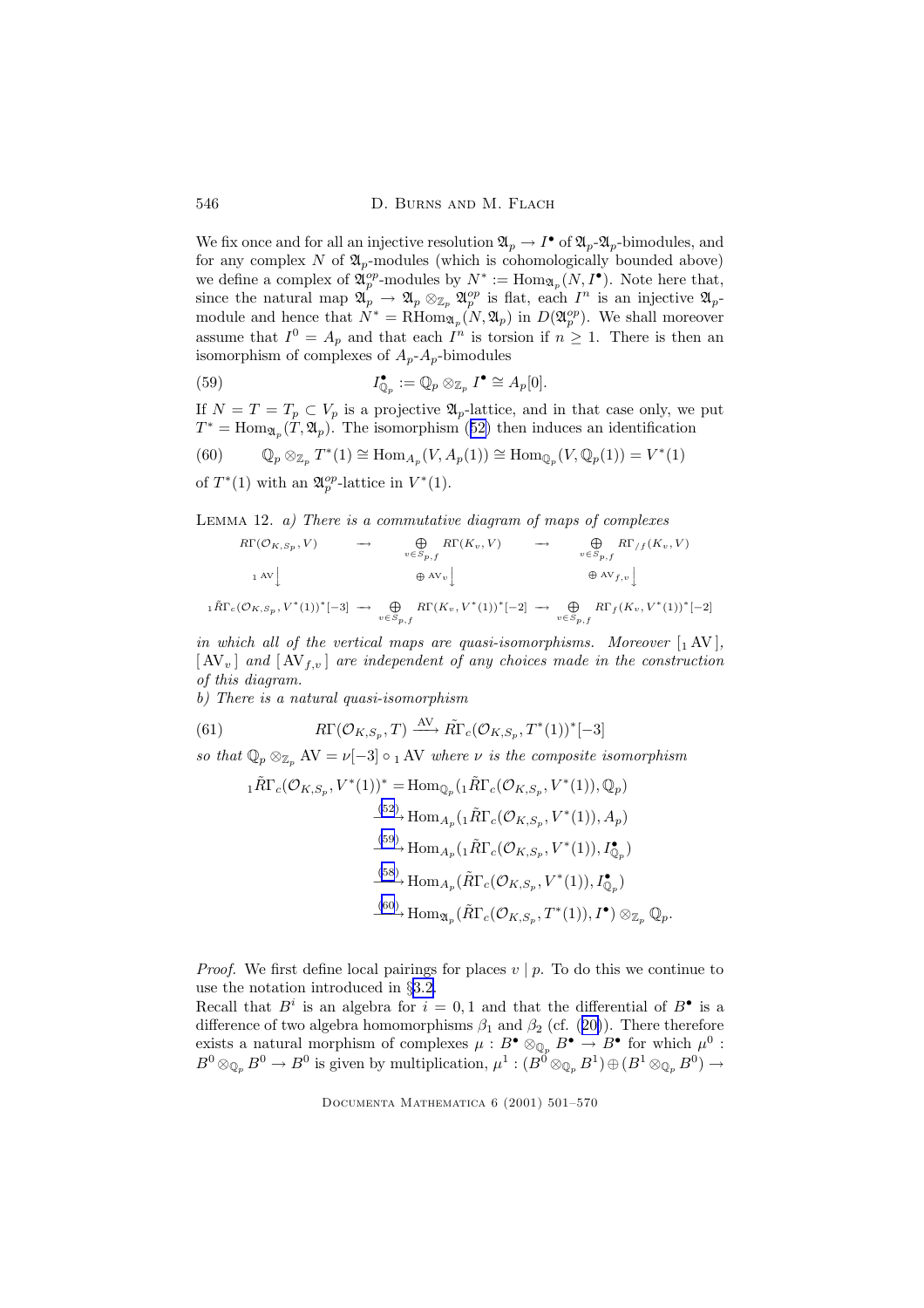We fix once and for all an injective resolution $\mathfrak{A}_p \to I^\bullet$ of $\mathfrak{A}_p$-$\mathfrak{A}_p$-bimodules, and for any complex $N$ of $\mathfrak{A}_p$-modules (which is cohomologically bounded above) we define a complex of $\mathfrak{A}_p^{op}$-modules by $N^* := \mathrm{Hom}_{\mathfrak{A}_p}(N, I^\bullet)$. Note here that, since the natural map $\mathfrak{A}_p \to \mathfrak{A}_p \otimes_{\mathbb{Z}_p} \mathfrak{A}_p^{op}$ is flat, each $I^n$ is an injective $\mathfrak{A}_p$-module and hence that $N^* = \mathrm{RHom}_{\mathfrak{A}_p}(N, \mathfrak{A}_p)$ in $D(\mathfrak{A}_p^{op})$. We shall moreover assume that $I^0 = A_p$ and that each $I^n$ is torsion if $n \geq 1$. There is then an isomorphism of complexes of $A_p$-$A_p$-bimodules

$$I^\bullet_{\mathbb{Q}_p} := \mathbb{Q}_p \otimes_{\mathbb{Z}_p} I^\bullet \cong A_p[0]. \tag{59}$$

If $N = T = T_p \subset V_p$ is a projective $\mathfrak{A}_p$-lattice, and in that case only, we put $T^* = \mathrm{Hom}_{\mathfrak{A}_p}(T, \mathfrak{A}_p)$. The isomorphism (52) then induces an identification

$$\mathbb{Q}_p \otimes_{\mathbb{Z}_p} T^*(1) \cong \mathrm{Hom}_{A_p}(V, A_p(1)) \cong \mathrm{Hom}_{\mathbb{Q}_p}(V, \mathbb{Q}_p(1)) = V^*(1) \tag{60}$$

of $T^*(1)$ with an $\mathfrak{A}_p^{op}$-lattice in $V^*(1)$.

Lemma 12. *a) There is a commutative diagram of maps of complexes*

$$\begin{array}{ccccc}
R\Gamma(\mathcal{O}_{K,S_p}, V) & \longrightarrow & \bigoplus_{v \in S_{p,f}} R\Gamma(K_v, V) & \longrightarrow & \bigoplus_{v \in S_{p,f}} R\Gamma_{/f}(K_v, V) \\
{}_1\mathrm{AV}\downarrow & & \oplus\,\mathrm{AV}_v\downarrow & & \oplus\,\mathrm{AV}_{f,v}\downarrow \\
{}_1\tilde{R}\Gamma_c(\mathcal{O}_{K,S_p}, V^*(1))^*[-3] & \longrightarrow & \bigoplus_{v \in S_{p,f}} R\Gamma(K_v, V^*(1))^*[-2] & \longrightarrow & \bigoplus_{v \in S_{p,f}} R\Gamma_f(K_v, V^*(1))^*[-2]
\end{array}$$

*in which all of the vertical maps are quasi-isomorphisms. Moreover* $[{}_1\mathrm{AV}]$, $[\mathrm{AV}_v]$ *and* $[\mathrm{AV}_{f,v}]$ *are independent of any choices made in the construction of this diagram.*

*b) There is a natural quasi-isomorphism*

$$R\Gamma(\mathcal{O}_{K,S_p}, T) \xrightarrow{\mathrm{AV}} \tilde{R}\Gamma_c(\mathcal{O}_{K,S_p}, T^*(1))^*[-3] \tag{61}$$

*so that* $\mathbb{Q}_p \otimes_{\mathbb{Z}_p} \mathrm{AV} = \nu[-3] \circ {}_1\mathrm{AV}$ *where* $\nu$ *is the composite isomorphism*

$$\begin{aligned}
{}_1\tilde{R}\Gamma_c(\mathcal{O}_{K,S_p}, V^*(1))^* &= \mathrm{Hom}_{\mathbb{Q}_p}({}_1\tilde{R}\Gamma_c(\mathcal{O}_{K,S_p}, V^*(1)), \mathbb{Q}_p) \\
&\xrightarrow{(52)} \mathrm{Hom}_{A_p}({}_1\tilde{R}\Gamma_c(\mathcal{O}_{K,S_p}, V^*(1)), A_p) \\
&\xrightarrow{(59)} \mathrm{Hom}_{A_p}({}_1\tilde{R}\Gamma_c(\mathcal{O}_{K,S_p}, V^*(1)), I^\bullet_{\mathbb{Q}_p}) \\
&\xrightarrow{(58)} \mathrm{Hom}_{A_p}(\tilde{R}\Gamma_c(\mathcal{O}_{K,S_p}, V^*(1)), I^\bullet_{\mathbb{Q}_p}) \\
&\xrightarrow{(60)} \mathrm{Hom}_{\mathfrak{A}_p}(\tilde{R}\Gamma_c(\mathcal{O}_{K,S_p}, T^*(1)), I^\bullet) \otimes_{\mathbb{Z}_p} \mathbb{Q}_p.
\end{aligned}$$

*Proof.* We first define local pairings for places $v \mid p$. To do this we continue to use the notation introduced in §3.2.

Recall that $B^i$ is an algebra for $i = 0, 1$ and that the differential of $B^\bullet$ is a difference of two algebra homomorphisms $\beta_1$ and $\beta_2$ (cf. (20)). There therefore exists a natural morphism of complexes $\mu : B^\bullet \otimes_{\mathbb{Q}_p} B^\bullet \to B^\bullet$ for which $\mu^0 : B^0 \otimes_{\mathbb{Q}_p} B^0 \to B^0$ is given by multiplication, $\mu^1 : (B^0 \otimes_{\mathbb{Q}_p} B^1) \oplus (B^1 \otimes_{\mathbb{Q}_p} B^0) \to$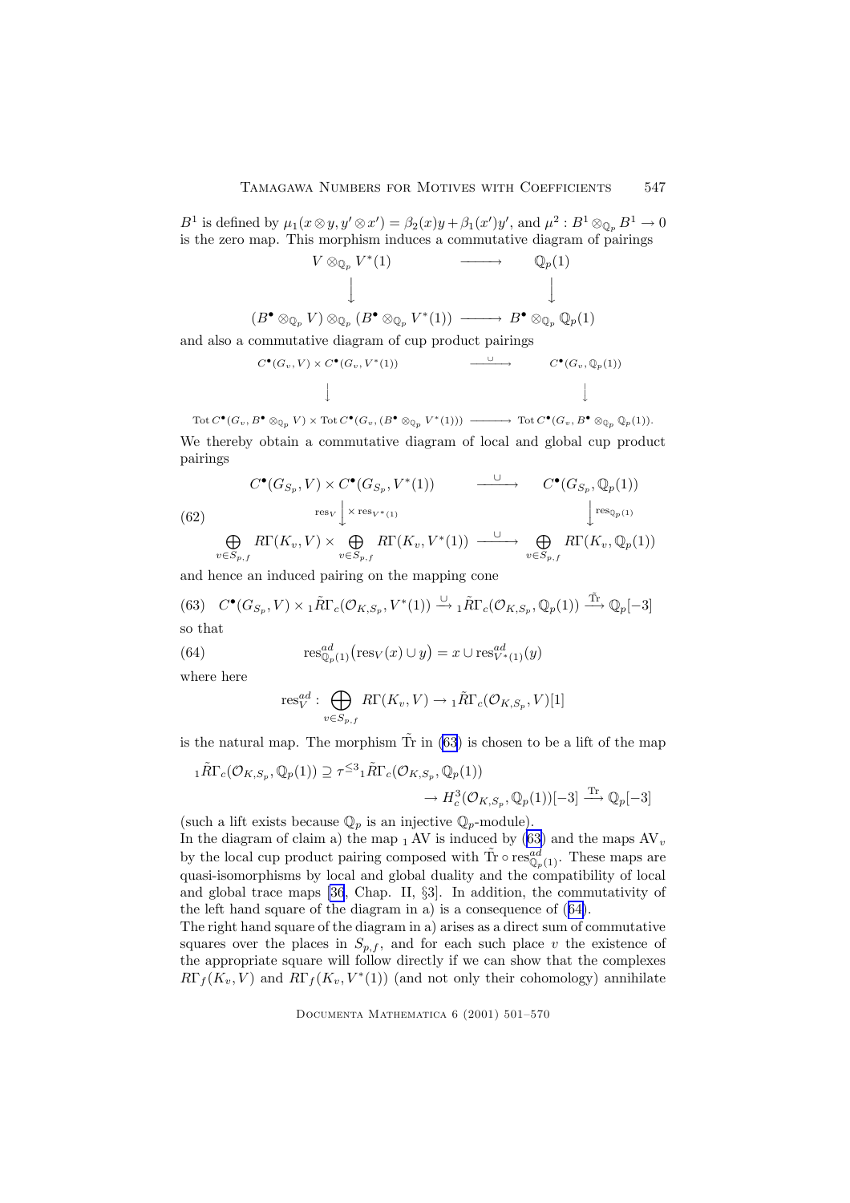$B^1$ is defined by $\mu_1(x\otimes y, y'\otimes x') = \beta_2(x)y + \beta_1(x')y'$, and $\mu^2 : B^1 \otimes_{\mathbb{Q}_p} B^1 \to 0$ is the zero map. This morphism induces a commutative diagram of pairings

$$\begin{array}{ccc}
V \otimes_{\mathbb{Q}_p} V^*(1) & \longrightarrow & \mathbb{Q}_p(1) \\
\downarrow & & \downarrow \\
(B^\bullet \otimes_{\mathbb{Q}_p} V) \otimes_{\mathbb{Q}_p} (B^\bullet \otimes_{\mathbb{Q}_p} V^*(1)) & \longrightarrow & B^\bullet \otimes_{\mathbb{Q}_p} \mathbb{Q}_p(1)
\end{array}$$

and also a commutative diagram of cup product pairings

$$\begin{array}{ccc}
C^\bullet(G_v, V) \times C^\bullet(G_v, V^*(1)) & \xrightarrow{\cup} & C^\bullet(G_v, \mathbb{Q}_p(1)) \\
\downarrow & & \downarrow \\
\mathrm{Tot}\, C^\bullet(G_v, B^\bullet \otimes_{\mathbb{Q}_p} V) \times \mathrm{Tot}\, C^\bullet(G_v, (B^\bullet \otimes_{\mathbb{Q}_p} V^*(1))) & \longrightarrow & \mathrm{Tot}\, C^\bullet(G_v, B^\bullet \otimes_{\mathbb{Q}_p} \mathbb{Q}_p(1)).
\end{array}$$

We thereby obtain a commutative diagram of local and global cup product pairings

$$(62)\quad \begin{array}{ccc}
C^\bullet(G_{S_p}, V) \times C^\bullet(G_{S_p}, V^*(1)) & \xrightarrow{\cup} & C^\bullet(G_{S_p}, \mathbb{Q}_p(1)) \\
\downarrow{\scriptstyle \mathrm{res}_V \times \mathrm{res}_{V^*(1)}} & & \downarrow{\scriptstyle \mathrm{res}_{\mathbb{Q}_p(1)}} \\
\bigoplus_{v\in S_{p,f}} R\Gamma(K_v, V) \times \bigoplus_{v\in S_{p,f}} R\Gamma(K_v, V^*(1)) & \xrightarrow{\cup} & \bigoplus_{v\in S_{p,f}} R\Gamma(K_v, \mathbb{Q}_p(1))
\end{array}$$

and hence an induced pairing on the mapping cone

$$(63)\quad C^\bullet(G_{S_p}, V) \times {}_1\tilde{R}\Gamma_c(\mathcal{O}_{K,S_p}, V^*(1)) \xrightarrow{\cup} {}_1\tilde{R}\Gamma_c(\mathcal{O}_{K,S_p}, \mathbb{Q}_p(1)) \xrightarrow{\tilde{\mathrm{Tr}}} \mathbb{Q}_p[-3]$$

so that

$$(64)\qquad \mathrm{res}^{ad}_{\mathbb{Q}_p(1)}\big(\mathrm{res}_V(x) \cup y\big) = x \cup \mathrm{res}^{ad}_{V^*(1)}(y)$$

where here

$$\mathrm{res}^{ad}_V : \bigoplus_{v\in S_{p,f}} R\Gamma(K_v, V) \to {}_1\tilde{R}\Gamma_c(\mathcal{O}_{K,S_p}, V)[1]$$

is the natural map. The morphism $\tilde{\mathrm{Tr}}$ in (63) is chosen to be a lift of the map

$$\begin{aligned}
{}_1\tilde{R}\Gamma_c(\mathcal{O}_{K,S_p}, \mathbb{Q}_p(1)) &\supseteq \tau^{\leq 3}{}_1\tilde{R}\Gamma_c(\mathcal{O}_{K,S_p}, \mathbb{Q}_p(1)) \\
&\to H^3_c(\mathcal{O}_{K,S_p}, \mathbb{Q}_p(1))[-3] \xrightarrow{\mathrm{Tr}} \mathbb{Q}_p[-3]
\end{aligned}$$

(such a lift exists because $\mathbb{Q}_p$ is an injective $\mathbb{Q}_p$-module).
In the diagram of claim a) the map ${}_1\,\mathrm{AV}$ is induced by (63) and the maps $\mathrm{AV}_v$ by the local cup product pairing composed with $\tilde{\mathrm{Tr}} \circ \mathrm{res}^{ad}_{\mathbb{Q}_p(1)}$. These maps are quasi-isomorphisms by local and global duality and the compatibility of local and global trace maps [36, Chap. II, §3]. In addition, the commutativity of the left hand square of the diagram in a) is a consequence of (64).
The right hand square of the diagram in a) arises as a direct sum of commutative squares over the places in $S_{p,f}$, and for each such place $v$ the existence of the appropriate square will follow directly if we can show that the complexes $R\Gamma_f(K_v, V)$ and $R\Gamma_f(K_v, V^*(1))$ (and not only their cohomology) annihilate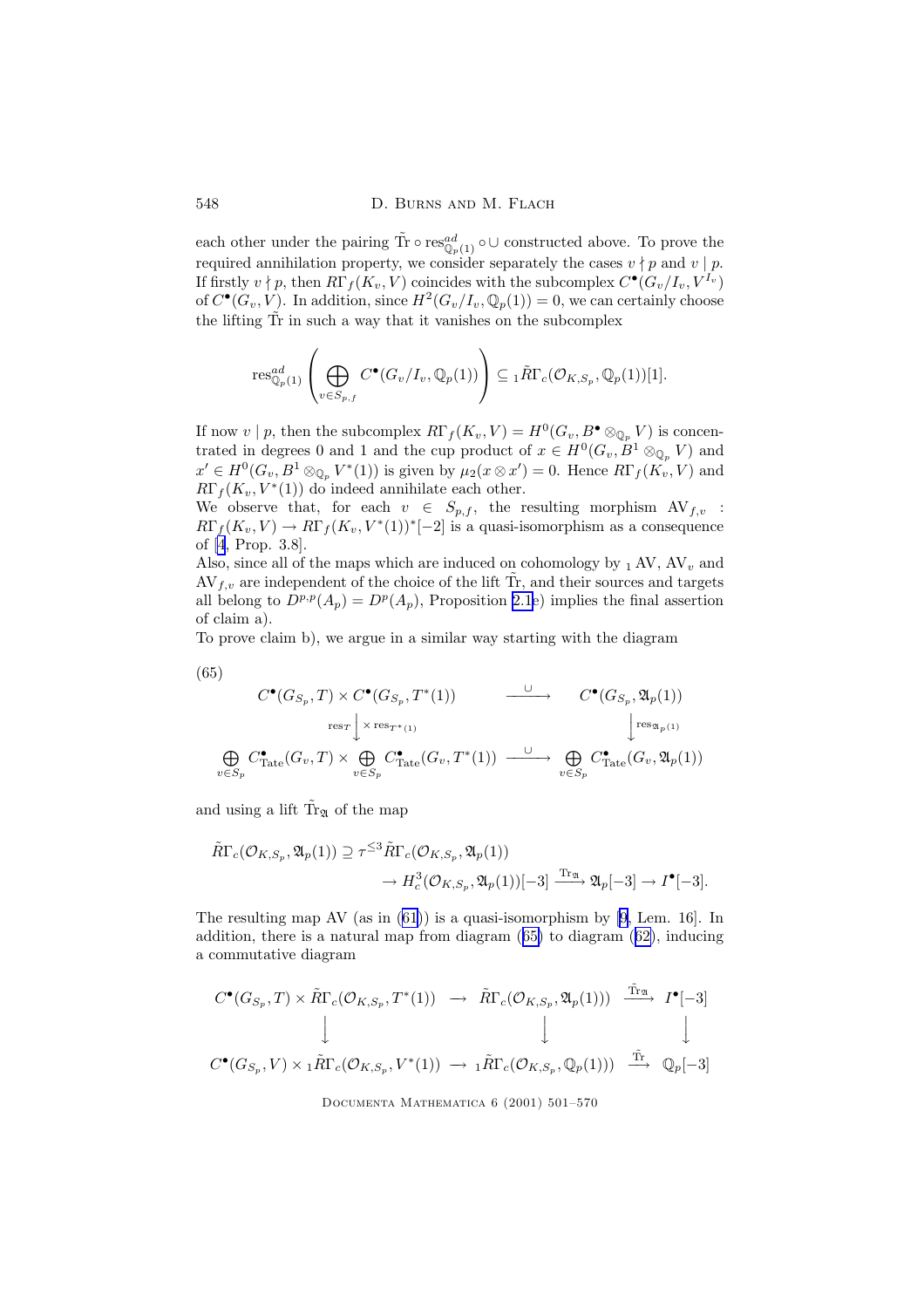each other under the pairing $\tilde{\mathrm{Tr}} \circ \mathrm{res}^{ad}_{\mathbb{Q}_p(1)} \circ \cup$ constructed above. To prove the required annihilation property, we consider separately the cases $v \nmid p$ and $v \mid p$. If firstly $v \nmid p$, then $R\Gamma_f(K_v, V)$ coincides with the subcomplex $C^\bullet(G_v/I_v, V^{I_v})$ of $C^\bullet(G_v, V)$. In addition, since $H^2(G_v/I_v, \mathbb{Q}_p(1)) = 0$, we can certainly choose the lifting $\tilde{\mathrm{Tr}}$ in such a way that it vanishes on the subcomplex

$$\mathrm{res}^{ad}_{\mathbb{Q}_p(1)}\left(\bigoplus_{v\in S_{p,f}} C^\bullet(G_v/I_v, \mathbb{Q}_p(1))\right) \subseteq {}_1\tilde{R}\Gamma_c(\mathcal{O}_{K,S_p}, \mathbb{Q}_p(1))[1].$$

If now $v \mid p$, then the subcomplex $R\Gamma_f(K_v, V) = H^0(G_v, B^\bullet \otimes_{\mathbb{Q}_p} V)$ is concentrated in degrees 0 and 1 and the cup product of $x \in H^0(G_v, B^1 \otimes_{\mathbb{Q}_p} V)$ and $x' \in H^0(G_v, B^1 \otimes_{\mathbb{Q}_p} V^*(1))$ is given by $\mu_2(x \otimes x') = 0$. Hence $R\Gamma_f(K_v, V)$ and $R\Gamma_f(K_v, V^*(1))$ do indeed annihilate each other.

We observe that, for each $v \in S_{p,f}$, the resulting morphism $\mathrm{AV}_{f,v} : R\Gamma_f(K_v, V) \to R\Gamma_f(K_v, V^*(1))^*[-2]$ is a quasi-isomorphism as a consequence of [4, Prop. 3.8].

Also, since all of the maps which are induced on cohomology by ${}_1\mathrm{AV}$, $\mathrm{AV}_v$ and $\mathrm{AV}_{f,v}$ are independent of the choice of the lift $\tilde{\mathrm{Tr}}$, and their sources and targets all belong to $D^{p,p}(A_p) = D^p(A_p)$, Proposition 2.1e) implies the final assertion of claim a).

To prove claim b), we argue in a similar way starting with the diagram

(65)

$$\begin{array}{ccc}
C^\bullet(G_{S_p}, T) \times C^\bullet(G_{S_p}, T^*(1)) & \xrightarrow{\cup} & C^\bullet(G_{S_p}, \mathfrak{A}_p(1)) \\
\Big\downarrow{\scriptstyle \mathrm{res}_T \times \mathrm{res}_{T^*(1)}} & & \Big\downarrow{\scriptstyle \mathrm{res}_{\mathfrak{A}_p(1)}} \\
\bigoplus_{v\in S_p} C^\bullet_{\mathrm{Tate}}(G_v, T) \times \bigoplus_{v\in S_p} C^\bullet_{\mathrm{Tate}}(G_v, T^*(1)) & \xrightarrow{\cup} & \bigoplus_{v\in S_p} C^\bullet_{\mathrm{Tate}}(G_v, \mathfrak{A}_p(1))
\end{array}$$

and using a lift $\tilde{\mathrm{Tr}}_{\mathfrak{A}}$ of the map

$$\begin{aligned}
\tilde{R}\Gamma_c(\mathcal{O}_{K,S_p}, \mathfrak{A}_p(1)) \supseteq \tau^{\leq 3}\tilde{R}\Gamma_c(\mathcal{O}_{K,S_p}, \mathfrak{A}_p(1)) \\
\to H^3_c(\mathcal{O}_{K,S_p}, \mathfrak{A}_p(1))[-3] \xrightarrow{\mathrm{Tr}_{\mathfrak{A}}} \mathfrak{A}_p[-3] \to I^\bullet[-3].
\end{aligned}$$

The resulting map AV (as in (61)) is a quasi-isomorphism by [9, Lem. 16]. In addition, there is a natural map from diagram (65) to diagram (62), inducing a commutative diagram

$$\begin{array}{ccccc}
C^\bullet(G_{S_p}, T) \times \tilde{R}\Gamma_c(\mathcal{O}_{K,S_p}, T^*(1)) & \to & \tilde{R}\Gamma_c(\mathcal{O}_{K,S_p}, \mathfrak{A}_p(1))) & \xrightarrow{\tilde{\mathrm{Tr}}_{\mathfrak{A}}} & I^\bullet[-3] \\
\Big\downarrow & & \Big\downarrow & & \Big\downarrow \\
C^\bullet(G_{S_p}, V) \times {}_1\tilde{R}\Gamma_c(\mathcal{O}_{K,S_p}, V^*(1)) & \to & {}_1\tilde{R}\Gamma_c(\mathcal{O}_{K,S_p}, \mathbb{Q}_p(1))) & \xrightarrow{\tilde{\mathrm{Tr}}} & \mathbb{Q}_p[-3]
\end{array}$$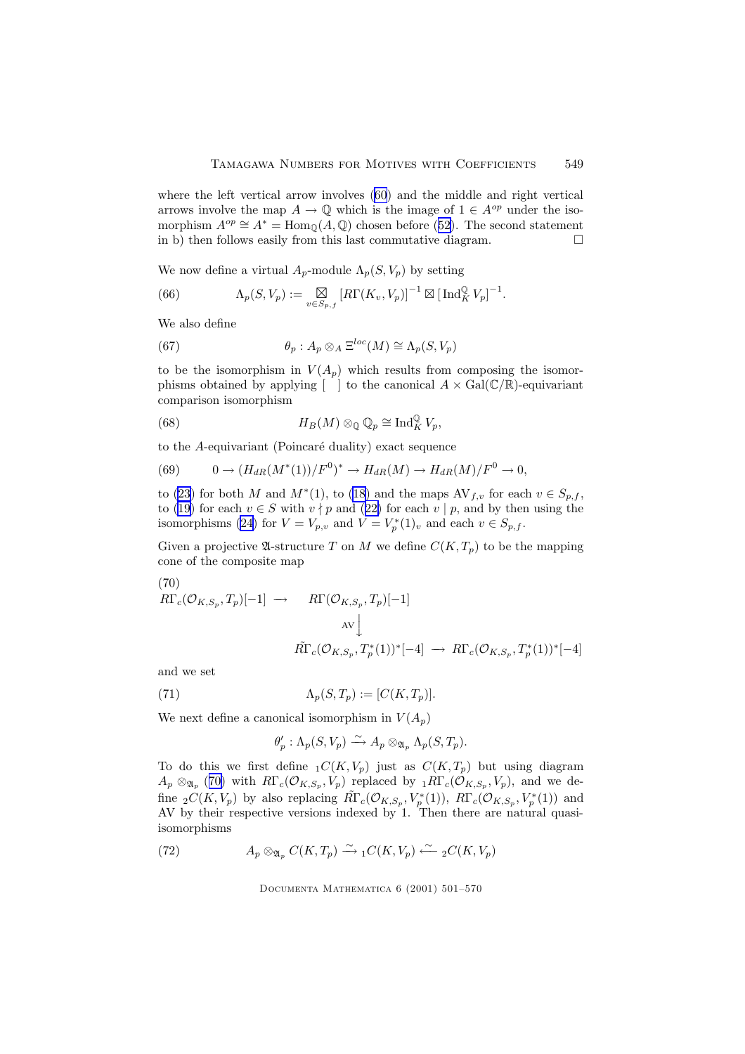where the left vertical arrow involves (60) and the middle and right vertical arrows involve the map $A \to \mathbb{Q}$ which is the image of $1 \in A^{op}$ under the isomorphism $A^{op} \cong A^* = \mathrm{Hom}_{\mathbb{Q}}(A, \mathbb{Q})$ chosen before (52). The second statement in b) then follows easily from this last commutative diagram. $\square$

We now define a virtual $A_p$-module $\Lambda_p(S, V_p)$ by setting

$$\Lambda_p(S, V_p) := \boxtimes_{v \in S_{p,f}} [R\Gamma(K_v, V_p)]^{-1} \boxtimes [\mathrm{Ind}_K^{\mathbb{Q}} V_p]^{-1}. \tag{66}$$

We also define

$$\theta_p : A_p \otimes_A \Xi^{loc}(M) \cong \Lambda_p(S, V_p) \tag{67}$$

to be the isomorphism in $V(A_p)$ which results from composing the isomorphisms obtained by applying $[\quad]$ to the canonical $A \times \mathrm{Gal}(\mathbb{C}/\mathbb{R})$-equivariant comparison isomorphism

$$H_B(M) \otimes_{\mathbb{Q}} \mathbb{Q}_p \cong \mathrm{Ind}_K^{\mathbb{Q}} V_p, \tag{68}$$

to the $A$-equivariant (Poincaré duality) exact sequence

$$0 \to (H_{dR}(M^*(1))/F^0)^* \to H_{dR}(M) \to H_{dR}(M)/F^0 \to 0, \tag{69}$$

to (23) for both $M$ and $M^*(1)$, to (18) and the maps $\mathrm{AV}_{f,v}$ for each $v \in S_{p,f}$, to (19) for each $v \in S$ with $v \nmid p$ and (22) for each $v \mid p$, and by then using the isomorphisms (24) for $V = V_{p,v}$ and $V = V_p^*(1)_v$ and each $v \in S_{p,f}$.

Given a projective $\mathfrak{A}$-structure $T$ on $M$ we define $C(K, T_p)$ to be the mapping cone of the composite map

$$\begin{array}{ccc} R\Gamma_c(\mathcal{O}_{K,S_p}, T_p)[-1] & \longrightarrow & R\Gamma(\mathcal{O}_{K,S_p}, T_p)[-1] \\ & & \downarrow{\scriptstyle \mathrm{AV}} \\ & & \tilde{R\Gamma}_c(\mathcal{O}_{K,S_p}, T_p^*(1))^*[-4] \longrightarrow R\Gamma_c(\mathcal{O}_{K,S_p}, T_p^*(1))^*[-4] \end{array} \tag{70}$$

and we set

$$\Lambda_p(S, T_p) := [C(K, T_p)]. \tag{71}$$

We next define a canonical isomorphism in $V(A_p)$

$$\theta'_p : \Lambda_p(S, V_p) \xrightarrow{\sim} A_p \otimes_{\mathfrak{A}_p} \Lambda_p(S, T_p).$$

To do this we first define ${}_1C(K, V_p)$ just as $C(K, T_p)$ but using diagram $A_p \otimes_{\mathfrak{A}_p}$ (70) with $R\Gamma_c(\mathcal{O}_{K,S_p}, V_p)$ replaced by ${}_1R\Gamma_c(\mathcal{O}_{K,S_p}, V_p)$, and we define ${}_2C(K, V_p)$ by also replacing $\tilde{R\Gamma}_c(\mathcal{O}_{K,S_p}, V_p^*(1))$, $R\Gamma_c(\mathcal{O}_{K,S_p}, V_p^*(1))$ and AV by their respective versions indexed by 1. Then there are natural quasi-isomorphisms

$$A_p \otimes_{\mathfrak{A}_p} C(K, T_p) \xrightarrow{\sim} {}_1C(K, V_p) \xleftarrow{\sim} {}_2C(K, V_p) \tag{72}$$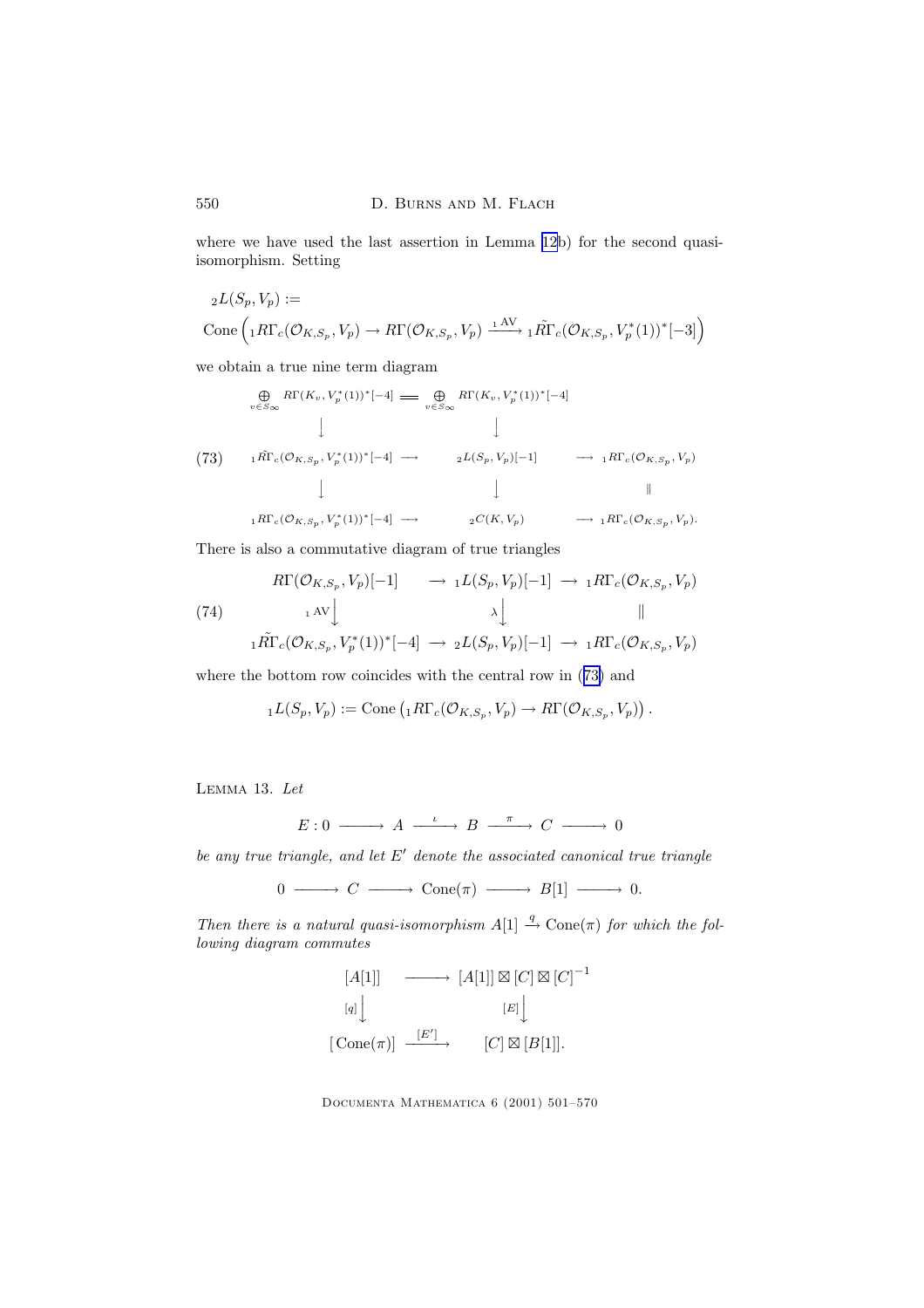where we have used the last assertion in Lemma 12b) for the second quasi-isomorphism. Setting

$$
\begin{aligned}
&{}_2L(S_p, V_p) := \\
&\operatorname{Cone}\left({}_1R\Gamma_c(\mathcal{O}_{K,S_p}, V_p) \to R\Gamma(\mathcal{O}_{K,S_p}, V_p) \xrightarrow{{}_1\mathrm{AV}} {}_1\tilde{R\Gamma}_c(\mathcal{O}_{K,S_p}, V_p^*(1))^*[-3]\right)
\end{aligned}
$$

we obtain a true nine term diagram

$$
(73) \qquad
\begin{array}{ccccc}
\bigoplus_{v\in S_\infty} R\Gamma(K_v, V_p^*(1))^*[-4] & = & \bigoplus_{v\in S_\infty} R\Gamma(K_v, V_p^*(1))^*[-4] & & \\
\downarrow & & \downarrow & & \\
{}_1\tilde{R\Gamma}_c(\mathcal{O}_{K,S_p}, V_p^*(1))^*[-4] & \longrightarrow & {}_2L(S_p, V_p)[-1] & \longrightarrow & {}_1R\Gamma_c(\mathcal{O}_{K,S_p}, V_p) \\
\downarrow & & \downarrow & & \| \\
{}_1R\Gamma_c(\mathcal{O}_{K,S_p}, V_p^*(1))^*[-4] & \longrightarrow & {}_2C(K, V_p) & \longrightarrow & {}_1R\Gamma_c(\mathcal{O}_{K,S_p}, V_p).
\end{array}
$$

There is also a commutative diagram of true triangles

$$
(74) \qquad
\begin{array}{ccccc}
R\Gamma(\mathcal{O}_{K,S_p}, V_p)[-1] & \longrightarrow & {}_1L(S_p, V_p)[-1] & \longrightarrow & {}_1R\Gamma_c(\mathcal{O}_{K,S_p}, V_p) \\
{\scriptstyle {}_1\mathrm{AV}}\downarrow & & {\scriptstyle \lambda}\downarrow & & \| \\
{}_1\tilde{R\Gamma}_c(\mathcal{O}_{K,S_p}, V_p^*(1))^*[-4] & \longrightarrow & {}_2L(S_p, V_p)[-1] & \longrightarrow & {}_1R\Gamma_c(\mathcal{O}_{K,S_p}, V_p)
\end{array}
$$

where the bottom row coincides with the central row in (73) and

$$
{}_1L(S_p, V_p) := \operatorname{Cone}\left({}_1R\Gamma_c(\mathcal{O}_{K,S_p}, V_p) \to R\Gamma(\mathcal{O}_{K,S_p}, V_p)\right).
$$

Lemma 13. *Let*

$$
E : 0 \longrightarrow A \xrightarrow{\iota} B \xrightarrow{\pi} C \longrightarrow 0
$$

*be any true triangle, and let $E'$ denote the associated canonical true triangle*

$$
0 \longrightarrow C \longrightarrow \operatorname{Cone}(\pi) \longrightarrow B[1] \longrightarrow 0.
$$

*Then there is a natural quasi-isomorphism $A[1] \xrightarrow{q} \operatorname{Cone}(\pi)$ for which the following diagram commutes*

$$
\begin{array}{ccc}
[A[1]] & \longrightarrow & [A[1]] \boxtimes [C] \boxtimes [C]^{-1} \\
{\scriptstyle [q]}\downarrow & & {\scriptstyle [E]}\downarrow \\
[\operatorname{Cone}(\pi)] & \xrightarrow{[E']} & [C] \boxtimes [B[1]].
\end{array}
$$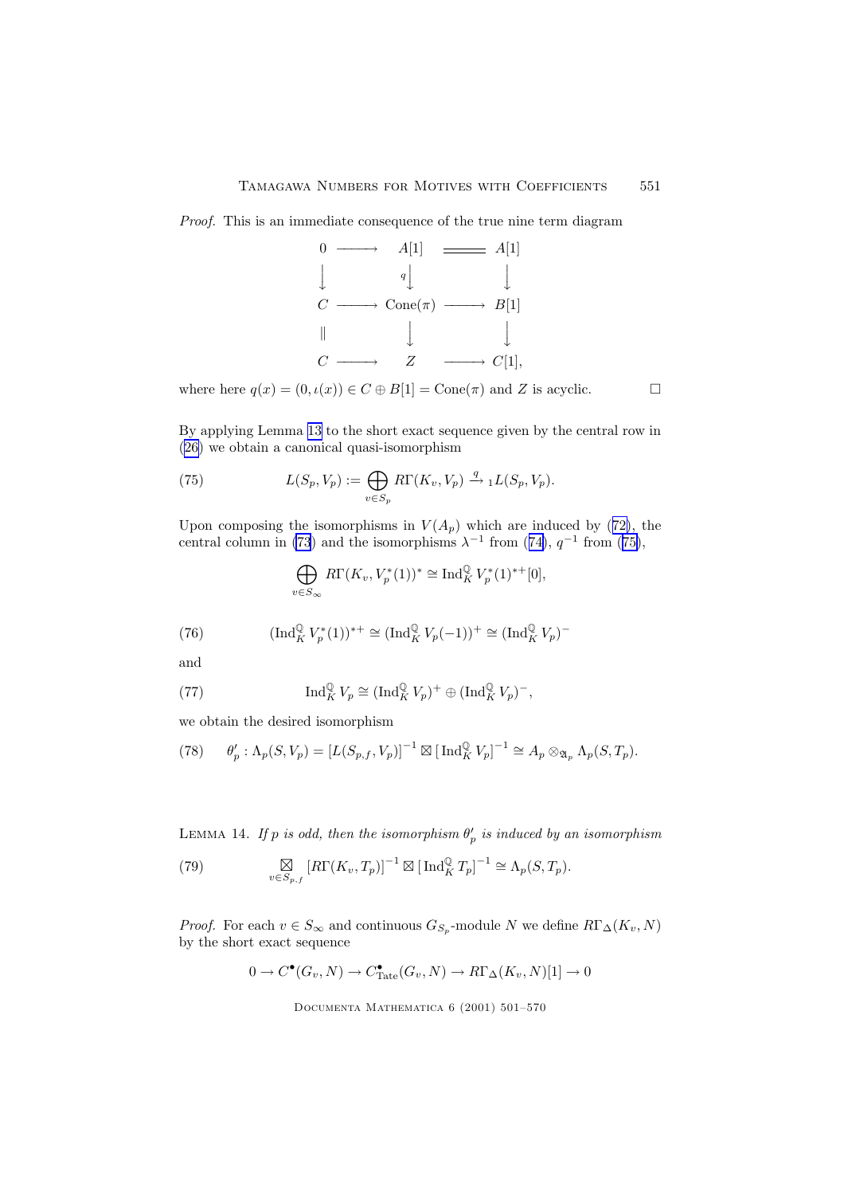*Proof.* This is an immediate consequence of the true nine term diagram

$$\begin{array}{ccccc} 0 & \longrightarrow & A[1] & = & A[1] \\ \downarrow & & \downarrow{\scriptstyle q} & & \downarrow \\ C & \longrightarrow & \mathrm{Cone}(\pi) & \longrightarrow & B[1] \\ \| & & \downarrow & & \downarrow \\ C & \longrightarrow & Z & \longrightarrow & C[1], \end{array}$$

where here $q(x) = (0, \iota(x)) \in C \oplus B[1] = \mathrm{Cone}(\pi)$ and $Z$ is acyclic. □

By applying Lemma 13 to the short exact sequence given by the central row in (26) we obtain a canonical quasi-isomorphism

$$L(S_p, V_p) := \bigoplus_{v \in S_p} R\Gamma(K_v, V_p) \xrightarrow{q} {}_1L(S_p, V_p). \tag{75}$$

Upon composing the isomorphisms in $V(A_p)$ which are induced by (72), the central column in (73) and the isomorphisms $\lambda^{-1}$ from (74), $q^{-1}$ from (75),

$$\bigoplus_{v \in S_\infty} R\Gamma(K_v, V_p^*(1))^* \cong \mathrm{Ind}_K^{\mathbb{Q}} V_p^*(1)^{*+}[0],$$

$$(\mathrm{Ind}_K^{\mathbb{Q}} V_p^*(1))^{*+} \cong (\mathrm{Ind}_K^{\mathbb{Q}} V_p(-1))^+ \cong (\mathrm{Ind}_K^{\mathbb{Q}} V_p)^- \tag{76}$$

and

$$\mathrm{Ind}_K^{\mathbb{Q}} V_p \cong (\mathrm{Ind}_K^{\mathbb{Q}} V_p)^+ \oplus (\mathrm{Ind}_K^{\mathbb{Q}} V_p)^-, \tag{77}$$

we obtain the desired isomorphism

$$\theta_p' : \Lambda_p(S, V_p) = [L(S_{p,f}, V_p)]^{-1} \boxtimes [\mathrm{Ind}_K^{\mathbb{Q}} V_p]^{-1} \cong A_p \otimes_{\mathfrak{A}_p} \Lambda_p(S, T_p). \tag{78}$$

Lemma 14. *If $p$ is odd, then the isomorphism $\theta_p'$ is induced by an isomorphism*

$$\boxtimes_{v \in S_{p,f}} [R\Gamma(K_v, T_p)]^{-1} \boxtimes [\mathrm{Ind}_K^{\mathbb{Q}} T_p]^{-1} \cong \Lambda_p(S, T_p). \tag{79}$$

*Proof.* For each $v \in S_\infty$ and continuous $G_{S_p}$-module $N$ we define $R\Gamma_\Delta(K_v, N)$ by the short exact sequence

$$0 \to C^\bullet(G_v, N) \to C^\bullet_{\mathrm{Tate}}(G_v, N) \to R\Gamma_\Delta(K_v, N)[1] \to 0$$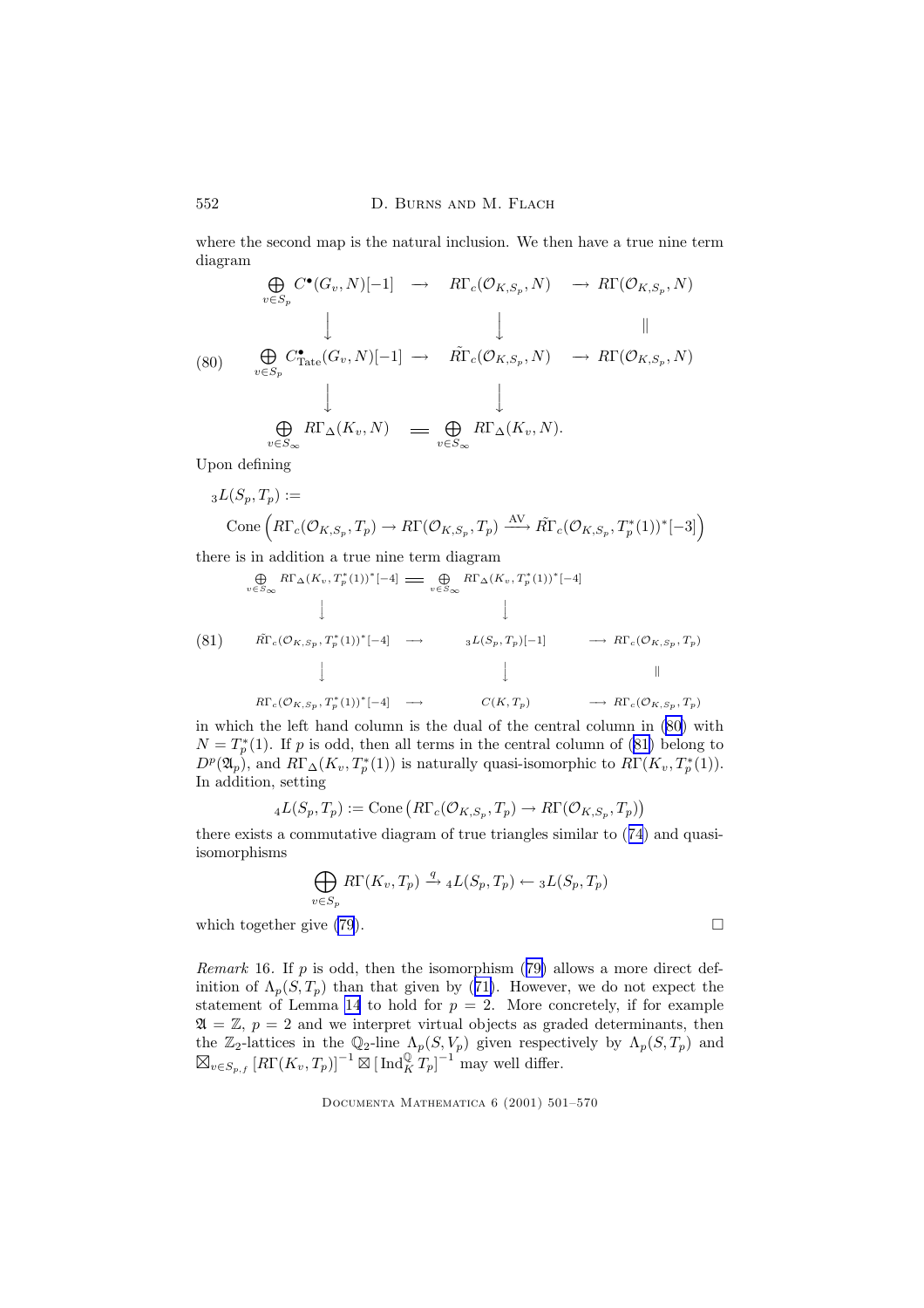where the second map is the natural inclusion. We then have a true nine term diagram

$$
\begin{array}{ccccc}
\bigoplus_{v\in S_p} C^\bullet(G_v,N)[-1] & \longrightarrow & R\Gamma_c(\mathcal{O}_{K,S_p},N) & \longrightarrow & R\Gamma(\mathcal{O}_{K,S_p},N) \\
\downarrow & & \downarrow & & \| \\
\bigoplus_{v\in S_p} C^\bullet_{\mathrm{Tate}}(G_v,N)[-1] & \longrightarrow & \tilde{R\Gamma}_c(\mathcal{O}_{K,S_p},N) & \longrightarrow & R\Gamma(\mathcal{O}_{K,S_p},N) \\
\downarrow & & \downarrow & & \\
\bigoplus_{v\in S_\infty} R\Gamma_\Delta(K_v,N) & = & \bigoplus_{v\in S_\infty} R\Gamma_\Delta(K_v,N). & &
\end{array}
\tag{80}
$$

Upon defining

$$
{}_3L(S_p,T_p) := \mathrm{Cone}\left(R\Gamma_c(\mathcal{O}_{K,S_p},T_p) \to R\Gamma(\mathcal{O}_{K,S_p},T_p) \xrightarrow{\mathrm{AV}} \tilde{R\Gamma}_c(\mathcal{O}_{K,S_p},T_p^*(1))^*[-3]\right)
$$

there is in addition a true nine term diagram

$$
\begin{array}{ccccc}
\bigoplus_{v\in S_\infty} R\Gamma_\Delta(K_v,T_p^*(1))^*[-4] & = & \bigoplus_{v\in S_\infty} R\Gamma_\Delta(K_v,T_p^*(1))^*[-4] & & \\
\downarrow & & \downarrow & & \\
\tilde{R\Gamma}_c(\mathcal{O}_{K,S_p},T_p^*(1))^*[-4] & \longrightarrow & {}_3L(S_p,T_p)[-1] & \longrightarrow & R\Gamma_c(\mathcal{O}_{K,S_p},T_p) \\
\downarrow & & \downarrow & & \| \\
R\Gamma_c(\mathcal{O}_{K,S_p},T_p^*(1))^*[-4] & \longrightarrow & C(K,T_p) & \longrightarrow & R\Gamma_c(\mathcal{O}_{K,S_p},T_p)
\end{array}
\tag{81}
$$

in which the left hand column is the dual of the central column in (80) with $N = T_p^*(1)$. If $p$ is odd, then all terms in the central column of (81) belong to $D^p(\mathfrak{A}_p)$, and $R\Gamma_\Delta(K_v,T_p^*(1))$ is naturally quasi-isomorphic to $R\Gamma(K_v,T_p^*(1))$. In addition, setting

$$
{}_4L(S_p,T_p) := \mathrm{Cone}\left(R\Gamma_c(\mathcal{O}_{K,S_p},T_p) \to R\Gamma(\mathcal{O}_{K,S_p},T_p)\right)
$$

there exists a commutative diagram of true triangles similar to (74) and quasi-isomorphisms

$$
\bigoplus_{v\in S_p} R\Gamma(K_v,T_p) \xrightarrow{q} {}_4L(S_p,T_p) \leftarrow {}_3L(S_p,T_p)
$$

which together give (79). □

*Remark* 16. If $p$ is odd, then the isomorphism (79) allows a more direct definition of $\Lambda_p(S,T_p)$ than that given by (71). However, we do not expect the statement of Lemma 14 to hold for $p=2$. More concretely, if for example $\mathfrak{A} = \mathbb{Z}$, $p=2$ and we interpret virtual objects as graded determinants, then the $\mathbb{Z}_2$-lattices in the $\mathbb{Q}_2$-line $\Lambda_p(S,V_p)$ given respectively by $\Lambda_p(S,T_p)$ and $\boxtimes_{v\in S_{p,f}} [R\Gamma(K_v,T_p)]^{-1} \boxtimes [\mathrm{Ind}_K^{\mathbb{Q}} T_p]^{-1}$ may well differ.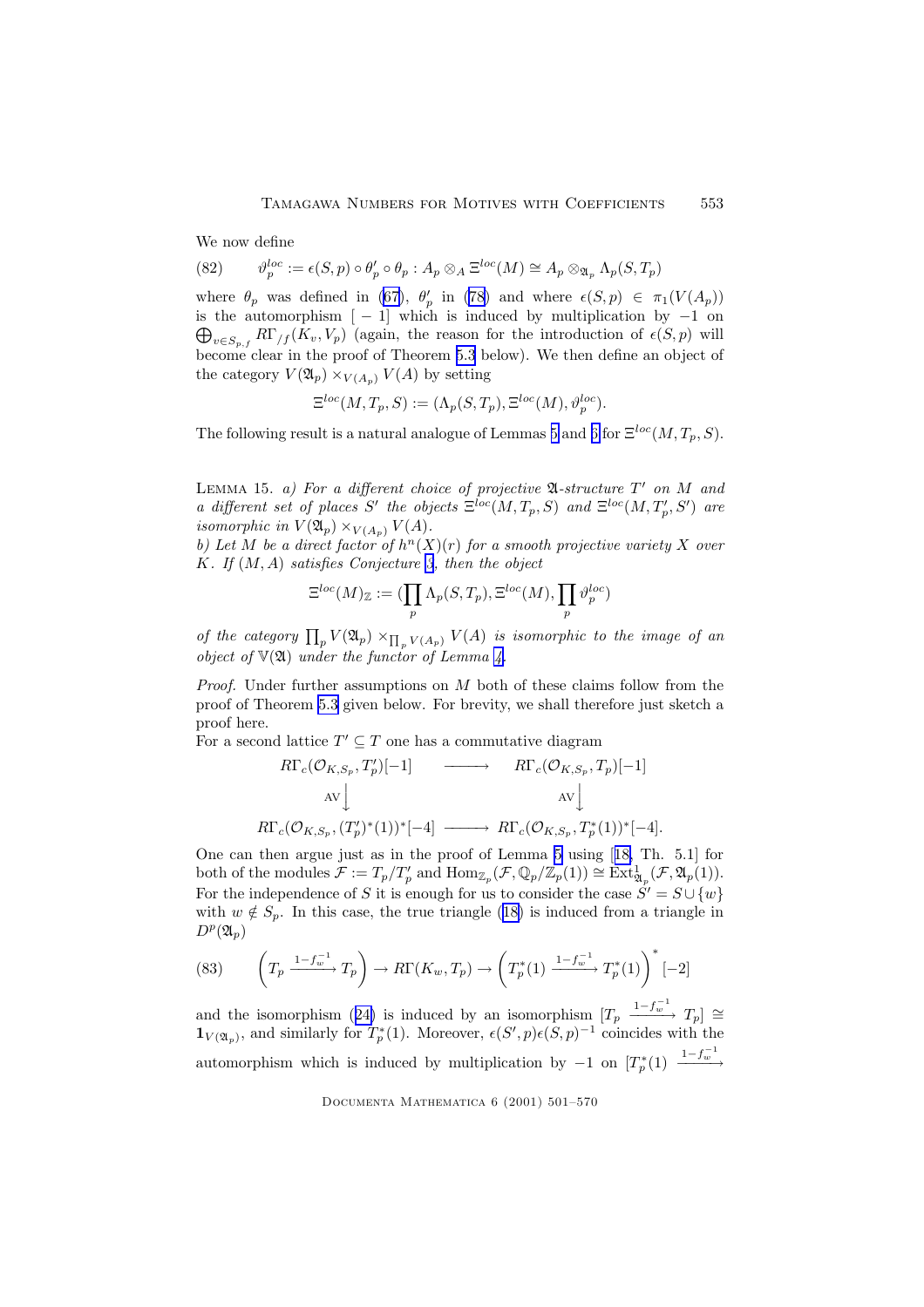We now define

$$(82) \qquad \vartheta_p^{loc} := \epsilon(S,p) \circ \theta_p' \circ \theta_p : A_p \otimes_A \Xi^{loc}(M) \cong A_p \otimes_{\mathfrak{A}_p} \Lambda_p(S, T_p)$$

where $\theta_p$ was defined in (67), $\theta_p'$ in (78) and where $\epsilon(S,p) \in \pi_1(V(A_p))$ is the automorphism $[-1]$ which is induced by multiplication by $-1$ on $\bigoplus_{v \in S_{p,f}} R\Gamma_{/f}(K_v, V_p)$ (again, the reason for the introduction of $\epsilon(S,p)$ will become clear in the proof of Theorem 5.3 below). We then define an object of the category $V(\mathfrak{A}_p) \times_{V(A_p)} V(A)$ by setting

$$\Xi^{loc}(M, T_p, S) := (\Lambda_p(S, T_p), \Xi^{loc}(M), \vartheta_p^{loc}).$$

The following result is a natural analogue of Lemmas 5 and 6 for $\Xi^{loc}(M, T_p, S)$.

Lemma 15. *a) For a different choice of projective $\mathfrak{A}$-structure $T'$ on $M$ and a different set of places $S'$ the objects $\Xi^{loc}(M, T_p, S)$ and $\Xi^{loc}(M, T_p', S')$ are isomorphic in $V(\mathfrak{A}_p) \times_{V(A_p)} V(A)$.*
*b) Let $M$ be a direct factor of $h^n(X)(r)$ for a smooth projective variety $X$ over $K$. If $(M, A)$ satisfies Conjecture 3, then the object*

$$\Xi^{loc}(M)_{\mathbb{Z}} := (\prod_p \Lambda_p(S, T_p), \Xi^{loc}(M), \prod_p \vartheta_p^{loc})$$

*of the category $\prod_p V(\mathfrak{A}_p) \times_{\prod_p V(A_p)} V(A)$ is isomorphic to the image of an object of $\mathbb{V}(\mathfrak{A})$ under the functor of Lemma 4.*

*Proof.* Under further assumptions on $M$ both of these claims follow from the proof of Theorem 5.3 given below. For brevity, we shall therefore just sketch a proof here.

For a second lattice $T' \subseteq T$ one has a commutative diagram

$$\begin{array}{ccc} R\Gamma_c(\mathcal{O}_{K,S_p}, T_p')[-1] & \longrightarrow & R\Gamma_c(\mathcal{O}_{K,S_p}, T_p)[-1] \\ \downarrow{\scriptstyle \mathrm{AV}} & & \downarrow{\scriptstyle \mathrm{AV}} \\ R\Gamma_c(\mathcal{O}_{K,S_p}, (T_p')^*(1))^*[-4] & \longrightarrow & R\Gamma_c(\mathcal{O}_{K,S_p}, T_p^*(1))^*[-4]. \end{array}$$

One can then argue just as in the proof of Lemma 5 using [18, Th. 5.1] for both of the modules $\mathcal{F} := T_p/T_p'$ and $\mathrm{Hom}_{\mathbb{Z}_p}(\mathcal{F}, \mathbb{Q}_p/\mathbb{Z}_p(1)) \cong \mathrm{Ext}^1_{\mathfrak{A}_p}(\mathcal{F}, \mathfrak{A}_p(1))$. For the independence of $S$ it is enough for us to consider the case $S' = S \cup \{w\}$ with $w \notin S_p$. In this case, the true triangle (18) is induced from a triangle in $D^p(\mathfrak{A}_p)$

$$(83) \qquad \left(T_p \xrightarrow{1-f_w^{-1}} T_p\right) \to R\Gamma(K_w, T_p) \to \left(T_p^*(1) \xrightarrow{1-f_w^{-1}} T_p^*(1)\right)^*[-2]$$

and the isomorphism (24) is induced by an isomorphism $[T_p \xrightarrow{1-f_w^{-1}} T_p] \cong \mathbf{1}_{V(\mathfrak{A}_p)}$, and similarly for $T_p^*(1)$. Moreover, $\epsilon(S',p)\epsilon(S,p)^{-1}$ coincides with the automorphism which is induced by multiplication by $-1$ on $[T_p^*(1) \xrightarrow{1-f_w^{-1}}$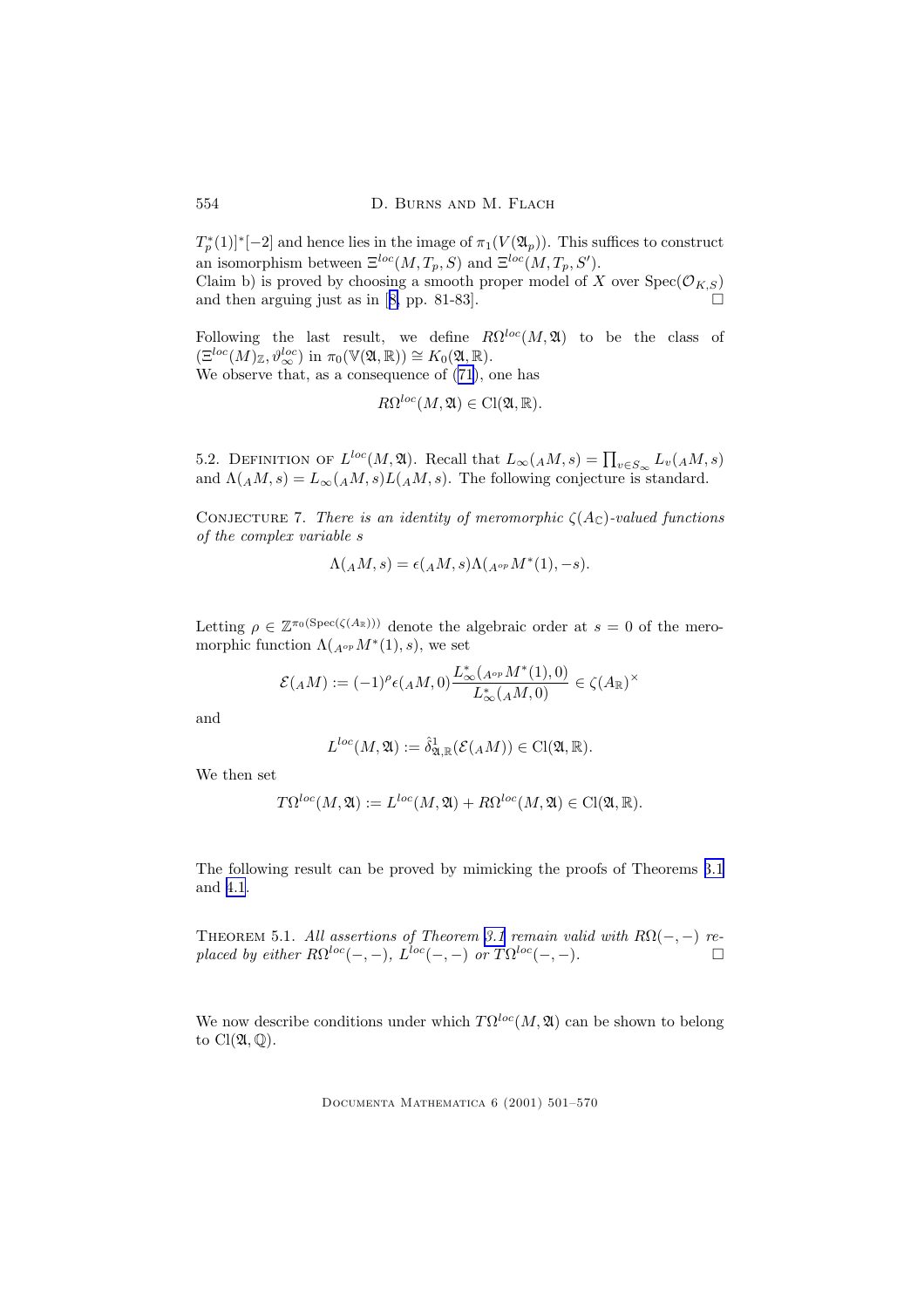$T_p^*(1)]^*[-2]$ and hence lies in the image of $\pi_1(V(\mathfrak{A}_p))$. This suffices to construct an isomorphism between $\Xi^{loc}(M, T_p, S)$ and $\Xi^{loc}(M, T_p, S')$.
Claim b) is proved by choosing a smooth proper model of $X$ over $\mathrm{Spec}(\mathcal{O}_{K,S})$ and then arguing just as in [8, pp. 81-83]. $\square$

Following the last result, we define $R\Omega^{loc}(M, \mathfrak{A})$ to be the class of $(\Xi^{loc}(M)_{\mathbb{Z}}, \vartheta_\infty^{loc})$ in $\pi_0(\mathbb{V}(\mathfrak{A}, \mathbb{R})) \cong K_0(\mathfrak{A}, \mathbb{R})$.
We observe that, as a consequence of (71), one has

$$R\Omega^{loc}(M, \mathfrak{A}) \in \mathrm{Cl}(\mathfrak{A}, \mathbb{R}).$$

5.2. Definition of $L^{loc}(M, \mathfrak{A})$. Recall that $L_\infty({}_AM, s) = \prod_{v \in S_\infty} L_v({}_AM, s)$ and $\Lambda({}_AM, s) = L_\infty({}_AM, s)L({}_AM, s)$. The following conjecture is standard.

Conjecture 7. *There is an identity of meromorphic $\zeta(A_{\mathbb{C}})$-valued functions of the complex variable $s$*

$$\Lambda({}_AM, s) = \epsilon({}_AM, s)\Lambda({}_{A^{op}}M^*(1), -s).$$

Letting $\rho \in \mathbb{Z}^{\pi_0(\mathrm{Spec}(\zeta(A_{\mathbb{R}})))}$ denote the algebraic order at $s = 0$ of the meromorphic function $\Lambda({}_{A^{op}}M^*(1), s)$, we set

$$\mathcal{E}({}_AM) := (-1)^\rho \epsilon({}_AM, 0)\frac{L_\infty^*({}_{A^{op}}M^*(1), 0)}{L_\infty^*({}_AM, 0)} \in \zeta(A_{\mathbb{R}})^\times$$

and

$$L^{loc}(M, \mathfrak{A}) := \hat{\delta}^1_{\mathfrak{A},\mathbb{R}}(\mathcal{E}({}_AM)) \in \mathrm{Cl}(\mathfrak{A}, \mathbb{R}).$$

We then set

$$T\Omega^{loc}(M, \mathfrak{A}) := L^{loc}(M, \mathfrak{A}) + R\Omega^{loc}(M, \mathfrak{A}) \in \mathrm{Cl}(\mathfrak{A}, \mathbb{R}).$$

The following result can be proved by mimicking the proofs of Theorems 3.1 and 4.1.

Theorem 5.1. *All assertions of Theorem 3.1 remain valid with $R\Omega(-,-)$ replaced by either $R\Omega^{loc}(-,-)$, $L^{loc}(-,-)$ or $T\Omega^{loc}(-,-)$.* $\square$

We now describe conditions under which $T\Omega^{loc}(M, \mathfrak{A})$ can be shown to belong to $\mathrm{Cl}(\mathfrak{A}, \mathbb{Q})$.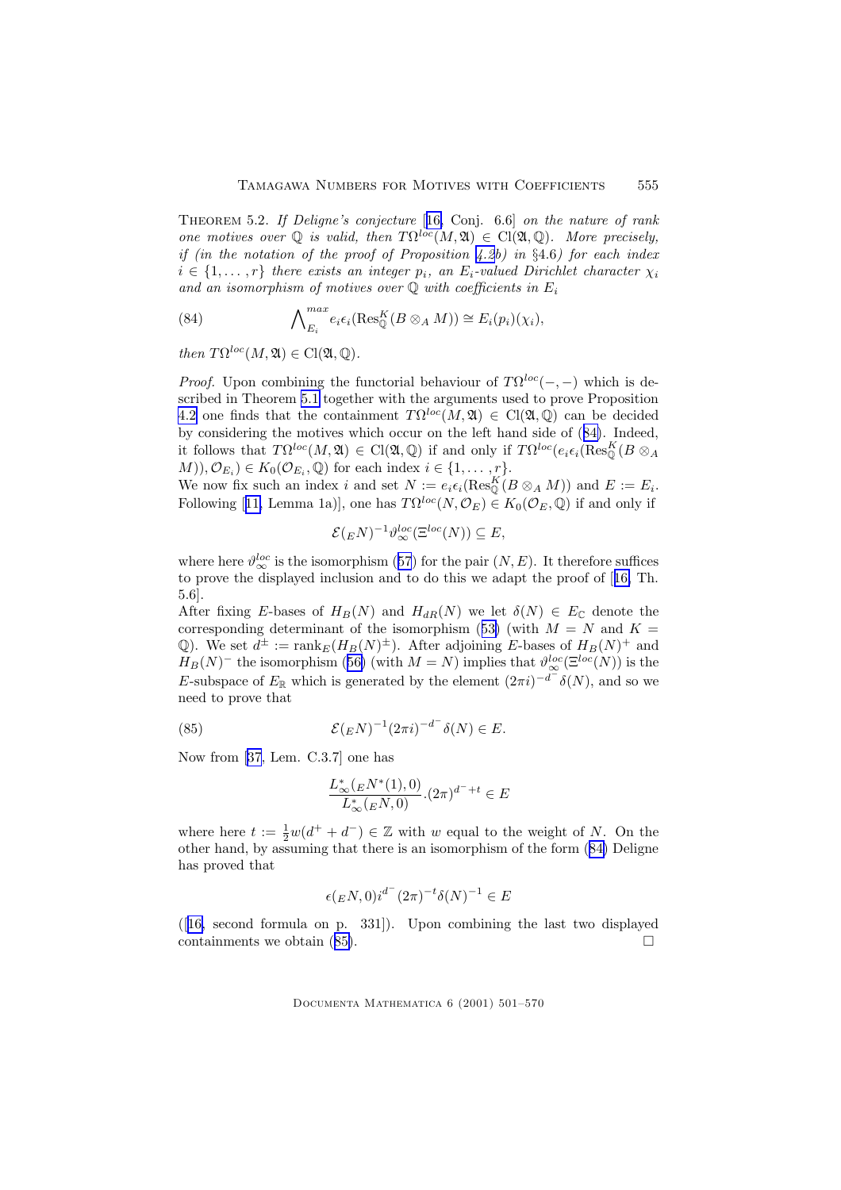Theorem 5.2. *If Deligne's conjecture* [16, Conj. 6.6] *on the nature of rank one motives over $\mathbb{Q}$ is valid, then $T\Omega^{loc}(M,\mathfrak{A}) \in \mathrm{Cl}(\mathfrak{A},\mathbb{Q})$. More precisely, if (in the notation of the proof of Proposition 4.2b) in §4.6) for each index $i \in \{1,\dots,r\}$ there exists an integer $p_i$, an $E_i$-valued Dirichlet character $\chi_i$ and an isomorphism of motives over $\mathbb{Q}$ with coefficients in $E_i$*

$$\bigwedge\nolimits_{E_i}^{max} e_i\epsilon_i(\mathrm{Res}^K_{\mathbb{Q}}(B\otimes_A M)) \cong E_i(p_i)(\chi_i), \tag{84}$$

*then $T\Omega^{loc}(M,\mathfrak{A}) \in \mathrm{Cl}(\mathfrak{A},\mathbb{Q})$.*

*Proof.* Upon combining the functorial behaviour of $T\Omega^{loc}(-,-)$ which is described in Theorem 5.1 together with the arguments used to prove Proposition 4.2 one finds that the containment $T\Omega^{loc}(M,\mathfrak{A}) \in \mathrm{Cl}(\mathfrak{A},\mathbb{Q})$ can be decided by considering the motives which occur on the left hand side of (84). Indeed, it follows that $T\Omega^{loc}(M,\mathfrak{A}) \in \mathrm{Cl}(\mathfrak{A},\mathbb{Q})$ if and only if $T\Omega^{loc}(e_i\epsilon_i(\mathrm{Res}^K_{\mathbb{Q}}(B\otimes_A M)),\mathcal{O}_{E_i}) \in K_0(\mathcal{O}_{E_i},\mathbb{Q})$ for each index $i \in \{1,\dots,r\}$.
We now fix such an index $i$ and set $N := e_i\epsilon_i(\mathrm{Res}^K_{\mathbb{Q}}(B\otimes_A M))$ and $E := E_i$. Following [11, Lemma 1a)], one has $T\Omega^{loc}(N,\mathcal{O}_E) \in K_0(\mathcal{O}_E,\mathbb{Q})$ if and only if

$$\mathcal{E}({}_EN)^{-1}\vartheta_\infty^{loc}(\Xi^{loc}(N)) \subseteq E,$$

where here $\vartheta_\infty^{loc}$ is the isomorphism (57) for the pair $(N,E)$. It therefore suffices to prove the displayed inclusion and to do this we adapt the proof of [16, Th. 5.6].
After fixing $E$-bases of $H_B(N)$ and $H_{dR}(N)$ we let $\delta(N) \in E_{\mathbb{C}}$ denote the corresponding determinant of the isomorphism (53) (with $M = N$ and $K = \mathbb{Q}$). We set $d^{\pm} := \mathrm{rank}_E(H_B(N)^{\pm})$. After adjoining $E$-bases of $H_B(N)^+$ and $H_B(N)^-$ the isomorphism (56) (with $M = N$) implies that $\vartheta_\infty^{loc}(\Xi^{loc}(N))$ is the $E$-subspace of $E_{\mathbb{R}}$ which is generated by the element $(2\pi i)^{-d^-}\delta(N)$, and so we need to prove that

$$\mathcal{E}({}_EN)^{-1}(2\pi i)^{-d^-}\delta(N) \in E. \tag{85}$$

Now from [37, Lem. C.3.7] one has

$$\frac{L^*_\infty({}_EN^*(1),0)}{L^*_\infty({}_EN,0)}.(2\pi)^{d^-+t} \in E$$

where here $t := \frac{1}{2}w(d^+ + d^-) \in \mathbb{Z}$ with $w$ equal to the weight of $N$. On the other hand, by assuming that there is an isomorphism of the form (84) Deligne has proved that

$$\epsilon({}_EN,0)i^{d^-}(2\pi)^{-t}\delta(N)^{-1} \in E$$

([16, second formula on p. 331]). Upon combining the last two displayed containments we obtain (85). □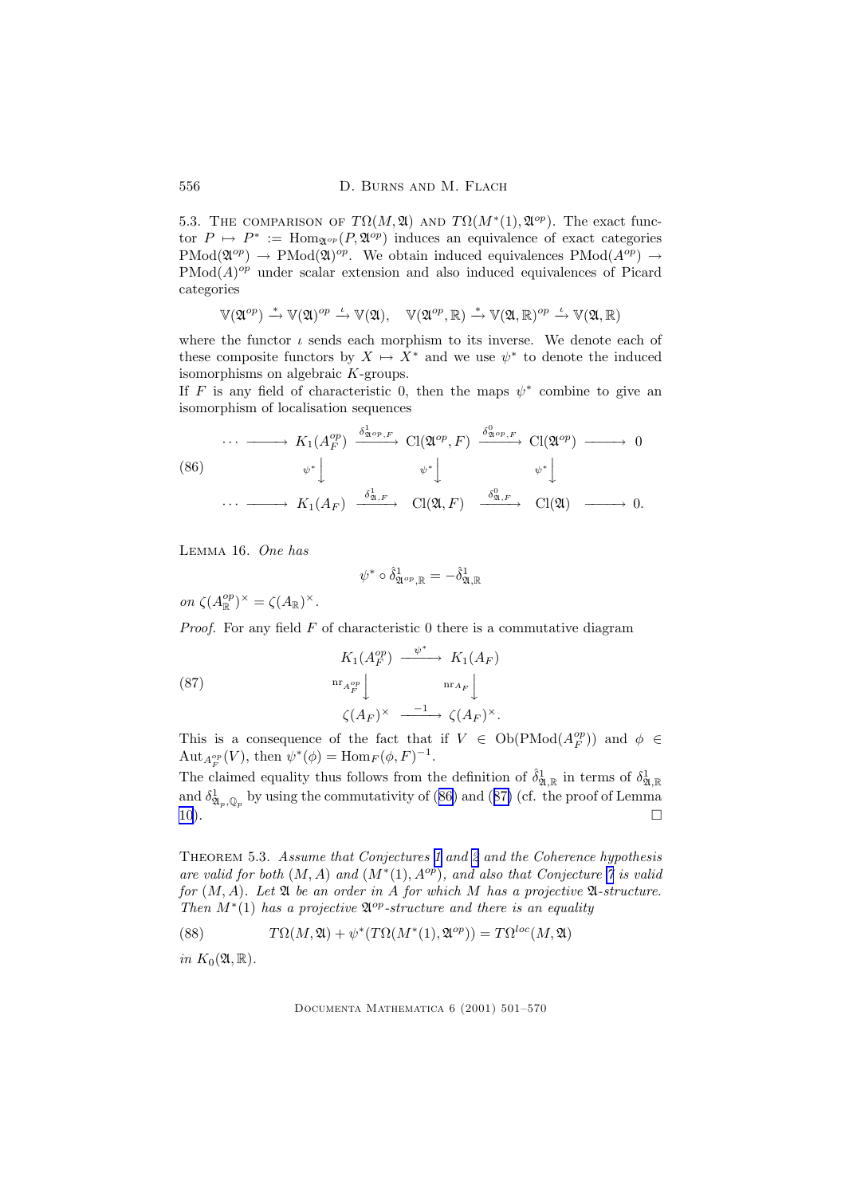5.3. The comparison of $T\Omega(M,\mathfrak{A})$ and $T\Omega(M^*(1),\mathfrak{A}^{op})$. The exact functor $P \mapsto P^* := \mathrm{Hom}_{\mathfrak{A}^{op}}(P,\mathfrak{A}^{op})$ induces an equivalence of exact categories $\mathrm{PMod}(\mathfrak{A}^{op}) \to \mathrm{PMod}(\mathfrak{A})^{op}$. We obtain induced equivalences $\mathrm{PMod}(A^{op}) \to \mathrm{PMod}(A)^{op}$ under scalar extension and also induced equivalences of Picard categories

$$\mathbb{V}(\mathfrak{A}^{op}) \xrightarrow{*} \mathbb{V}(\mathfrak{A})^{op} \xrightarrow{\iota} \mathbb{V}(\mathfrak{A}), \quad \mathbb{V}(\mathfrak{A}^{op},\mathbb{R}) \xrightarrow{*} \mathbb{V}(\mathfrak{A},\mathbb{R})^{op} \xrightarrow{\iota} \mathbb{V}(\mathfrak{A},\mathbb{R})$$

where the functor $\iota$ sends each morphism to its inverse. We denote each of these composite functors by $X \mapsto X^*$ and we use $\psi^*$ to denote the induced isomorphisms on algebraic $K$-groups.

If $F$ is any field of characteristic 0, then the maps $\psi^*$ combine to give an isomorphism of localisation sequences

$$\begin{array}{ccccccccc}
\cdots & \longrightarrow & K_1(A_F^{op}) & \xrightarrow{\delta^1_{\mathfrak{A}^{op},F}} & \mathrm{Cl}(\mathfrak{A}^{op},F) & \xrightarrow{\delta^0_{\mathfrak{A}^{op},F}} & \mathrm{Cl}(\mathfrak{A}^{op}) & \longrightarrow & 0 \\
 & & \psi^*\downarrow & & \psi^*\downarrow & & \psi^*\downarrow & & \\
\cdots & \longrightarrow & K_1(A_F) & \xrightarrow{\delta^1_{\mathfrak{A},F}} & \mathrm{Cl}(\mathfrak{A},F) & \xrightarrow{\delta^0_{\mathfrak{A},F}} & \mathrm{Cl}(\mathfrak{A}) & \longrightarrow & 0.
\end{array} \tag{86}$$

Lemma 16. *One has*

$$\psi^* \circ \hat{\delta}^1_{\mathfrak{A}^{op},\mathbb{R}} = -\hat{\delta}^1_{\mathfrak{A},\mathbb{R}}$$

*on* $\zeta(A^{op}_{\mathbb{R}})^\times = \zeta(A_{\mathbb{R}})^\times$.

*Proof.* For any field $F$ of characteristic 0 there is a commutative diagram

$$\begin{array}{ccc}
K_1(A_F^{op}) & \xrightarrow{\psi^*} & K_1(A_F) \\
\mathrm{nr}_{A_F^{op}}\downarrow & & \mathrm{nr}_{A_F}\downarrow \\
\zeta(A_F)^\times & \xrightarrow{-1} & \zeta(A_F)^\times.
\end{array} \tag{87}$$

This is a consequence of the fact that if $V \in \mathrm{Ob}(\mathrm{PMod}(A_F^{op}))$ and $\phi \in \mathrm{Aut}_{A_F^{op}}(V)$, then $\psi^*(\phi) = \mathrm{Hom}_F(\phi,F)^{-1}$.

The claimed equality thus follows from the definition of $\hat{\delta}^1_{\mathfrak{A},\mathbb{R}}$ in terms of $\delta^1_{\mathfrak{A},\mathbb{R}}$ and $\delta^1_{\mathfrak{A}_p,\mathbb{Q}_p}$ by using the commutativity of (86) and (87) (cf. the proof of Lemma 10). $\square$

Theorem 5.3. *Assume that Conjectures 1 and 2 and the Coherence hypothesis are valid for both $(M,A)$ and $(M^*(1),A^{op})$, and also that Conjecture 7 is valid for $(M,A)$. Let $\mathfrak{A}$ be an order in $A$ for which $M$ has a projective $\mathfrak{A}$-structure. Then $M^*(1)$ has a projective $\mathfrak{A}^{op}$-structure and there is an equality*

$$T\Omega(M,\mathfrak{A}) + \psi^*(T\Omega(M^*(1),\mathfrak{A}^{op})) = T\Omega^{loc}(M,\mathfrak{A}) \tag{88}$$

*in $K_0(\mathfrak{A},\mathbb{R})$.*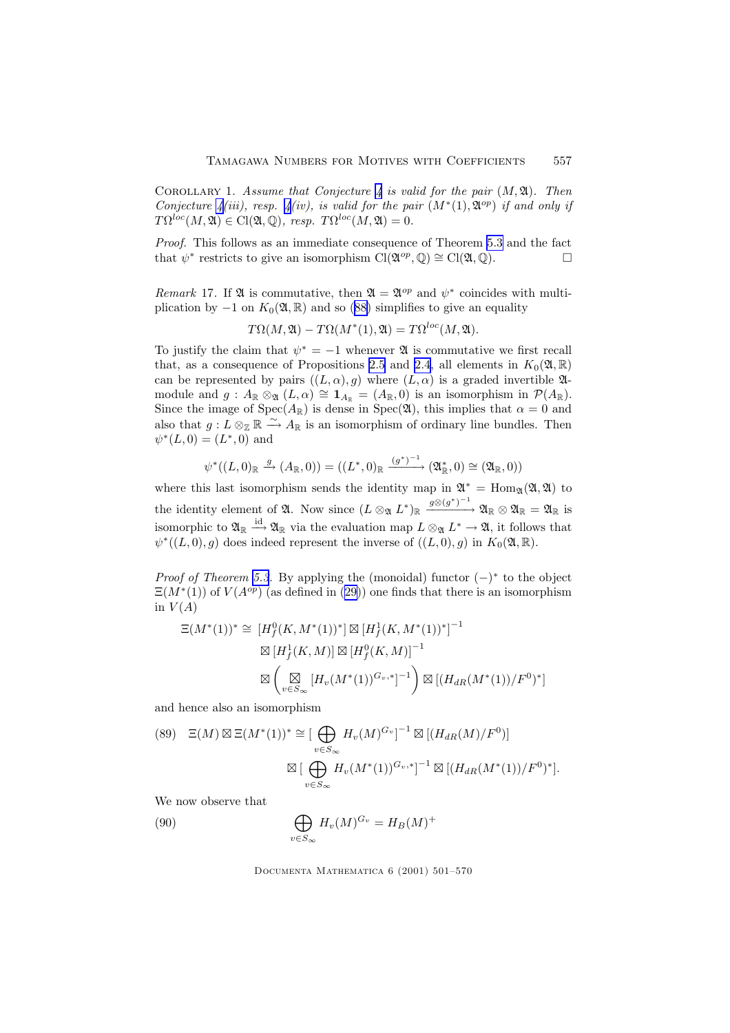Corollary 1. *Assume that Conjecture 4 is valid for the pair $(M, \mathfrak{A})$. Then Conjecture 4(iii), resp. 4(iv), is valid for the pair $(M^*(1), \mathfrak{A}^{op})$ if and only if $T\Omega^{loc}(M, \mathfrak{A}) \in \mathrm{Cl}(\mathfrak{A}, \mathbb{Q})$, resp. $T\Omega^{loc}(M, \mathfrak{A}) = 0$.*

*Proof.* This follows as an immediate consequence of Theorem 5.3 and the fact that $\psi^*$ restricts to give an isomorphism $\mathrm{Cl}(\mathfrak{A}^{op}, \mathbb{Q}) \cong \mathrm{Cl}(\mathfrak{A}, \mathbb{Q})$. □

*Remark* 17. If $\mathfrak{A}$ is commutative, then $\mathfrak{A} = \mathfrak{A}^{op}$ and $\psi^*$ coincides with multiplication by $-1$ on $K_0(\mathfrak{A}, \mathbb{R})$ and so (88) simplifies to give an equality

$$T\Omega(M, \mathfrak{A}) - T\Omega(M^*(1), \mathfrak{A}) = T\Omega^{loc}(M, \mathfrak{A}).$$

To justify the claim that $\psi^* = -1$ whenever $\mathfrak{A}$ is commutative we first recall that, as a consequence of Propositions 2.5 and 2.4, all elements in $K_0(\mathfrak{A}, \mathbb{R})$ can be represented by pairs $((L, \alpha), g)$ where $(L, \alpha)$ is a graded invertible $\mathfrak{A}$-module and $g : A_\mathbb{R} \otimes_\mathfrak{A} (L, \alpha) \cong \mathbf{1}_{A_\mathbb{R}} = (A_\mathbb{R}, 0)$ is an isomorphism in $\mathcal{P}(A_\mathbb{R})$. Since the image of $\mathrm{Spec}(A_\mathbb{R})$ is dense in $\mathrm{Spec}(\mathfrak{A})$, this implies that $\alpha = 0$ and also that $g : L \otimes_\mathbb{Z} \mathbb{R} \xrightarrow{\sim} A_\mathbb{R}$ is an isomorphism of ordinary line bundles. Then $\psi^*(L, 0) = (L^*, 0)$ and

$$\psi^*((L, 0)_\mathbb{R} \xrightarrow{g} (A_\mathbb{R}, 0)) = ((L^*, 0)_\mathbb{R} \xrightarrow{(g^*)^{-1}} (\mathfrak{A}_\mathbb{R}^*, 0) \cong (\mathfrak{A}_\mathbb{R}, 0))$$

where this last isomorphism sends the identity map in $\mathfrak{A}^* = \mathrm{Hom}_\mathfrak{A}(\mathfrak{A}, \mathfrak{A})$ to the identity element of $\mathfrak{A}$. Now since $(L \otimes_\mathfrak{A} L^*)_\mathbb{R} \xrightarrow{g \otimes (g^*)^{-1}} \mathfrak{A}_\mathbb{R} \otimes \mathfrak{A}_\mathbb{R} = \mathfrak{A}_\mathbb{R}$ is isomorphic to $\mathfrak{A}_\mathbb{R} \xrightarrow{\mathrm{id}} \mathfrak{A}_\mathbb{R}$ via the evaluation map $L \otimes_\mathfrak{A} L^* \to \mathfrak{A}$, it follows that $\psi^*((L, 0), g)$ does indeed represent the inverse of $((L, 0), g)$ in $K_0(\mathfrak{A}, \mathbb{R})$.

*Proof of Theorem 5.3.* By applying the (monoidal) functor $(-)^*$ to the object $\Xi(M^*(1))$ of $V(A^{op})$ (as defined in (29)) one finds that there is an isomorphism in $V(A)$

$$\begin{aligned}
\Xi(M^*(1))^* \cong\ & [H^0_f(K, M^*(1))^*] \boxtimes [H^1_f(K, M^*(1))^*]^{-1} \\
& \boxtimes [H^1_f(K, M)] \boxtimes [H^0_f(K, M)]^{-1} \\
& \boxtimes \Big( \boxtimes_{v \in S_\infty} [H_v(M^*(1))^{G_v, *}]^{-1} \Big) \boxtimes [(H_{dR}(M^*(1))/F^0)^*]
\end{aligned}$$

and hence also an isomorphism

$$\begin{aligned}
(89) \quad \Xi(M) \boxtimes \Xi(M^*(1))^* \cong\ & [\bigoplus_{v \in S_\infty} H_v(M)^{G_v}]^{-1} \boxtimes [(H_{dR}(M)/F^0)] \\
& \boxtimes [\bigoplus_{v \in S_\infty} H_v(M^*(1))^{G_v, *}]^{-1} \boxtimes [(H_{dR}(M^*(1))/F^0)^*].
\end{aligned}$$

We now observe that

$$(90) \qquad \bigoplus_{v \in S_\infty} H_v(M)^{G_v} = H_B(M)^+$$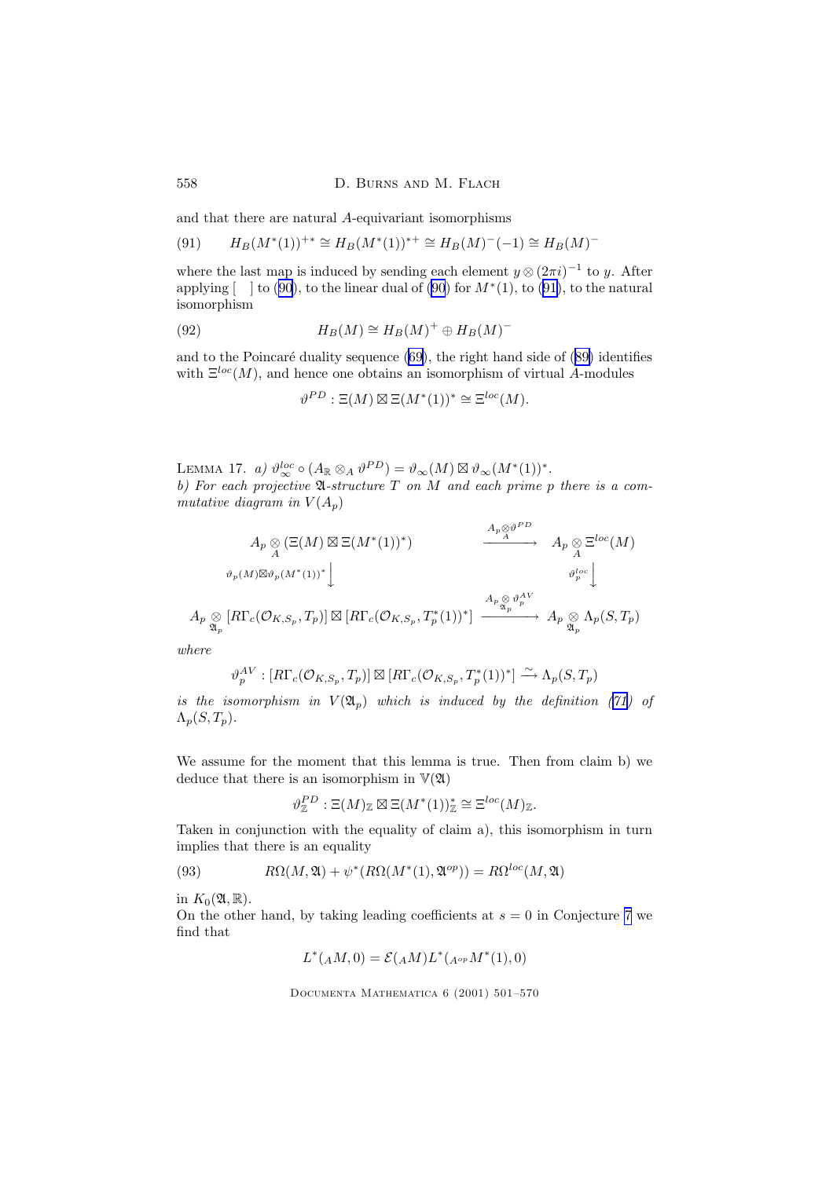and that there are natural $A$-equivariant isomorphisms

$$H_B(M^*(1))^{+*} \cong H_B(M^*(1))^{*+} \cong H_B(M)^-(-1) \cong H_B(M)^- \tag{91}$$

where the last map is induced by sending each element $y \otimes (2\pi i)^{-1}$ to $y$. After applying $[\quad]$ to (90), to the linear dual of (90) for $M^*(1)$, to (91), to the natural isomorphism

$$H_B(M) \cong H_B(M)^+ \oplus H_B(M)^- \tag{92}$$

and to the Poincaré duality sequence (69), the right hand side of (89) identifies with $\Xi^{loc}(M)$, and hence one obtains an isomorphism of virtual $A$-modules

$$\vartheta^{PD} : \Xi(M) \boxtimes \Xi(M^*(1))^* \cong \Xi^{loc}(M).$$

Lemma 17. *a)* $\vartheta^{loc}_\infty \circ (A_{\mathbb{R}} \otimes_A \vartheta^{PD}) = \vartheta_\infty(M) \boxtimes \vartheta_\infty(M^*(1))^*$.
*b) For each projective $\mathfrak{A}$-structure $T$ on $M$ and each prime $p$ there is a commutative diagram in $V(A_p)$*

$$\begin{array}{ccc}
A_p \underset{A}{\otimes} (\Xi(M) \boxtimes \Xi(M^*(1))^*) & \xrightarrow{A_p \underset{A}{\otimes} \vartheta^{PD}} & A_p \underset{A}{\otimes} \Xi^{loc}(M) \\
\Big\downarrow{\scriptstyle \vartheta_p(M) \boxtimes \vartheta_p(M^*(1))^*} & & \Big\downarrow{\scriptstyle \vartheta^{loc}_p} \\
A_p \underset{\mathfrak{A}_p}{\otimes} [R\Gamma_c(\mathcal{O}_{K,S_p}, T_p)] \boxtimes [R\Gamma_c(\mathcal{O}_{K,S_p}, T^*_p(1))^*] & \xrightarrow{A_p \underset{\mathfrak{A}_p}{\otimes} \vartheta^{AV}_p} & A_p \underset{\mathfrak{A}_p}{\otimes} \Lambda_p(S, T_p)
\end{array}$$

*where*

$$\vartheta^{AV}_p : [R\Gamma_c(\mathcal{O}_{K,S_p}, T_p)] \boxtimes [R\Gamma_c(\mathcal{O}_{K,S_p}, T^*_p(1))^*] \xrightarrow{\sim} \Lambda_p(S, T_p)$$

*is the isomorphism in $V(\mathfrak{A}_p)$ which is induced by the definition (71) of $\Lambda_p(S, T_p)$.*

We assume for the moment that this lemma is true. Then from claim b) we deduce that there is an isomorphism in $\mathbb{V}(\mathfrak{A})$

$$\vartheta^{PD}_{\mathbb{Z}} : \Xi(M)_{\mathbb{Z}} \boxtimes \Xi(M^*(1))^*_{\mathbb{Z}} \cong \Xi^{loc}(M)_{\mathbb{Z}}.$$

Taken in conjunction with the equality of claim a), this isomorphism in turn implies that there is an equality

$$R\Omega(M, \mathfrak{A}) + \psi^*(R\Omega(M^*(1), \mathfrak{A}^{op})) = R\Omega^{loc}(M, \mathfrak{A}) \tag{93}$$

in $K_0(\mathfrak{A}, \mathbb{R})$.
On the other hand, by taking leading coefficients at $s = 0$ in Conjecture 7 we find that

$$L^*({}_AM, 0) = \mathcal{E}({}_AM) L^*({}_{A^{op}}M^*(1), 0)$$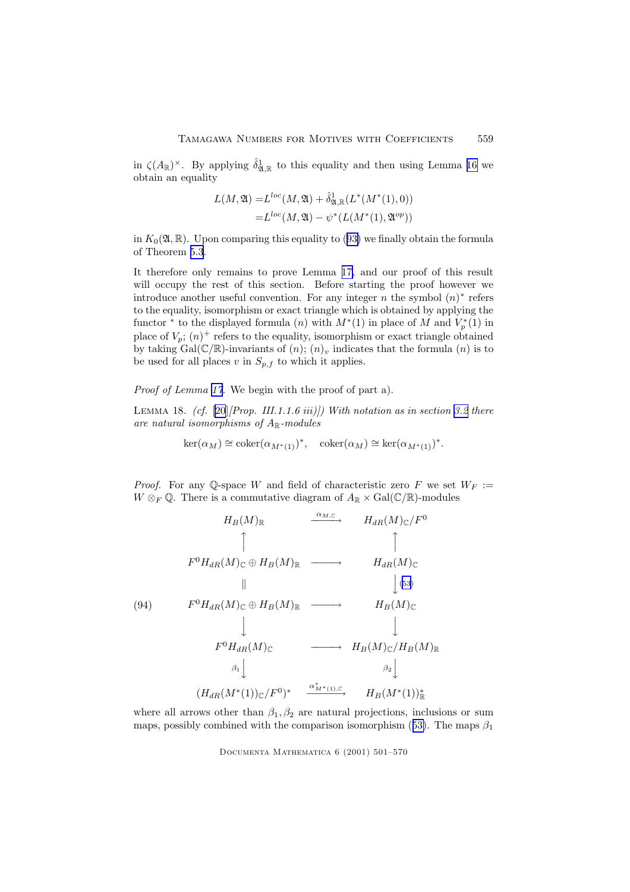in $\zeta(A_{\mathbb{R}})^\times$. By applying $\hat{\delta}^1_{\mathfrak{A},\mathbb{R}}$ to this equality and then using Lemma 16 we obtain an equality

$$
\begin{aligned}
L(M,\mathfrak{A}) =& L^{loc}(M,\mathfrak{A}) + \hat{\delta}^1_{\mathfrak{A},\mathbb{R}}(L^*(M^*(1),0)) \\
=& L^{loc}(M,\mathfrak{A}) - \psi^*(L(M^*(1),\mathfrak{A}^{op}))
\end{aligned}
$$

in $K_0(\mathfrak{A},\mathbb{R})$. Upon comparing this equality to (93) we finally obtain the formula of Theorem 5.3.

It therefore only remains to prove Lemma 17, and our proof of this result will occupy the rest of this section. Before starting the proof however we introduce another useful convention. For any integer $n$ the symbol $(n)^*$ refers to the equality, isomorphism or exact triangle which is obtained by applying the functor $^*$ to the displayed formula $(n)$ with $M^*(1)$ in place of $M$ and $V_p^*(1)$ in place of $V_p$; $(n)^+$ refers to the equality, isomorphism or exact triangle obtained by taking $\mathrm{Gal}(\mathbb{C}/\mathbb{R})$-invariants of $(n)$; $(n)_v$ indicates that the formula $(n)$ is to be used for all places $v$ in $S_{p,f}$ to which it applies.

*Proof of Lemma 17.* We begin with the proof of part a).

LEMMA 18. *(cf. [20][Prop. III.1.1.6 iii)]) With notation as in section 3.2 there are natural isomorphisms of $A_{\mathbb{R}}$-modules*

$$\ker(\alpha_M) \cong \mathrm{coker}(\alpha_{M^*(1)})^*, \quad \mathrm{coker}(\alpha_M) \cong \ker(\alpha_{M^*(1)})^*.$$

*Proof.* For any $\mathbb{Q}$-space $W$ and field of characteristic zero $F$ we set $W_F := W \otimes_F \mathbb{Q}$. There is a commutative diagram of $A_{\mathbb{R}} \times \mathrm{Gal}(\mathbb{C}/\mathbb{R})$-modules

$$
(94)\qquad
\begin{array}{ccc}
H_B(M)_{\mathbb{R}} & \xrightarrow{\alpha_{M,\mathbb{C}}} & H_{dR}(M)_{\mathbb{C}}/F^0 \\
\uparrow & & \uparrow \\
F^0H_{dR}(M)_{\mathbb{C}} \oplus H_B(M)_{\mathbb{R}} & \longrightarrow & H_{dR}(M)_{\mathbb{C}} \\
\| & & \downarrow{\scriptstyle (53)} \\
F^0H_{dR}(M)_{\mathbb{C}} \oplus H_B(M)_{\mathbb{R}} & \longrightarrow & H_B(M)_{\mathbb{C}} \\
\downarrow & & \downarrow \\
F^0H_{dR}(M)_{\mathbb{C}} & \longrightarrow & H_B(M)_{\mathbb{C}}/H_B(M)_{\mathbb{R}} \\
{\scriptstyle \beta_1}\downarrow & & \downarrow{\scriptstyle \beta_2} \\
(H_{dR}(M^*(1))_{\mathbb{C}}/F^0)^* & \xrightarrow{\alpha^*_{M^*(1),\mathbb{C}}} & H_B(M^*(1))^*_{\mathbb{R}}
\end{array}
$$

where all arrows other than $\beta_1, \beta_2$ are natural projections, inclusions or sum maps, possibly combined with the comparison isomorphism (53). The maps $\beta_1$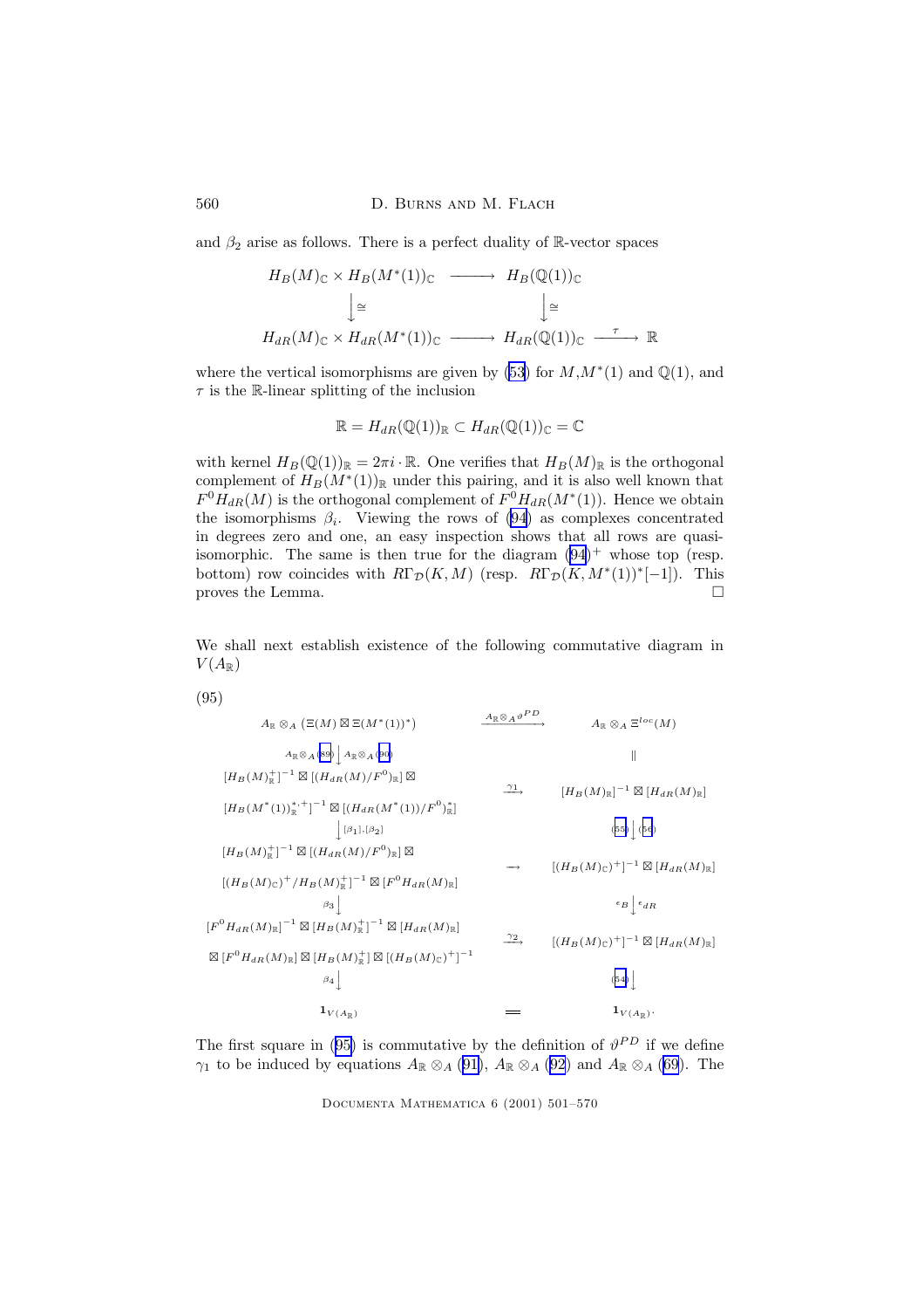and $\beta_2$ arise as follows. There is a perfect duality of $\mathbb{R}$-vector spaces

$$\begin{array}{ccccc} H_B(M)_{\mathbb{C}} \times H_B(M^*(1))_{\mathbb{C}} & \longrightarrow & H_B(\mathbb{Q}(1))_{\mathbb{C}} & & \\ \downarrow\cong & & \downarrow\cong & & \\ H_{dR}(M)_{\mathbb{C}} \times H_{dR}(M^*(1))_{\mathbb{C}} & \longrightarrow & H_{dR}(\mathbb{Q}(1))_{\mathbb{C}} & \xrightarrow{\tau} & \mathbb{R} \end{array}$$

where the vertical isomorphisms are given by (53) for $M$,$M^*(1)$ and $\mathbb{Q}(1)$, and $\tau$ is the $\mathbb{R}$-linear splitting of the inclusion

$$\mathbb{R} = H_{dR}(\mathbb{Q}(1))_{\mathbb{R}} \subset H_{dR}(\mathbb{Q}(1))_{\mathbb{C}} = \mathbb{C}$$

with kernel $H_B(\mathbb{Q}(1))_{\mathbb{R}} = 2\pi i \cdot \mathbb{R}$. One verifies that $H_B(M)_{\mathbb{R}}$ is the orthogonal complement of $H_B(M^*(1))_{\mathbb{R}}$ under this pairing, and it is also well known that $F^0 H_{dR}(M)$ is the orthogonal complement of $F^0 H_{dR}(M^*(1))$. Hence we obtain the isomorphisms $\beta_i$. Viewing the rows of (94) as complexes concentrated in degrees zero and one, an easy inspection shows that all rows are quasi-isomorphic. The same is then true for the diagram $(94)^+$ whose top (resp. bottom) row coincides with $R\Gamma_{\mathcal{D}}(K, M)$ (resp. $R\Gamma_{\mathcal{D}}(K, M^*(1))^*[-1]$). This proves the Lemma. $\square$

We shall next establish existence of the following commutative diagram in $V(A_{\mathbb{R}})$

(95)

$$\begin{array}{ccc}
A_{\mathbb{R}} \otimes_A (\Xi(M) \boxtimes \Xi(M^*(1))^*) & \xrightarrow{A_{\mathbb{R}} \otimes_A \vartheta^{PD}} & A_{\mathbb{R}} \otimes_A \Xi^{loc}(M) \\
\downarrow A_{\mathbb{R}} \otimes_A (89) \;|\; A_{\mathbb{R}} \otimes_A (90) & & \| \\
\begin{array}{c}[H_B(M)^+_{\mathbb{R}}]^{-1} \boxtimes [(H_{dR}(M)/F^0)_{\mathbb{R}}] \boxtimes \\ [H_B(M^*(1))^{*,+}_{\mathbb{R}}]^{-1} \boxtimes [(H_{dR}(M^*(1))/F^0)^*_{\mathbb{R}}]\end{array} & \xrightarrow{\gamma_1} & [H_B(M)_{\mathbb{R}}]^{-1} \boxtimes [H_{dR}(M)_{\mathbb{R}}] \\
\downarrow [\beta_1], [\beta_2] & & \downarrow (55) \;|\; (56) \\
\begin{array}{c}[H_B(M)^+_{\mathbb{R}}]^{-1} \boxtimes [(H_{dR}(M)/F^0)_{\mathbb{R}}] \boxtimes \\ [(H_B(M)_{\mathbb{C}})^+ / H_B(M)^+_{\mathbb{R}}]^{-1} \boxtimes [F^0 H_{dR}(M)_{\mathbb{R}}]\end{array} & \longrightarrow & [(H_B(M)_{\mathbb{C}})^+]^{-1} \boxtimes [H_{dR}(M)_{\mathbb{R}}] \\
\downarrow \beta_3 & & \downarrow \epsilon_B \;|\; \epsilon_{dR} \\
\begin{array}{c}[F^0 H_{dR}(M)_{\mathbb{R}}]^{-1} \boxtimes [H_B(M)^+_{\mathbb{R}}]^{-1} \boxtimes [H_{dR}(M)_{\mathbb{R}}] \\ \boxtimes [F^0 H_{dR}(M)_{\mathbb{R}}] \boxtimes [H_B(M)^+_{\mathbb{R}}] \boxtimes [(H_B(M)_{\mathbb{C}})^+]^{-1}\end{array} & \xrightarrow{\gamma_2} & [(H_B(M)_{\mathbb{C}})^+]^{-1} \boxtimes [H_{dR}(M)_{\mathbb{R}}] \\
\downarrow \beta_4 & & \downarrow (54) \\
\mathbf{1}_{V(A_{\mathbb{R}})} & = & \mathbf{1}_{V(A_{\mathbb{R}})}.
\end{array}$$

The first square in (95) is commutative by the definition of $\vartheta^{PD}$ if we define $\gamma_1$ to be induced by equations $A_{\mathbb{R}} \otimes_A$ (91), $A_{\mathbb{R}} \otimes_A$ (92) and $A_{\mathbb{R}} \otimes_A$ (69). The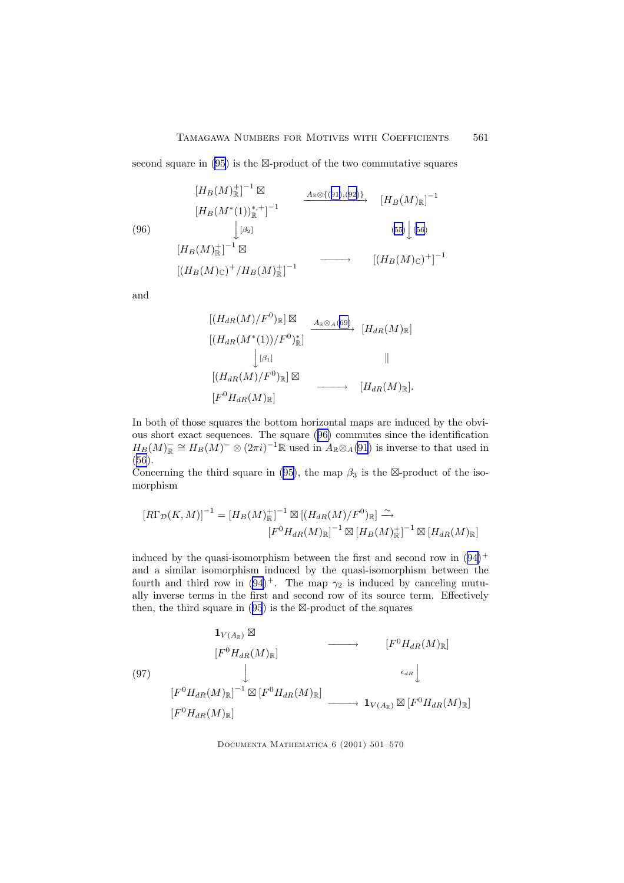second square in (95) is the $\boxtimes$-product of the two commutative squares

$$
(96)\qquad
\begin{array}{ccc}
\begin{array}{c}[H_B(M)_{\mathbb{R}}^+]^{-1}\boxtimes\\ [H_B(M^*(1))_{\mathbb{R}}^{*,+}]^{-1}\end{array} & \xrightarrow{A_{\mathbb{R}}\otimes\{(91),(92)\}} & [H_B(M)_{\mathbb{R}}]^{-1}\\
\Big\downarrow{\scriptstyle[\beta_2]} & & {\scriptstyle(55)}\Big\downarrow{\scriptstyle(56)}\\
\begin{array}{c}[H_B(M)_{\mathbb{R}}^+]^{-1}\boxtimes\\ [(H_B(M)_{\mathbb{C}})^+/H_B(M)_{\mathbb{R}}^+]^{-1}\end{array} & \longrightarrow & [(H_B(M)_{\mathbb{C}})^+]^{-1}
\end{array}
$$

and

$$
\begin{array}{ccc}
\begin{array}{c}[(H_{dR}(M)/F^0)_{\mathbb{R}}]\boxtimes\\ [(H_{dR}(M^*(1))/F^0)_{\mathbb{R}}^*]\end{array} & \xrightarrow{A_{\mathbb{R}}\otimes_A(69)} & [H_{dR}(M)_{\mathbb{R}}]\\
\Big\downarrow{\scriptstyle[\beta_1]} & & \|\\
\begin{array}{c}[(H_{dR}(M)/F^0)_{\mathbb{R}}]\boxtimes\\ [F^0H_{dR}(M)_{\mathbb{R}}]\end{array} & \longrightarrow & [H_{dR}(M)_{\mathbb{R}}].
\end{array}
$$

In both of those squares the bottom horizontal maps are induced by the obvious short exact sequences. The square (96) commutes since the identification $H_B(M)_{\mathbb{R}}^-\cong H_B(M)^-\otimes(2\pi i)^{-1}\mathbb{R}$ used in $A_{\mathbb{R}}\otimes_A(91)$ is inverse to that used in (56).

Concerning the third square in (95), the map $\beta_3$ is the $\boxtimes$-product of the isomorphism

$$
[R\Gamma_{\mathcal{D}}(K,M)]^{-1}=[H_B(M)_{\mathbb{R}}^+]^{-1}\boxtimes[(H_{dR}(M)/F^0)_{\mathbb{R}}]\xrightarrow{\sim}\\
[F^0H_{dR}(M)_{\mathbb{R}}]^{-1}\boxtimes[H_B(M)_{\mathbb{R}}^+]^{-1}\boxtimes[H_{dR}(M)_{\mathbb{R}}]
$$

induced by the quasi-isomorphism between the first and second row in $(94)^+$ and a similar isomorphism induced by the quasi-isomorphism between the fourth and third row in $(94)^+$. The map $\gamma_2$ is induced by canceling mutually inverse terms in the first and second row of its source term. Effectively then, the third square in (95) is the $\boxtimes$-product of the squares

$$
(97)\qquad
\begin{array}{ccc}
\begin{array}{c}\mathbf{1}_{V(A_{\mathbb{R}})}\boxtimes\\ [F^0H_{dR}(M)_{\mathbb{R}}]\end{array} & \longrightarrow & [F^0H_{dR}(M)_{\mathbb{R}}]\\
\Big\downarrow & & {\scriptstyle\epsilon_{dR}}\Big\downarrow\\
\begin{array}{c}[F^0H_{dR}(M)_{\mathbb{R}}]^{-1}\boxtimes[F^0H_{dR}(M)_{\mathbb{R}}]\\ [F^0H_{dR}(M)_{\mathbb{R}}]\end{array} & \longrightarrow & \mathbf{1}_{V(A_{\mathbb{R}})}\boxtimes[F^0H_{dR}(M)_{\mathbb{R}}]
\end{array}
$$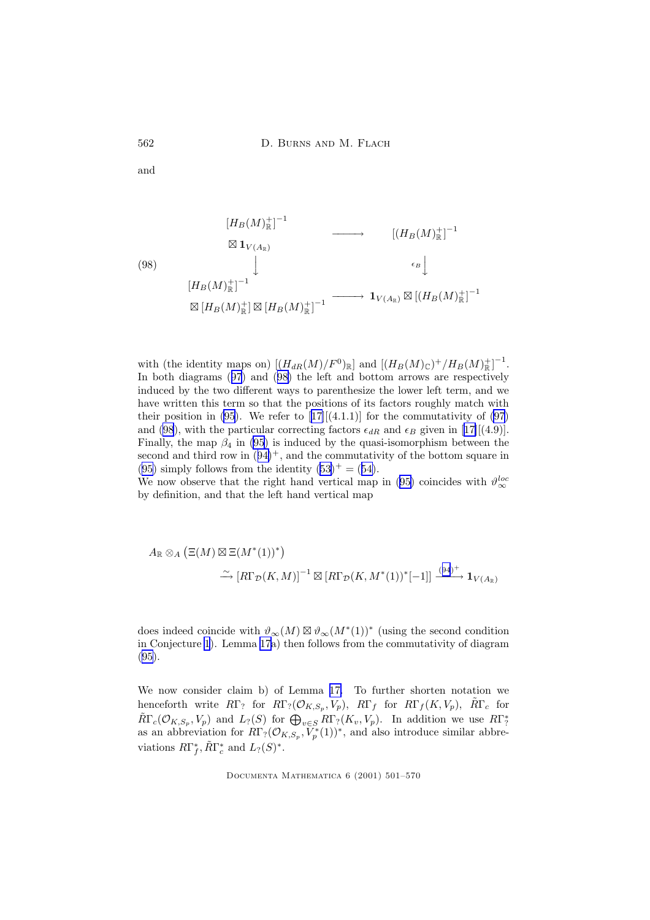and

$$
(98)\qquad
\begin{array}{ccc}
\begin{array}{c}[H_B(M)^+_{\mathbb{R}}]^{-1}\\ \boxtimes\, \mathbf{1}_{V(A_{\mathbb{R}})}\end{array} & \longrightarrow & [(H_B(M)^+_{\mathbb{R}}]^{-1} \\
\Big\downarrow & & \Big\downarrow{\scriptstyle \epsilon_B} \\
\begin{array}{c}[H_B(M)^+_{\mathbb{R}}]^{-1}\\ \boxtimes\, [H_B(M)^+_{\mathbb{R}}] \boxtimes [H_B(M)^+_{\mathbb{R}}]^{-1}\end{array} & \longrightarrow & \mathbf{1}_{V(A_{\mathbb{R}})} \boxtimes [(H_B(M)^+_{\mathbb{R}}]^{-1}
\end{array}
$$

with (the identity maps on) $[(H_{dR}(M)/F^0)_{\mathbb{R}}]$ and $[(H_B(M)_{\mathbb{C}})^+/H_B(M)^+_{\mathbb{R}}]^{-1}$. In both diagrams (97) and (98) the left and bottom arrows are respectively induced by the two different ways to parenthesize the lower left term, and we have written this term so that the positions of its factors roughly match with their position in (95). We refer to [17][(4.1.1)] for the commutativity of (97) and (98), with the particular correcting factors $\epsilon_{dR}$ and $\epsilon_B$ given in [17][(4.9)]. Finally, the map $\beta_4$ in (95) is induced by the quasi-isomorphism between the second and third row in $(94)^+$, and the commutativity of the bottom square in (95) simply follows from the identity $(53)^+ = (54)$.

We now observe that the right hand vertical map in (95) coincides with $\vartheta_\infty^{loc}$ by definition, and that the left hand vertical map

$$
\begin{aligned}
&A_{\mathbb{R}} \otimes_A \left(\Xi(M) \boxtimes \Xi(M^*(1))^*\right) \\
&\qquad \xrightarrow{\sim} [R\Gamma_{\mathcal{D}}(K,M)]^{-1} \boxtimes [R\Gamma_{\mathcal{D}}(K,M^*(1))^*[-1]] \xrightarrow{(94)^+} \mathbf{1}_{V(A_{\mathbb{R}})}
\end{aligned}
$$

does indeed coincide with $\vartheta_\infty(M) \boxtimes \vartheta_\infty(M^*(1))^*$ (using the second condition in Conjecture 1). Lemma 17a) then follows from the commutativity of diagram (95).

We now consider claim b) of Lemma 17. To further shorten notation we henceforth write $R\Gamma_?$ for $R\Gamma_?(\mathcal{O}_{K,S_p}, V_p)$, $R\Gamma_f$ for $R\Gamma_f(K,V_p)$, $\tilde{R}\Gamma_c$ for $\tilde{R}\Gamma_c(\mathcal{O}_{K,S_p}, V_p)$ and $L_?(S)$ for $\bigoplus_{v\in S} R\Gamma_?(K_v, V_p)$. In addition we use $R\Gamma_?^*$ as an abbreviation for $R\Gamma_?(\mathcal{O}_{K,S_p}, V_p^*(1))^*$, and also introduce similar abbreviations $R\Gamma_f^*, \tilde{R}\Gamma_c^*$ and $L_?(S)^*$.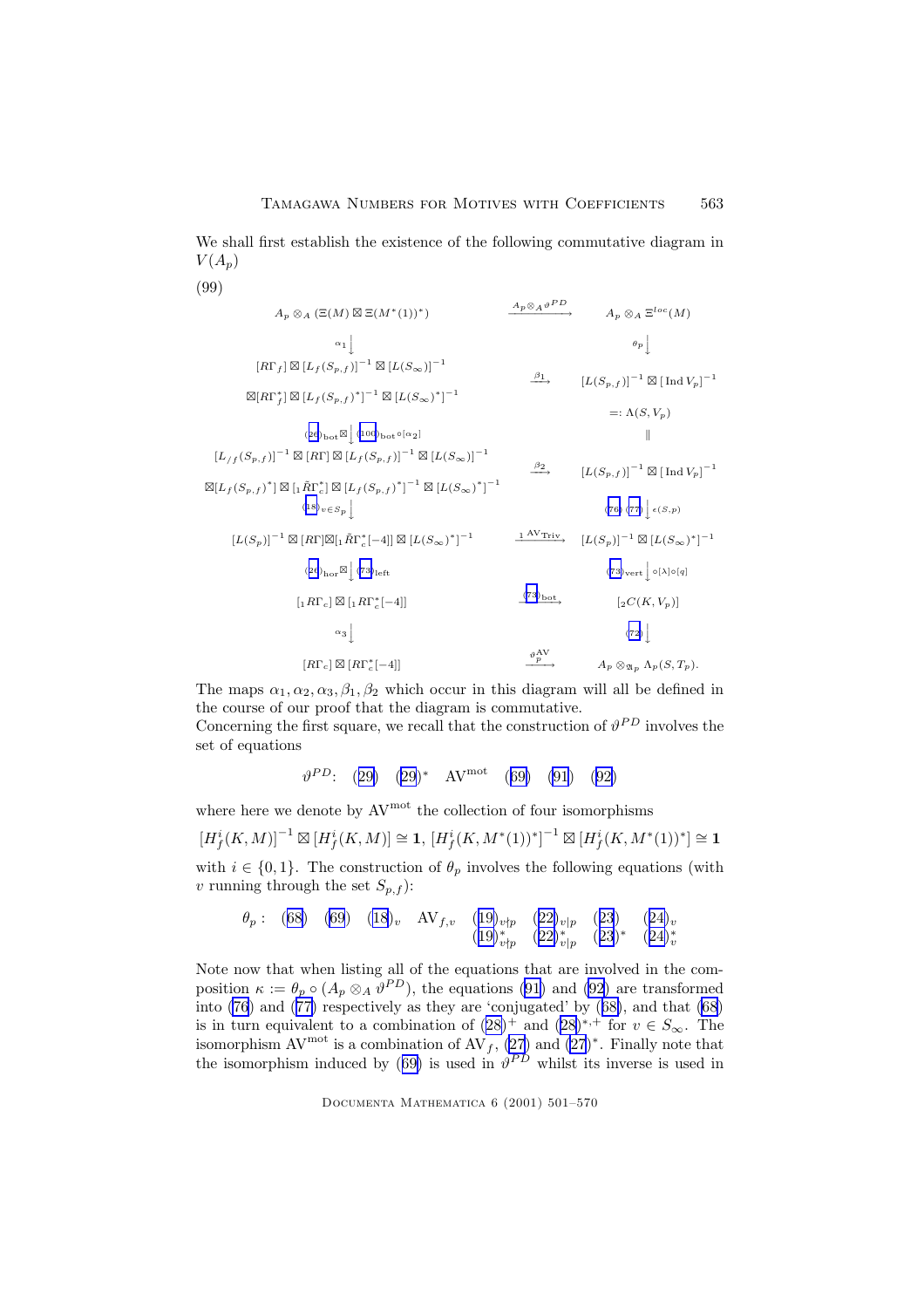We shall first establish the existence of the following commutative diagram in $V(A_p)$

(99)

$$
\begin{array}{ccc}
A_p \otimes_A (\Xi(M) \boxtimes \Xi(M^*(1))^*) & \xrightarrow{A_p \otimes_A \vartheta^{PD}} & A_p \otimes_A \Xi^{loc}(M) \\
\alpha_1 \big\downarrow & & \theta_p \big\downarrow \\
[R\Gamma_f] \boxtimes [L_f(S_{p,f})]^{-1} \boxtimes [L(S_\infty)]^{-1} & & \\
\boxtimes [R\Gamma_f^*] \boxtimes [L_f(S_{p,f})^*]^{-1} \boxtimes [L(S_\infty)^*]^{-1} & \xrightarrow{\beta_1} & [L(S_{p,f})]^{-1} \boxtimes [\operatorname{Ind} V_p]^{-1} \\
& & =: \Lambda(S, V_p) \\
(26)_{\mathrm{bot}} \boxtimes \big\downarrow (100)_{\mathrm{bot}} \circ [\alpha_2] & & \| \\
[L_{/f}(S_{p,f})]^{-1} \boxtimes [R\Gamma] \boxtimes [L_f(S_{p,f})]^{-1} \boxtimes [L(S_\infty)]^{-1} & & \\
\boxtimes [L_f(S_{p,f})^*] \boxtimes [{}_1\tilde{R}\Gamma_c^*] \boxtimes [L_f(S_{p,f})^*]^{-1} \boxtimes [L(S_\infty)^*]^{-1} & \xrightarrow{\beta_2} & [L(S_{p,f})]^{-1} \boxtimes [\operatorname{Ind} V_p]^{-1} \\
(18)_{v \in S_p} \big\downarrow & & (76) \, (77) \big\downarrow \epsilon(S,p) \\
[L(S_p)]^{-1} \boxtimes [R\Gamma] \boxtimes [{}_1\tilde{R}\Gamma_c^*[-4]] \boxtimes [L(S_\infty)^*]^{-1} & \xrightarrow{{}_1\mathrm{AV}_{\mathrm{Triv}}} & [L(S_p)]^{-1} \boxtimes [L(S_\infty)^*]^{-1} \\
(26)_{\mathrm{hor}} \boxtimes \big\downarrow (73)_{\mathrm{left}} & & (73)_{\mathrm{vert}} \big\downarrow \circ [\lambda] \circ [q] \\
[{}_1R\Gamma_c] \boxtimes [{}_1R\Gamma_c^*[-4]] & \xrightarrow{(73)_{\mathrm{bot}}} & [{}_2C(K, V_p)] \\
\alpha_3 \big\downarrow & & (72) \big\downarrow \\
[R\Gamma_c] \boxtimes [R\Gamma_c^*[-4]] & \xrightarrow{\vartheta_p^{\mathrm{AV}}} & A_p \otimes_{\mathfrak{A}_p} \Lambda_p(S, T_p).
\end{array}
$$

The maps $\alpha_1, \alpha_2, \alpha_3, \beta_1, \beta_2$ which occur in this diagram will all be defined in the course of our proof that the diagram is commutative.
Concerning the first square, we recall that the construction of $\vartheta^{PD}$ involves the set of equations

$$\vartheta^{PD}: \quad (29) \quad (29)^* \quad \mathrm{AV}^{\mathrm{mot}} \quad (69) \quad (91) \quad (92)$$

where here we denote by $\mathrm{AV}^{\mathrm{mot}}$ the collection of four isomorphisms

$[H_f^i(K, M)]^{-1} \boxtimes [H_f^i(K, M)] \cong \mathbf{1}$, $[H_f^i(K, M^*(1))^*]^{-1} \boxtimes [H_f^i(K, M^*(1))^*] \cong \mathbf{1}$

with $i \in \{0, 1\}$. The construction of $\theta_p$ involves the following equations (with $v$ running through the set $S_{p,f}$):

$$\theta_p: \quad (68) \quad (69) \quad (18)_v \quad \mathrm{AV}_{f,v} \quad \begin{matrix}(19)_{v\nmid p} \\ (19)^*_{v\nmid p}\end{matrix} \quad \begin{matrix}(22)_{v|p} \\ (22)^*_{v|p}\end{matrix} \quad \begin{matrix}(23) \\ (23)^*\end{matrix} \quad \begin{matrix}(24)_v \\ (24)^*_v\end{matrix}$$

Note now that when listing all of the equations that are involved in the composition $\kappa := \theta_p \circ (A_p \otimes_A \vartheta^{PD})$, the equations (91) and (92) are transformed into (76) and (77) respectively as they are 'conjugated' by (68), and that (68) is in turn equivalent to a combination of $(28)^+$ and $(28)^{*,+}$ for $v \in S_\infty$. The isomorphism $\mathrm{AV}^{\mathrm{mot}}$ is a combination of $\mathrm{AV}_f$, (27) and $(27)^*$. Finally note that the isomorphism induced by (69) is used in $\vartheta^{PD}$ whilst its inverse is used in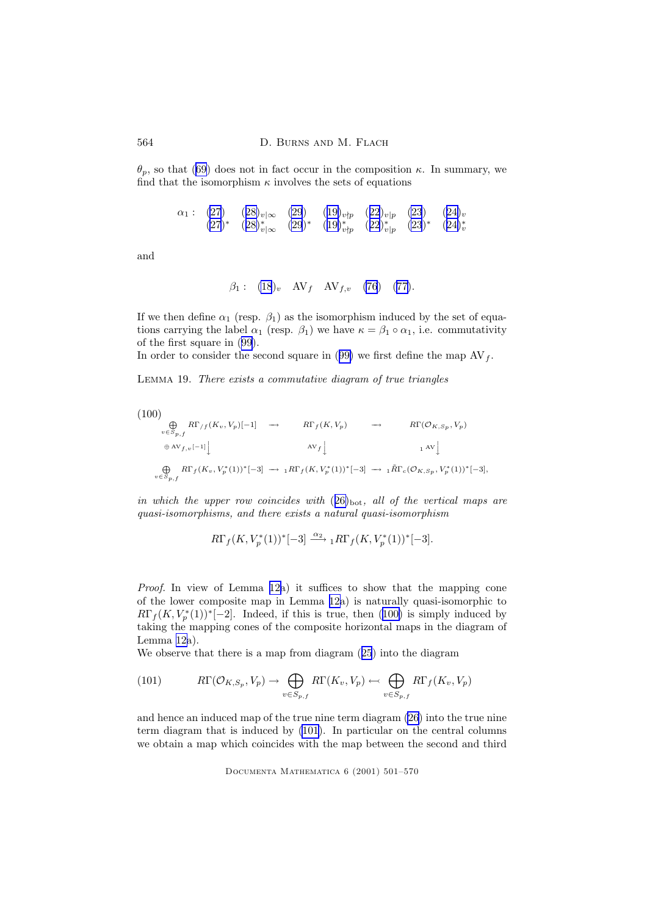$\theta_p$, so that (69) does not in fact occur in the composition $\kappa$. In summary, we find that the isomorphism $\kappa$ involves the sets of equations

$$\alpha_1 : \quad \begin{matrix} (27) & (28)_{v|\infty} & (29) & (19)_{v\nmid p} & (22)_{v|p} & (23) & (24)_v \\ (27)^* & (28)^*_{v|\infty} & (29)^* & (19)^*_{v\nmid p} & (22)^*_{v|p} & (23)^* & (24)^*_v \end{matrix}$$

and

$$\beta_1 : \quad (18)_v \quad \mathrm{AV}_f \quad \mathrm{AV}_{f,v} \quad (76) \quad (77).$$

If we then define $\alpha_1$ (resp. $\beta_1$) as the isomorphism induced by the set of equations carrying the label $\alpha_1$ (resp. $\beta_1$) we have $\kappa = \beta_1 \circ \alpha_1$, i.e. commutativity of the first square in (99).

In order to consider the second square in (99) we first define the map $\mathrm{AV}_f$.

Lemma 19. *There exists a commutative diagram of true triangles*

$$(100) \qquad \begin{array}{ccccc} \bigoplus_{v \in S_{p,f}} R\Gamma_{/f}(K_v, V_p)[-1] & \longrightarrow & R\Gamma_f(K, V_p) & \longrightarrow & R\Gamma(\mathcal{O}_{K,S_p}, V_p) \\ {\scriptstyle \oplus \mathrm{AV}_{f,v}[-1]}\downarrow & & {\scriptstyle \mathrm{AV}_f}\downarrow & & {\scriptstyle {}_1\mathrm{AV}}\downarrow \\ \bigoplus_{v \in S_{p,f}} R\Gamma_f(K_v, V_p^*(1))^*[-3] & \longrightarrow & {}_1R\Gamma_f(K, V_p^*(1))^*[-3] & \longrightarrow & {}_1\tilde{R}\Gamma_c(\mathcal{O}_{K,S_p}, V_p^*(1))^*[-3], \end{array}$$

*in which the upper row coincides with* $(26)_{\mathrm{bot}}$*, all of the vertical maps are quasi-isomorphisms, and there exists a natural quasi-isomorphism*

$$R\Gamma_f(K, V_p^*(1))^*[-3] \xrightarrow{\alpha_2} {}_1R\Gamma_f(K, V_p^*(1))^*[-3].$$

*Proof.* In view of Lemma 12a) it suffices to show that the mapping cone of the lower composite map in Lemma 12a) is naturally quasi-isomorphic to $R\Gamma_f(K, V_p^*(1))^*[-2]$. Indeed, if this is true, then (100) is simply induced by taking the mapping cones of the composite horizontal maps in the diagram of Lemma 12a).

We observe that there is a map from diagram (25) into the diagram

$$(101) \qquad R\Gamma(\mathcal{O}_{K,S_p}, V_p) \to \bigoplus_{v \in S_{p,f}} R\Gamma(K_v, V_p) \leftarrow \bigoplus_{v \in S_{p,f}} R\Gamma_f(K_v, V_p)$$

and hence an induced map of the true nine term diagram (26) into the true nine term diagram that is induced by (101). In particular on the central columns we obtain a map which coincides with the map between the second and third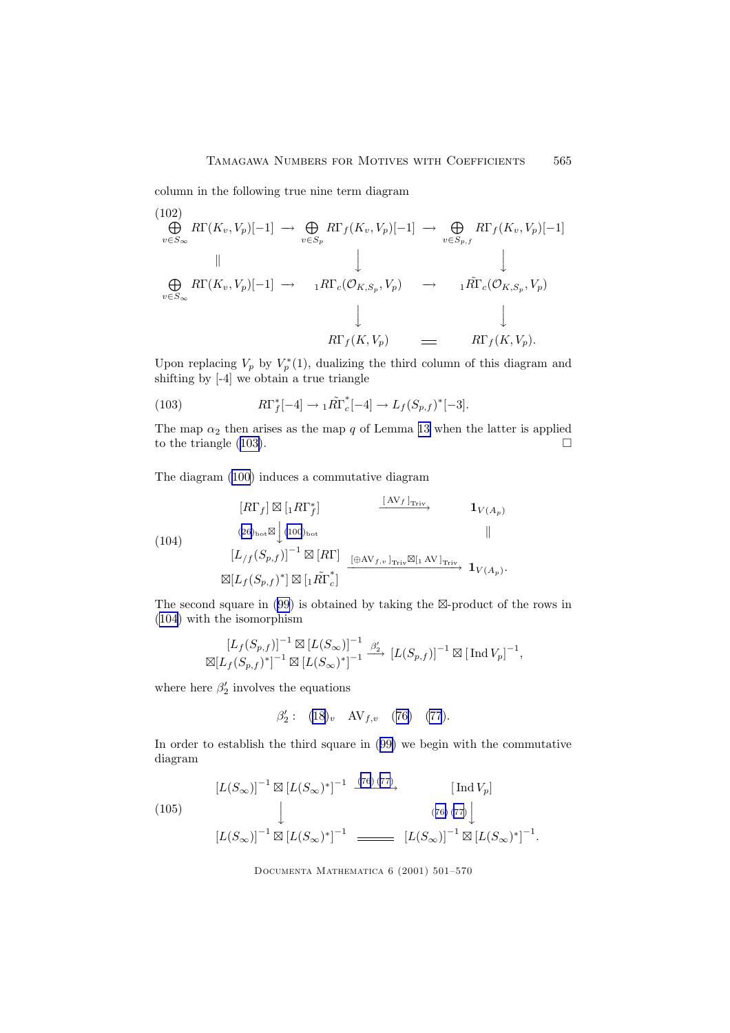column in the following true nine term diagram

$$
(102)\qquad
\begin{array}{ccccc}
\bigoplus_{v\in S_\infty} R\Gamma(K_v,V_p)[-1] & \longrightarrow & \bigoplus_{v\in S_p} R\Gamma_f(K_v,V_p)[-1] & \longrightarrow & \bigoplus_{v\in S_{p,f}} R\Gamma_f(K_v,V_p)[-1] \\
\| & & \downarrow & & \downarrow \\
\bigoplus_{v\in S_\infty} R\Gamma(K_v,V_p)[-1] & \longrightarrow & {}_1R\Gamma_c(\mathcal{O}_{K,S_p},V_p) & \longrightarrow & {}_1\tilde{R\Gamma}_c(\mathcal{O}_{K,S_p},V_p) \\
 & & \downarrow & & \downarrow \\
 & & R\Gamma_f(K,V_p) & = & R\Gamma_f(K,V_p).
\end{array}
$$

Upon replacing $V_p$ by $V_p^*(1)$, dualizing the third column of this diagram and shifting by [-4] we obtain a true triangle

$$
R\Gamma_f^*[-4] \to {}_1\tilde{R\Gamma}_c^*[-4] \to L_f(S_{p,f})^*[-3]. \tag{103}
$$

The map $\alpha_2$ then arises as the map $q$ of Lemma 13 when the latter is applied to the triangle (103). $\square$

The diagram (100) induces a commutative diagram

$$
(104)\qquad
\begin{array}{ccc}
[R\Gamma_f]\boxtimes[{}_1R\Gamma_f^*] & \xrightarrow{[\mathrm{AV}_f]_{\mathrm{Triv}}} & \mathbf{1}_{V(A_p)} \\
{\scriptstyle (26)_{\mathrm{bot}}\boxtimes}\downarrow{\scriptstyle (100)_{\mathrm{bot}}} & & \| \\
\begin{array}{c}[L_{/f}(S_{p,f})]^{-1}\boxtimes[R\Gamma] \\ \boxtimes[L_f(S_{p,f})^*]\boxtimes[{}_1\tilde{R\Gamma}_c^*]\end{array} & \xrightarrow{[\oplus \mathrm{AV}_{f,v}]_{\mathrm{Triv}}\boxtimes[{}_1\mathrm{AV}]_{\mathrm{Triv}}} & \mathbf{1}_{V(A_p)}.
\end{array}
$$

The second square in (99) is obtained by taking the $\boxtimes$-product of the rows in (104) with the isomorphism

$$
\begin{array}{c}[L_f(S_{p,f})]^{-1}\boxtimes[L(S_\infty)]^{-1} \\ \boxtimes[L_f(S_{p,f})^*]^{-1}\boxtimes[L(S_\infty)^*]^{-1}\end{array} \xrightarrow{\beta_2'} [L(S_{p,f})]^{-1}\boxtimes[\operatorname{Ind}V_p]^{-1},
$$

where here $\beta_2'$ involves the equations

$$
\beta_2':\quad (18)_v \quad \mathrm{AV}_{f,v} \quad (76) \quad (77).
$$

In order to establish the third square in (99) we begin with the commutative diagram

$$
(105)\qquad
\begin{array}{ccc}
[L(S_\infty)]^{-1}\boxtimes[L(S_\infty)^*]^{-1} & \xrightarrow{(76)\ (77)} & [\operatorname{Ind}V_p] \\
\downarrow & & \downarrow{\scriptstyle (76)\ (77)} \\
[L(S_\infty)]^{-1}\boxtimes[L(S_\infty)^*]^{-1} & = & [L(S_\infty)]^{-1}\boxtimes[L(S_\infty)^*]^{-1}.
\end{array}
$$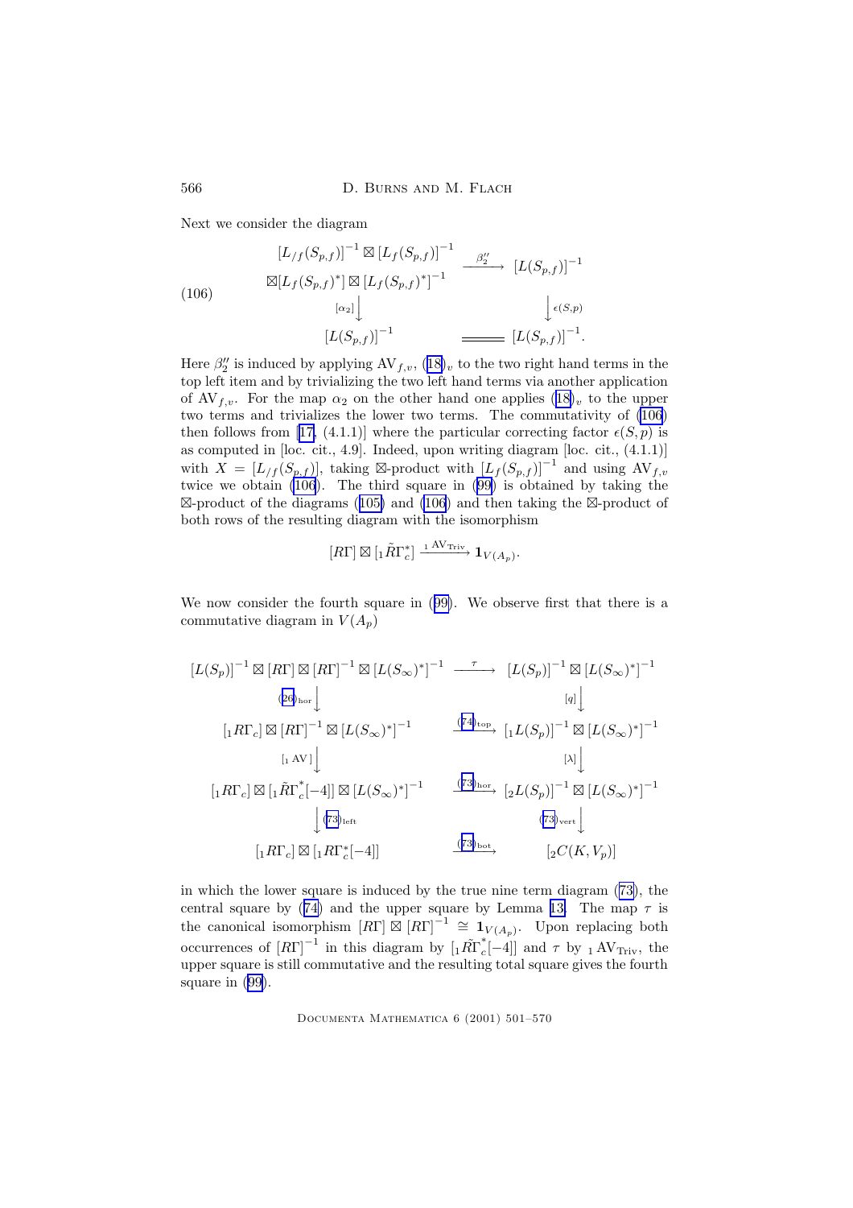Next we consider the diagram

$$
\begin{array}{ccc}
\begin{array}{c}[L_{/f}(S_{p,f})]^{-1} \boxtimes [L_f(S_{p,f})]^{-1} \\ \boxtimes [L_f(S_{p,f})^*] \boxtimes [L_f(S_{p,f})^*]^{-1}\end{array} & \xrightarrow{\beta_2''} & [L(S_{p,f})]^{-1} \\
{\scriptstyle [\alpha_2]}\big\downarrow & & \big\downarrow{\scriptstyle \epsilon(S,p)} \\
[L(S_{p,f})]^{-1} & = & [L(S_{p,f})]^{-1}.
\end{array}
\tag{106}
$$

Here $\beta_2''$ is induced by applying $\mathrm{AV}_{f,v}$, (18)$_v$ to the two right hand terms in the top left item and by trivializing the two left hand terms via another application of $\mathrm{AV}_{f,v}$. For the map $\alpha_2$ on the other hand one applies (18)$_v$ to the upper two terms and trivializes the lower two terms. The commutativity of (106) then follows from [17, (4.1.1)] where the particular correcting factor $\epsilon(S,p)$ is as computed in [loc. cit., 4.9]. Indeed, upon writing diagram [loc. cit., (4.1.1)] with $X = [L_{/f}(S_{p,f})]$, taking $\boxtimes$-product with $[L_f(S_{p,f})]^{-1}$ and using $\mathrm{AV}_{f,v}$ twice we obtain (106). The third square in (99) is obtained by taking the $\boxtimes$-product of the diagrams (105) and (106) and then taking the $\boxtimes$-product of both rows of the resulting diagram with the isomorphism

$$[R\Gamma] \boxtimes [{}_1\tilde{R}\Gamma_c^*] \xrightarrow{{}_1\mathrm{AV}_{\mathrm{Triv}}} \mathbf{1}_{V(A_p)}.$$

We now consider the fourth square in (99). We observe first that there is a commutative diagram in $V(A_p)$

$$
\begin{array}{ccc}
[L(S_p)]^{-1} \boxtimes [R\Gamma] \boxtimes [R\Gamma]^{-1} \boxtimes [L(S_\infty)^*]^{-1} & \xrightarrow{\tau} & [L(S_p)]^{-1} \boxtimes [L(S_\infty)^*]^{-1} \\
{\scriptstyle (26)_{\mathrm{hor}}}\big\downarrow & & \big\downarrow{\scriptstyle [q]} \\
[{}_1R\Gamma_c] \boxtimes [R\Gamma]^{-1} \boxtimes [L(S_\infty)^*]^{-1} & \xrightarrow{(74)_{\mathrm{top}}} & [{}_1L(S_p)]^{-1} \boxtimes [L(S_\infty)^*]^{-1} \\
{\scriptstyle [{}_1\mathrm{AV}]}\big\downarrow & & \big\downarrow{\scriptstyle [\lambda]} \\
[{}_1R\Gamma_c] \boxtimes [{}_1\tilde{R}\Gamma_c^*[-4]] \boxtimes [L(S_\infty)^*]^{-1} & \xrightarrow{(73)_{\mathrm{hor}}} & [{}_2L(S_p)]^{-1} \boxtimes [L(S_\infty)^*]^{-1} \\
\big\downarrow{\scriptstyle (73)_{\mathrm{left}}} & & \big\downarrow{\scriptstyle (73)_{\mathrm{vert}}} \\
[{}_1R\Gamma_c] \boxtimes [{}_1R\Gamma_c^*[-4]] & \xrightarrow{(73)_{\mathrm{bot}}} & [{}_2C(K,V_p)]
\end{array}
$$

in which the lower square is induced by the true nine term diagram (73), the central square by (74) and the upper square by Lemma 13. The map $\tau$ is the canonical isomorphism $[R\Gamma] \boxtimes [R\Gamma]^{-1} \cong \mathbf{1}_{V(A_p)}$. Upon replacing both occurrences of $[R\Gamma]^{-1}$ in this diagram by $[{}_1\tilde{R}\Gamma_c^*[-4]]$ and $\tau$ by ${}_1\mathrm{AV}_{\mathrm{Triv}}$, the upper square is still commutative and the resulting total square gives the fourth square in (99).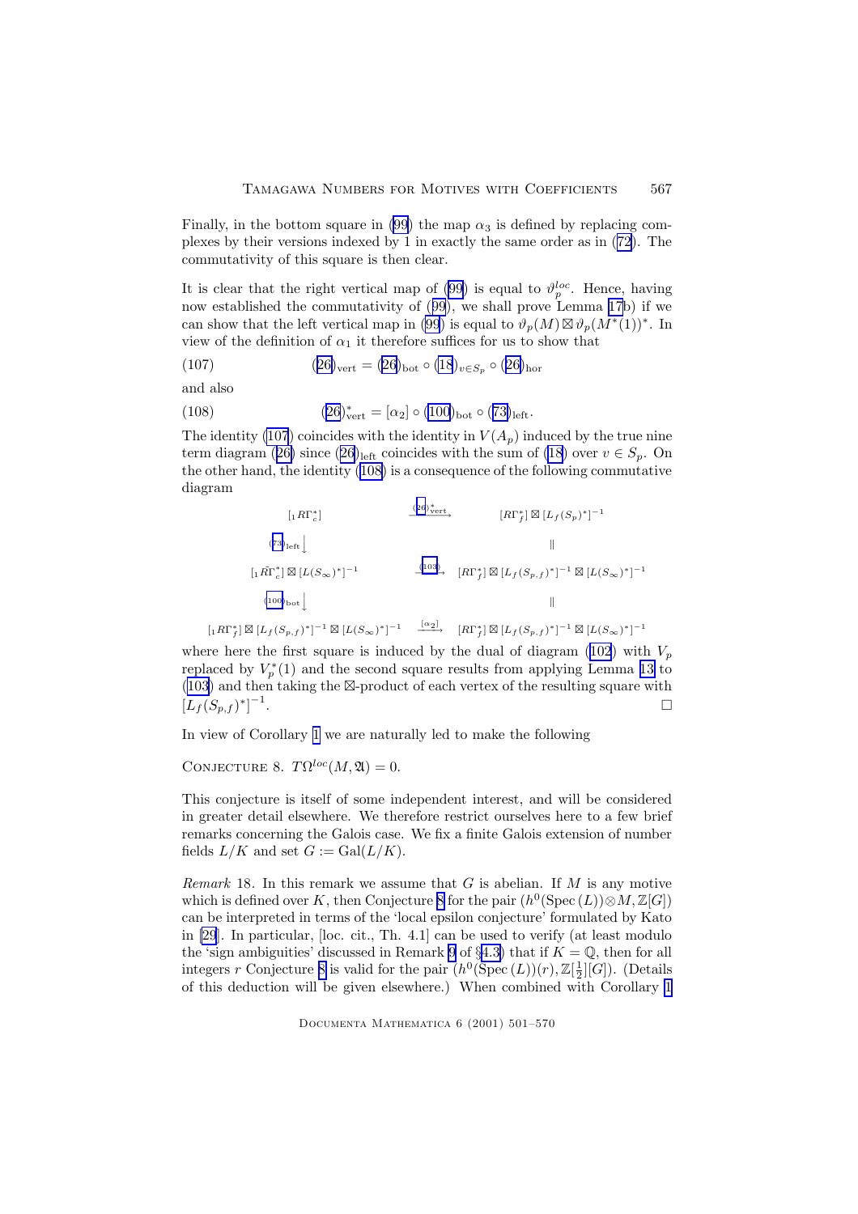Finally, in the bottom square in (99) the map $\alpha_3$ is defined by replacing complexes by their versions indexed by 1 in exactly the same order as in (72). The commutativity of this square is then clear.

It is clear that the right vertical map of (99) is equal to $\vartheta_p^{loc}$. Hence, having now established the commutativity of (99), we shall prove Lemma 17b) if we can show that the left vertical map in (99) is equal to $\vartheta_p(M) \boxtimes \vartheta_p(M^*(1))^*$. In view of the definition of $\alpha_1$ it therefore suffices for us to show that

$$(26)_{\mathrm{vert}} = (26)_{\mathrm{bot}} \circ (18)_{v \in S_p} \circ (26)_{\mathrm{hor}} \tag{107}$$

and also

$$(26)^*_{\mathrm{vert}} = [\alpha_2] \circ (100)_{\mathrm{bot}} \circ (73)_{\mathrm{left}}. \tag{108}$$

The identity (107) coincides with the identity in $V(A_p)$ induced by the true nine term diagram (26) since $(26)_{\mathrm{left}}$ coincides with the sum of (18) over $v \in S_p$. On the other hand, the identity (108) is a consequence of the following commutative diagram

$$\begin{array}{ccc}
[{}_1R\Gamma_c^*] & \xrightarrow{(26)^*_{\mathrm{vert}}} & [R\Gamma_f^*] \boxtimes [L_f(S_p)^*]^{-1} \\
{\scriptstyle (73)_{\mathrm{left}}}\downarrow & & \| \\
[{}_1\tilde{R\Gamma}_c^*] \boxtimes [L(S_\infty)^*]^{-1} & \xrightarrow{(103)} & [R\Gamma_f^*] \boxtimes [L_f(S_{p,f})^*]^{-1} \boxtimes [L(S_\infty)^*]^{-1} \\
{\scriptstyle (100)_{\mathrm{bot}}}\downarrow & & \| \\
[{}_1R\Gamma_f^*] \boxtimes [L_f(S_{p,f})^*]^{-1} \boxtimes [L(S_\infty)^*]^{-1} & \xrightarrow{[\alpha_2]} & [R\Gamma_f^*] \boxtimes [L_f(S_{p,f})^*]^{-1} \boxtimes [L(S_\infty)^*]^{-1}
\end{array}$$

where here the first square is induced by the dual of diagram (102) with $V_p$ replaced by $V_p^*(1)$ and the second square results from applying Lemma 13 to (103) and then taking the $\boxtimes$-product of each vertex of the resulting square with $[L_f(S_{p,f})^*]^{-1}$. $\square$

In view of Corollary 1 we are naturally led to make the following

CONJECTURE 8. $T\Omega^{loc}(M, \mathfrak{A}) = 0$.

This conjecture is itself of some independent interest, and will be considered in greater detail elsewhere. We therefore restrict ourselves here to a few brief remarks concerning the Galois case. We fix a finite Galois extension of number fields $L/K$ and set $G := \mathrm{Gal}(L/K)$.

*Remark* 18. In this remark we assume that $G$ is abelian. If $M$ is any motive which is defined over $K$, then Conjecture 8 for the pair $(h^0(\mathrm{Spec}\,(L)) \otimes M, \mathbb{Z}[G])$ can be interpreted in terms of the 'local epsilon conjecture' formulated by Kato in [29]. In particular, [loc. cit., Th. 4.1] can be used to verify (at least modulo the 'sign ambiguities' discussed in Remark 9 of §4.3) that if $K = \mathbb{Q}$, then for all integers $r$ Conjecture 8 is valid for the pair $(h^0(\mathrm{Spec}\,(L))(r), \mathbb{Z}[\frac{1}{2}][G])$. (Details of this deduction will be given elsewhere.) When combined with Corollary 1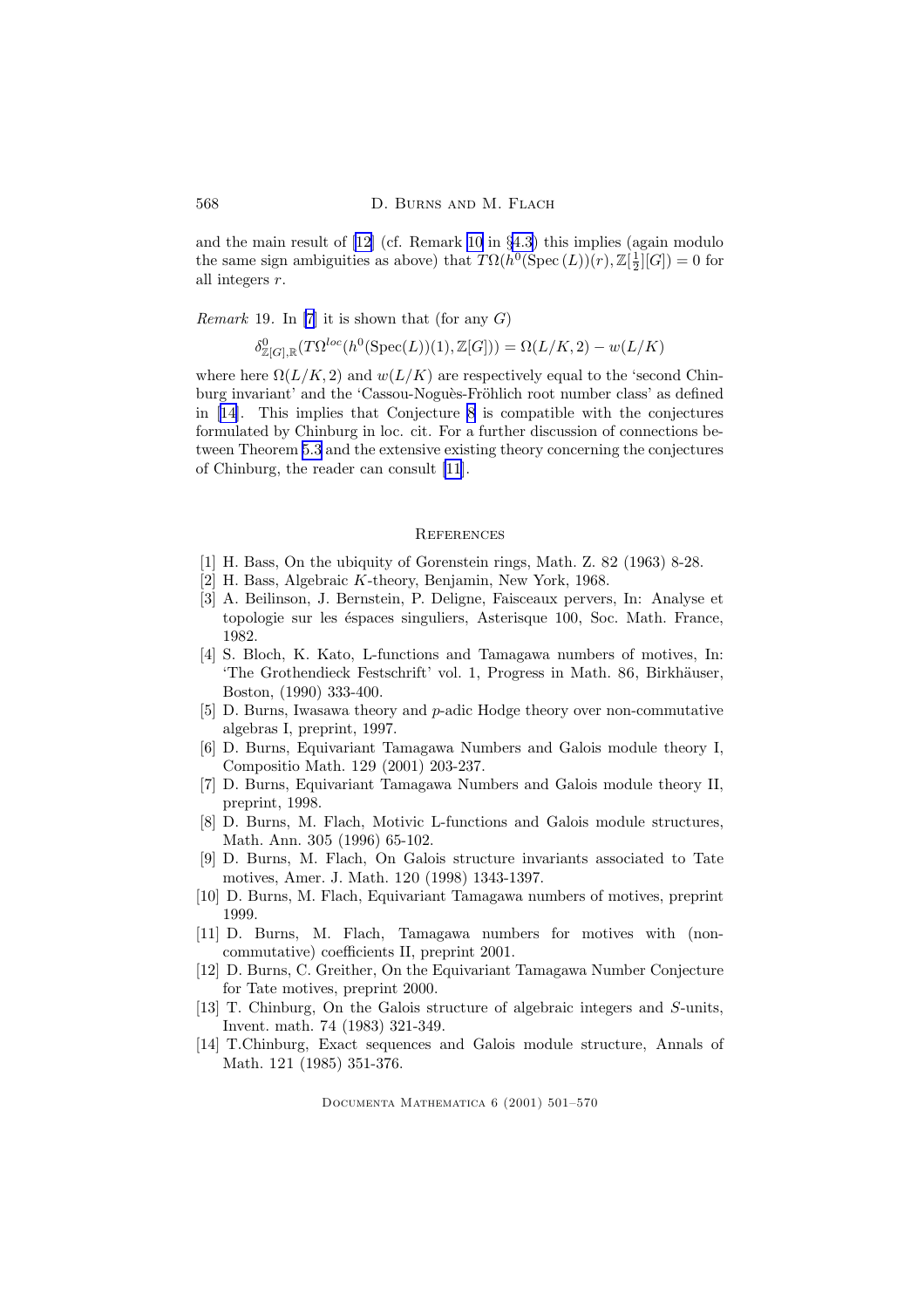and the main result of [12] (cf. Remark 10 in §4.3) this implies (again modulo the same sign ambiguities as above) that $T\Omega(h^0(\operatorname{Spec}(L))(r), \mathbb{Z}[\frac{1}{2}][G]) = 0$ for all integers $r$.

*Remark* 19. In [7] it is shown that (for any $G$)

$$\delta^0_{\mathbb{Z}[G],\mathbb{R}}(T\Omega^{loc}(h^0(\operatorname{Spec}(L))(1), \mathbb{Z}[G])) = \Omega(L/K, 2) - w(L/K)$$

where here $\Omega(L/K, 2)$ and $w(L/K)$ are respectively equal to the 'second Chinburg invariant' and the 'Cassou-Noguès-Fröhlich root number class' as defined in [14]. This implies that Conjecture 8 is compatible with the conjectures formulated by Chinburg in loc. cit. For a further discussion of connections between Theorem 5.3 and the extensive existing theory concerning the conjectures of Chinburg, the reader can consult [11].

## References

[1] H. Bass, On the ubiquity of Gorenstein rings, Math. Z. 82 (1963) 8-28.

[2] H. Bass, Algebraic $K$-theory, Benjamin, New York, 1968.

[3] A. Beilinson, J. Bernstein, P. Deligne, Faisceaux pervers, In: Analyse et topologie sur les éspaces singuliers, Asterisque 100, Soc. Math. France, 1982.

[4] S. Bloch, K. Kato, L-functions and Tamagawa numbers of motives, In: 'The Grothendieck Festschrift' vol. 1, Progress in Math. 86, Birkhäuser, Boston, (1990) 333-400.

[5] D. Burns, Iwasawa theory and $p$-adic Hodge theory over non-commutative algebras I, preprint, 1997.

[6] D. Burns, Equivariant Tamagawa Numbers and Galois module theory I, Compositio Math. 129 (2001) 203-237.

[7] D. Burns, Equivariant Tamagawa Numbers and Galois module theory II, preprint, 1998.

[8] D. Burns, M. Flach, Motivic L-functions and Galois module structures, Math. Ann. 305 (1996) 65-102.

[9] D. Burns, M. Flach, On Galois structure invariants associated to Tate motives, Amer. J. Math. 120 (1998) 1343-1397.

[10] D. Burns, M. Flach, Equivariant Tamagawa numbers of motives, preprint 1999.

[11] D. Burns, M. Flach, Tamagawa numbers for motives with (non-commutative) coefficients II, preprint 2001.

[12] D. Burns, C. Greither, On the Equivariant Tamagawa Number Conjecture for Tate motives, preprint 2000.

[13] T. Chinburg, On the Galois structure of algebraic integers and $S$-units, Invent. math. 74 (1983) 321-349.

[14] T.Chinburg, Exact sequences and Galois module structure, Annals of Math. 121 (1985) 351-376.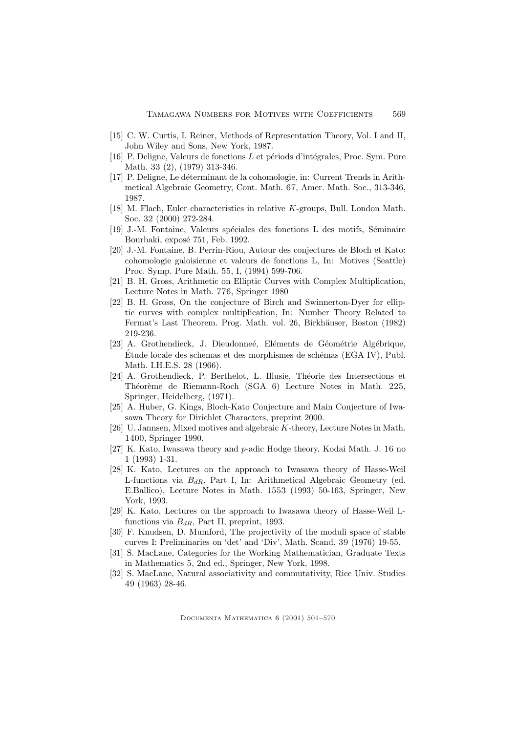[15] C. W. Curtis, I. Reiner, Methods of Representation Theory, Vol. I and II, John Wiley and Sons, New York, 1987.

[16] P. Deligne, Valeurs de fonctions $L$ et périods d'intégrales, Proc. Sym. Pure Math. 33 (2), (1979) 313-346.

[17] P. Deligne, Le déterminant de la cohomologie, in: Current Trends in Arithmetical Algebraic Geometry, Cont. Math. 67, Amer. Math. Soc., 313-346, 1987.

[18] M. Flach, Euler characteristics in relative $K$-groups, Bull. London Math. Soc. 32 (2000) 272-284.

[19] J.-M. Fontaine, Valeurs spéciales des fonctions L des motifs, Séminaire Bourbaki, exposé 751, Feb. 1992.

[20] J.-M. Fontaine, B. Perrin-Riou, Autour des conjectures de Bloch et Kato: cohomologie galoisienne et valeurs de fonctions L, In: Motives (Seattle) Proc. Symp. Pure Math. 55, I, (1994) 599-706.

[21] B. H. Gross, Arithmetic on Elliptic Curves with Complex Multiplication, Lecture Notes in Math. 776, Springer 1980

[22] B. H. Gross, On the conjecture of Birch and Swinnerton-Dyer for elliptic curves with complex multiplication, In: Number Theory Related to Fermat's Last Theorem. Prog. Math. vol. 26, Birkhäuser, Boston (1982) 219-236.

[23] A. Grothendieck, J. Dieudonneé, Eléments de Géométrie Algébrique, Étude locale des schemas et des morphismes de schémas (EGA IV), Publ. Math. I.H.E.S. 28 (1966).

[24] A. Grothendieck, P. Berthelot, L. Illusie, Théorie des Intersections et Théorème de Riemann-Roch (SGA 6) Lecture Notes in Math. 225, Springer, Heidelberg, (1971).

[25] A. Huber, G. Kings, Bloch-Kato Conjecture and Main Conjecture of Iwasawa Theory for Dirichlet Characters, preprint 2000.

[26] U. Jannsen, Mixed motives and algebraic $K$-theory, Lecture Notes in Math. 1400, Springer 1990.

[27] K. Kato, Iwasawa theory and $p$-adic Hodge theory, Kodai Math. J. 16 no 1 (1993) 1-31.

[28] K. Kato, Lectures on the approach to Iwasawa theory of Hasse-Weil L-functions via $B_{dR}$, Part I, In: Arithmetical Algebraic Geometry (ed. E.Ballico), Lecture Notes in Math. 1553 (1993) 50-163, Springer, New York, 1993.

[29] K. Kato, Lectures on the approach to Iwasawa theory of Hasse-Weil L-functions via $B_{dR}$, Part II, preprint, 1993.

[30] F. Knudsen, D. Mumford, The projectivity of the moduli space of stable curves I: Preliminaries on 'det' and 'Div', Math. Scand. 39 (1976) 19-55.

[31] S. MacLane, Categories for the Working Mathematician, Graduate Texts in Mathematics 5, 2nd ed., Springer, New York, 1998.

[32] S. MacLane, Natural associativity and commutativity, Rice Univ. Studies 49 (1963) 28-46.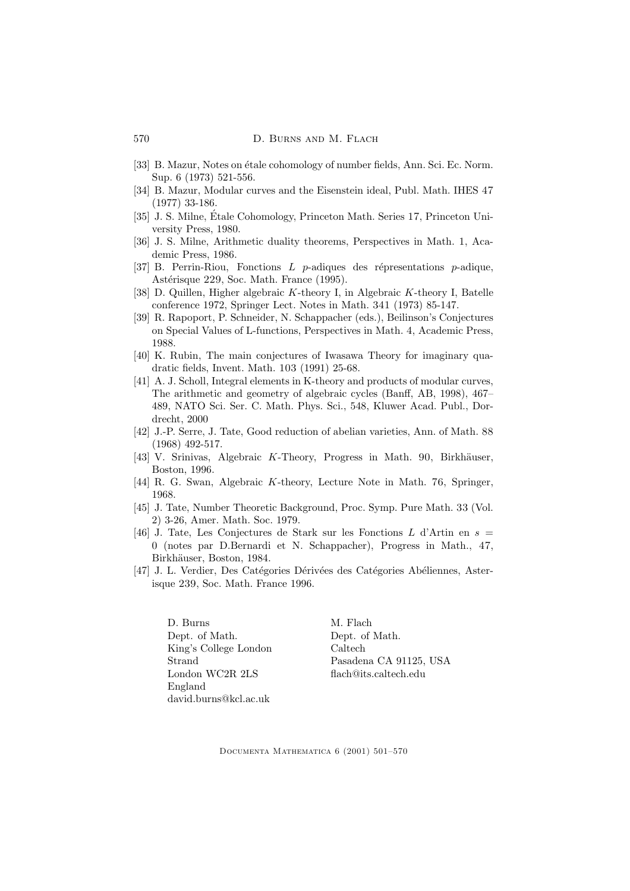[33] B. Mazur, Notes on étale cohomology of number fields, Ann. Sci. Ec. Norm. Sup. 6 (1973) 521-556.

[34] B. Mazur, Modular curves and the Eisenstein ideal, Publ. Math. IHES 47 (1977) 33-186.

[35] J. S. Milne, Étale Cohomology, Princeton Math. Series 17, Princeton University Press, 1980.

[36] J. S. Milne, Arithmetic duality theorems, Perspectives in Math. 1, Academic Press, 1986.

[37] B. Perrin-Riou, Fonctions $L$ $p$-adiques des répresentations $p$-adique, Astérisque 229, Soc. Math. France (1995).

[38] D. Quillen, Higher algebraic $K$-theory I, in Algebraic $K$-theory I, Batelle conference 1972, Springer Lect. Notes in Math. 341 (1973) 85-147.

[39] R. Rapoport, P. Schneider, N. Schappacher (eds.), Beilinson's Conjectures on Special Values of L-functions, Perspectives in Math. 4, Academic Press, 1988.

[40] K. Rubin, The main conjectures of Iwasawa Theory for imaginary quadratic fields, Invent. Math. 103 (1991) 25-68.

[41] A. J. Scholl, Integral elements in K-theory and products of modular curves, The arithmetic and geometry of algebraic cycles (Banff, AB, 1998), 467–489, NATO Sci. Ser. C. Math. Phys. Sci., 548, Kluwer Acad. Publ., Dordrecht, 2000

[42] J.-P. Serre, J. Tate, Good reduction of abelian varieties, Ann. of Math. 88 (1968) 492-517.

[43] V. Srinivas, Algebraic $K$-Theory, Progress in Math. 90, Birkhäuser, Boston, 1996.

[44] R. G. Swan, Algebraic $K$-theory, Lecture Note in Math. 76, Springer, 1968.

[45] J. Tate, Number Theoretic Background, Proc. Symp. Pure Math. 33 (Vol. 2) 3-26, Amer. Math. Soc. 1979.

[46] J. Tate, Les Conjectures de Stark sur les Fonctions $L$ d'Artin en $s = 0$ (notes par D.Bernardi et N. Schappacher), Progress in Math., 47, Birkhäuser, Boston, 1984.

[47] J. L. Verdier, Des Catégories Dérivées des Catégories Abéliennes, Asterisque 239, Soc. Math. France 1996.

D. Burns
Dept. of Math.
King's College London
Strand
London WC2R 2LS
England
david.burns@kcl.ac.uk

M. Flach
Dept. of Math.
Caltech
Pasadena CA 91125, USA
flach@its.caltech.edu